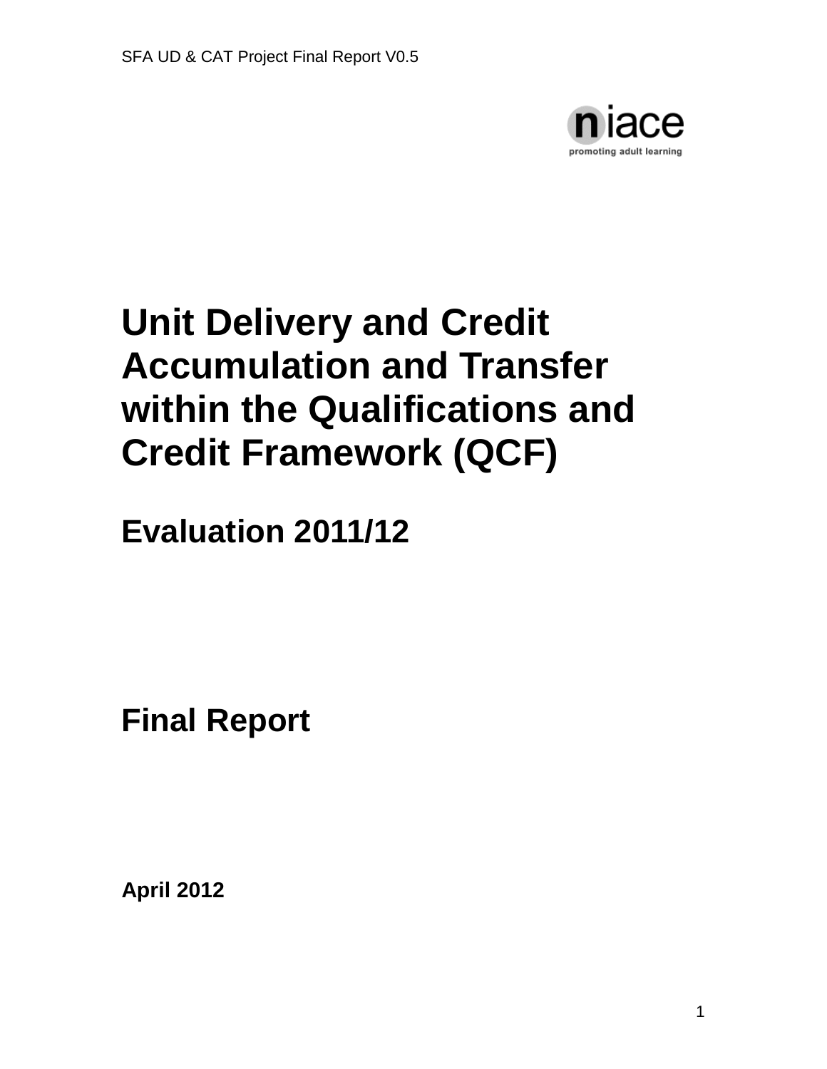# Unit Delivery and Credit Accumulation and Transfer within the Qualifications and Credit Framework (QCF)

## Evaluation 2011/12

## Final Report

**April 2012**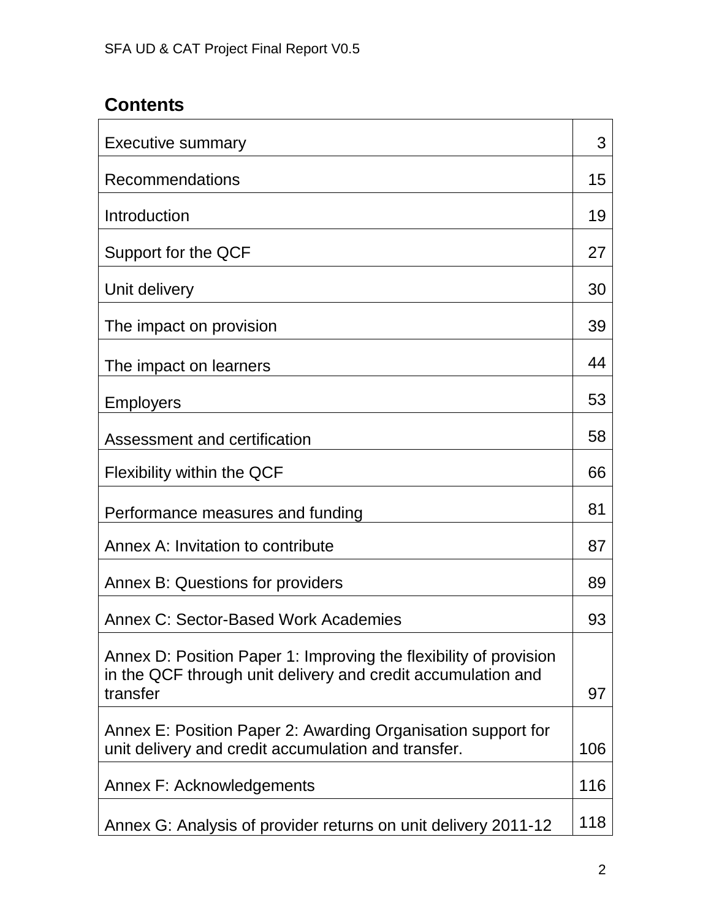## Contents

| | |
|---|---|
| Executive summary | 3 |
| Recommendations | 15 |
| Introduction | 19 |
| Support for the QCF | 27 |
| Unit delivery | 30 |
| The impact on provision | 39 |
| The impact on learners | 44 |
| Employers | 53 |
| Assessment and certification | 58 |
| Flexibility within the QCF | 66 |
| Performance measures and funding | 81 |
| Annex A: Invitation to contribute | 87 |
| Annex B: Questions for providers | 89 |
| Annex C: Sector-Based Work Academies | 93 |
| Annex D: Position Paper 1: Improving the flexibility of provision in the QCF through unit delivery and credit accumulation and transfer | 97 |
| Annex E: Position Paper 2: Awarding Organisation support for unit delivery and credit accumulation and transfer. | 106 |
| Annex F: Acknowledgements | 116 |
| Annex G: Analysis of provider returns on unit delivery 2011-12 | 118 |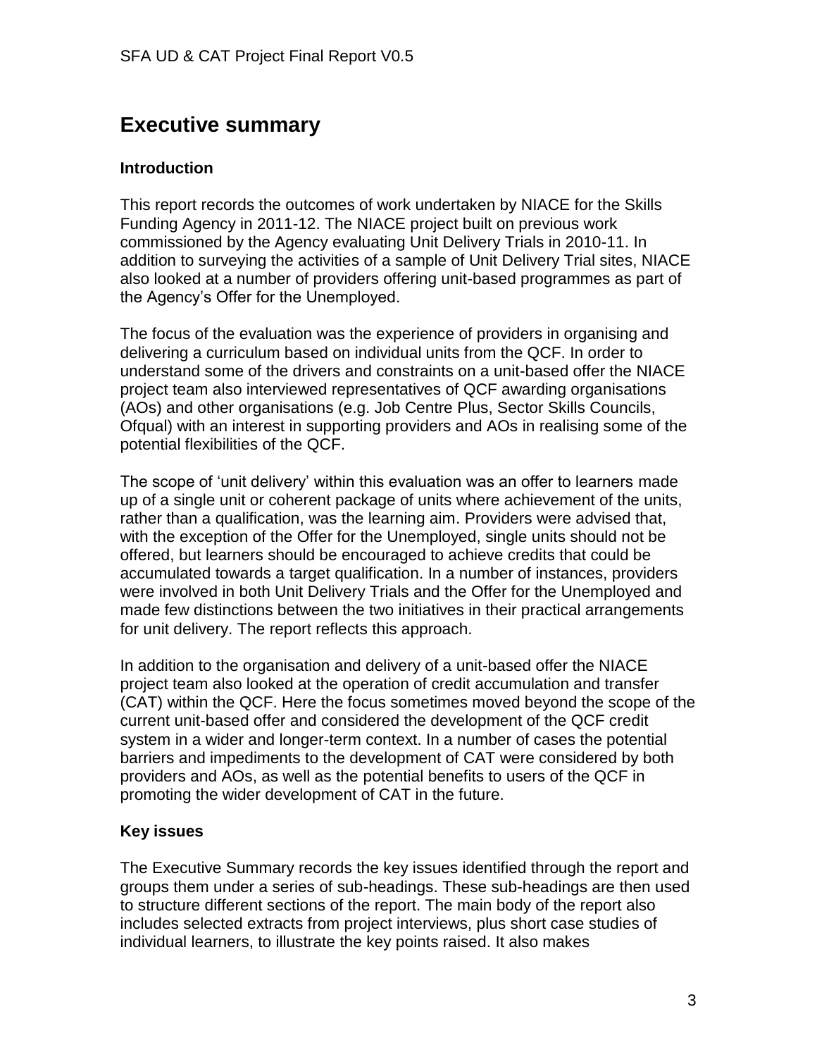# Executive summary

### Introduction

This report records the outcomes of work undertaken by NIACE for the Skills Funding Agency in 2011-12. The NIACE project built on previous work commissioned by the Agency evaluating Unit Delivery Trials in 2010-11. In addition to surveying the activities of a sample of Unit Delivery Trial sites, NIACE also looked at a number of providers offering unit-based programmes as part of the Agency's Offer for the Unemployed.

The focus of the evaluation was the experience of providers in organising and delivering a curriculum based on individual units from the QCF. In order to understand some of the drivers and constraints on a unit-based offer the NIACE project team also interviewed representatives of QCF awarding organisations (AOs) and other organisations (e.g. Job Centre Plus, Sector Skills Councils, Ofqual) with an interest in supporting providers and AOs in realising some of the potential flexibilities of the QCF.

The scope of 'unit delivery' within this evaluation was an offer to learners made up of a single unit or coherent package of units where achievement of the units, rather than a qualification, was the learning aim. Providers were advised that, with the exception of the Offer for the Unemployed, single units should not be offered, but learners should be encouraged to achieve credits that could be accumulated towards a target qualification. In a number of instances, providers were involved in both Unit Delivery Trials and the Offer for the Unemployed and made few distinctions between the two initiatives in their practical arrangements for unit delivery. The report reflects this approach.

In addition to the organisation and delivery of a unit-based offer the NIACE project team also looked at the operation of credit accumulation and transfer (CAT) within the QCF. Here the focus sometimes moved beyond the scope of the current unit-based offer and considered the development of the QCF credit system in a wider and longer-term context. In a number of cases the potential barriers and impediments to the development of CAT were considered by both providers and AOs, as well as the potential benefits to users of the QCF in promoting the wider development of CAT in the future.

### Key issues

The Executive Summary records the key issues identified through the report and groups them under a series of sub-headings. These sub-headings are then used to structure different sections of the report. The main body of the report also includes selected extracts from project interviews, plus short case studies of individual learners, to illustrate the key points raised. It also makes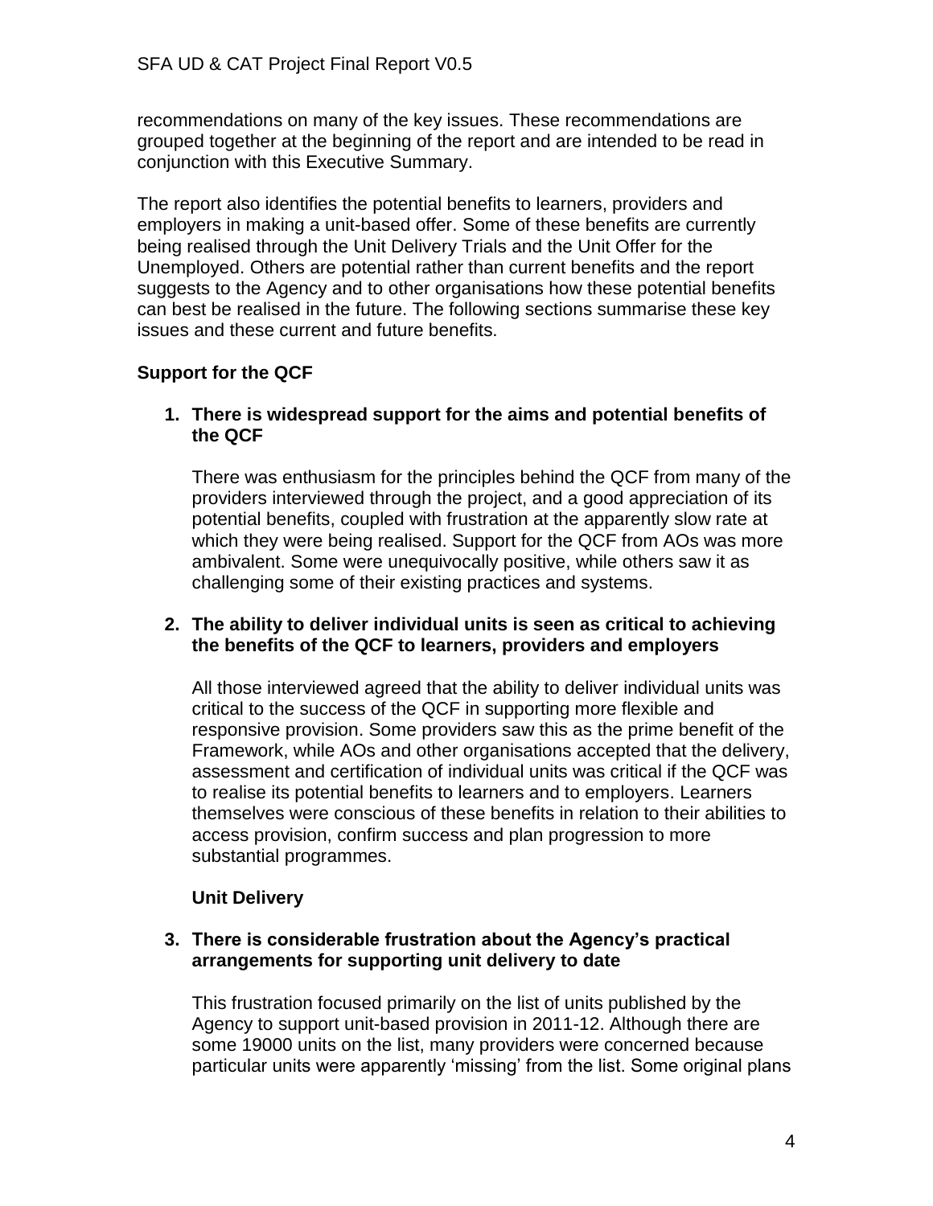recommendations on many of the key issues. These recommendations are grouped together at the beginning of the report and are intended to be read in conjunction with this Executive Summary.

The report also identifies the potential benefits to learners, providers and employers in making a unit-based offer. Some of these benefits are currently being realised through the Unit Delivery Trials and the Unit Offer for the Unemployed. Others are potential rather than current benefits and the report suggests to the Agency and to other organisations how these potential benefits can best be realised in the future. The following sections summarise these key issues and these current and future benefits.

**Support for the QCF**

1. **There is widespread support for the aims and potential benefits of the QCF**

   There was enthusiasm for the principles behind the QCF from many of the providers interviewed through the project, and a good appreciation of its potential benefits, coupled with frustration at the apparently slow rate at which they were being realised. Support for the QCF from AOs was more ambivalent. Some were unequivocally positive, while others saw it as challenging some of their existing practices and systems.

2. **The ability to deliver individual units is seen as critical to achieving the benefits of the QCF to learners, providers and employers**

   All those interviewed agreed that the ability to deliver individual units was critical to the success of the QCF in supporting more flexible and responsive provision. Some providers saw this as the prime benefit of the Framework, while AOs and other organisations accepted that the delivery, assessment and certification of individual units was critical if the QCF was to realise its potential benefits to learners and to employers. Learners themselves were conscious of these benefits in relation to their abilities to access provision, confirm success and plan progression to more substantial programmes.

   **Unit Delivery**

3. **There is considerable frustration about the Agency's practical arrangements for supporting unit delivery to date**

   This frustration focused primarily on the list of units published by the Agency to support unit-based provision in 2011-12. Although there are some 19000 units on the list, many providers were concerned because particular units were apparently 'missing' from the list. Some original plans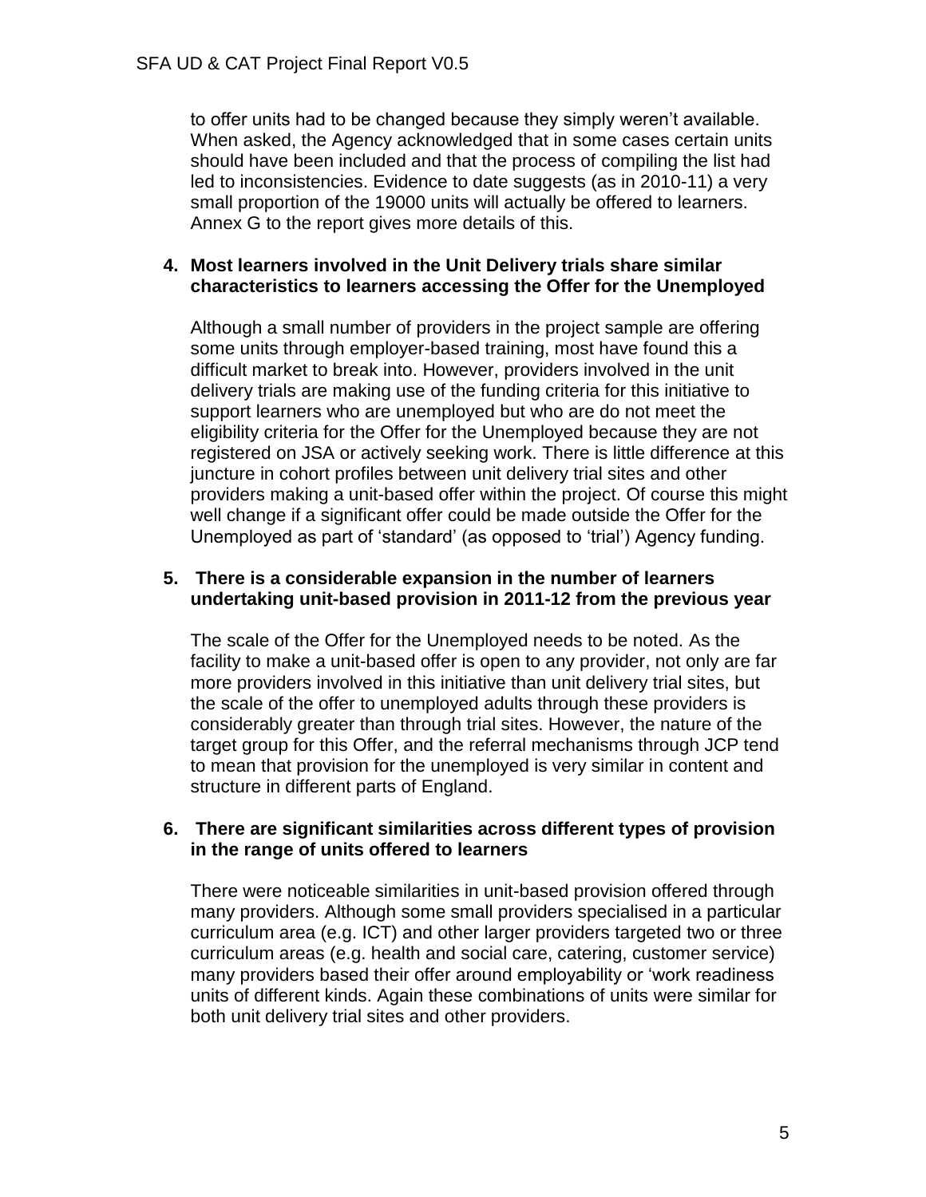to offer units had to be changed because they simply weren't available. When asked, the Agency acknowledged that in some cases certain units should have been included and that the process of compiling the list had led to inconsistencies. Evidence to date suggests (as in 2010-11) a very small proportion of the 19000 units will actually be offered to learners. Annex G to the report gives more details of this.

4. **Most learners involved in the Unit Delivery trials share similar characteristics to learners accessing the Offer for the Unemployed**

   Although a small number of providers in the project sample are offering some units through employer-based training, most have found this a difficult market to break into. However, providers involved in the unit delivery trials are making use of the funding criteria for this initiative to support learners who are unemployed but who are do not meet the eligibility criteria for the Offer for the Unemployed because they are not registered on JSA or actively seeking work. There is little difference at this juncture in cohort profiles between unit delivery trial sites and other providers making a unit-based offer within the project. Of course this might well change if a significant offer could be made outside the Offer for the Unemployed as part of 'standard' (as opposed to 'trial') Agency funding.

5. **There is a considerable expansion in the number of learners undertaking unit-based provision in 2011-12 from the previous year**

   The scale of the Offer for the Unemployed needs to be noted. As the facility to make a unit-based offer is open to any provider, not only are far more providers involved in this initiative than unit delivery trial sites, but the scale of the offer to unemployed adults through these providers is considerably greater than through trial sites. However, the nature of the target group for this Offer, and the referral mechanisms through JCP tend to mean that provision for the unemployed is very similar in content and structure in different parts of England.

6. **There are significant similarities across different types of provision in the range of units offered to learners**

   There were noticeable similarities in unit-based provision offered through many providers. Although some small providers specialised in a particular curriculum area (e.g. ICT) and other larger providers targeted two or three curriculum areas (e.g. health and social care, catering, customer service) many providers based their offer around employability or 'work readiness units of different kinds. Again these combinations of units were similar for both unit delivery trial sites and other providers.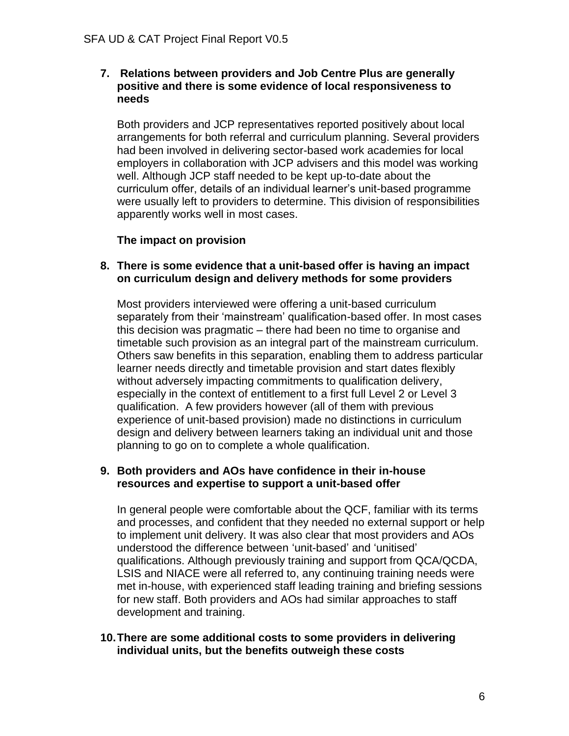**7. Relations between providers and Job Centre Plus are generally positive and there is some evidence of local responsiveness to needs**

Both providers and JCP representatives reported positively about local arrangements for both referral and curriculum planning. Several providers had been involved in delivering sector-based work academies for local employers in collaboration with JCP advisers and this model was working well. Although JCP staff needed to be kept up-to-date about the curriculum offer, details of an individual learner's unit-based programme were usually left to providers to determine. This division of responsibilities apparently works well in most cases.

**The impact on provision**

**8. There is some evidence that a unit-based offer is having an impact on curriculum design and delivery methods for some providers**

Most providers interviewed were offering a unit-based curriculum separately from their 'mainstream' qualification-based offer. In most cases this decision was pragmatic – there had been no time to organise and timetable such provision as an integral part of the mainstream curriculum. Others saw benefits in this separation, enabling them to address particular learner needs directly and timetable provision and start dates flexibly without adversely impacting commitments to qualification delivery, especially in the context of entitlement to a first full Level 2 or Level 3 qualification. A few providers however (all of them with previous experience of unit-based provision) made no distinctions in curriculum design and delivery between learners taking an individual unit and those planning to go on to complete a whole qualification.

**9. Both providers and AOs have confidence in their in-house resources and expertise to support a unit-based offer**

In general people were comfortable about the QCF, familiar with its terms and processes, and confident that they needed no external support or help to implement unit delivery. It was also clear that most providers and AOs understood the difference between 'unit-based' and 'unitised' qualifications. Although previously training and support from QCA/QCDA, LSIS and NIACE were all referred to, any continuing training needs were met in-house, with experienced staff leading training and briefing sessions for new staff. Both providers and AOs had similar approaches to staff development and training.

**10. There are some additional costs to some providers in delivering individual units, but the benefits outweigh these costs**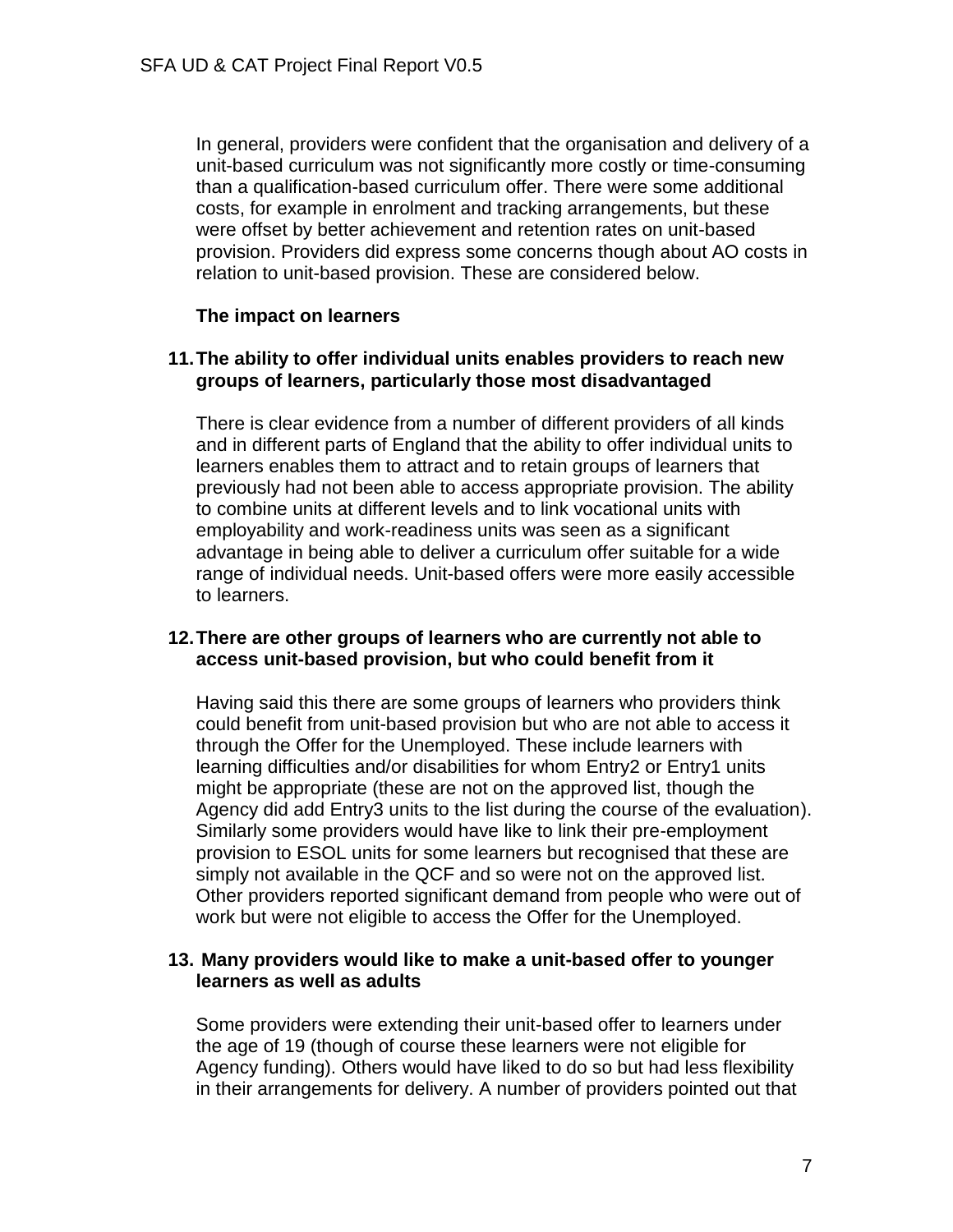In general, providers were confident that the organisation and delivery of a unit-based curriculum was not significantly more costly or time-consuming than a qualification-based curriculum offer. There were some additional costs, for example in enrolment and tracking arrangements, but these were offset by better achievement and retention rates on unit-based provision. Providers did express some concerns though about AO costs in relation to unit-based provision. These are considered below.

### The impact on learners

#### 11. The ability to offer individual units enables providers to reach new groups of learners, particularly those most disadvantaged

There is clear evidence from a number of different providers of all kinds and in different parts of England that the ability to offer individual units to learners enables them to attract and to retain groups of learners that previously had not been able to access appropriate provision. The ability to combine units at different levels and to link vocational units with employability and work-readiness units was seen as a significant advantage in being able to deliver a curriculum offer suitable for a wide range of individual needs. Unit-based offers were more easily accessible to learners.

#### 12. There are other groups of learners who are currently not able to access unit-based provision, but who could benefit from it

Having said this there are some groups of learners who providers think could benefit from unit-based provision but who are not able to access it through the Offer for the Unemployed. These include learners with learning difficulties and/or disabilities for whom Entry2 or Entry1 units might be appropriate (these are not on the approved list, though the Agency did add Entry3 units to the list during the course of the evaluation). Similarly some providers would have like to link their pre-employment provision to ESOL units for some learners but recognised that these are simply not available in the QCF and so were not on the approved list. Other providers reported significant demand from people who were out of work but were not eligible to access the Offer for the Unemployed.

#### 13. Many providers would like to make a unit-based offer to younger learners as well as adults

Some providers were extending their unit-based offer to learners under the age of 19 (though of course these learners were not eligible for Agency funding). Others would have liked to do so but had less flexibility in their arrangements for delivery. A number of providers pointed out that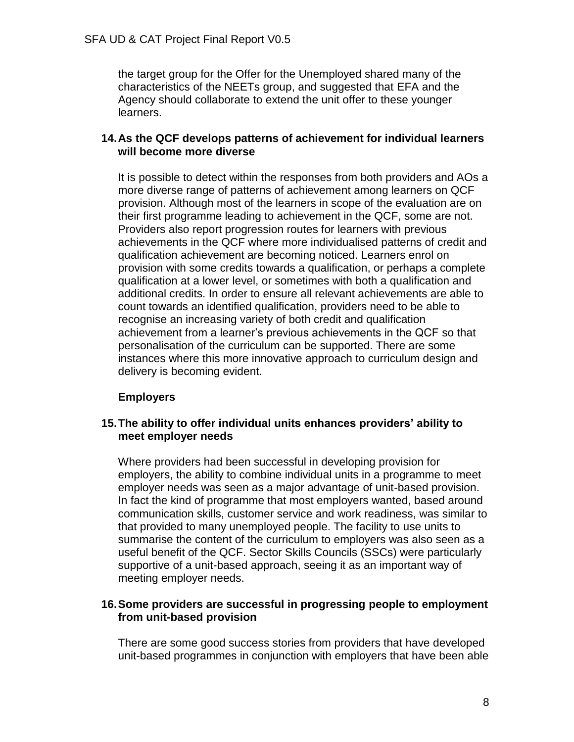the target group for the Offer for the Unemployed shared many of the characteristics of the NEETs group, and suggested that EFA and the Agency should collaborate to extend the unit offer to these younger learners.

**14. As the QCF develops patterns of achievement for individual learners will become more diverse**

It is possible to detect within the responses from both providers and AOs a more diverse range of patterns of achievement among learners on QCF provision. Although most of the learners in scope of the evaluation are on their first programme leading to achievement in the QCF, some are not. Providers also report progression routes for learners with previous achievements in the QCF where more individualised patterns of credit and qualification achievement are becoming noticed. Learners enrol on provision with some credits towards a qualification, or perhaps a complete qualification at a lower level, or sometimes with both a qualification and additional credits. In order to ensure all relevant achievements are able to count towards an identified qualification, providers need to be able to recognise an increasing variety of both credit and qualification achievement from a learner's previous achievements in the QCF so that personalisation of the curriculum can be supported. There are some instances where this more innovative approach to curriculum design and delivery is becoming evident.

**Employers**

**15. The ability to offer individual units enhances providers' ability to meet employer needs**

Where providers had been successful in developing provision for employers, the ability to combine individual units in a programme to meet employer needs was seen as a major advantage of unit-based provision. In fact the kind of programme that most employers wanted, based around communication skills, customer service and work readiness, was similar to that provided to many unemployed people. The facility to use units to summarise the content of the curriculum to employers was also seen as a useful benefit of the QCF. Sector Skills Councils (SSCs) were particularly supportive of a unit-based approach, seeing it as an important way of meeting employer needs.

**16. Some providers are successful in progressing people to employment from unit-based provision**

There are some good success stories from providers that have developed unit-based programmes in conjunction with employers that have been able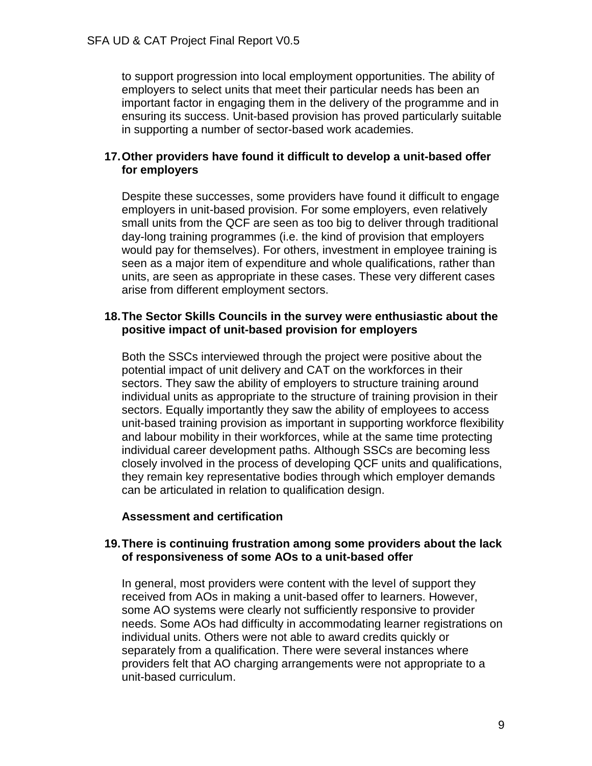to support progression into local employment opportunities. The ability of employers to select units that meet their particular needs has been an important factor in engaging them in the delivery of the programme and in ensuring its success. Unit-based provision has proved particularly suitable in supporting a number of sector-based work academies.

**17. Other providers have found it difficult to develop a unit-based offer for employers**

Despite these successes, some providers have found it difficult to engage employers in unit-based provision. For some employers, even relatively small units from the QCF are seen as too big to deliver through traditional day-long training programmes (i.e. the kind of provision that employers would pay for themselves). For others, investment in employee training is seen as a major item of expenditure and whole qualifications, rather than units, are seen as appropriate in these cases. These very different cases arise from different employment sectors.

**18. The Sector Skills Councils in the survey were enthusiastic about the positive impact of unit-based provision for employers**

Both the SSCs interviewed through the project were positive about the potential impact of unit delivery and CAT on the workforces in their sectors. They saw the ability of employers to structure training around individual units as appropriate to the structure of training provision in their sectors. Equally importantly they saw the ability of employees to access unit-based training provision as important in supporting workforce flexibility and labour mobility in their workforces, while at the same time protecting individual career development paths. Although SSCs are becoming less closely involved in the process of developing QCF units and qualifications, they remain key representative bodies through which employer demands can be articulated in relation to qualification design.

**Assessment and certification**

**19. There is continuing frustration among some providers about the lack of responsiveness of some AOs to a unit-based offer**

In general, most providers were content with the level of support they received from AOs in making a unit-based offer to learners. However, some AO systems were clearly not sufficiently responsive to provider needs. Some AOs had difficulty in accommodating learner registrations on individual units. Others were not able to award credits quickly or separately from a qualification. There were several instances where providers felt that AO charging arrangements were not appropriate to a unit-based curriculum.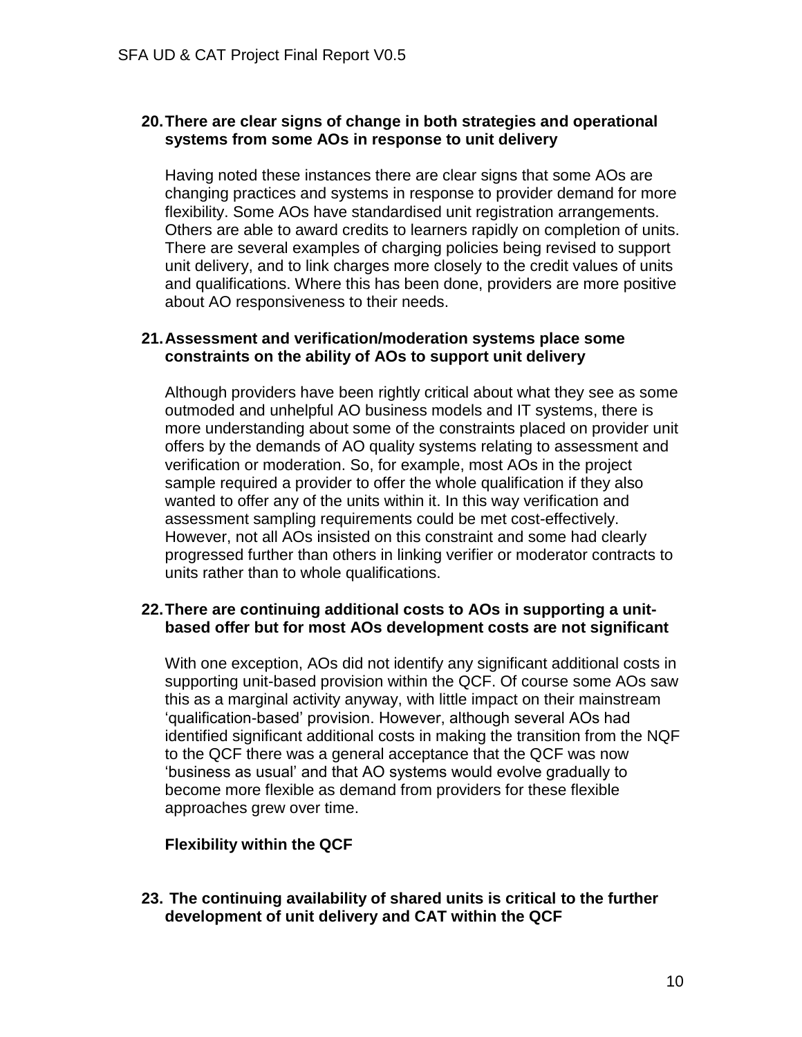### 20. There are clear signs of change in both strategies and operational systems from some AOs in response to unit delivery

Having noted these instances there are clear signs that some AOs are changing practices and systems in response to provider demand for more flexibility. Some AOs have standardised unit registration arrangements. Others are able to award credits to learners rapidly on completion of units. There are several examples of charging policies being revised to support unit delivery, and to link charges more closely to the credit values of units and qualifications. Where this has been done, providers are more positive about AO responsiveness to their needs.

### 21. Assessment and verification/moderation systems place some constraints on the ability of AOs to support unit delivery

Although providers have been rightly critical about what they see as some outmoded and unhelpful AO business models and IT systems, there is more understanding about some of the constraints placed on provider unit offers by the demands of AO quality systems relating to assessment and verification or moderation. So, for example, most AOs in the project sample required a provider to offer the whole qualification if they also wanted to offer any of the units within it. In this way verification and assessment sampling requirements could be met cost-effectively. However, not all AOs insisted on this constraint and some had clearly progressed further than others in linking verifier or moderator contracts to units rather than to whole qualifications.

### 22. There are continuing additional costs to AOs in supporting a unit-based offer but for most AOs development costs are not significant

With one exception, AOs did not identify any significant additional costs in supporting unit-based provision within the QCF. Of course some AOs saw this as a marginal activity anyway, with little impact on their mainstream 'qualification-based' provision. However, although several AOs had identified significant additional costs in making the transition from the NQF to the QCF there was a general acceptance that the QCF was now 'business as usual' and that AO systems would evolve gradually to become more flexible as demand from providers for these flexible approaches grew over time.

## Flexibility within the QCF

### 23. The continuing availability of shared units is critical to the further development of unit delivery and CAT within the QCF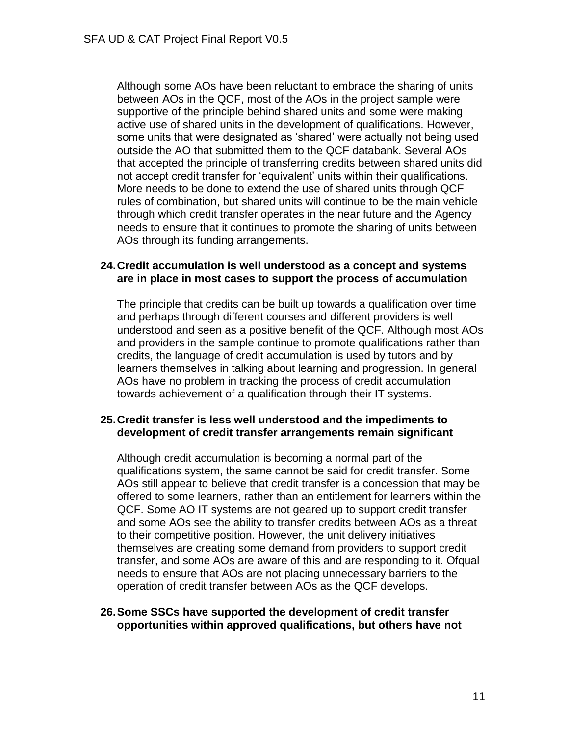Although some AOs have been reluctant to embrace the sharing of units between AOs in the QCF, most of the AOs in the project sample were supportive of the principle behind shared units and some were making active use of shared units in the development of qualifications. However, some units that were designated as 'shared' were actually not being used outside the AO that submitted them to the QCF databank. Several AOs that accepted the principle of transferring credits between shared units did not accept credit transfer for 'equivalent' units within their qualifications. More needs to be done to extend the use of shared units through QCF rules of combination, but shared units will continue to be the main vehicle through which credit transfer operates in the near future and the Agency needs to ensure that it continues to promote the sharing of units between AOs through its funding arrangements.

**24. Credit accumulation is well understood as a concept and systems are in place in most cases to support the process of accumulation**

The principle that credits can be built up towards a qualification over time and perhaps through different courses and different providers is well understood and seen as a positive benefit of the QCF. Although most AOs and providers in the sample continue to promote qualifications rather than credits, the language of credit accumulation is used by tutors and by learners themselves in talking about learning and progression. In general AOs have no problem in tracking the process of credit accumulation towards achievement of a qualification through their IT systems.

**25. Credit transfer is less well understood and the impediments to development of credit transfer arrangements remain significant**

Although credit accumulation is becoming a normal part of the qualifications system, the same cannot be said for credit transfer. Some AOs still appear to believe that credit transfer is a concession that may be offered to some learners, rather than an entitlement for learners within the QCF. Some AO IT systems are not geared up to support credit transfer and some AOs see the ability to transfer credits between AOs as a threat to their competitive position. However, the unit delivery initiatives themselves are creating some demand from providers to support credit transfer, and some AOs are aware of this and are responding to it. Ofqual needs to ensure that AOs are not placing unnecessary barriers to the operation of credit transfer between AOs as the QCF develops.

**26. Some SSCs have supported the development of credit transfer opportunities within approved qualifications, but others have not**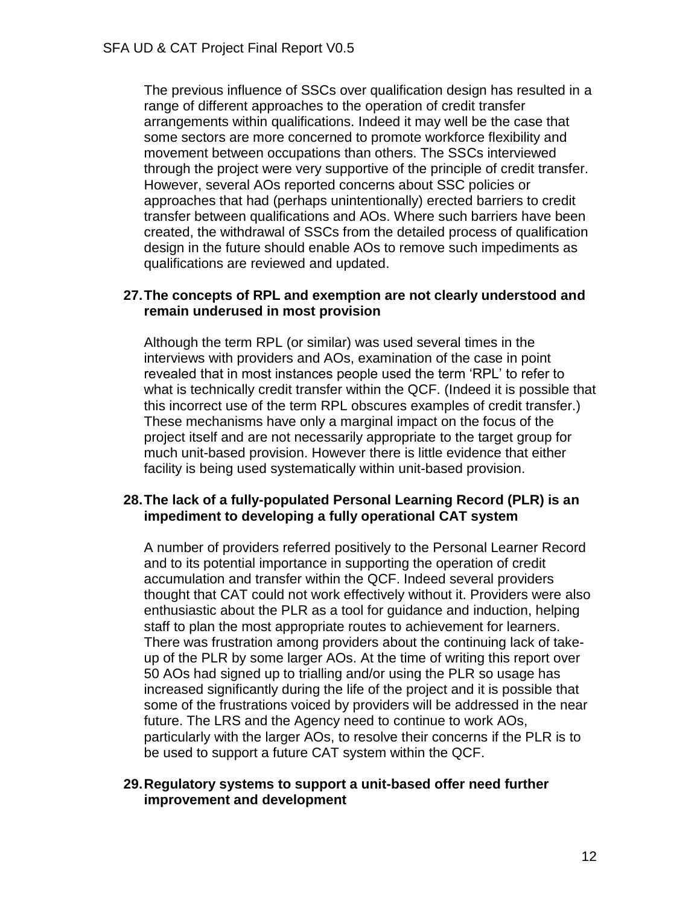The previous influence of SSCs over qualification design has resulted in a range of different approaches to the operation of credit transfer arrangements within qualifications. Indeed it may well be the case that some sectors are more concerned to promote workforce flexibility and movement between occupations than others. The SSCs interviewed through the project were very supportive of the principle of credit transfer. However, several AOs reported concerns about SSC policies or approaches that had (perhaps unintentionally) erected barriers to credit transfer between qualifications and AOs. Where such barriers have been created, the withdrawal of SSCs from the detailed process of qualification design in the future should enable AOs to remove such impediments as qualifications are reviewed and updated.

**27. The concepts of RPL and exemption are not clearly understood and remain underused in most provision**

Although the term RPL (or similar) was used several times in the interviews with providers and AOs, examination of the case in point revealed that in most instances people used the term 'RPL' to refer to what is technically credit transfer within the QCF. (Indeed it is possible that this incorrect use of the term RPL obscures examples of credit transfer.) These mechanisms have only a marginal impact on the focus of the project itself and are not necessarily appropriate to the target group for much unit-based provision. However there is little evidence that either facility is being used systematically within unit-based provision.

**28. The lack of a fully-populated Personal Learning Record (PLR) is an impediment to developing a fully operational CAT system**

A number of providers referred positively to the Personal Learner Record and to its potential importance in supporting the operation of credit accumulation and transfer within the QCF. Indeed several providers thought that CAT could not work effectively without it. Providers were also enthusiastic about the PLR as a tool for guidance and induction, helping staff to plan the most appropriate routes to achievement for learners. There was frustration among providers about the continuing lack of take-up of the PLR by some larger AOs. At the time of writing this report over 50 AOs had signed up to trialling and/or using the PLR so usage has increased significantly during the life of the project and it is possible that some of the frustrations voiced by providers will be addressed in the near future. The LRS and the Agency need to continue to work AOs, particularly with the larger AOs, to resolve their concerns if the PLR is to be used to support a future CAT system within the QCF.

**29. Regulatory systems to support a unit-based offer need further improvement and development**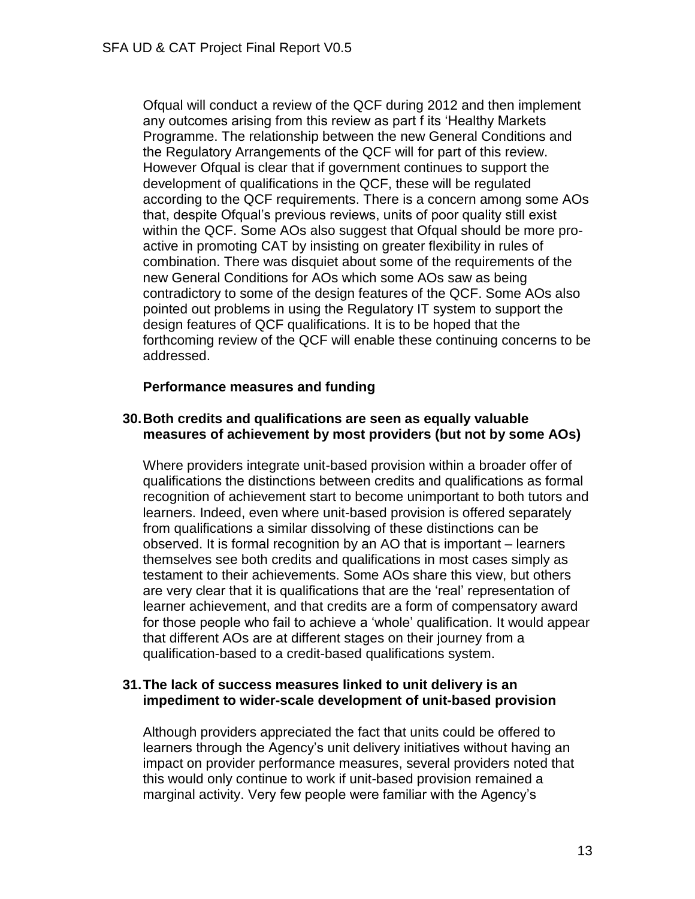Ofqual will conduct a review of the QCF during 2012 and then implement any outcomes arising from this review as part f its 'Healthy Markets Programme. The relationship between the new General Conditions and the Regulatory Arrangements of the QCF will for part of this review. However Ofqual is clear that if government continues to support the development of qualifications in the QCF, these will be regulated according to the QCF requirements. There is a concern among some AOs that, despite Ofqual's previous reviews, units of poor quality still exist within the QCF. Some AOs also suggest that Ofqual should be more pro-active in promoting CAT by insisting on greater flexibility in rules of combination. There was disquiet about some of the requirements of the new General Conditions for AOs which some AOs saw as being contradictory to some of the design features of the QCF. Some AOs also pointed out problems in using the Regulatory IT system to support the design features of QCF qualifications. It is to be hoped that the forthcoming review of the QCF will enable these continuing concerns to be addressed.

**Performance measures and funding**

**30. Both credits and qualifications are seen as equally valuable measures of achievement by most providers (but not by some AOs)**

Where providers integrate unit-based provision within a broader offer of qualifications the distinctions between credits and qualifications as formal recognition of achievement start to become unimportant to both tutors and learners. Indeed, even where unit-based provision is offered separately from qualifications a similar dissolving of these distinctions can be observed. It is formal recognition by an AO that is important – learners themselves see both credits and qualifications in most cases simply as testament to their achievements. Some AOs share this view, but others are very clear that it is qualifications that are the 'real' representation of learner achievement, and that credits are a form of compensatory award for those people who fail to achieve a 'whole' qualification. It would appear that different AOs are at different stages on their journey from a qualification-based to a credit-based qualifications system.

**31. The lack of success measures linked to unit delivery is an impediment to wider-scale development of unit-based provision**

Although providers appreciated the fact that units could be offered to learners through the Agency's unit delivery initiatives without having an impact on provider performance measures, several providers noted that this would only continue to work if unit-based provision remained a marginal activity. Very few people were familiar with the Agency's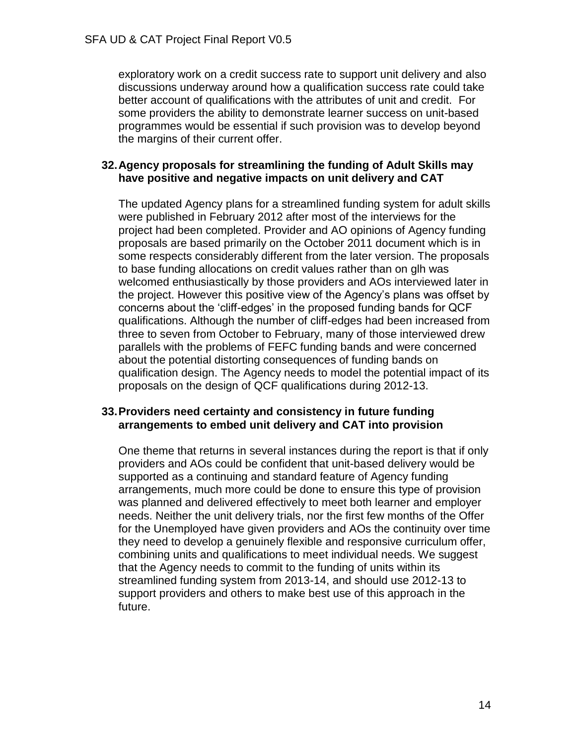exploratory work on a credit success rate to support unit delivery and also discussions underway around how a qualification success rate could take better account of qualifications with the attributes of unit and credit. For some providers the ability to demonstrate learner success on unit-based programmes would be essential if such provision was to develop beyond the margins of their current offer.

**32. Agency proposals for streamlining the funding of Adult Skills may have positive and negative impacts on unit delivery and CAT**

The updated Agency plans for a streamlined funding system for adult skills were published in February 2012 after most of the interviews for the project had been completed. Provider and AO opinions of Agency funding proposals are based primarily on the October 2011 document which is in some respects considerably different from the later version. The proposals to base funding allocations on credit values rather than on glh was welcomed enthusiastically by those providers and AOs interviewed later in the project. However this positive view of the Agency's plans was offset by concerns about the 'cliff-edges' in the proposed funding bands for QCF qualifications. Although the number of cliff-edges had been increased from three to seven from October to February, many of those interviewed drew parallels with the problems of FEFC funding bands and were concerned about the potential distorting consequences of funding bands on qualification design. The Agency needs to model the potential impact of its proposals on the design of QCF qualifications during 2012-13.

**33. Providers need certainty and consistency in future funding arrangements to embed unit delivery and CAT into provision**

One theme that returns in several instances during the report is that if only providers and AOs could be confident that unit-based delivery would be supported as a continuing and standard feature of Agency funding arrangements, much more could be done to ensure this type of provision was planned and delivered effectively to meet both learner and employer needs. Neither the unit delivery trials, nor the first few months of the Offer for the Unemployed have given providers and AOs the continuity over time they need to develop a genuinely flexible and responsive curriculum offer, combining units and qualifications to meet individual needs. We suggest that the Agency needs to commit to the funding of units within its streamlined funding system from 2013-14, and should use 2012-13 to support providers and others to make best use of this approach in the future.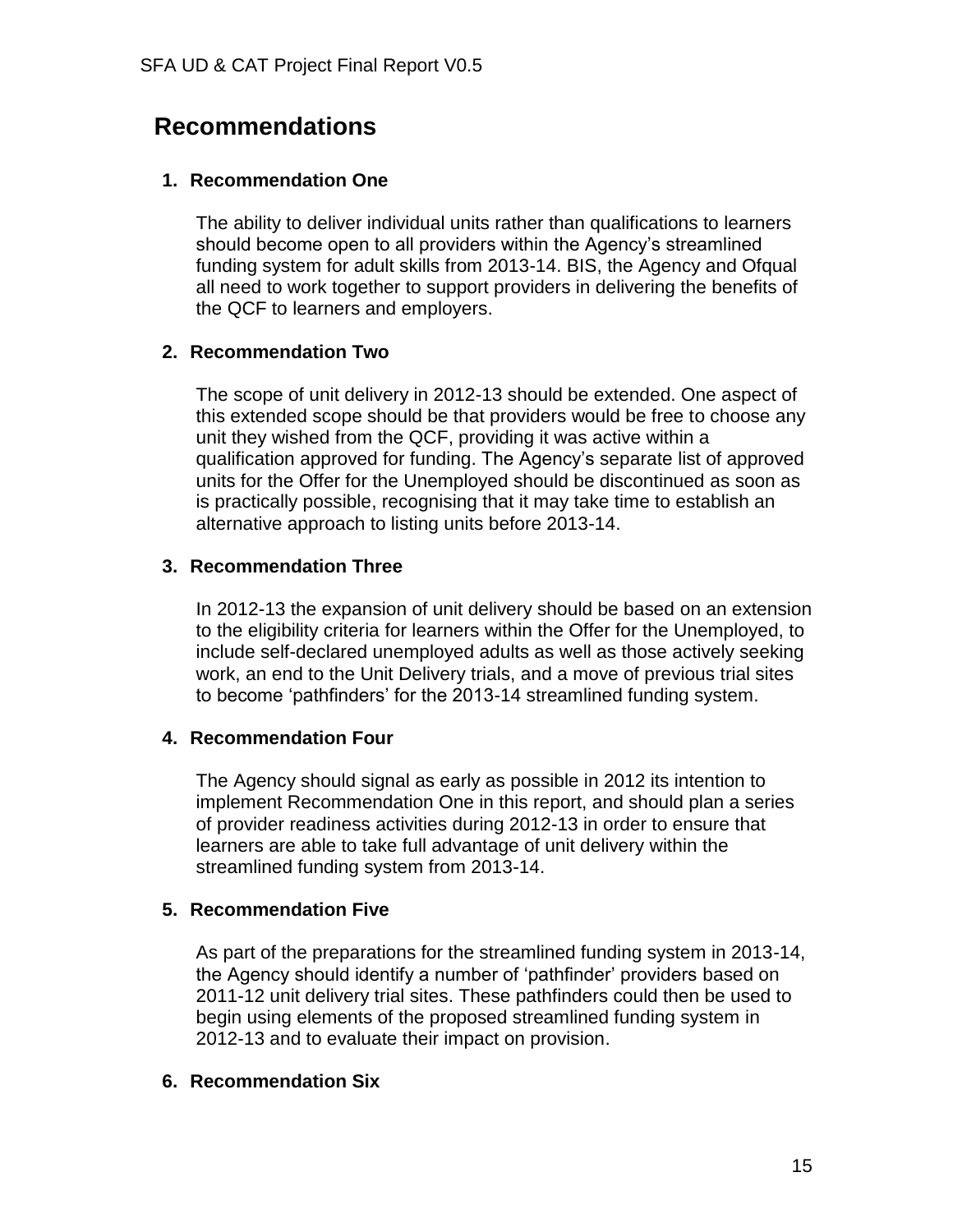## Recommendations

1. **Recommendation One**

   The ability to deliver individual units rather than qualifications to learners should become open to all providers within the Agency's streamlined funding system for adult skills from 2013-14. BIS, the Agency and Ofqual all need to work together to support providers in delivering the benefits of the QCF to learners and employers.

2. **Recommendation Two**

   The scope of unit delivery in 2012-13 should be extended. One aspect of this extended scope should be that providers would be free to choose any unit they wished from the QCF, providing it was active within a qualification approved for funding. The Agency's separate list of approved units for the Offer for the Unemployed should be discontinued as soon as is practically possible, recognising that it may take time to establish an alternative approach to listing units before 2013-14.

3. **Recommendation Three**

   In 2012-13 the expansion of unit delivery should be based on an extension to the eligibility criteria for learners within the Offer for the Unemployed, to include self-declared unemployed adults as well as those actively seeking work, an end to the Unit Delivery trials, and a move of previous trial sites to become 'pathfinders' for the 2013-14 streamlined funding system.

4. **Recommendation Four**

   The Agency should signal as early as possible in 2012 its intention to implement Recommendation One in this report, and should plan a series of provider readiness activities during 2012-13 in order to ensure that learners are able to take full advantage of unit delivery within the streamlined funding system from 2013-14.

5. **Recommendation Five**

   As part of the preparations for the streamlined funding system in 2013-14, the Agency should identify a number of 'pathfinder' providers based on 2011-12 unit delivery trial sites. These pathfinders could then be used to begin using elements of the proposed streamlined funding system in 2012-13 and to evaluate their impact on provision.

6. **Recommendation Six**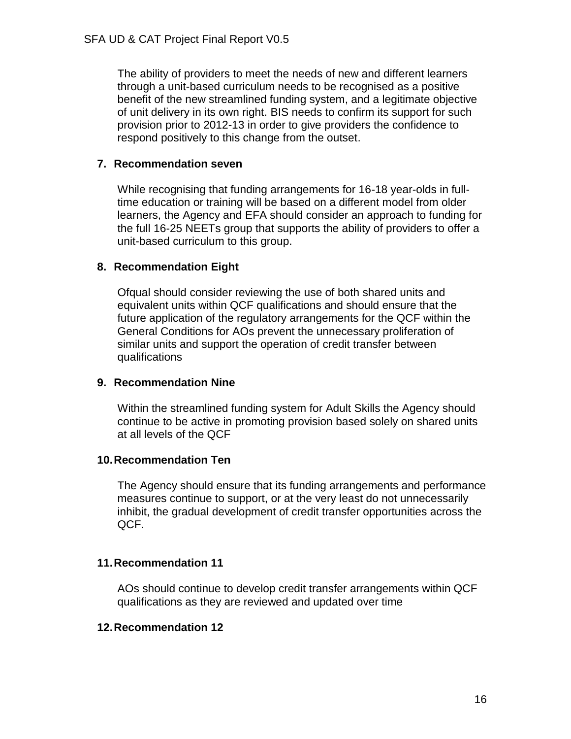The ability of providers to meet the needs of new and different learners through a unit-based curriculum needs to be recognised as a positive benefit of the new streamlined funding system, and a legitimate objective of unit delivery in its own right. BIS needs to confirm its support for such provision prior to 2012-13 in order to give providers the confidence to respond positively to this change from the outset.

7. **Recommendation seven**

   While recognising that funding arrangements for 16-18 year-olds in full-time education or training will be based on a different model from older learners, the Agency and EFA should consider an approach to funding for the full 16-25 NEETs group that supports the ability of providers to offer a unit-based curriculum to this group.

8. **Recommendation Eight**

   Ofqual should consider reviewing the use of both shared units and equivalent units within QCF qualifications and should ensure that the future application of the regulatory arrangements for the QCF within the General Conditions for AOs prevent the unnecessary proliferation of similar units and support the operation of credit transfer between qualifications

9. **Recommendation Nine**

   Within the streamlined funding system for Adult Skills the Agency should continue to be active in promoting provision based solely on shared units at all levels of the QCF

10. **Recommendation Ten**

    The Agency should ensure that its funding arrangements and performance measures continue to support, or at the very least do not unnecessarily inhibit, the gradual development of credit transfer opportunities across the QCF.

11. **Recommendation 11**

    AOs should continue to develop credit transfer arrangements within QCF qualifications as they are reviewed and updated over time

12. **Recommendation 12**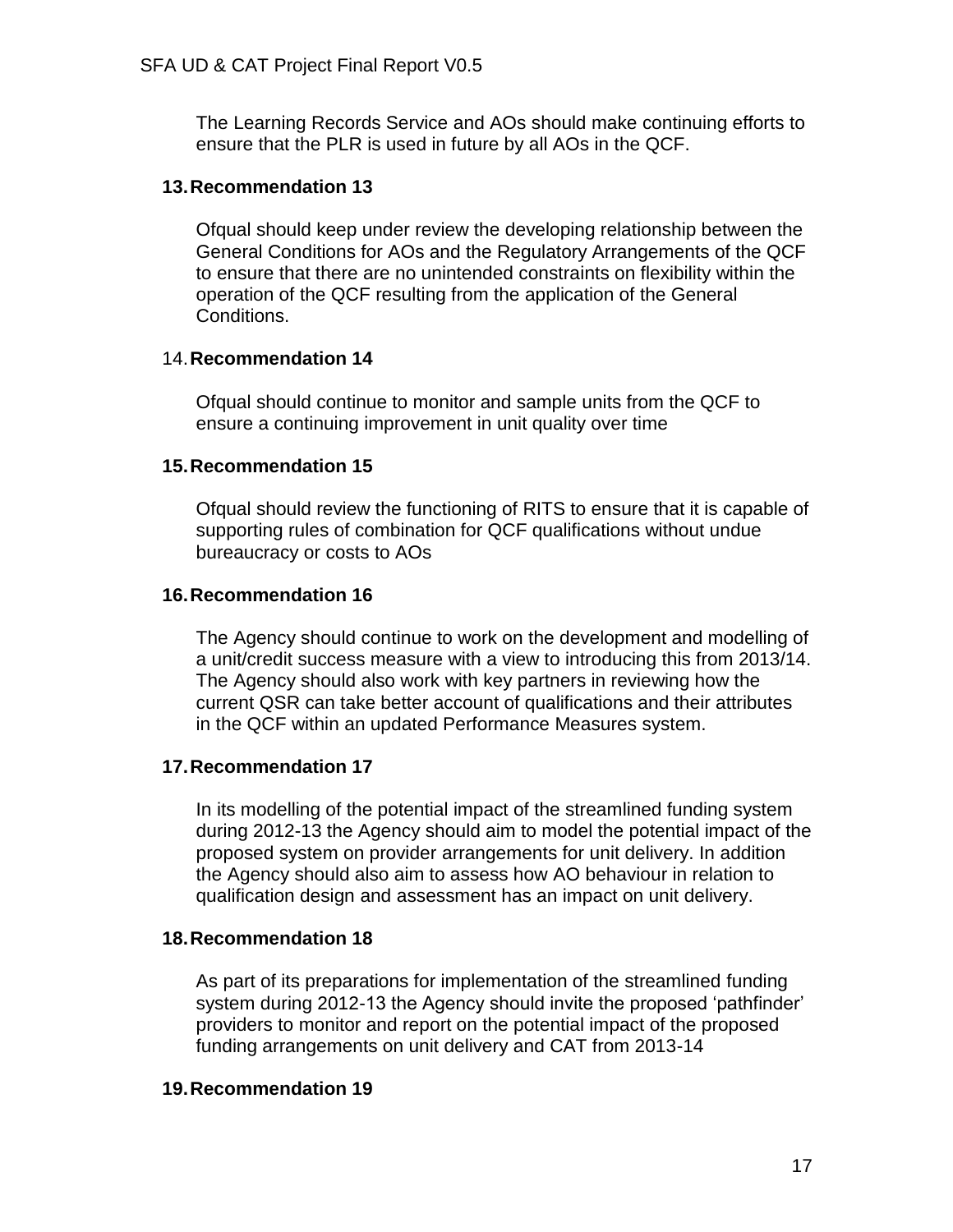The Learning Records Service and AOs should make continuing efforts to ensure that the PLR is used in future by all AOs in the QCF.

### 13. Recommendation 13

Ofqual should keep under review the developing relationship between the General Conditions for AOs and the Regulatory Arrangements of the QCF to ensure that there are no unintended constraints on flexibility within the operation of the QCF resulting from the application of the General Conditions.

### 14. Recommendation 14

Ofqual should continue to monitor and sample units from the QCF to ensure a continuing improvement in unit quality over time

### 15. Recommendation 15

Ofqual should review the functioning of RITS to ensure that it is capable of supporting rules of combination for QCF qualifications without undue bureaucracy or costs to AOs

### 16. Recommendation 16

The Agency should continue to work on the development and modelling of a unit/credit success measure with a view to introducing this from 2013/14. The Agency should also work with key partners in reviewing how the current QSR can take better account of qualifications and their attributes in the QCF within an updated Performance Measures system.

### 17. Recommendation 17

In its modelling of the potential impact of the streamlined funding system during 2012-13 the Agency should aim to model the potential impact of the proposed system on provider arrangements for unit delivery. In addition the Agency should also aim to assess how AO behaviour in relation to qualification design and assessment has an impact on unit delivery.

### 18. Recommendation 18

As part of its preparations for implementation of the streamlined funding system during 2012-13 the Agency should invite the proposed 'pathfinder' providers to monitor and report on the potential impact of the proposed funding arrangements on unit delivery and CAT from 2013-14

### 19. Recommendation 19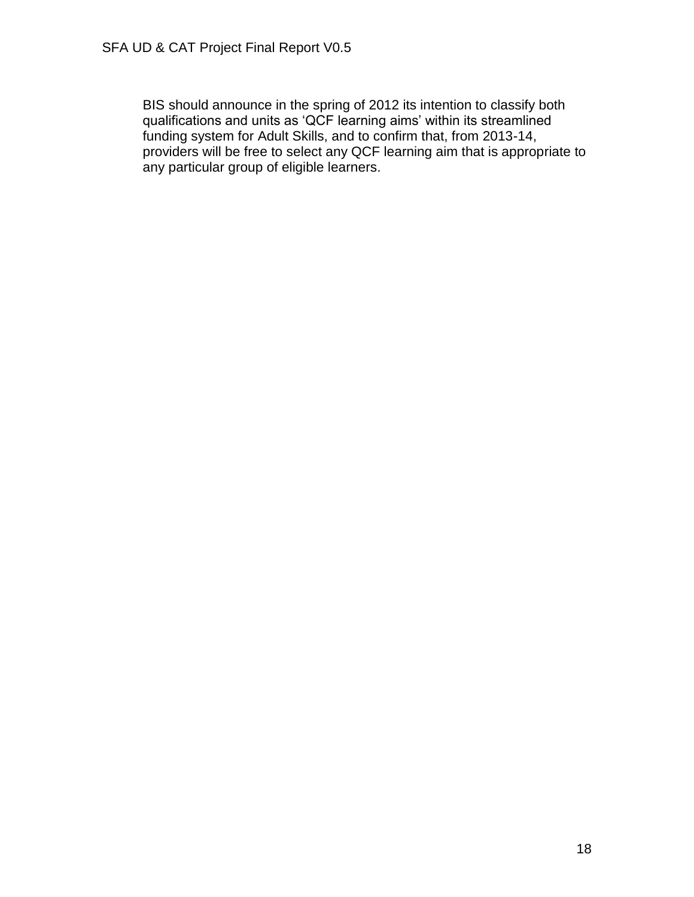BIS should announce in the spring of 2012 its intention to classify both qualifications and units as ‘QCF learning aims’ within its streamlined funding system for Adult Skills, and to confirm that, from 2013-14, providers will be free to select any QCF learning aim that is appropriate to any particular group of eligible learners.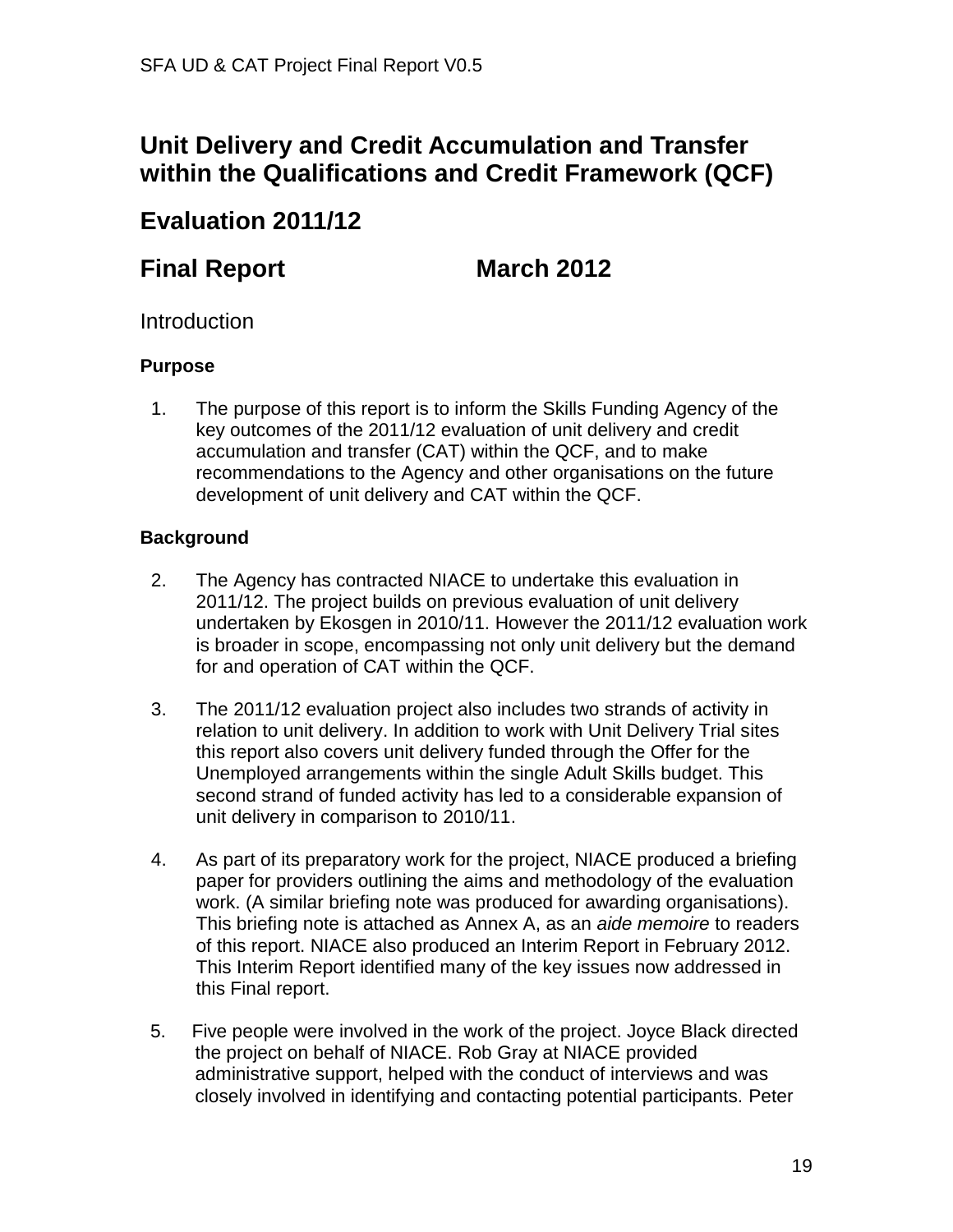# Unit Delivery and Credit Accumulation and Transfer within the Qualifications and Credit Framework (QCF)

## Evaluation 2011/12

## Final Report March 2012

Introduction

### Purpose

1. The purpose of this report is to inform the Skills Funding Agency of the key outcomes of the 2011/12 evaluation of unit delivery and credit accumulation and transfer (CAT) within the QCF, and to make recommendations to the Agency and other organisations on the future development of unit delivery and CAT within the QCF.

### Background

2. The Agency has contracted NIACE to undertake this evaluation in 2011/12. The project builds on previous evaluation of unit delivery undertaken by Ekosgen in 2010/11. However the 2011/12 evaluation work is broader in scope, encompassing not only unit delivery but the demand for and operation of CAT within the QCF.

3. The 2011/12 evaluation project also includes two strands of activity in relation to unit delivery. In addition to work with Unit Delivery Trial sites this report also covers unit delivery funded through the Offer for the Unemployed arrangements within the single Adult Skills budget. This second strand of funded activity has led to a considerable expansion of unit delivery in comparison to 2010/11.

4. As part of its preparatory work for the project, NIACE produced a briefing paper for providers outlining the aims and methodology of the evaluation work. (A similar briefing note was produced for awarding organisations). This briefing note is attached as Annex A, as an *aide memoire* to readers of this report. NIACE also produced an Interim Report in February 2012. This Interim Report identified many of the key issues now addressed in this Final report.

5. Five people were involved in the work of the project. Joyce Black directed the project on behalf of NIACE. Rob Gray at NIACE provided administrative support, helped with the conduct of interviews and was closely involved in identifying and contacting potential participants. Peter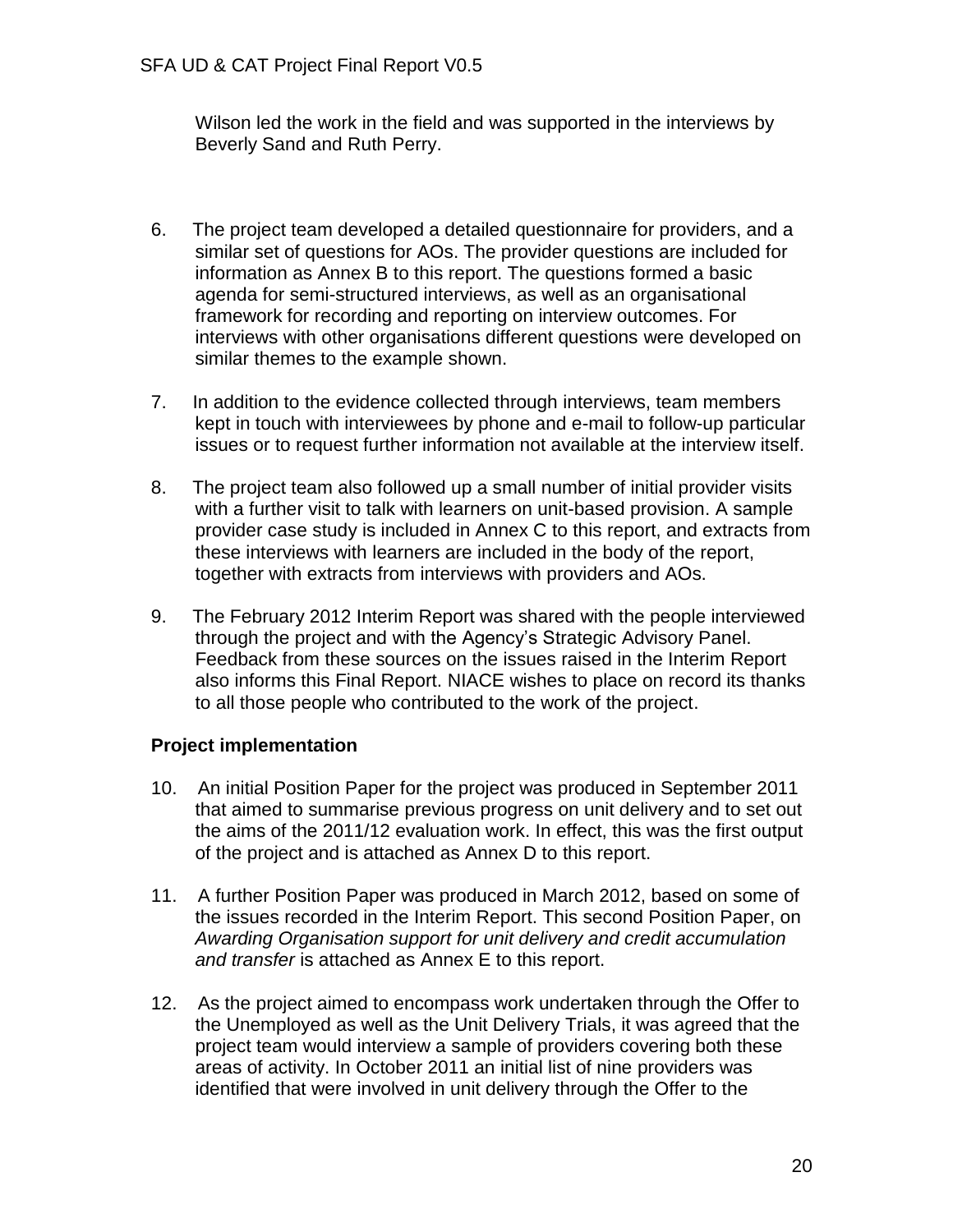Wilson led the work in the field and was supported in the interviews by Beverly Sand and Ruth Perry.

6. The project team developed a detailed questionnaire for providers, and a similar set of questions for AOs. The provider questions are included for information as Annex B to this report. The questions formed a basic agenda for semi-structured interviews, as well as an organisational framework for recording and reporting on interview outcomes. For interviews with other organisations different questions were developed on similar themes to the example shown.

7. In addition to the evidence collected through interviews, team members kept in touch with interviewees by phone and e-mail to follow-up particular issues or to request further information not available at the interview itself.

8. The project team also followed up a small number of initial provider visits with a further visit to talk with learners on unit-based provision. A sample provider case study is included in Annex C to this report, and extracts from these interviews with learners are included in the body of the report, together with extracts from interviews with providers and AOs.

9. The February 2012 Interim Report was shared with the people interviewed through the project and with the Agency's Strategic Advisory Panel. Feedback from these sources on the issues raised in the Interim Report also informs this Final Report. NIACE wishes to place on record its thanks to all those people who contributed to the work of the project.

**Project implementation**

10. An initial Position Paper for the project was produced in September 2011 that aimed to summarise previous progress on unit delivery and to set out the aims of the 2011/12 evaluation work. In effect, this was the first output of the project and is attached as Annex D to this report.

11. A further Position Paper was produced in March 2012, based on some of the issues recorded in the Interim Report. This second Position Paper, on *Awarding Organisation support for unit delivery and credit accumulation and transfer* is attached as Annex E to this report.

12. As the project aimed to encompass work undertaken through the Offer to the Unemployed as well as the Unit Delivery Trials, it was agreed that the project team would interview a sample of providers covering both these areas of activity. In October 2011 an initial list of nine providers was identified that were involved in unit delivery through the Offer to the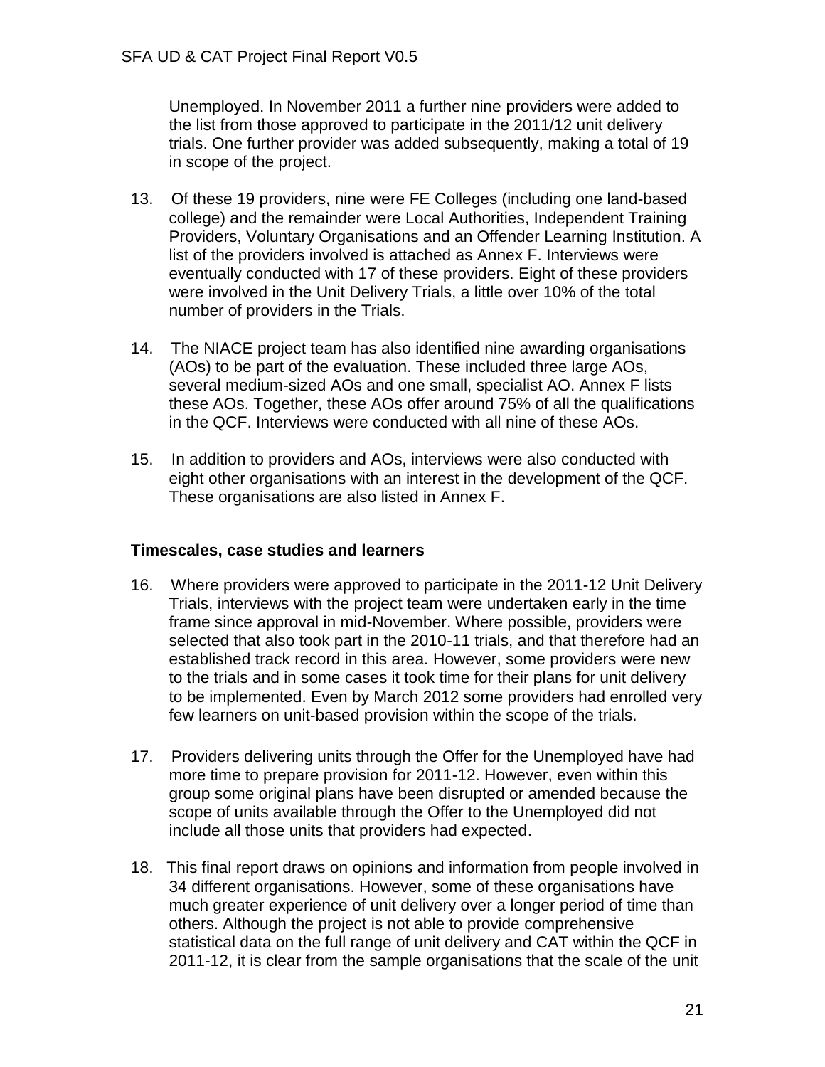Unemployed. In November 2011 a further nine providers were added to the list from those approved to participate in the 2011/12 unit delivery trials. One further provider was added subsequently, making a total of 19 in scope of the project.

13. Of these 19 providers, nine were FE Colleges (including one land-based college) and the remainder were Local Authorities, Independent Training Providers, Voluntary Organisations and an Offender Learning Institution. A list of the providers involved is attached as Annex F. Interviews were eventually conducted with 17 of these providers. Eight of these providers were involved in the Unit Delivery Trials, a little over 10% of the total number of providers in the Trials.

14. The NIACE project team has also identified nine awarding organisations (AOs) to be part of the evaluation. These included three large AOs, several medium-sized AOs and one small, specialist AO. Annex F lists these AOs. Together, these AOs offer around 75% of all the qualifications in the QCF. Interviews were conducted with all nine of these AOs.

15. In addition to providers and AOs, interviews were also conducted with eight other organisations with an interest in the development of the QCF. These organisations are also listed in Annex F.

### Timescales, case studies and learners

16. Where providers were approved to participate in the 2011-12 Unit Delivery Trials, interviews with the project team were undertaken early in the time frame since approval in mid-November. Where possible, providers were selected that also took part in the 2010-11 trials, and that therefore had an established track record in this area. However, some providers were new to the trials and in some cases it took time for their plans for unit delivery to be implemented. Even by March 2012 some providers had enrolled very few learners on unit-based provision within the scope of the trials.

17. Providers delivering units through the Offer for the Unemployed have had more time to prepare provision for 2011-12. However, even within this group some original plans have been disrupted or amended because the scope of units available through the Offer to the Unemployed did not include all those units that providers had expected.

18. This final report draws on opinions and information from people involved in 34 different organisations. However, some of these organisations have much greater experience of unit delivery over a longer period of time than others. Although the project is not able to provide comprehensive statistical data on the full range of unit delivery and CAT within the QCF in 2011-12, it is clear from the sample organisations that the scale of the unit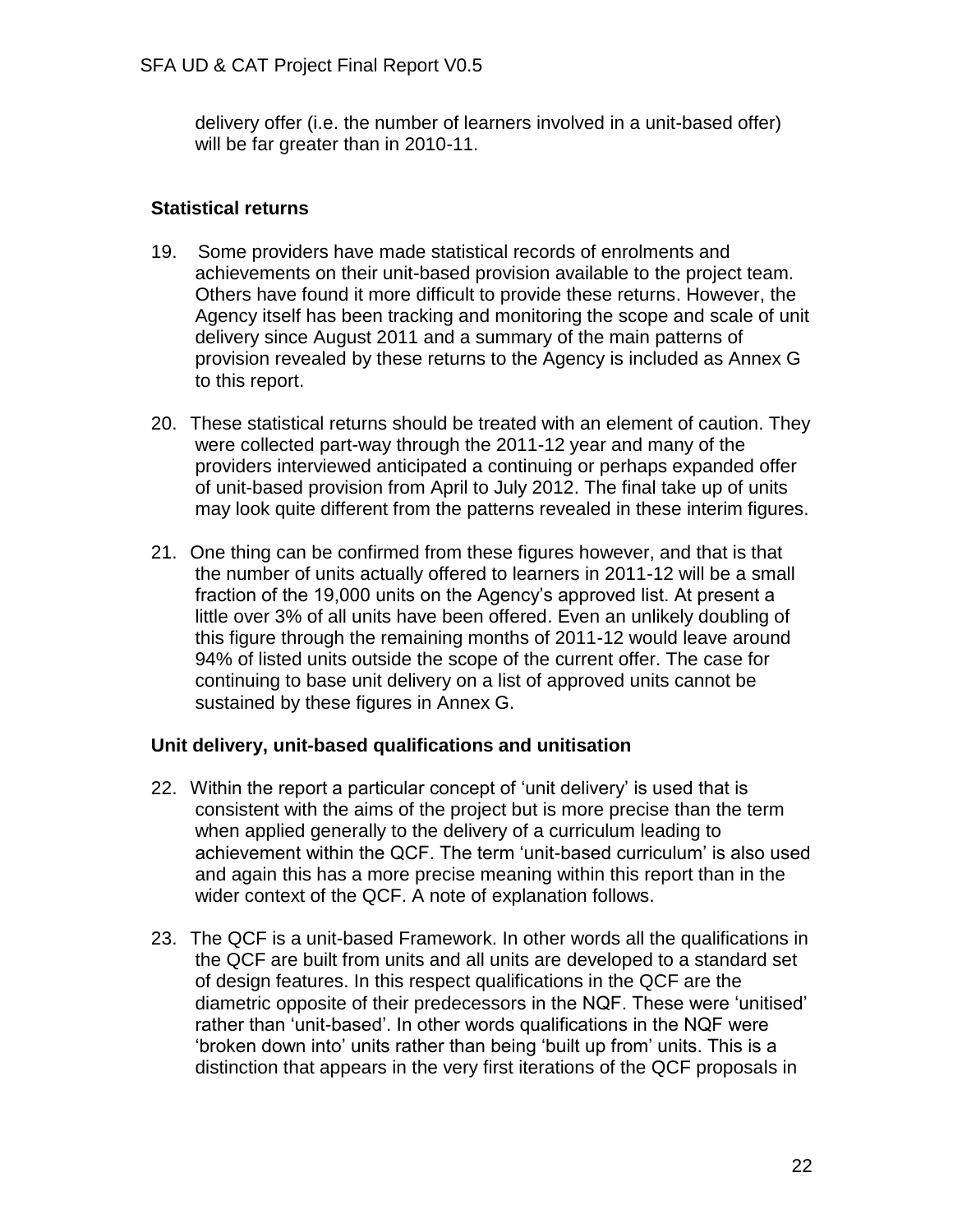delivery offer (i.e. the number of learners involved in a unit-based offer) will be far greater than in 2010-11.

### Statistical returns

19. Some providers have made statistical records of enrolments and achievements on their unit-based provision available to the project team. Others have found it more difficult to provide these returns. However, the Agency itself has been tracking and monitoring the scope and scale of unit delivery since August 2011 and a summary of the main patterns of provision revealed by these returns to the Agency is included as Annex G to this report.

20. These statistical returns should be treated with an element of caution. They were collected part-way through the 2011-12 year and many of the providers interviewed anticipated a continuing or perhaps expanded offer of unit-based provision from April to July 2012. The final take up of units may look quite different from the patterns revealed in these interim figures.

21. One thing can be confirmed from these figures however, and that is that the number of units actually offered to learners in 2011-12 will be a small fraction of the 19,000 units on the Agency's approved list. At present a little over 3% of all units have been offered. Even an unlikely doubling of this figure through the remaining months of 2011-12 would leave around 94% of listed units outside the scope of the current offer. The case for continuing to base unit delivery on a list of approved units cannot be sustained by these figures in Annex G.

### Unit delivery, unit-based qualifications and unitisation

22. Within the report a particular concept of 'unit delivery' is used that is consistent with the aims of the project but is more precise than the term when applied generally to the delivery of a curriculum leading to achievement within the QCF. The term 'unit-based curriculum' is also used and again this has a more precise meaning within this report than in the wider context of the QCF. A note of explanation follows.

23. The QCF is a unit-based Framework. In other words all the qualifications in the QCF are built from units and all units are developed to a standard set of design features. In this respect qualifications in the QCF are the diametric opposite of their predecessors in the NQF. These were 'unitised' rather than 'unit-based'. In other words qualifications in the NQF were 'broken down into' units rather than being 'built up from' units. This is a distinction that appears in the very first iterations of the QCF proposals in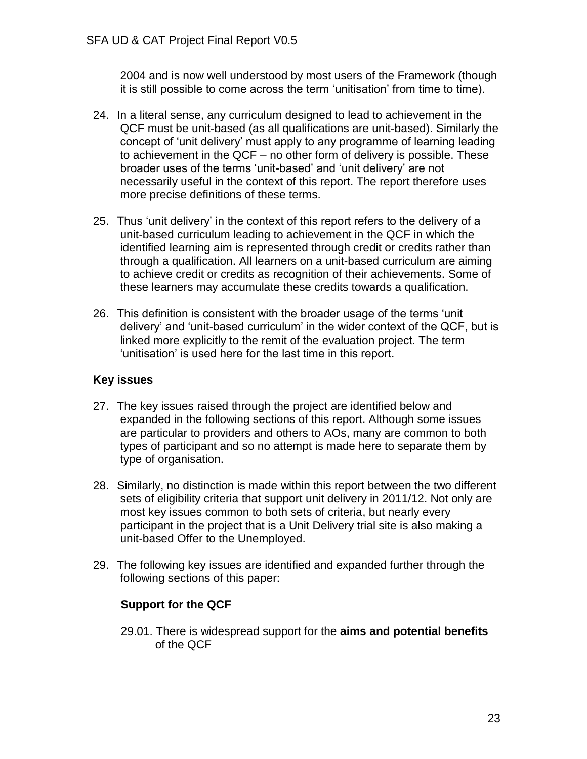2004 and is now well understood by most users of the Framework (though it is still possible to come across the term 'unitisation' from time to time).

24. In a literal sense, any curriculum designed to lead to achievement in the QCF must be unit-based (as all qualifications are unit-based). Similarly the concept of 'unit delivery' must apply to any programme of learning leading to achievement in the QCF – no other form of delivery is possible. These broader uses of the terms 'unit-based' and 'unit delivery' are not necessarily useful in the context of this report. The report therefore uses more precise definitions of these terms.

25. Thus 'unit delivery' in the context of this report refers to the delivery of a unit-based curriculum leading to achievement in the QCF in which the identified learning aim is represented through credit or credits rather than through a qualification. All learners on a unit-based curriculum are aiming to achieve credit or credits as recognition of their achievements. Some of these learners may accumulate these credits towards a qualification.

26. This definition is consistent with the broader usage of the terms 'unit delivery' and 'unit-based curriculum' in the wider context of the QCF, but is linked more explicitly to the remit of the evaluation project. The term 'unitisation' is used here for the last time in this report.

## Key issues

27. The key issues raised through the project are identified below and expanded in the following sections of this report. Although some issues are particular to providers and others to AOs, many are common to both types of participant and so no attempt is made here to separate them by type of organisation.

28. Similarly, no distinction is made within this report between the two different sets of eligibility criteria that support unit delivery in 2011/12. Not only are most key issues common to both sets of criteria, but nearly every participant in the project that is a Unit Delivery trial site is also making a unit-based Offer to the Unemployed.

29. The following key issues are identified and expanded further through the following sections of this paper:

### Support for the QCF

29.01. There is widespread support for the **aims and potential benefits** of the QCF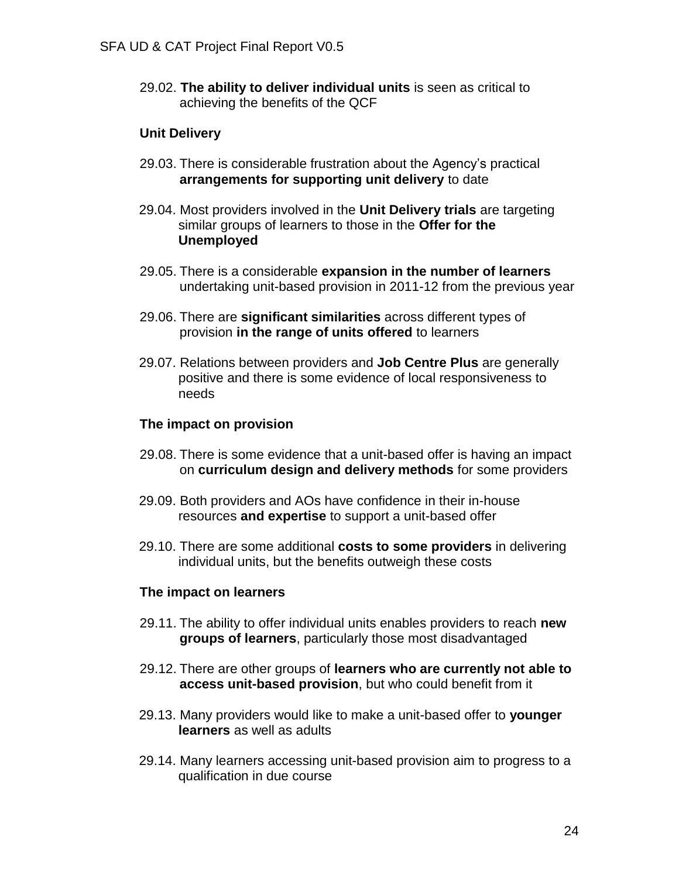29.02. **The ability to deliver individual units** is seen as critical to achieving the benefits of the QCF

**Unit Delivery**

29.03. There is considerable frustration about the Agency's practical **arrangements for supporting unit delivery** to date

29.04. Most providers involved in the **Unit Delivery trials** are targeting similar groups of learners to those in the **Offer for the Unemployed**

29.05. There is a considerable **expansion in the number of learners** undertaking unit-based provision in 2011-12 from the previous year

29.06. There are **significant similarities** across different types of provision **in the range of units offered** to learners

29.07. Relations between providers and **Job Centre Plus** are generally positive and there is some evidence of local responsiveness to needs

**The impact on provision**

29.08. There is some evidence that a unit-based offer is having an impact on **curriculum design and delivery methods** for some providers

29.09. Both providers and AOs have confidence in their in-house resources **and expertise** to support a unit-based offer

29.10. There are some additional **costs to some providers** in delivering individual units, but the benefits outweigh these costs

**The impact on learners**

29.11. The ability to offer individual units enables providers to reach **new groups of learners**, particularly those most disadvantaged

29.12. There are other groups of **learners who are currently not able to access unit-based provision**, but who could benefit from it

29.13. Many providers would like to make a unit-based offer to **younger learners** as well as adults

29.14. Many learners accessing unit-based provision aim to progress to a qualification in due course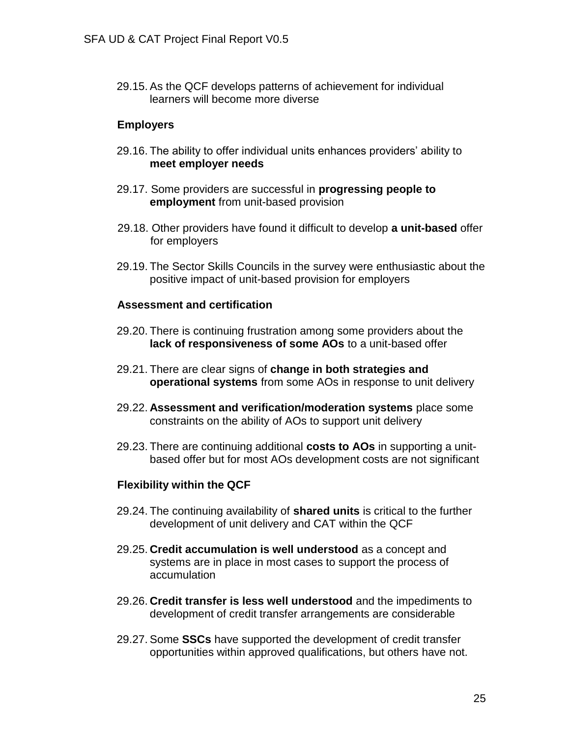29.15. As the QCF develops patterns of achievement for individual learners will become more diverse

**Employers**

29.16. The ability to offer individual units enhances providers' ability to **meet employer needs**

29.17. Some providers are successful in **progressing people to employment** from unit-based provision

29.18. Other providers have found it difficult to develop **a unit-based** offer for employers

29.19. The Sector Skills Councils in the survey were enthusiastic about the positive impact of unit-based provision for employers

**Assessment and certification**

29.20. There is continuing frustration among some providers about the **lack of responsiveness of some AOs** to a unit-based offer

29.21. There are clear signs of **change in both strategies and operational systems** from some AOs in response to unit delivery

29.22. **Assessment and verification/moderation systems** place some constraints on the ability of AOs to support unit delivery

29.23. There are continuing additional **costs to AOs** in supporting a unit-based offer but for most AOs development costs are not significant

**Flexibility within the QCF**

29.24. The continuing availability of **shared units** is critical to the further development of unit delivery and CAT within the QCF

29.25. **Credit accumulation is well understood** as a concept and systems are in place in most cases to support the process of accumulation

29.26. **Credit transfer is less well understood** and the impediments to development of credit transfer arrangements are considerable

29.27. Some **SSCs** have supported the development of credit transfer opportunities within approved qualifications, but others have not.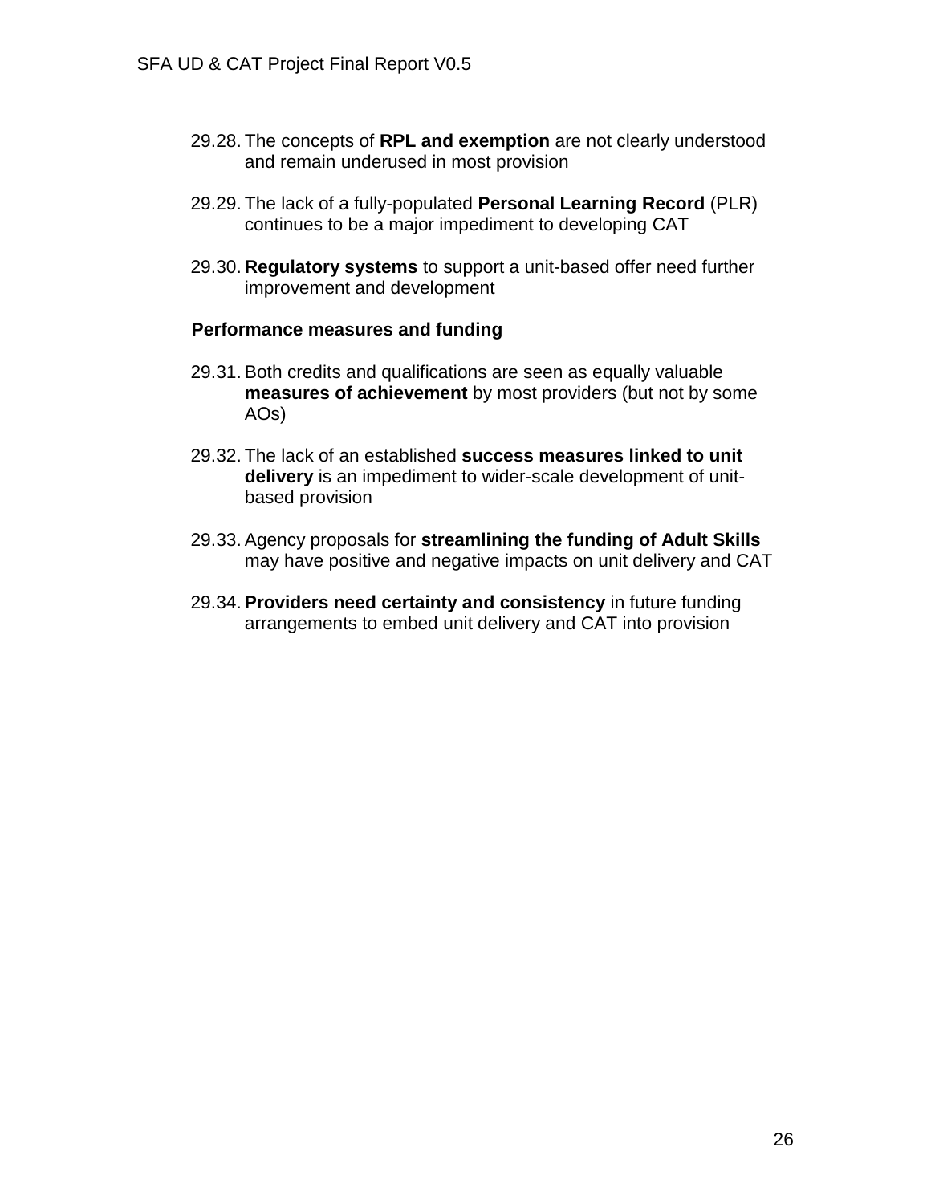29.28. The concepts of **RPL and exemption** are not clearly understood and remain underused in most provision

29.29. The lack of a fully-populated **Personal Learning Record** (PLR) continues to be a major impediment to developing CAT

29.30. **Regulatory systems** to support a unit-based offer need further improvement and development

**Performance measures and funding**

29.31. Both credits and qualifications are seen as equally valuable **measures of achievement** by most providers (but not by some AOs)

29.32. The lack of an established **success measures linked to unit delivery** is an impediment to wider-scale development of unit-based provision

29.33. Agency proposals for **streamlining the funding of Adult Skills** may have positive and negative impacts on unit delivery and CAT

29.34. **Providers need certainty and consistency** in future funding arrangements to embed unit delivery and CAT into provision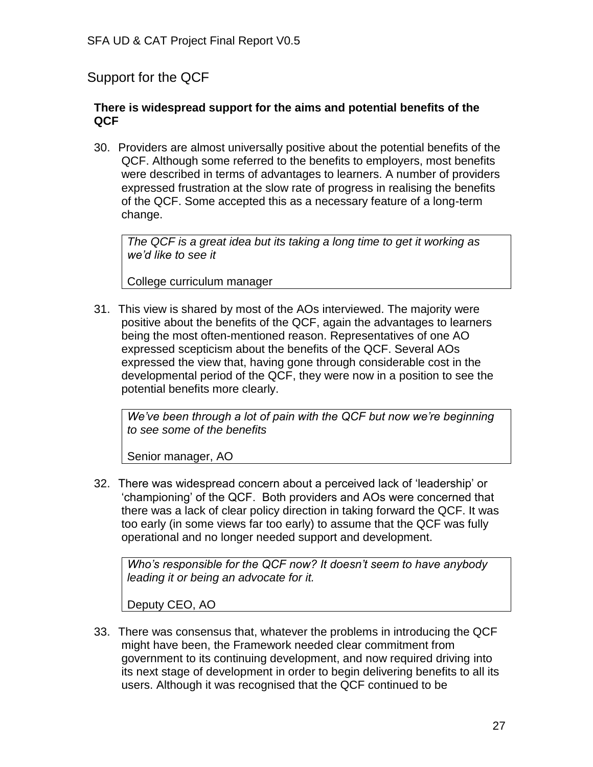## Support for the QCF

**There is widespread support for the aims and potential benefits of the QCF**

30. Providers are almost universally positive about the potential benefits of the QCF. Although some referred to the benefits to employers, most benefits were described in terms of advantages to learners. A number of providers expressed frustration at the slow rate of progress in realising the benefits of the QCF. Some accepted this as a necessary feature of a long-term change.

> *The QCF is a great idea but its taking a long time to get it working as we'd like to see it*
>
> College curriculum manager

31. This view is shared by most of the AOs interviewed. The majority were positive about the benefits of the QCF, again the advantages to learners being the most often-mentioned reason. Representatives of one AO expressed scepticism about the benefits of the QCF. Several AOs expressed the view that, having gone through considerable cost in the developmental period of the QCF, they were now in a position to see the potential benefits more clearly.

> *We've been through a lot of pain with the QCF but now we're beginning to see some of the benefits*
>
> Senior manager, AO

32. There was widespread concern about a perceived lack of 'leadership' or 'championing' of the QCF. Both providers and AOs were concerned that there was a lack of clear policy direction in taking forward the QCF. It was too early (in some views far too early) to assume that the QCF was fully operational and no longer needed support and development.

> *Who's responsible for the QCF now? It doesn't seem to have anybody leading it or being an advocate for it.*
>
> Deputy CEO, AO

33. There was consensus that, whatever the problems in introducing the QCF might have been, the Framework needed clear commitment from government to its continuing development, and now required driving into its next stage of development in order to begin delivering benefits to all its users. Although it was recognised that the QCF continued to be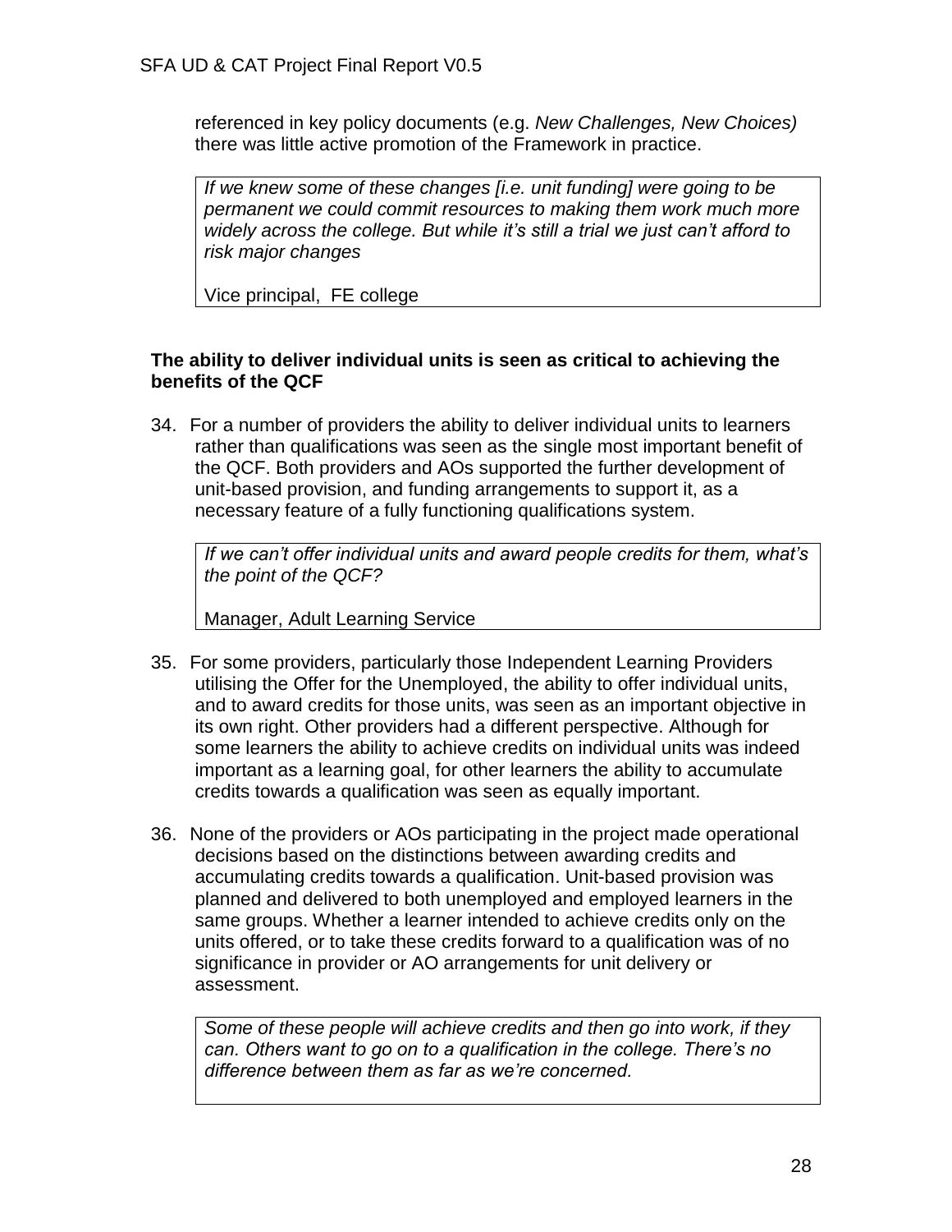referenced in key policy documents (e.g. *New Challenges, New Choices)* there was little active promotion of the Framework in practice.

> *If we knew some of these changes [i.e. unit funding] were going to be permanent we could commit resources to making them work much more widely across the college. But while it's still a trial we just can't afford to risk major changes*
>
> Vice principal, FE college

**The ability to deliver individual units is seen as critical to achieving the benefits of the QCF**

34. For a number of providers the ability to deliver individual units to learners rather than qualifications was seen as the single most important benefit of the QCF. Both providers and AOs supported the further development of unit-based provision, and funding arrangements to support it, as a necessary feature of a fully functioning qualifications system.

> *If we can't offer individual units and award people credits for them, what's the point of the QCF?*
>
> Manager, Adult Learning Service

35. For some providers, particularly those Independent Learning Providers utilising the Offer for the Unemployed, the ability to offer individual units, and to award credits for those units, was seen as an important objective in its own right. Other providers had a different perspective. Although for some learners the ability to achieve credits on individual units was indeed important as a learning goal, for other learners the ability to accumulate credits towards a qualification was seen as equally important.

36. None of the providers or AOs participating in the project made operational decisions based on the distinctions between awarding credits and accumulating credits towards a qualification. Unit-based provision was planned and delivered to both unemployed and employed learners in the same groups. Whether a learner intended to achieve credits only on the units offered, or to take these credits forward to a qualification was of no significance in provider or AO arrangements for unit delivery or assessment.

> *Some of these people will achieve credits and then go into work, if they can. Others want to go on to a qualification in the college. There's no difference between them as far as we're concerned.*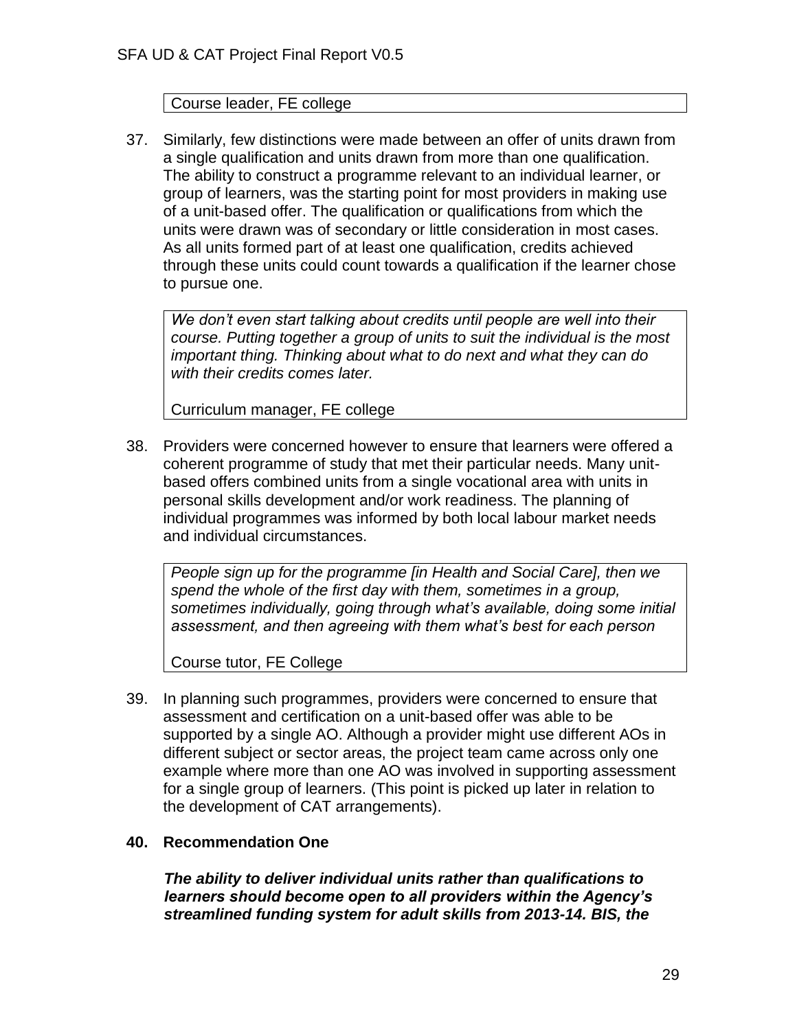Course leader, FE college

37. Similarly, few distinctions were made between an offer of units drawn from a single qualification and units drawn from more than one qualification. The ability to construct a programme relevant to an individual learner, or group of learners, was the starting point for most providers in making use of a unit-based offer. The qualification or qualifications from which the units were drawn was of secondary or little consideration in most cases. As all units formed part of at least one qualification, credits achieved through these units could count towards a qualification if the learner chose to pursue one.

> *We don't even start talking about credits until people are well into their course. Putting together a group of units to suit the individual is the most important thing. Thinking about what to do next and what they can do with their credits comes later.*
>
> Curriculum manager, FE college

38. Providers were concerned however to ensure that learners were offered a coherent programme of study that met their particular needs. Many unit-based offers combined units from a single vocational area with units in personal skills development and/or work readiness. The planning of individual programmes was informed by both local labour market needs and individual circumstances.

> *People sign up for the programme [in Health and Social Care], then we spend the whole of the first day with them, sometimes in a group, sometimes individually, going through what's available, doing some initial assessment, and then agreeing with them what's best for each person*
>
> Course tutor, FE College

39. In planning such programmes, providers were concerned to ensure that assessment and certification on a unit-based offer was able to be supported by a single AO. Although a provider might use different AOs in different subject or sector areas, the project team came across only one example where more than one AO was involved in supporting assessment for a single group of learners. (This point is picked up later in relation to the development of CAT arrangements).

**40. Recommendation One**

***The ability to deliver individual units rather than qualifications to learners should become open to all providers within the Agency's streamlined funding system for adult skills from 2013-14. BIS, the***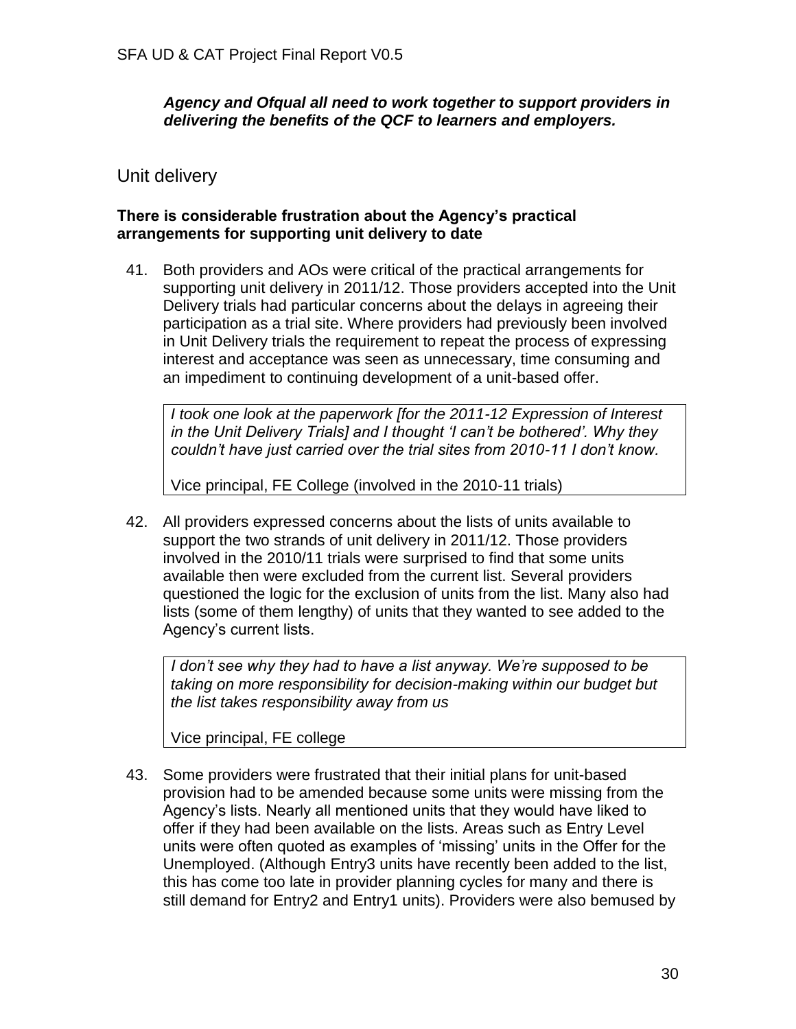***Agency and Ofqual all need to work together to support providers in delivering the benefits of the QCF to learners and employers.***

## Unit delivery

**There is considerable frustration about the Agency's practical arrangements for supporting unit delivery to date**

41. Both providers and AOs were critical of the practical arrangements for supporting unit delivery in 2011/12. Those providers accepted into the Unit Delivery trials had particular concerns about the delays in agreeing their participation as a trial site. Where providers had previously been involved in Unit Delivery trials the requirement to repeat the process of expressing interest and acceptance was seen as unnecessary, time consuming and an impediment to continuing development of a unit-based offer.

> *I took one look at the paperwork [for the 2011-12 Expression of Interest in the Unit Delivery Trials] and I thought 'I can't be bothered'. Why they couldn't have just carried over the trial sites from 2010-11 I don't know.*
>
> Vice principal, FE College (involved in the 2010-11 trials)

42. All providers expressed concerns about the lists of units available to support the two strands of unit delivery in 2011/12. Those providers involved in the 2010/11 trials were surprised to find that some units available then were excluded from the current list. Several providers questioned the logic for the exclusion of units from the list. Many also had lists (some of them lengthy) of units that they wanted to see added to the Agency's current lists.

> *I don't see why they had to have a list anyway. We're supposed to be taking on more responsibility for decision-making within our budget but the list takes responsibility away from us*
>
> Vice principal, FE college

43. Some providers were frustrated that their initial plans for unit-based provision had to be amended because some units were missing from the Agency's lists. Nearly all mentioned units that they would have liked to offer if they had been available on the lists. Areas such as Entry Level units were often quoted as examples of 'missing' units in the Offer for the Unemployed. (Although Entry3 units have recently been added to the list, this has come too late in provider planning cycles for many and there is still demand for Entry2 and Entry1 units). Providers were also bemused by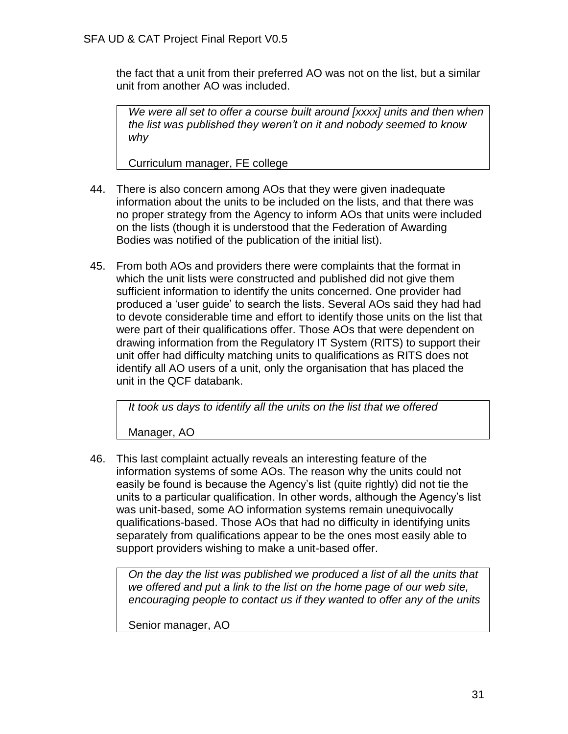the fact that a unit from their preferred AO was not on the list, but a similar unit from another AO was included.

> *We were all set to offer a course built around [xxxx] units and then when the list was published they weren't on it and nobody seemed to know why*
>
> Curriculum manager, FE college

44. There is also concern among AOs that they were given inadequate information about the units to be included on the lists, and that there was no proper strategy from the Agency to inform AOs that units were included on the lists (though it is understood that the Federation of Awarding Bodies was notified of the publication of the initial list).

45. From both AOs and providers there were complaints that the format in which the unit lists were constructed and published did not give them sufficient information to identify the units concerned. One provider had produced a 'user guide' to search the lists. Several AOs said they had had to devote considerable time and effort to identify those units on the list that were part of their qualifications offer. Those AOs that were dependent on drawing information from the Regulatory IT System (RITS) to support their unit offer had difficulty matching units to qualifications as RITS does not identify all AO users of a unit, only the organisation that has placed the unit in the QCF databank.

> *It took us days to identify all the units on the list that we offered*
>
> Manager, AO

46. This last complaint actually reveals an interesting feature of the information systems of some AOs. The reason why the units could not easily be found is because the Agency's list (quite rightly) did not tie the units to a particular qualification. In other words, although the Agency's list was unit-based, some AO information systems remain unequivocally qualifications-based. Those AOs that had no difficulty in identifying units separately from qualifications appear to be the ones most easily able to support providers wishing to make a unit-based offer.

> *On the day the list was published we produced a list of all the units that we offered and put a link to the list on the home page of our web site, encouraging people to contact us if they wanted to offer any of the units*
>
> Senior manager, AO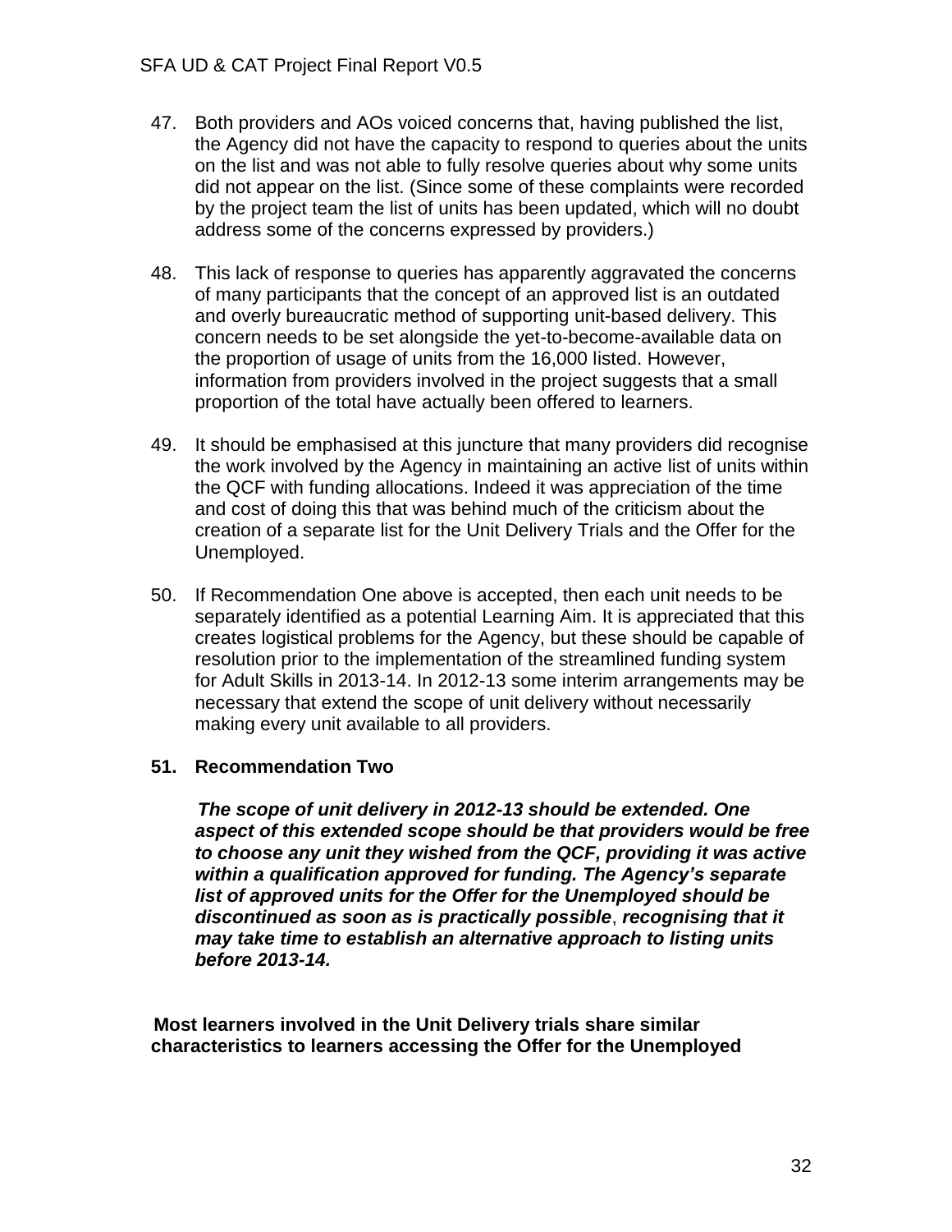47. Both providers and AOs voiced concerns that, having published the list, the Agency did not have the capacity to respond to queries about the units on the list and was not able to fully resolve queries about why some units did not appear on the list. (Since some of these complaints were recorded by the project team the list of units has been updated, which will no doubt address some of the concerns expressed by providers.)

48. This lack of response to queries has apparently aggravated the concerns of many participants that the concept of an approved list is an outdated and overly bureaucratic method of supporting unit-based delivery. This concern needs to be set alongside the yet-to-become-available data on the proportion of usage of units from the 16,000 listed. However, information from providers involved in the project suggests that a small proportion of the total have actually been offered to learners.

49. It should be emphasised at this juncture that many providers did recognise the work involved by the Agency in maintaining an active list of units within the QCF with funding allocations. Indeed it was appreciation of the time and cost of doing this that was behind much of the criticism about the creation of a separate list for the Unit Delivery Trials and the Offer for the Unemployed.

50. If Recommendation One above is accepted, then each unit needs to be separately identified as a potential Learning Aim. It is appreciated that this creates logistical problems for the Agency, but these should be capable of resolution prior to the implementation of the streamlined funding system for Adult Skills in 2013-14. In 2012-13 some interim arrangements may be necessary that extend the scope of unit delivery without necessarily making every unit available to all providers.

**51. Recommendation Two**

***The scope of unit delivery in 2012-13 should be extended. One aspect of this extended scope should be that providers would be free to choose any unit they wished from the QCF, providing it was active within a qualification approved for funding. The Agency's separate list of approved units for the Offer for the Unemployed should be discontinued as soon as is practically possible, recognising that it may take time to establish an alternative approach to listing units before 2013-14.***

**Most learners involved in the Unit Delivery trials share similar characteristics to learners accessing the Offer for the Unemployed**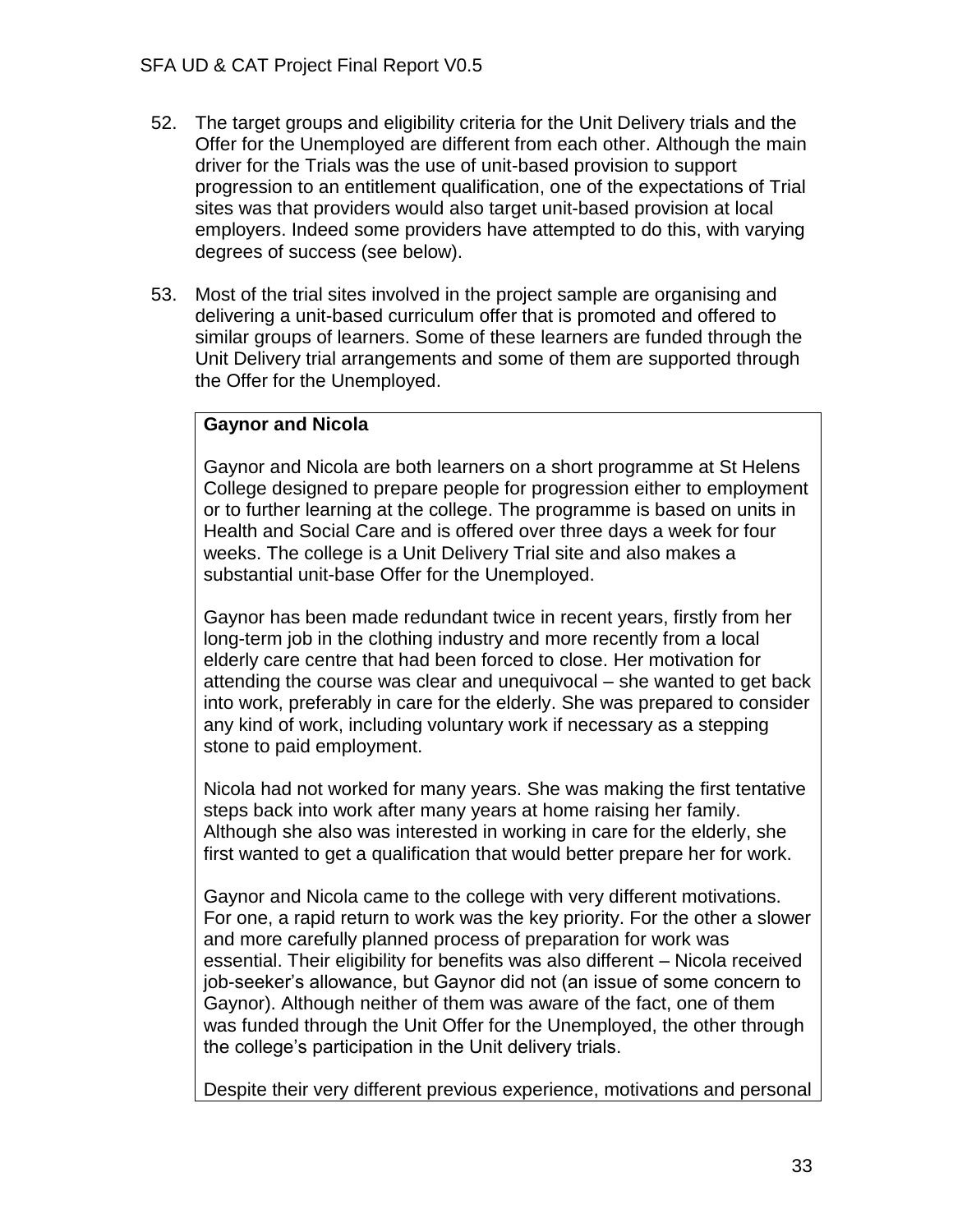52. The target groups and eligibility criteria for the Unit Delivery trials and the Offer for the Unemployed are different from each other. Although the main driver for the Trials was the use of unit-based provision to support progression to an entitlement qualification, one of the expectations of Trial sites was that providers would also target unit-based provision at local employers. Indeed some providers have attempted to do this, with varying degrees of success (see below).

53. Most of the trial sites involved in the project sample are organising and delivering a unit-based curriculum offer that is promoted and offered to similar groups of learners. Some of these learners are funded through the Unit Delivery trial arrangements and some of them are supported through the Offer for the Unemployed.

**Gaynor and Nicola**

Gaynor and Nicola are both learners on a short programme at St Helens College designed to prepare people for progression either to employment or to further learning at the college. The programme is based on units in Health and Social Care and is offered over three days a week for four weeks. The college is a Unit Delivery Trial site and also makes a substantial unit-base Offer for the Unemployed.

Gaynor has been made redundant twice in recent years, firstly from her long-term job in the clothing industry and more recently from a local elderly care centre that had been forced to close. Her motivation for attending the course was clear and unequivocal – she wanted to get back into work, preferably in care for the elderly. She was prepared to consider any kind of work, including voluntary work if necessary as a stepping stone to paid employment.

Nicola had not worked for many years. She was making the first tentative steps back into work after many years at home raising her family. Although she also was interested in working in care for the elderly, she first wanted to get a qualification that would better prepare her for work.

Gaynor and Nicola came to the college with very different motivations. For one, a rapid return to work was the key priority. For the other a slower and more carefully planned process of preparation for work was essential. Their eligibility for benefits was also different – Nicola received job-seeker's allowance, but Gaynor did not (an issue of some concern to Gaynor). Although neither of them was aware of the fact, one of them was funded through the Unit Offer for the Unemployed, the other through the college's participation in the Unit delivery trials.

Despite their very different previous experience, motivations and personal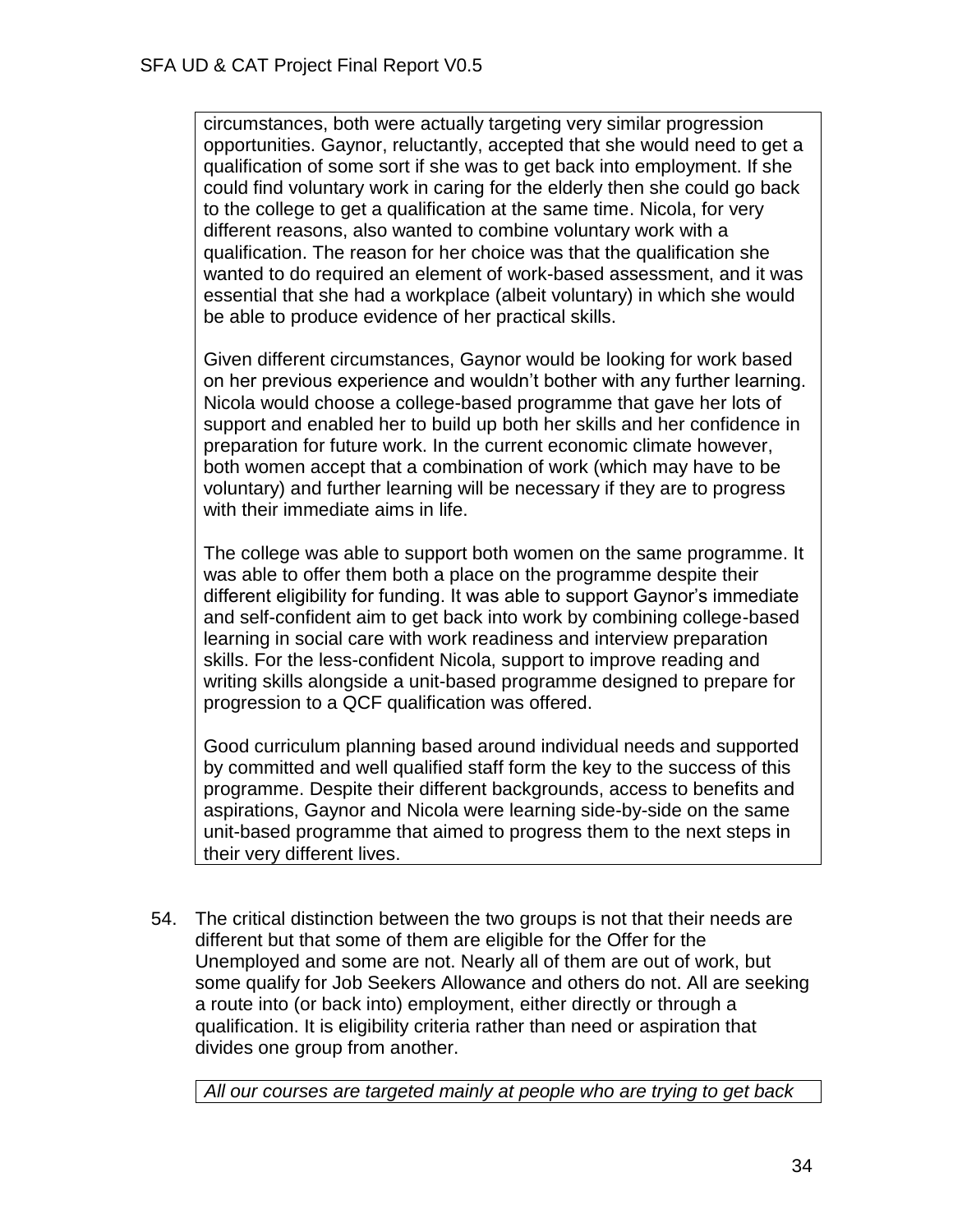circumstances, both were actually targeting very similar progression opportunities. Gaynor, reluctantly, accepted that she would need to get a qualification of some sort if she was to get back into employment. If she could find voluntary work in caring for the elderly then she could go back to the college to get a qualification at the same time. Nicola, for very different reasons, also wanted to combine voluntary work with a qualification. The reason for her choice was that the qualification she wanted to do required an element of work-based assessment, and it was essential that she had a workplace (albeit voluntary) in which she would be able to produce evidence of her practical skills.

Given different circumstances, Gaynor would be looking for work based on her previous experience and wouldn't bother with any further learning. Nicola would choose a college-based programme that gave her lots of support and enabled her to build up both her skills and her confidence in preparation for future work. In the current economic climate however, both women accept that a combination of work (which may have to be voluntary) and further learning will be necessary if they are to progress with their immediate aims in life.

The college was able to support both women on the same programme. It was able to offer them both a place on the programme despite their different eligibility for funding. It was able to support Gaynor's immediate and self-confident aim to get back into work by combining college-based learning in social care with work readiness and interview preparation skills. For the less-confident Nicola, support to improve reading and writing skills alongside a unit-based programme designed to prepare for progression to a QCF qualification was offered.

Good curriculum planning based around individual needs and supported by committed and well qualified staff form the key to the success of this programme. Despite their different backgrounds, access to benefits and aspirations, Gaynor and Nicola were learning side-by-side on the same unit-based programme that aimed to progress them to the next steps in their very different lives.

54. The critical distinction between the two groups is not that their needs are different but that some of them are eligible for the Offer for the Unemployed and some are not. Nearly all of them are out of work, but some qualify for Job Seekers Allowance and others do not. All are seeking a route into (or back into) employment, either directly or through a qualification. It is eligibility criteria rather than need or aspiration that divides one group from another.

*All our courses are targeted mainly at people who are trying to get back*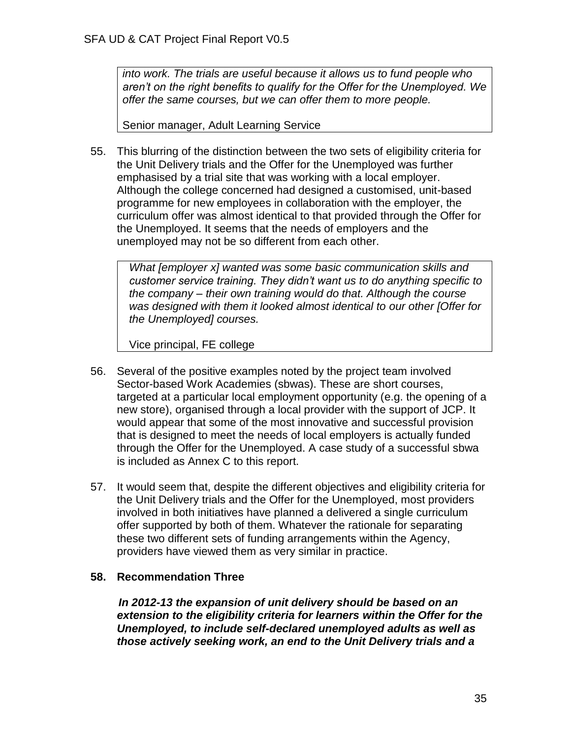> *into work. The trials are useful because it allows us to fund people who aren't on the right benefits to qualify for the Offer for the Unemployed. We offer the same courses, but we can offer them to more people.*
>
> Senior manager, Adult Learning Service

55. This blurring of the distinction between the two sets of eligibility criteria for the Unit Delivery trials and the Offer for the Unemployed was further emphasised by a trial site that was working with a local employer. Although the college concerned had designed a customised, unit-based programme for new employees in collaboration with the employer, the curriculum offer was almost identical to that provided through the Offer for the Unemployed. It seems that the needs of employers and the unemployed may not be so different from each other.

> *What [employer x] wanted was some basic communication skills and customer service training. They didn't want us to do anything specific to the company – their own training would do that. Although the course was designed with them it looked almost identical to our other [Offer for the Unemployed] courses.*
>
> Vice principal, FE college

56. Several of the positive examples noted by the project team involved Sector-based Work Academies (sbwas). These are short courses, targeted at a particular local employment opportunity (e.g. the opening of a new store), organised through a local provider with the support of JCP. It would appear that some of the most innovative and successful provision that is designed to meet the needs of local employers is actually funded through the Offer for the Unemployed. A case study of a successful sbwa is included as Annex C to this report.

57. It would seem that, despite the different objectives and eligibility criteria for the Unit Delivery trials and the Offer for the Unemployed, most providers involved in both initiatives have planned a delivered a single curriculum offer supported by both of them. Whatever the rationale for separating these two different sets of funding arrangements within the Agency, providers have viewed them as very similar in practice.

**58. Recommendation Three**

***In 2012-13 the expansion of unit delivery should be based on an extension to the eligibility criteria for learners within the Offer for the Unemployed, to include self-declared unemployed adults as well as those actively seeking work, an end to the Unit Delivery trials and a***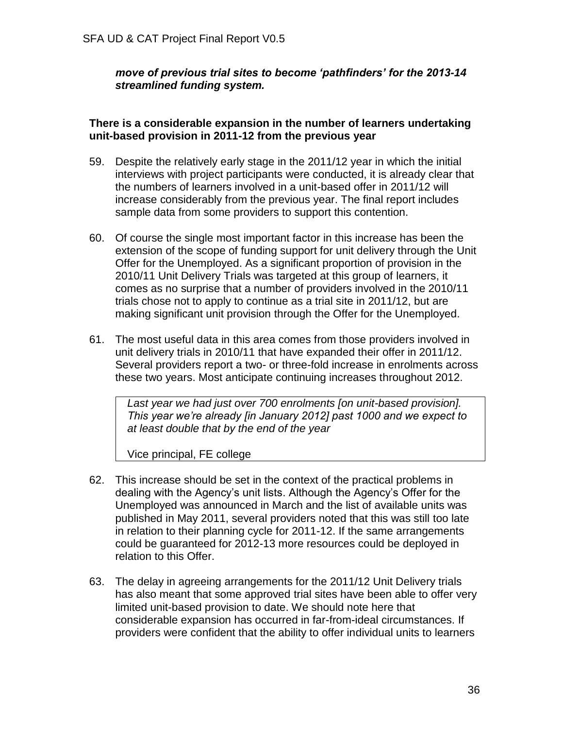***move of previous trial sites to become 'pathfinders' for the 2013-14 streamlined funding system.***

**There is a considerable expansion in the number of learners undertaking unit-based provision in 2011-12 from the previous year**

59. Despite the relatively early stage in the 2011/12 year in which the initial interviews with project participants were conducted, it is already clear that the numbers of learners involved in a unit-based offer in 2011/12 will increase considerably from the previous year. The final report includes sample data from some providers to support this contention.

60. Of course the single most important factor in this increase has been the extension of the scope of funding support for unit delivery through the Unit Offer for the Unemployed. As a significant proportion of provision in the 2010/11 Unit Delivery Trials was targeted at this group of learners, it comes as no surprise that a number of providers involved in the 2010/11 trials chose not to apply to continue as a trial site in 2011/12, but are making significant unit provision through the Offer for the Unemployed.

61. The most useful data in this area comes from those providers involved in unit delivery trials in 2010/11 that have expanded their offer in 2011/12. Several providers report a two- or three-fold increase in enrolments across these two years. Most anticipate continuing increases throughout 2012.

> *Last year we had just over 700 enrolments [on unit-based provision]. This year we're already [in January 2012] past 1000 and we expect to at least double that by the end of the year*
>
> Vice principal, FE college

62. This increase should be set in the context of the practical problems in dealing with the Agency's unit lists. Although the Agency's Offer for the Unemployed was announced in March and the list of available units was published in May 2011, several providers noted that this was still too late in relation to their planning cycle for 2011-12. If the same arrangements could be guaranteed for 2012-13 more resources could be deployed in relation to this Offer.

63. The delay in agreeing arrangements for the 2011/12 Unit Delivery trials has also meant that some approved trial sites have been able to offer very limited unit-based provision to date. We should note here that considerable expansion has occurred in far-from-ideal circumstances. If providers were confident that the ability to offer individual units to learners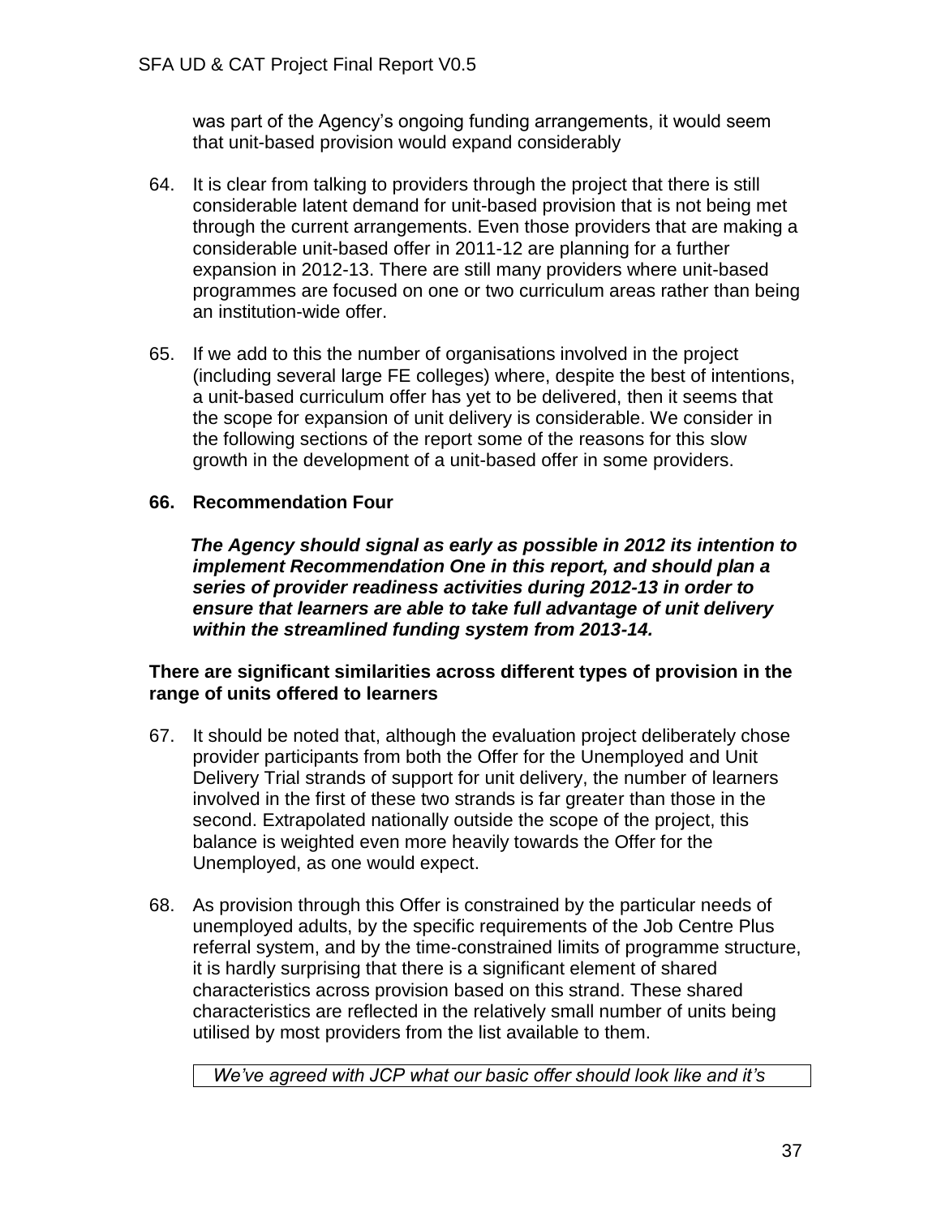was part of the Agency's ongoing funding arrangements, it would seem that unit-based provision would expand considerably

64. It is clear from talking to providers through the project that there is still considerable latent demand for unit-based provision that is not being met through the current arrangements. Even those providers that are making a considerable unit-based offer in 2011-12 are planning for a further expansion in 2012-13. There are still many providers where unit-based programmes are focused on one or two curriculum areas rather than being an institution-wide offer.

65. If we add to this the number of organisations involved in the project (including several large FE colleges) where, despite the best of intentions, a unit-based curriculum offer has yet to be delivered, then it seems that the scope for expansion of unit delivery is considerable. We consider in the following sections of the report some of the reasons for this slow growth in the development of a unit-based offer in some providers.

**66. Recommendation Four**

***The Agency should signal as early as possible in 2012 its intention to implement Recommendation One in this report, and should plan a series of provider readiness activities during 2012-13 in order to ensure that learners are able to take full advantage of unit delivery within the streamlined funding system from 2013-14.***

**There are significant similarities across different types of provision in the range of units offered to learners**

67. It should be noted that, although the evaluation project deliberately chose provider participants from both the Offer for the Unemployed and Unit Delivery Trial strands of support for unit delivery, the number of learners involved in the first of these two strands is far greater than those in the second. Extrapolated nationally outside the scope of the project, this balance is weighted even more heavily towards the Offer for the Unemployed, as one would expect.

68. As provision through this Offer is constrained by the particular needs of unemployed adults, by the specific requirements of the Job Centre Plus referral system, and by the time-constrained limits of programme structure, it is hardly surprising that there is a significant element of shared characteristics across provision based on this strand. These shared characteristics are reflected in the relatively small number of units being utilised by most providers from the list available to them.

*We've agreed with JCP what our basic offer should look like and it's*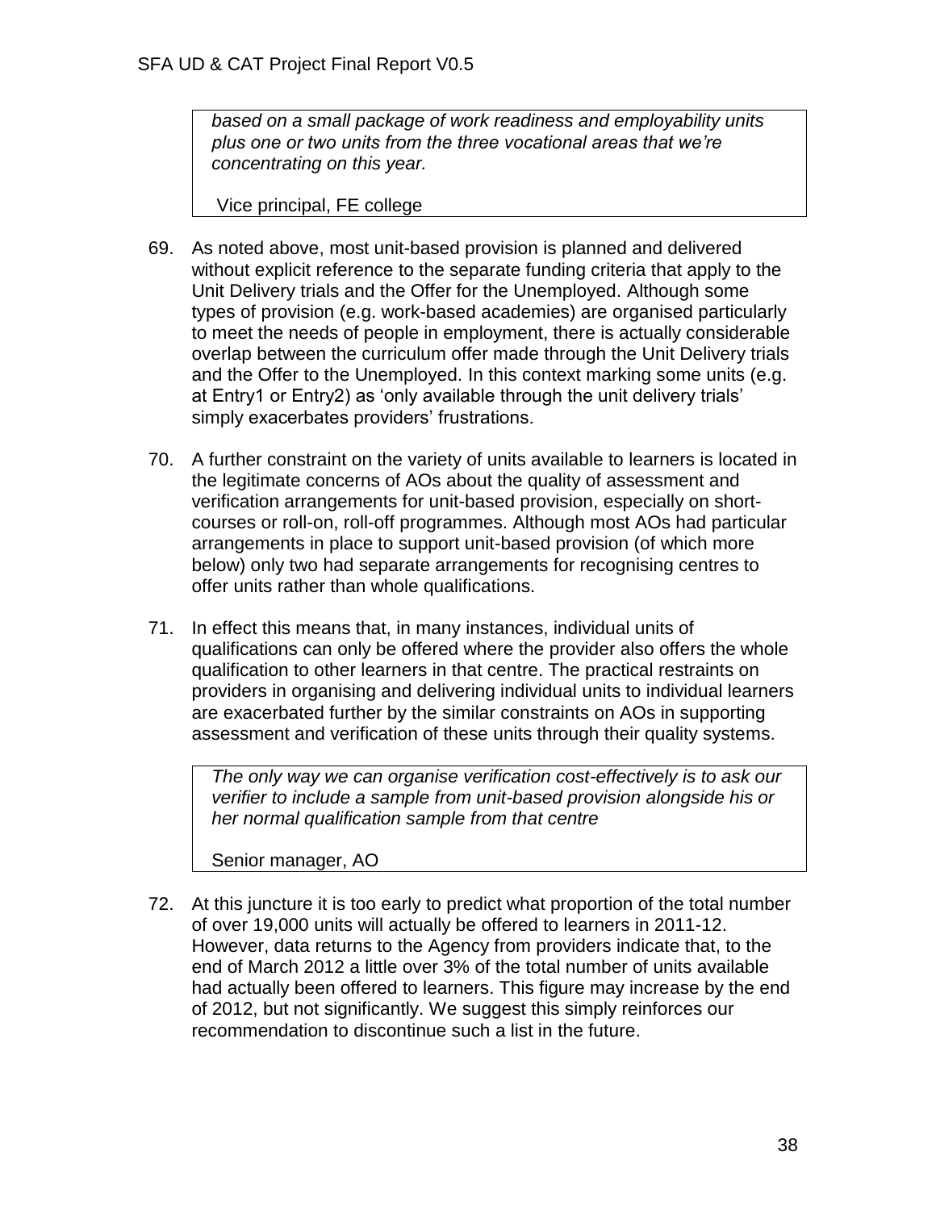> *based on a small package of work readiness and employability units plus one or two units from the three vocational areas that we're concentrating on this year.*
>
> Vice principal, FE college

69. As noted above, most unit-based provision is planned and delivered without explicit reference to the separate funding criteria that apply to the Unit Delivery trials and the Offer for the Unemployed. Although some types of provision (e.g. work-based academies) are organised particularly to meet the needs of people in employment, there is actually considerable overlap between the curriculum offer made through the Unit Delivery trials and the Offer to the Unemployed. In this context marking some units (e.g. at Entry1 or Entry2) as 'only available through the unit delivery trials' simply exacerbates providers' frustrations.

70. A further constraint on the variety of units available to learners is located in the legitimate concerns of AOs about the quality of assessment and verification arrangements for unit-based provision, especially on short-courses or roll-on, roll-off programmes. Although most AOs had particular arrangements in place to support unit-based provision (of which more below) only two had separate arrangements for recognising centres to offer units rather than whole qualifications.

71. In effect this means that, in many instances, individual units of qualifications can only be offered where the provider also offers the whole qualification to other learners in that centre. The practical restraints on providers in organising and delivering individual units to individual learners are exacerbated further by the similar constraints on AOs in supporting assessment and verification of these units through their quality systems.

> *The only way we can organise verification cost-effectively is to ask our verifier to include a sample from unit-based provision alongside his or her normal qualification sample from that centre*
>
> Senior manager, AO

72. At this juncture it is too early to predict what proportion of the total number of over 19,000 units will actually be offered to learners in 2011-12. However, data returns to the Agency from providers indicate that, to the end of March 2012 a little over 3% of the total number of units available had actually been offered to learners. This figure may increase by the end of 2012, but not significantly. We suggest this simply reinforces our recommendation to discontinue such a list in the future.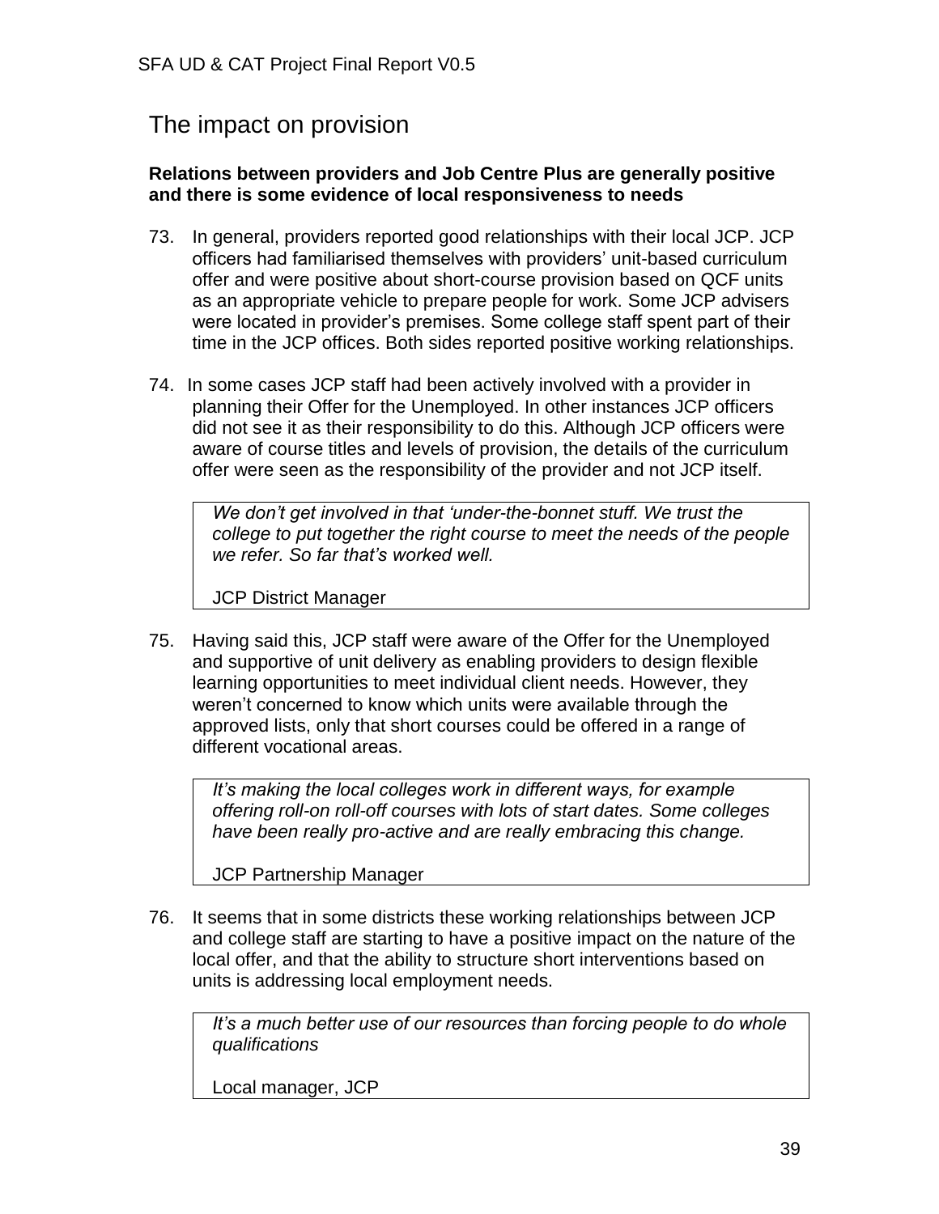## The impact on provision

**Relations between providers and Job Centre Plus are generally positive and there is some evidence of local responsiveness to needs**

73. In general, providers reported good relationships with their local JCP. JCP officers had familiarised themselves with providers' unit-based curriculum offer and were positive about short-course provision based on QCF units as an appropriate vehicle to prepare people for work. Some JCP advisers were located in provider's premises. Some college staff spent part of their time in the JCP offices. Both sides reported positive working relationships.

74. In some cases JCP staff had been actively involved with a provider in planning their Offer for the Unemployed. In other instances JCP officers did not see it as their responsibility to do this. Although JCP officers were aware of course titles and levels of provision, the details of the curriculum offer were seen as the responsibility of the provider and not JCP itself.

> *We don't get involved in that 'under-the-bonnet stuff. We trust the college to put together the right course to meet the needs of the people we refer. So far that's worked well.*
>
> JCP District Manager

75. Having said this, JCP staff were aware of the Offer for the Unemployed and supportive of unit delivery as enabling providers to design flexible learning opportunities to meet individual client needs. However, they weren't concerned to know which units were available through the approved lists, only that short courses could be offered in a range of different vocational areas.

> *It's making the local colleges work in different ways, for example offering roll-on roll-off courses with lots of start dates. Some colleges have been really pro-active and are really embracing this change.*
>
> JCP Partnership Manager

76. It seems that in some districts these working relationships between JCP and college staff are starting to have a positive impact on the nature of the local offer, and that the ability to structure short interventions based on units is addressing local employment needs.

> *It's a much better use of our resources than forcing people to do whole qualifications*
>
> Local manager, JCP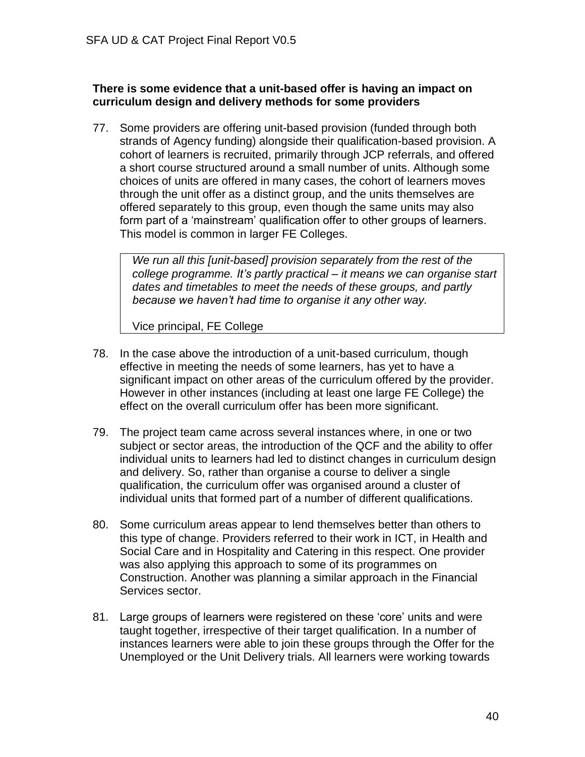**There is some evidence that a unit-based offer is having an impact on curriculum design and delivery methods for some providers**

77. Some providers are offering unit-based provision (funded through both strands of Agency funding) alongside their qualification-based provision. A cohort of learners is recruited, primarily through JCP referrals, and offered a short course structured around a small number of units. Although some choices of units are offered in many cases, the cohort of learners moves through the unit offer as a distinct group, and the units themselves are offered separately to this group, even though the same units may also form part of a 'mainstream' qualification offer to other groups of learners. This model is common in larger FE Colleges.

> *We run all this [unit-based] provision separately from the rest of the college programme. It's partly practical – it means we can organise start dates and timetables to meet the needs of these groups, and partly because we haven't had time to organise it any other way.*
>
> Vice principal, FE College

78. In the case above the introduction of a unit-based curriculum, though effective in meeting the needs of some learners, has yet to have a significant impact on other areas of the curriculum offered by the provider. However in other instances (including at least one large FE College) the effect on the overall curriculum offer has been more significant.

79. The project team came across several instances where, in one or two subject or sector areas, the introduction of the QCF and the ability to offer individual units to learners had led to distinct changes in curriculum design and delivery. So, rather than organise a course to deliver a single qualification, the curriculum offer was organised around a cluster of individual units that formed part of a number of different qualifications.

80. Some curriculum areas appear to lend themselves better than others to this type of change. Providers referred to their work in ICT, in Health and Social Care and in Hospitality and Catering in this respect. One provider was also applying this approach to some of its programmes on Construction. Another was planning a similar approach in the Financial Services sector.

81. Large groups of learners were registered on these 'core' units and were taught together, irrespective of their target qualification. In a number of instances learners were able to join these groups through the Offer for the Unemployed or the Unit Delivery trials. All learners were working towards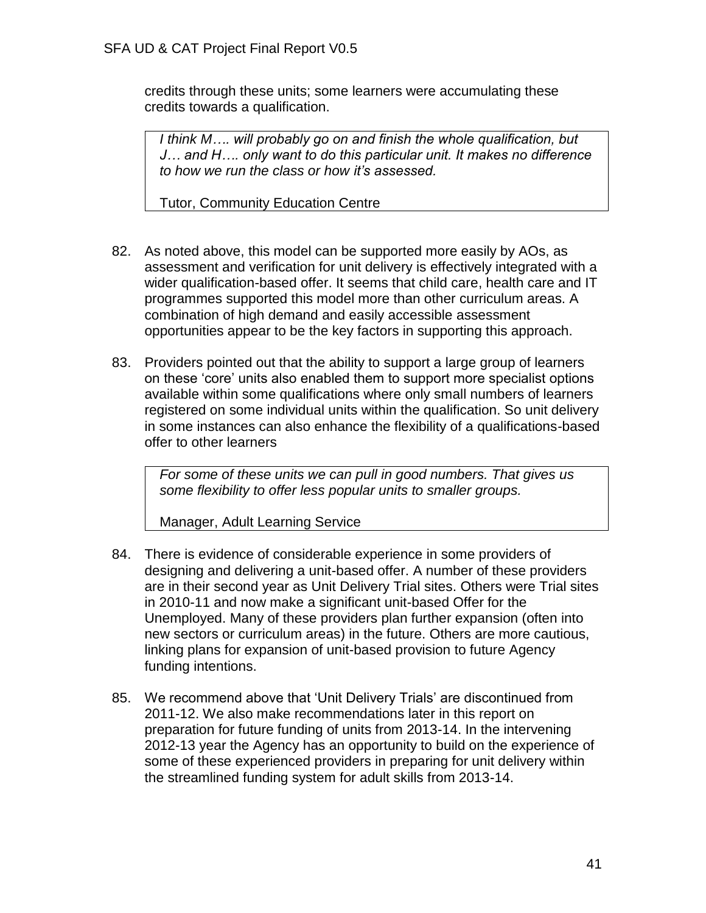credits through these units; some learners were accumulating these credits towards a qualification.

> *I think M…. will probably go on and finish the whole qualification, but J… and H…. only want to do this particular unit. It makes no difference to how we run the class or how it's assessed.*
>
> Tutor, Community Education Centre

82. As noted above, this model can be supported more easily by AOs, as assessment and verification for unit delivery is effectively integrated with a wider qualification-based offer. It seems that child care, health care and IT programmes supported this model more than other curriculum areas. A combination of high demand and easily accessible assessment opportunities appear to be the key factors in supporting this approach.

83. Providers pointed out that the ability to support a large group of learners on these 'core' units also enabled them to support more specialist options available within some qualifications where only small numbers of learners registered on some individual units within the qualification. So unit delivery in some instances can also enhance the flexibility of a qualifications-based offer to other learners

> *For some of these units we can pull in good numbers. That gives us some flexibility to offer less popular units to smaller groups.*
>
> Manager, Adult Learning Service

84. There is evidence of considerable experience in some providers of designing and delivering a unit-based offer. A number of these providers are in their second year as Unit Delivery Trial sites. Others were Trial sites in 2010-11 and now make a significant unit-based Offer for the Unemployed. Many of these providers plan further expansion (often into new sectors or curriculum areas) in the future. Others are more cautious, linking plans for expansion of unit-based provision to future Agency funding intentions.

85. We recommend above that 'Unit Delivery Trials' are discontinued from 2011-12. We also make recommendations later in this report on preparation for future funding of units from 2013-14. In the intervening 2012-13 year the Agency has an opportunity to build on the experience of some of these experienced providers in preparing for unit delivery within the streamlined funding system for adult skills from 2013-14.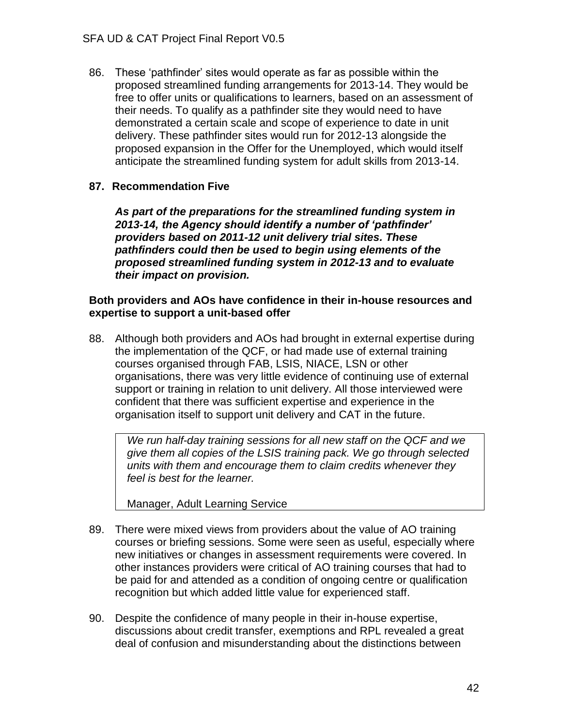86. These 'pathfinder' sites would operate as far as possible within the proposed streamlined funding arrangements for 2013-14. They would be free to offer units or qualifications to learners, based on an assessment of their needs. To qualify as a pathfinder site they would need to have demonstrated a certain scale and scope of experience to date in unit delivery. These pathfinder sites would run for 2012-13 alongside the proposed expansion in the Offer for the Unemployed, which would itself anticipate the streamlined funding system for adult skills from 2013-14.

**87. Recommendation Five**

***As part of the preparations for the streamlined funding system in 2013-14, the Agency should identify a number of 'pathfinder' providers based on 2011-12 unit delivery trial sites. These pathfinders could then be used to begin using elements of the proposed streamlined funding system in 2012-13 and to evaluate their impact on provision.***

**Both providers and AOs have confidence in their in-house resources and expertise to support a unit-based offer**

88. Although both providers and AOs had brought in external expertise during the implementation of the QCF, or had made use of external training courses organised through FAB, LSIS, NIACE, LSN or other organisations, there was very little evidence of continuing use of external support or training in relation to unit delivery. All those interviewed were confident that there was sufficient expertise and experience in the organisation itself to support unit delivery and CAT in the future.

> *We run half-day training sessions for all new staff on the QCF and we give them all copies of the LSIS training pack. We go through selected units with them and encourage them to claim credits whenever they feel is best for the learner.*
>
> Manager, Adult Learning Service

89. There were mixed views from providers about the value of AO training courses or briefing sessions. Some were seen as useful, especially where new initiatives or changes in assessment requirements were covered. In other instances providers were critical of AO training courses that had to be paid for and attended as a condition of ongoing centre or qualification recognition but which added little value for experienced staff.

90. Despite the confidence of many people in their in-house expertise, discussions about credit transfer, exemptions and RPL revealed a great deal of confusion and misunderstanding about the distinctions between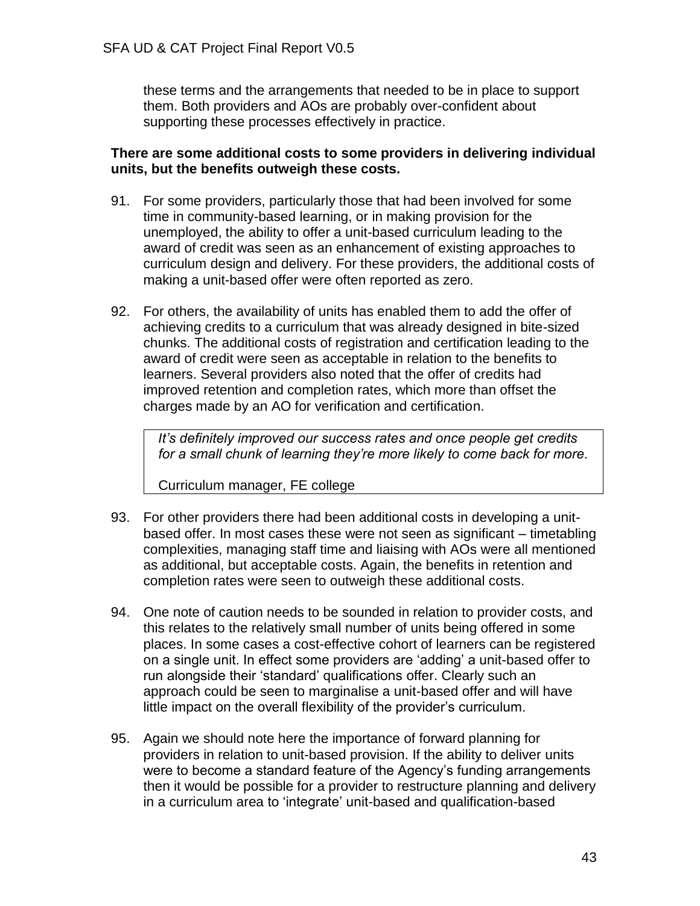these terms and the arrangements that needed to be in place to support them. Both providers and AOs are probably over-confident about supporting these processes effectively in practice.

**There are some additional costs to some providers in delivering individual units, but the benefits outweigh these costs.**

91. For some providers, particularly those that had been involved for some time in community-based learning, or in making provision for the unemployed, the ability to offer a unit-based curriculum leading to the award of credit was seen as an enhancement of existing approaches to curriculum design and delivery. For these providers, the additional costs of making a unit-based offer were often reported as zero.

92. For others, the availability of units has enabled them to add the offer of achieving credits to a curriculum that was already designed in bite-sized chunks. The additional costs of registration and certification leading to the award of credit were seen as acceptable in relation to the benefits to learners. Several providers also noted that the offer of credits had improved retention and completion rates, which more than offset the charges made by an AO for verification and certification.

> *It's definitely improved our success rates and once people get credits for a small chunk of learning they're more likely to come back for more.*
>
> Curriculum manager, FE college

93. For other providers there had been additional costs in developing a unit-based offer. In most cases these were not seen as significant – timetabling complexities, managing staff time and liaising with AOs were all mentioned as additional, but acceptable costs. Again, the benefits in retention and completion rates were seen to outweigh these additional costs.

94. One note of caution needs to be sounded in relation to provider costs, and this relates to the relatively small number of units being offered in some places. In some cases a cost-effective cohort of learners can be registered on a single unit. In effect some providers are 'adding' a unit-based offer to run alongside their 'standard' qualifications offer. Clearly such an approach could be seen to marginalise a unit-based offer and will have little impact on the overall flexibility of the provider's curriculum.

95. Again we should note here the importance of forward planning for providers in relation to unit-based provision. If the ability to deliver units were to become a standard feature of the Agency's funding arrangements then it would be possible for a provider to restructure planning and delivery in a curriculum area to 'integrate' unit-based and qualification-based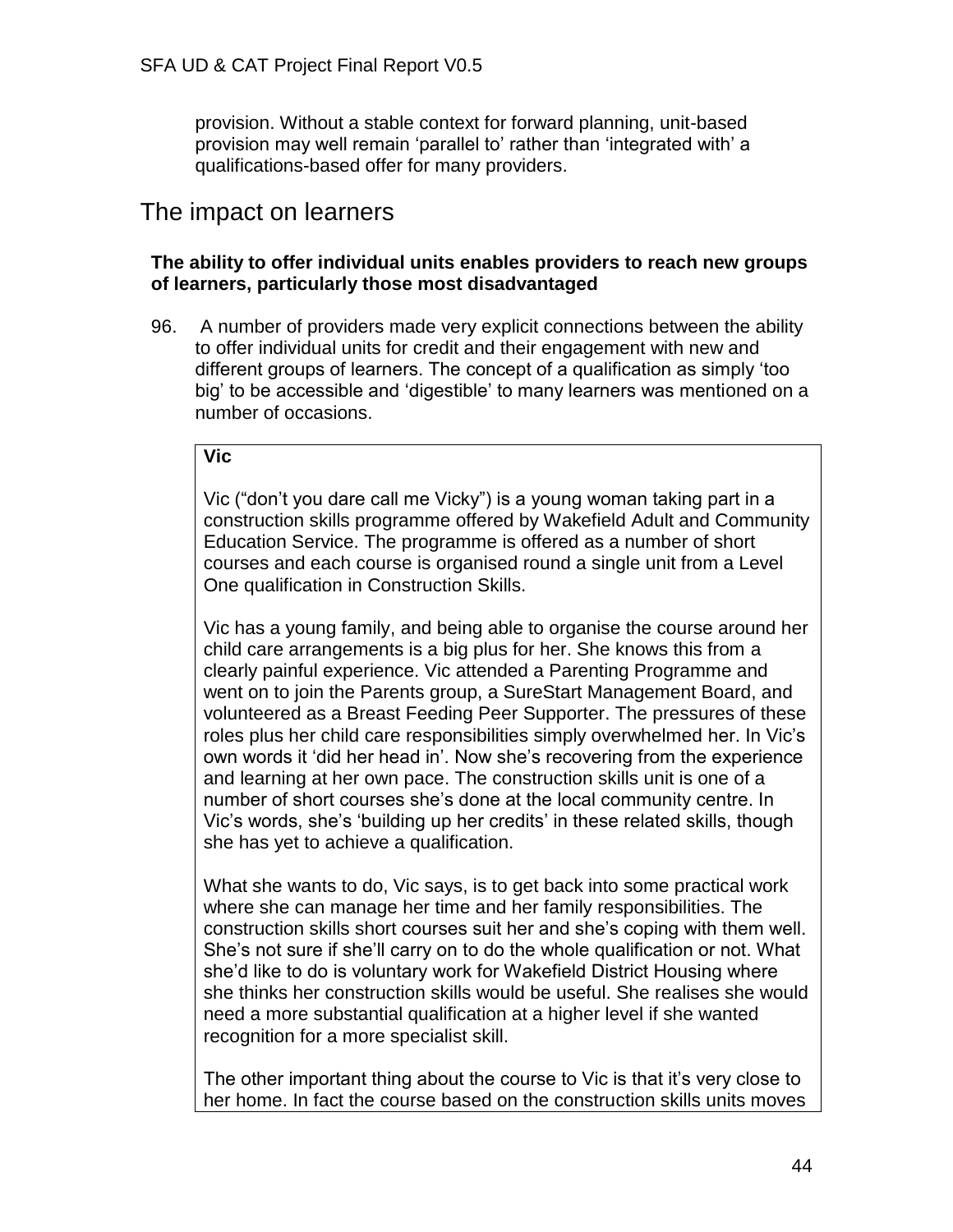provision. Without a stable context for forward planning, unit-based provision may well remain 'parallel to' rather than 'integrated with' a qualifications-based offer for many providers.

## The impact on learners

**The ability to offer individual units enables providers to reach new groups of learners, particularly those most disadvantaged**

96. A number of providers made very explicit connections between the ability to offer individual units for credit and their engagement with new and different groups of learners. The concept of a qualification as simply 'too big' to be accessible and 'digestible' to many learners was mentioned on a number of occasions.

> **Vic**
>
> Vic ("don't you dare call me Vicky") is a young woman taking part in a construction skills programme offered by Wakefield Adult and Community Education Service. The programme is offered as a number of short courses and each course is organised round a single unit from a Level One qualification in Construction Skills.
>
> Vic has a young family, and being able to organise the course around her child care arrangements is a big plus for her. She knows this from a clearly painful experience. Vic attended a Parenting Programme and went on to join the Parents group, a SureStart Management Board, and volunteered as a Breast Feeding Peer Supporter. The pressures of these roles plus her child care responsibilities simply overwhelmed her. In Vic's own words it 'did her head in'. Now she's recovering from the experience and learning at her own pace. The construction skills unit is one of a number of short courses she's done at the local community centre. In Vic's words, she's 'building up her credits' in these related skills, though she has yet to achieve a qualification.
>
> What she wants to do, Vic says, is to get back into some practical work where she can manage her time and her family responsibilities. The construction skills short courses suit her and she's coping with them well. She's not sure if she'll carry on to do the whole qualification or not. What she'd like to do is voluntary work for Wakefield District Housing where she thinks her construction skills would be useful. She realises she would need a more substantial qualification at a higher level if she wanted recognition for a more specialist skill.
>
> The other important thing about the course to Vic is that it's very close to her home. In fact the course based on the construction skills units moves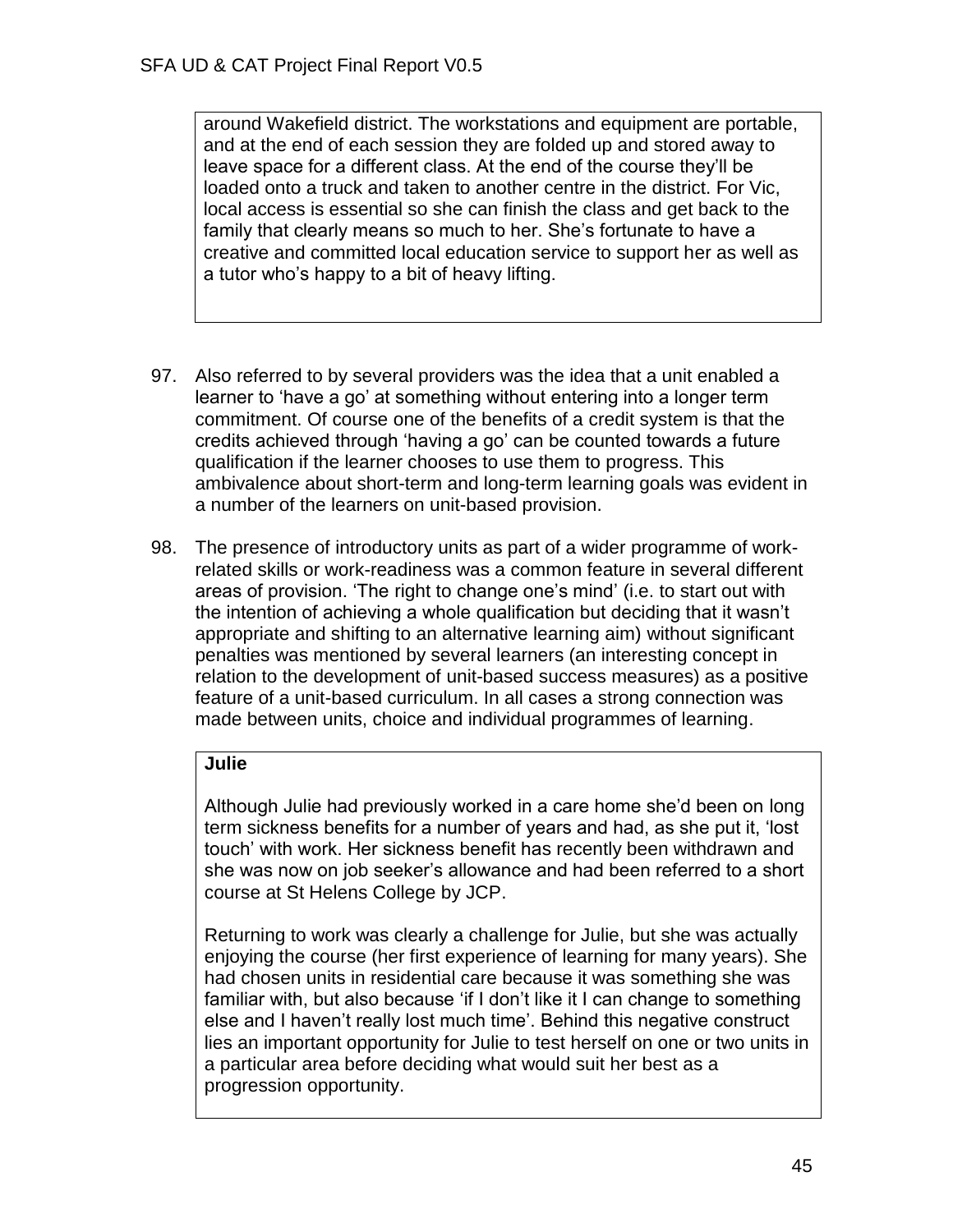around Wakefield district. The workstations and equipment are portable, and at the end of each session they are folded up and stored away to leave space for a different class. At the end of the course they'll be loaded onto a truck and taken to another centre in the district. For Vic, local access is essential so she can finish the class and get back to the family that clearly means so much to her. She's fortunate to have a creative and committed local education service to support her as well as a tutor who's happy to a bit of heavy lifting.

97. Also referred to by several providers was the idea that a unit enabled a learner to 'have a go' at something without entering into a longer term commitment. Of course one of the benefits of a credit system is that the credits achieved through 'having a go' can be counted towards a future qualification if the learner chooses to use them to progress. This ambivalence about short-term and long-term learning goals was evident in a number of the learners on unit-based provision.

98. The presence of introductory units as part of a wider programme of work-related skills or work-readiness was a common feature in several different areas of provision. 'The right to change one's mind' (i.e. to start out with the intention of achieving a whole qualification but deciding that it wasn't appropriate and shifting to an alternative learning aim) without significant penalties was mentioned by several learners (an interesting concept in relation to the development of unit-based success measures) as a positive feature of a unit-based curriculum. In all cases a strong connection was made between units, choice and individual programmes of learning.

**Julie**

Although Julie had previously worked in a care home she'd been on long term sickness benefits for a number of years and had, as she put it, 'lost touch' with work. Her sickness benefit has recently been withdrawn and she was now on job seeker's allowance and had been referred to a short course at St Helens College by JCP.

Returning to work was clearly a challenge for Julie, but she was actually enjoying the course (her first experience of learning for many years). She had chosen units in residential care because it was something she was familiar with, but also because 'if I don't like it I can change to something else and I haven't really lost much time'. Behind this negative construct lies an important opportunity for Julie to test herself on one or two units in a particular area before deciding what would suit her best as a progression opportunity.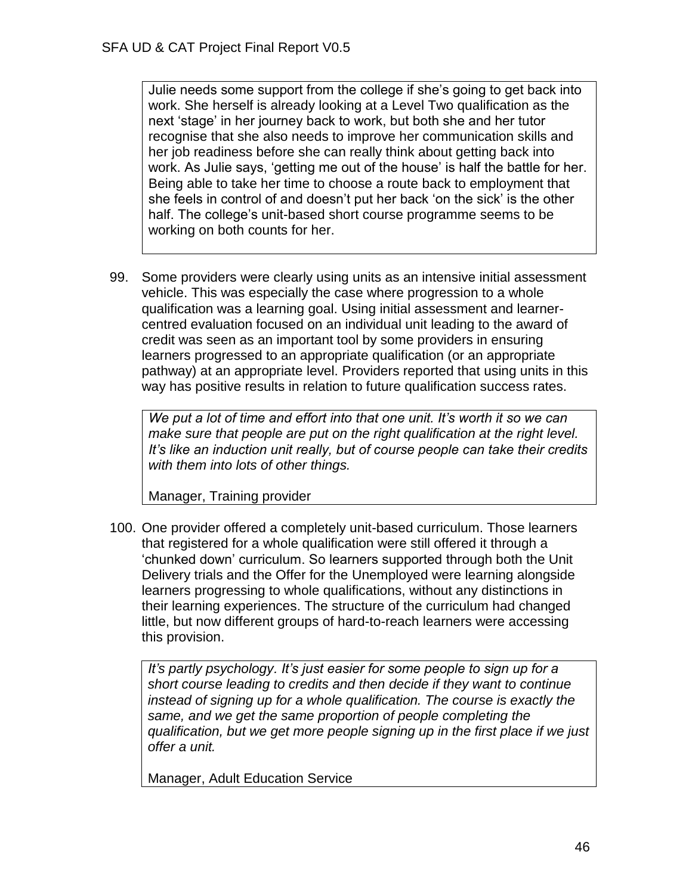Julie needs some support from the college if she's going to get back into work. She herself is already looking at a Level Two qualification as the next 'stage' in her journey back to work, but both she and her tutor recognise that she also needs to improve her communication skills and her job readiness before she can really think about getting back into work. As Julie says, 'getting me out of the house' is half the battle for her. Being able to take her time to choose a route back to employment that she feels in control of and doesn't put her back 'on the sick' is the other half. The college's unit-based short course programme seems to be working on both counts for her.

99. Some providers were clearly using units as an intensive initial assessment vehicle. This was especially the case where progression to a whole qualification was a learning goal. Using initial assessment and learner-centred evaluation focused on an individual unit leading to the award of credit was seen as an important tool by some providers in ensuring learners progressed to an appropriate qualification (or an appropriate pathway) at an appropriate level. Providers reported that using units in this way has positive results in relation to future qualification success rates.

> *We put a lot of time and effort into that one unit. It's worth it so we can make sure that people are put on the right qualification at the right level. It's like an induction unit really, but of course people can take their credits with them into lots of other things.*
>
> Manager, Training provider

100. One provider offered a completely unit-based curriculum. Those learners that registered for a whole qualification were still offered it through a 'chunked down' curriculum. So learners supported through both the Unit Delivery trials and the Offer for the Unemployed were learning alongside learners progressing to whole qualifications, without any distinctions in their learning experiences. The structure of the curriculum had changed little, but now different groups of hard-to-reach learners were accessing this provision.

> *It's partly psychology. It's just easier for some people to sign up for a short course leading to credits and then decide if they want to continue instead of signing up for a whole qualification. The course is exactly the same, and we get the same proportion of people completing the qualification, but we get more people signing up in the first place if we just offer a unit.*
>
> Manager, Adult Education Service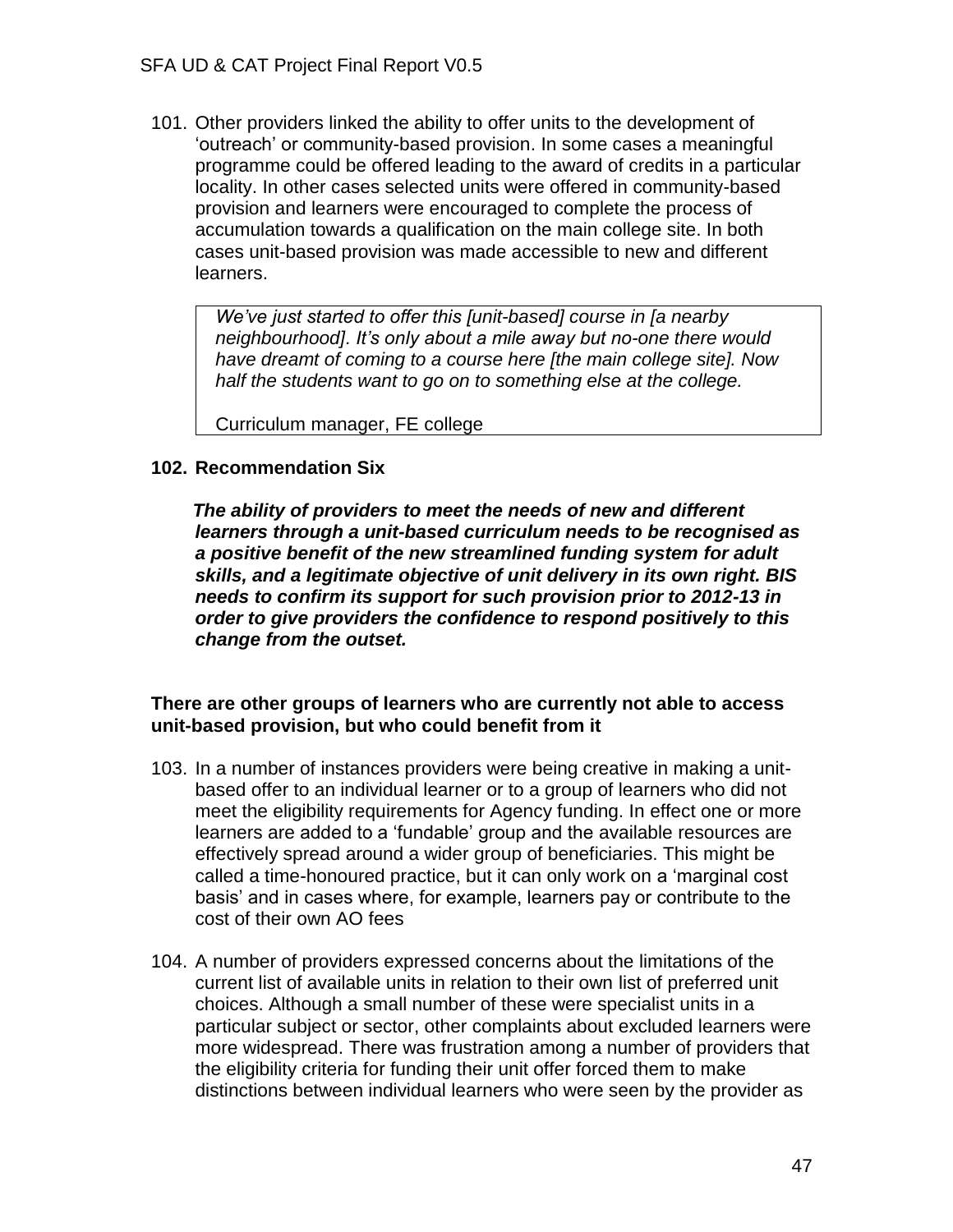101. Other providers linked the ability to offer units to the development of 'outreach' or community-based provision. In some cases a meaningful programme could be offered leading to the award of credits in a particular locality. In other cases selected units were offered in community-based provision and learners were encouraged to complete the process of accumulation towards a qualification on the main college site. In both cases unit-based provision was made accessible to new and different learners.

> *We've just started to offer this [unit-based] course in [a nearby neighbourhood]. It's only about a mile away but no-one there would have dreamt of coming to a course here [the main college site]. Now half the students want to go on to something else at the college.*
>
> Curriculum manager, FE college

**102. Recommendation Six**

***The ability of providers to meet the needs of new and different learners through a unit-based curriculum needs to be recognised as a positive benefit of the new streamlined funding system for adult skills, and a legitimate objective of unit delivery in its own right. BIS needs to confirm its support for such provision prior to 2012-13 in order to give providers the confidence to respond positively to this change from the outset.***

**There are other groups of learners who are currently not able to access unit-based provision, but who could benefit from it**

103. In a number of instances providers were being creative in making a unit-based offer to an individual learner or to a group of learners who did not meet the eligibility requirements for Agency funding. In effect one or more learners are added to a 'fundable' group and the available resources are effectively spread around a wider group of beneficiaries. This might be called a time-honoured practice, but it can only work on a 'marginal cost basis' and in cases where, for example, learners pay or contribute to the cost of their own AO fees

104. A number of providers expressed concerns about the limitations of the current list of available units in relation to their own list of preferred unit choices. Although a small number of these were specialist units in a particular subject or sector, other complaints about excluded learners were more widespread. There was frustration among a number of providers that the eligibility criteria for funding their unit offer forced them to make distinctions between individual learners who were seen by the provider as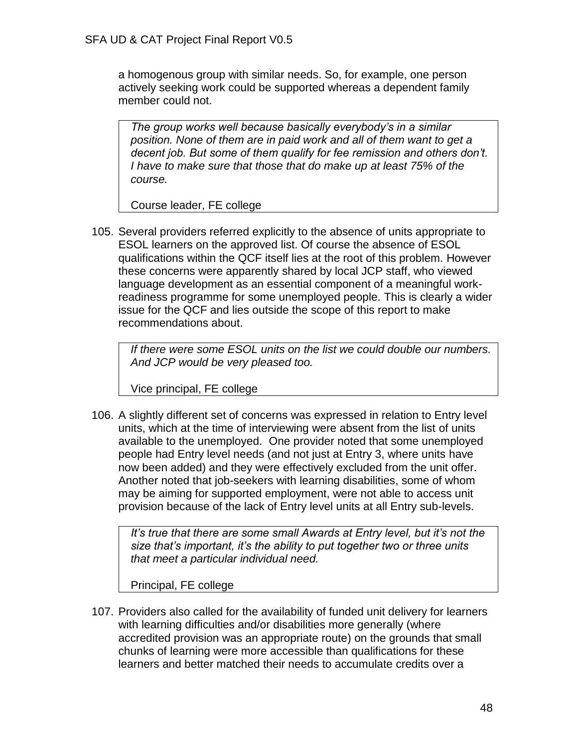a homogenous group with similar needs. So, for example, one person actively seeking work could be supported whereas a dependent family member could not.

> *The group works well because basically everybody's in a similar position. None of them are in paid work and all of them want to get a decent job. But some of them qualify for fee remission and others don't. I have to make sure that those that do make up at least 75% of the course.*
>
> Course leader, FE college

105. Several providers referred explicitly to the absence of units appropriate to ESOL learners on the approved list. Of course the absence of ESOL qualifications within the QCF itself lies at the root of this problem. However these concerns were apparently shared by local JCP staff, who viewed language development as an essential component of a meaningful work-readiness programme for some unemployed people. This is clearly a wider issue for the QCF and lies outside the scope of this report to make recommendations about.

> *If there were some ESOL units on the list we could double our numbers. And JCP would be very pleased too.*
>
> Vice principal, FE college

106. A slightly different set of concerns was expressed in relation to Entry level units, which at the time of interviewing were absent from the list of units available to the unemployed. One provider noted that some unemployed people had Entry level needs (and not just at Entry 3, where units have now been added) and they were effectively excluded from the unit offer. Another noted that job-seekers with learning disabilities, some of whom may be aiming for supported employment, were not able to access unit provision because of the lack of Entry level units at all Entry sub-levels.

> *It's true that there are some small Awards at Entry level, but it's not the size that's important, it's the ability to put together two or three units that meet a particular individual need.*
>
> Principal, FE college

107. Providers also called for the availability of funded unit delivery for learners with learning difficulties and/or disabilities more generally (where accredited provision was an appropriate route) on the grounds that small chunks of learning were more accessible than qualifications for these learners and better matched their needs to accumulate credits over a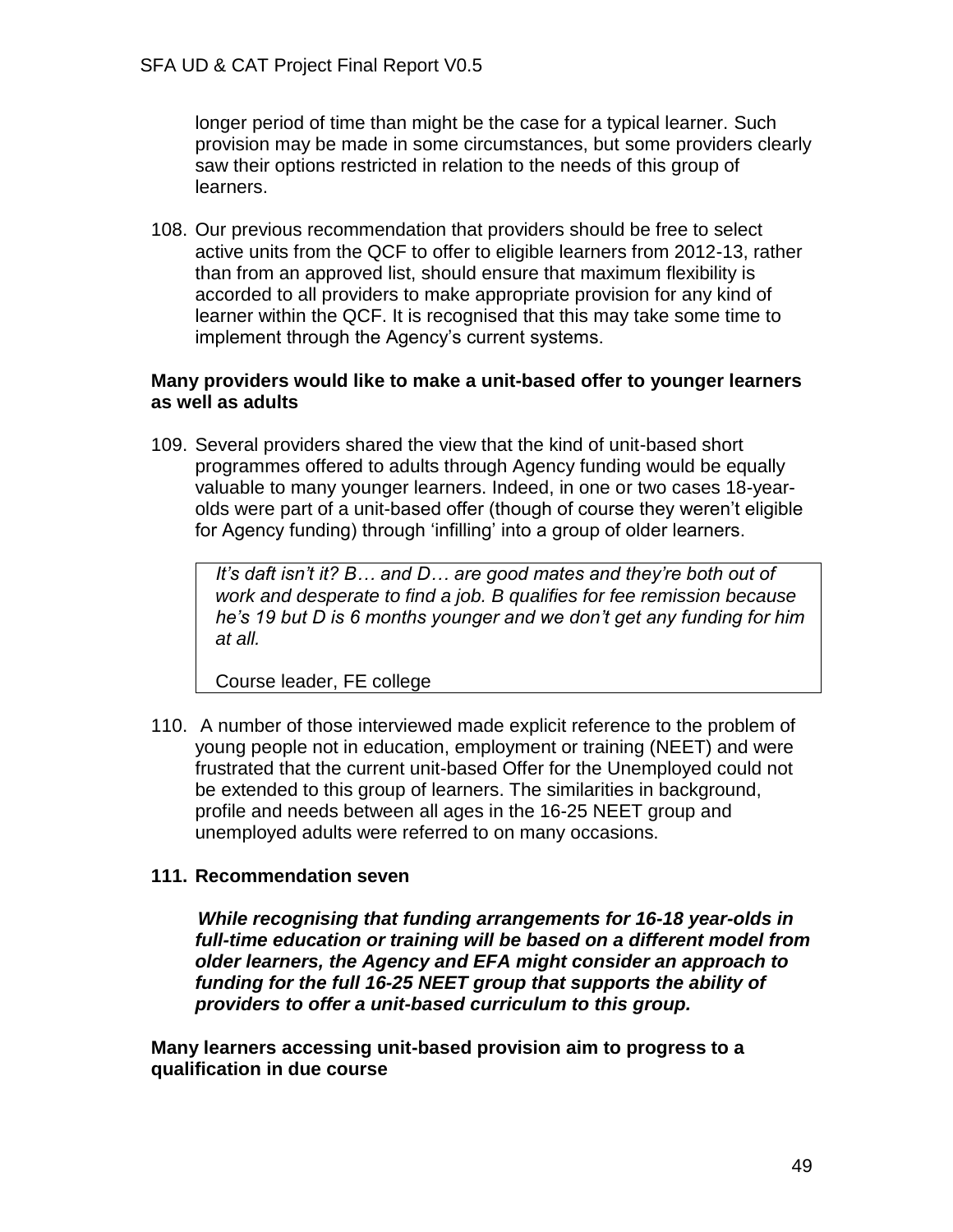longer period of time than might be the case for a typical learner. Such provision may be made in some circumstances, but some providers clearly saw their options restricted in relation to the needs of this group of learners.

108. Our previous recommendation that providers should be free to select active units from the QCF to offer to eligible learners from 2012-13, rather than from an approved list, should ensure that maximum flexibility is accorded to all providers to make appropriate provision for any kind of learner within the QCF. It is recognised that this may take some time to implement through the Agency's current systems.

**Many providers would like to make a unit-based offer to younger learners as well as adults**

109. Several providers shared the view that the kind of unit-based short programmes offered to adults through Agency funding would be equally valuable to many younger learners. Indeed, in one or two cases 18-year-olds were part of a unit-based offer (though of course they weren't eligible for Agency funding) through 'infilling' into a group of older learners.

> *It's daft isn't it? B… and D… are good mates and they're both out of work and desperate to find a job. B qualifies for fee remission because he's 19 but D is 6 months younger and we don't get any funding for him at all.*
>
> Course leader, FE college

110. A number of those interviewed made explicit reference to the problem of young people not in education, employment or training (NEET) and were frustrated that the current unit-based Offer for the Unemployed could not be extended to this group of learners. The similarities in background, profile and needs between all ages in the 16-25 NEET group and unemployed adults were referred to on many occasions.

**111. Recommendation seven**

***While recognising that funding arrangements for 16-18 year-olds in full-time education or training will be based on a different model from older learners, the Agency and EFA might consider an approach to funding for the full 16-25 NEET group that supports the ability of providers to offer a unit-based curriculum to this group.***

**Many learners accessing unit-based provision aim to progress to a qualification in due course**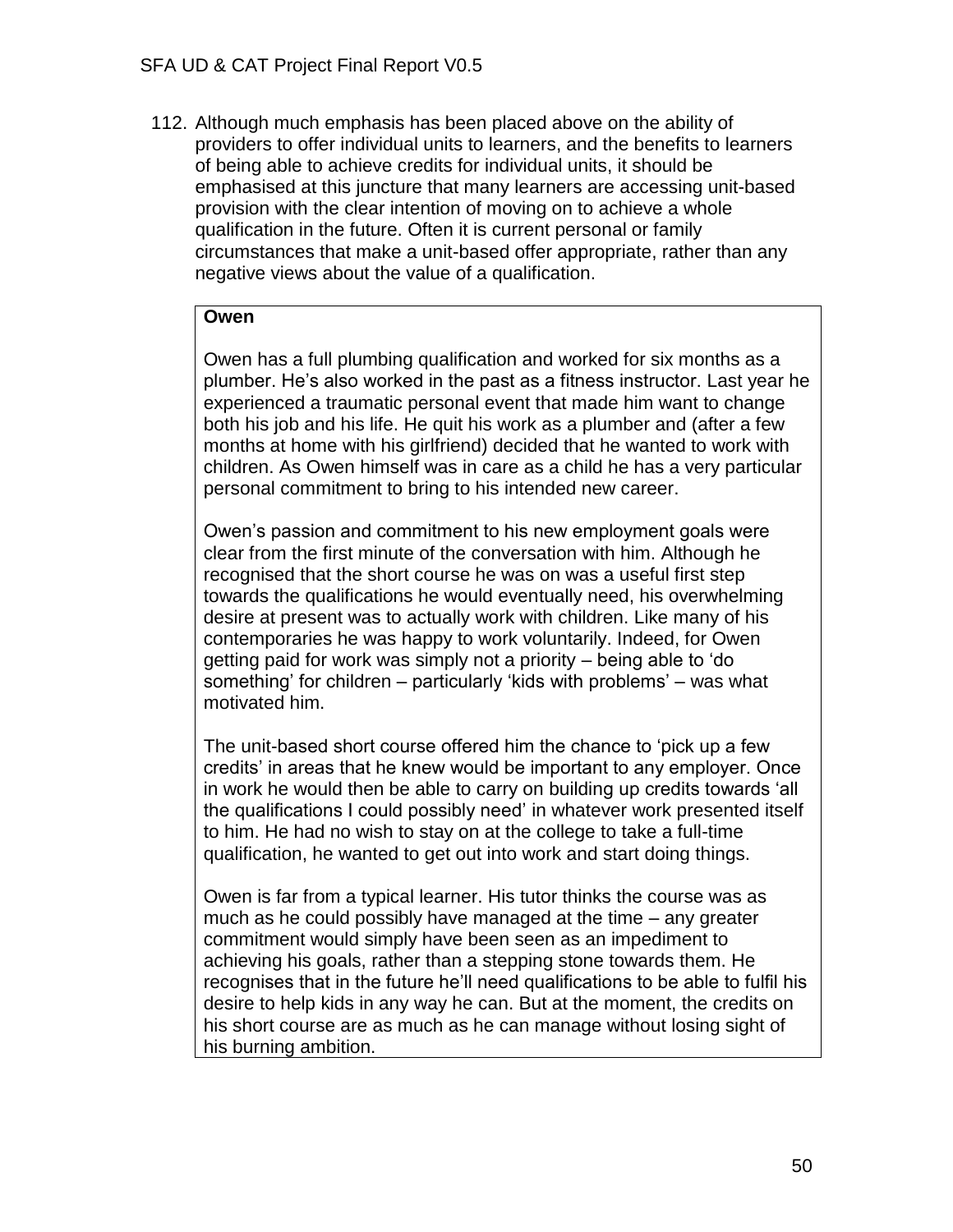112. Although much emphasis has been placed above on the ability of providers to offer individual units to learners, and the benefits to learners of being able to achieve credits for individual units, it should be emphasised at this juncture that many learners are accessing unit-based provision with the clear intention of moving on to achieve a whole qualification in the future. Often it is current personal or family circumstances that make a unit-based offer appropriate, rather than any negative views about the value of a qualification.

> **Owen**
>
> Owen has a full plumbing qualification and worked for six months as a plumber. He's also worked in the past as a fitness instructor. Last year he experienced a traumatic personal event that made him want to change both his job and his life. He quit his work as a plumber and (after a few months at home with his girlfriend) decided that he wanted to work with children. As Owen himself was in care as a child he has a very particular personal commitment to bring to his intended new career.
>
> Owen's passion and commitment to his new employment goals were clear from the first minute of the conversation with him. Although he recognised that the short course he was on was a useful first step towards the qualifications he would eventually need, his overwhelming desire at present was to actually work with children. Like many of his contemporaries he was happy to work voluntarily. Indeed, for Owen getting paid for work was simply not a priority – being able to 'do something' for children – particularly 'kids with problems' – was what motivated him.
>
> The unit-based short course offered him the chance to 'pick up a few credits' in areas that he knew would be important to any employer. Once in work he would then be able to carry on building up credits towards 'all the qualifications I could possibly need' in whatever work presented itself to him. He had no wish to stay on at the college to take a full-time qualification, he wanted to get out into work and start doing things.
>
> Owen is far from a typical learner. His tutor thinks the course was as much as he could possibly have managed at the time – any greater commitment would simply have been seen as an impediment to achieving his goals, rather than a stepping stone towards them. He recognises that in the future he'll need qualifications to be able to fulfil his desire to help kids in any way he can. But at the moment, the credits on his short course are as much as he can manage without losing sight of his burning ambition.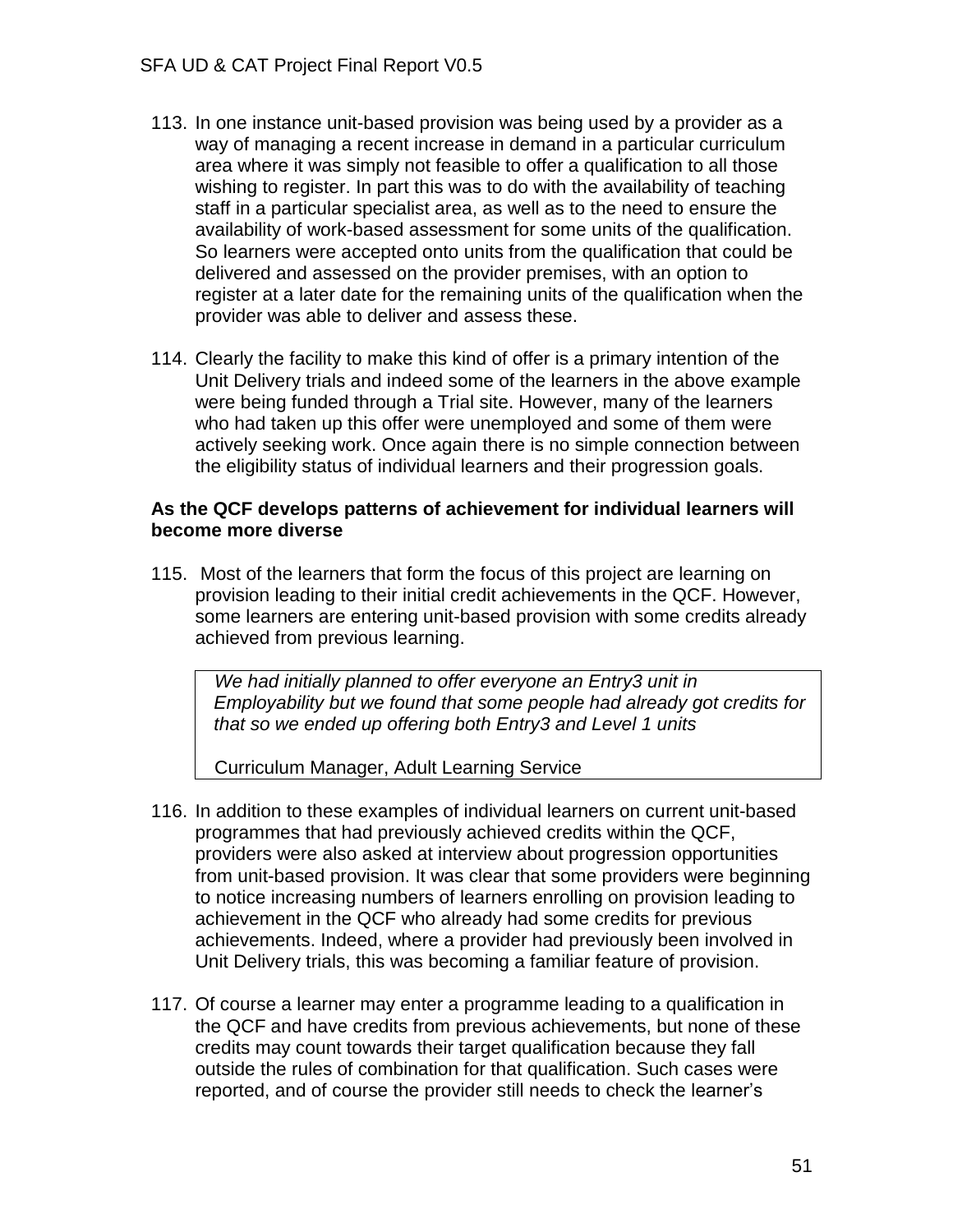113. In one instance unit-based provision was being used by a provider as a way of managing a recent increase in demand in a particular curriculum area where it was simply not feasible to offer a qualification to all those wishing to register. In part this was to do with the availability of teaching staff in a particular specialist area, as well as to the need to ensure the availability of work-based assessment for some units of the qualification. So learners were accepted onto units from the qualification that could be delivered and assessed on the provider premises, with an option to register at a later date for the remaining units of the qualification when the provider was able to deliver and assess these.

114. Clearly the facility to make this kind of offer is a primary intention of the Unit Delivery trials and indeed some of the learners in the above example were being funded through a Trial site. However, many of the learners who had taken up this offer were unemployed and some of them were actively seeking work. Once again there is no simple connection between the eligibility status of individual learners and their progression goals.

**As the QCF develops patterns of achievement for individual learners will become more diverse**

115. Most of the learners that form the focus of this project are learning on provision leading to their initial credit achievements in the QCF. However, some learners are entering unit-based provision with some credits already achieved from previous learning.

> *We had initially planned to offer everyone an Entry3 unit in Employability but we found that some people had already got credits for that so we ended up offering both Entry3 and Level 1 units*
>
> Curriculum Manager, Adult Learning Service

116. In addition to these examples of individual learners on current unit-based programmes that had previously achieved credits within the QCF, providers were also asked at interview about progression opportunities from unit-based provision. It was clear that some providers were beginning to notice increasing numbers of learners enrolling on provision leading to achievement in the QCF who already had some credits for previous achievements. Indeed, where a provider had previously been involved in Unit Delivery trials, this was becoming a familiar feature of provision.

117. Of course a learner may enter a programme leading to a qualification in the QCF and have credits from previous achievements, but none of these credits may count towards their target qualification because they fall outside the rules of combination for that qualification. Such cases were reported, and of course the provider still needs to check the learner's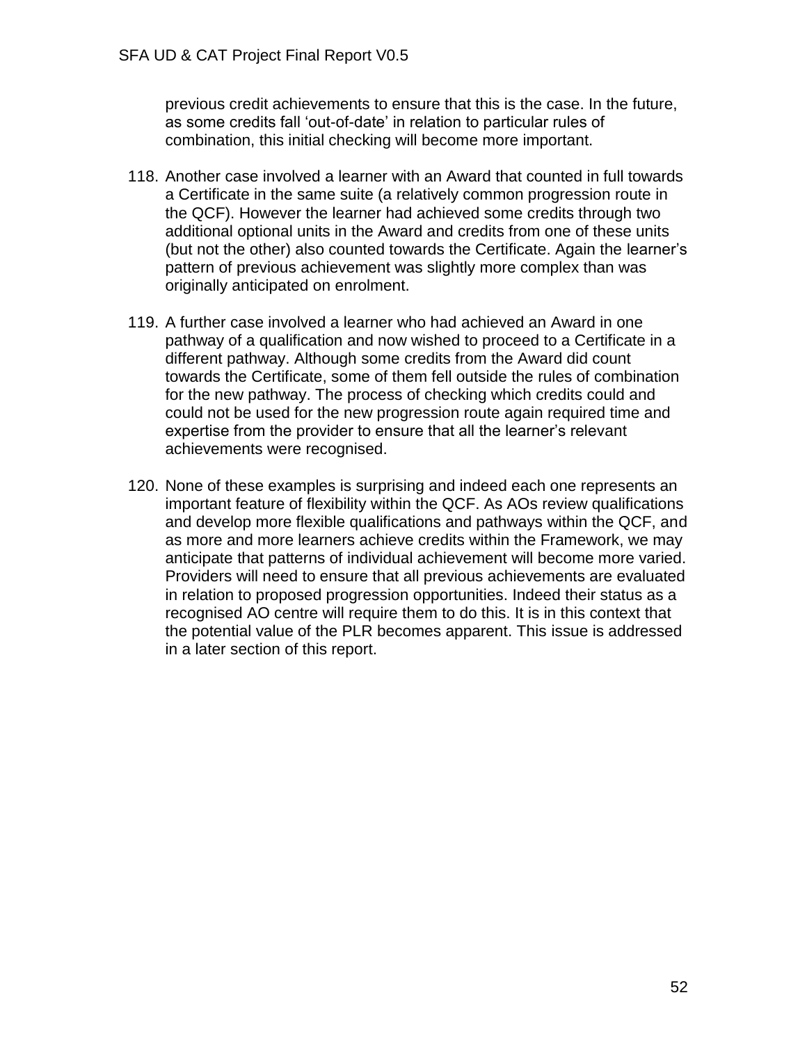previous credit achievements to ensure that this is the case. In the future, as some credits fall 'out-of-date' in relation to particular rules of combination, this initial checking will become more important.

118. Another case involved a learner with an Award that counted in full towards a Certificate in the same suite (a relatively common progression route in the QCF). However the learner had achieved some credits through two additional optional units in the Award and credits from one of these units (but not the other) also counted towards the Certificate. Again the learner's pattern of previous achievement was slightly more complex than was originally anticipated on enrolment.

119. A further case involved a learner who had achieved an Award in one pathway of a qualification and now wished to proceed to a Certificate in a different pathway. Although some credits from the Award did count towards the Certificate, some of them fell outside the rules of combination for the new pathway. The process of checking which credits could and could not be used for the new progression route again required time and expertise from the provider to ensure that all the learner's relevant achievements were recognised.

120. None of these examples is surprising and indeed each one represents an important feature of flexibility within the QCF. As AOs review qualifications and develop more flexible qualifications and pathways within the QCF, and as more and more learners achieve credits within the Framework, we may anticipate that patterns of individual achievement will become more varied. Providers will need to ensure that all previous achievements are evaluated in relation to proposed progression opportunities. Indeed their status as a recognised AO centre will require them to do this. It is in this context that the potential value of the PLR becomes apparent. This issue is addressed in a later section of this report.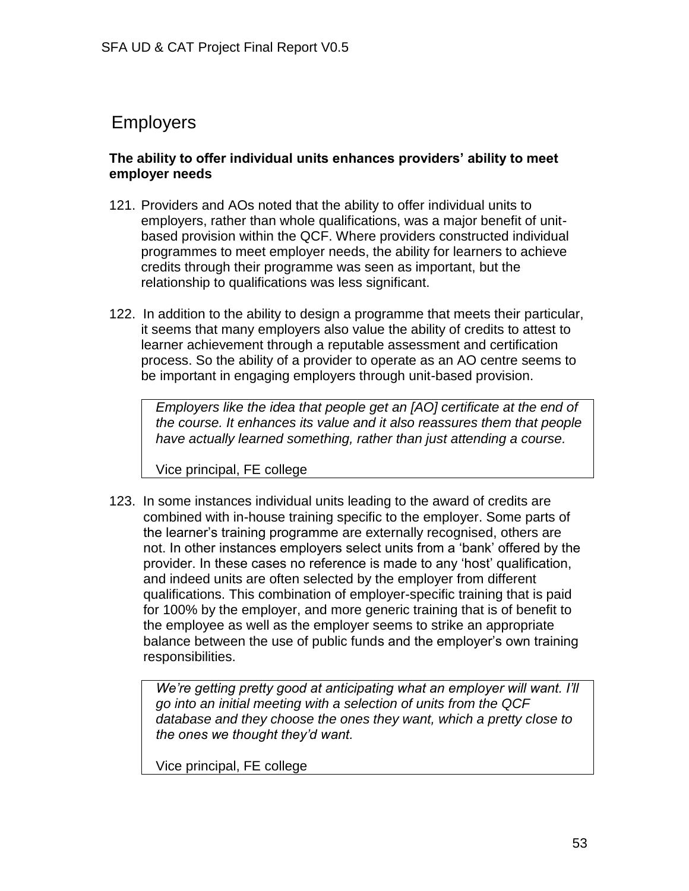## Employers

**The ability to offer individual units enhances providers' ability to meet employer needs**

121. Providers and AOs noted that the ability to offer individual units to employers, rather than whole qualifications, was a major benefit of unit-based provision within the QCF. Where providers constructed individual programmes to meet employer needs, the ability for learners to achieve credits through their programme was seen as important, but the relationship to qualifications was less significant.

122. In addition to the ability to design a programme that meets their particular, it seems that many employers also value the ability of credits to attest to learner achievement through a reputable assessment and certification process. So the ability of a provider to operate as an AO centre seems to be important in engaging employers through unit-based provision.

> *Employers like the idea that people get an [AO] certificate at the end of the course. It enhances its value and it also reassures them that people have actually learned something, rather than just attending a course.*
>
> Vice principal, FE college

123. In some instances individual units leading to the award of credits are combined with in-house training specific to the employer. Some parts of the learner's training programme are externally recognised, others are not. In other instances employers select units from a 'bank' offered by the provider. In these cases no reference is made to any 'host' qualification, and indeed units are often selected by the employer from different qualifications. This combination of employer-specific training that is paid for 100% by the employer, and more generic training that is of benefit to the employee as well as the employer seems to strike an appropriate balance between the use of public funds and the employer's own training responsibilities.

> *We're getting pretty good at anticipating what an employer will want. I'll go into an initial meeting with a selection of units from the QCF database and they choose the ones they want, which a pretty close to the ones we thought they'd want.*
>
> Vice principal, FE college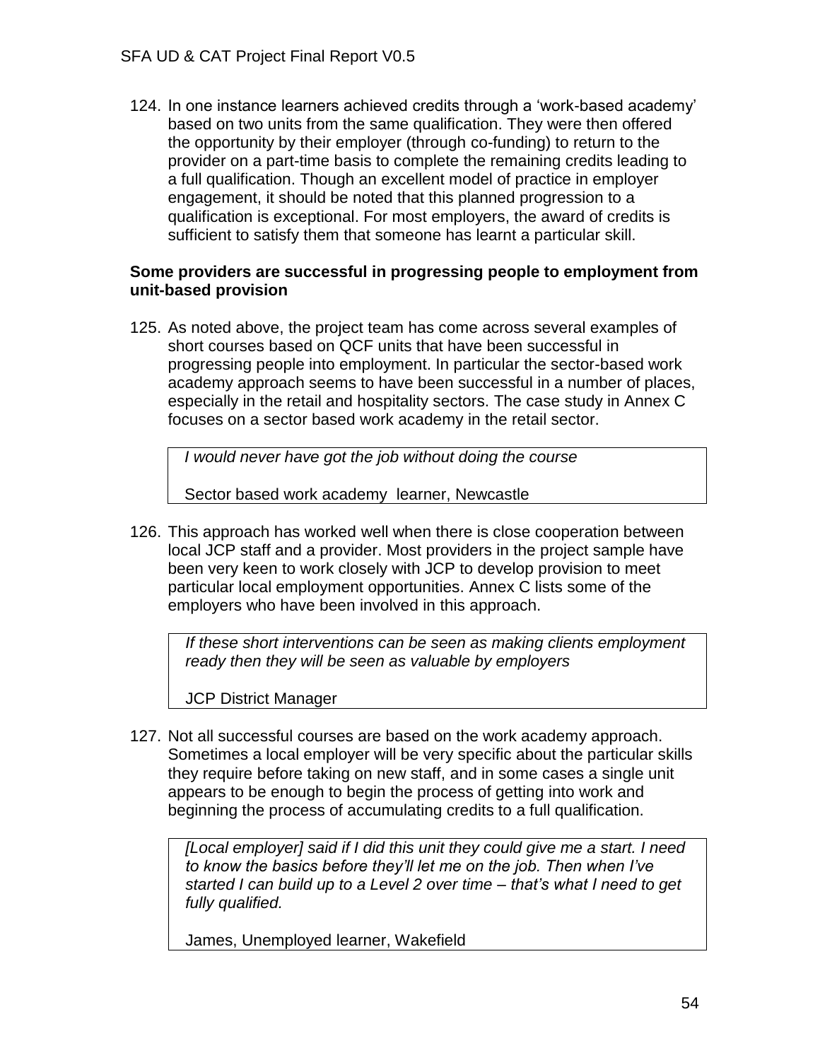124. In one instance learners achieved credits through a 'work-based academy' based on two units from the same qualification. They were then offered the opportunity by their employer (through co-funding) to return to the provider on a part-time basis to complete the remaining credits leading to a full qualification. Though an excellent model of practice in employer engagement, it should be noted that this planned progression to a qualification is exceptional. For most employers, the award of credits is sufficient to satisfy them that someone has learnt a particular skill.

**Some providers are successful in progressing people to employment from unit-based provision**

125. As noted above, the project team has come across several examples of short courses based on QCF units that have been successful in progressing people into employment. In particular the sector-based work academy approach seems to have been successful in a number of places, especially in the retail and hospitality sectors. The case study in Annex C focuses on a sector based work academy in the retail sector.

> *I would never have got the job without doing the course*
>
> Sector based work academy learner, Newcastle

126. This approach has worked well when there is close cooperation between local JCP staff and a provider. Most providers in the project sample have been very keen to work closely with JCP to develop provision to meet particular local employment opportunities. Annex C lists some of the employers who have been involved in this approach.

> *If these short interventions can be seen as making clients employment ready then they will be seen as valuable by employers*
>
> JCP District Manager

127. Not all successful courses are based on the work academy approach. Sometimes a local employer will be very specific about the particular skills they require before taking on new staff, and in some cases a single unit appears to be enough to begin the process of getting into work and beginning the process of accumulating credits to a full qualification.

> *[Local employer] said if I did this unit they could give me a start. I need to know the basics before they'll let me on the job. Then when I've started I can build up to a Level 2 over time – that's what I need to get fully qualified.*
>
> James, Unemployed learner, Wakefield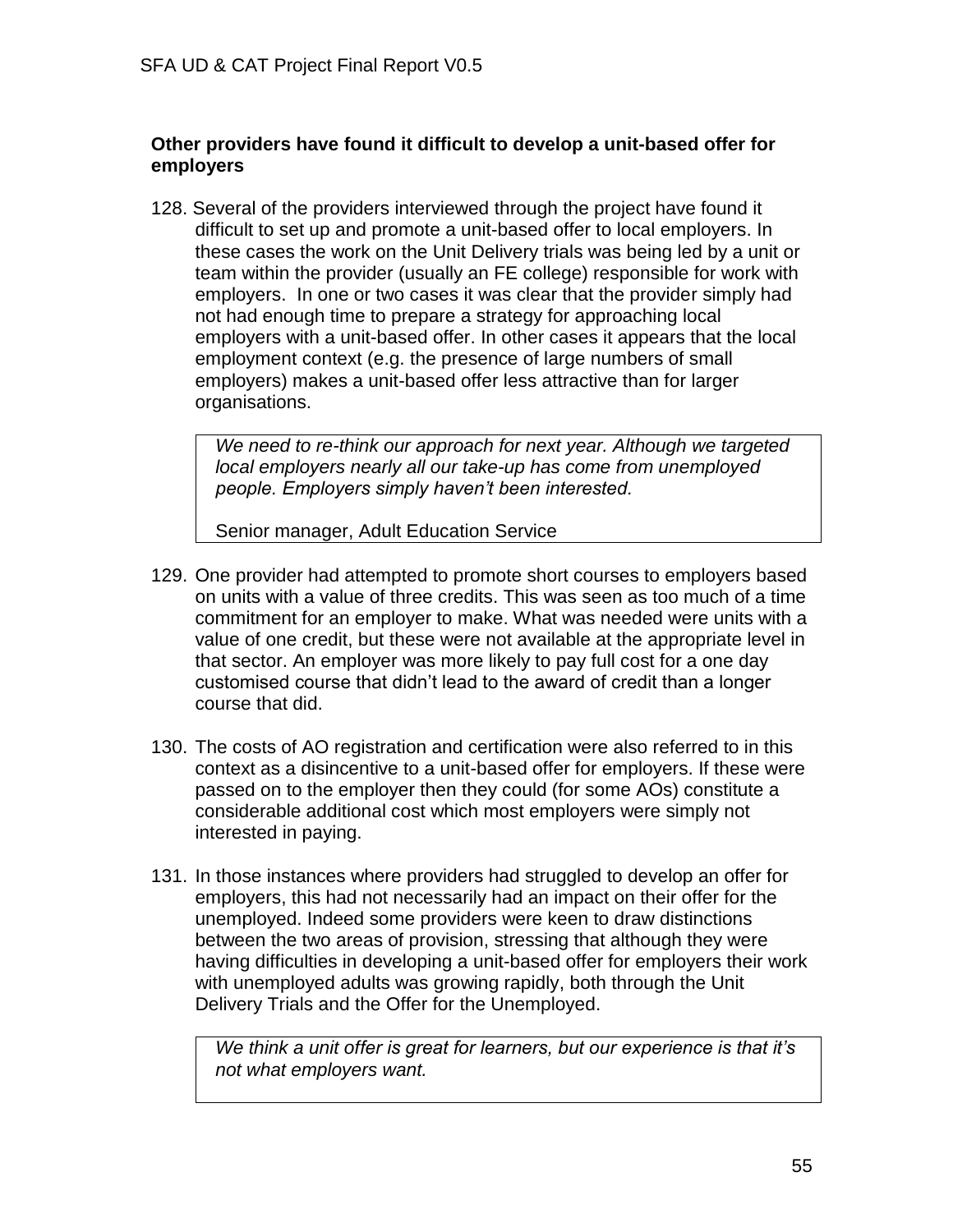**Other providers have found it difficult to develop a unit-based offer for employers**

128. Several of the providers interviewed through the project have found it difficult to set up and promote a unit-based offer to local employers. In these cases the work on the Unit Delivery trials was being led by a unit or team within the provider (usually an FE college) responsible for work with employers. In one or two cases it was clear that the provider simply had not had enough time to prepare a strategy for approaching local employers with a unit-based offer. In other cases it appears that the local employment context (e.g. the presence of large numbers of small employers) makes a unit-based offer less attractive than for larger organisations.

> *We need to re-think our approach for next year. Although we targeted local employers nearly all our take-up has come from unemployed people. Employers simply haven't been interested.*
>
> Senior manager, Adult Education Service

129. One provider had attempted to promote short courses to employers based on units with a value of three credits. This was seen as too much of a time commitment for an employer to make. What was needed were units with a value of one credit, but these were not available at the appropriate level in that sector. An employer was more likely to pay full cost for a one day customised course that didn't lead to the award of credit than a longer course that did.

130. The costs of AO registration and certification were also referred to in this context as a disincentive to a unit-based offer for employers. If these were passed on to the employer then they could (for some AOs) constitute a considerable additional cost which most employers were simply not interested in paying.

131. In those instances where providers had struggled to develop an offer for employers, this had not necessarily had an impact on their offer for the unemployed. Indeed some providers were keen to draw distinctions between the two areas of provision, stressing that although they were having difficulties in developing a unit-based offer for employers their work with unemployed adults was growing rapidly, both through the Unit Delivery Trials and the Offer for the Unemployed.

> *We think a unit offer is great for learners, but our experience is that it's not what employers want.*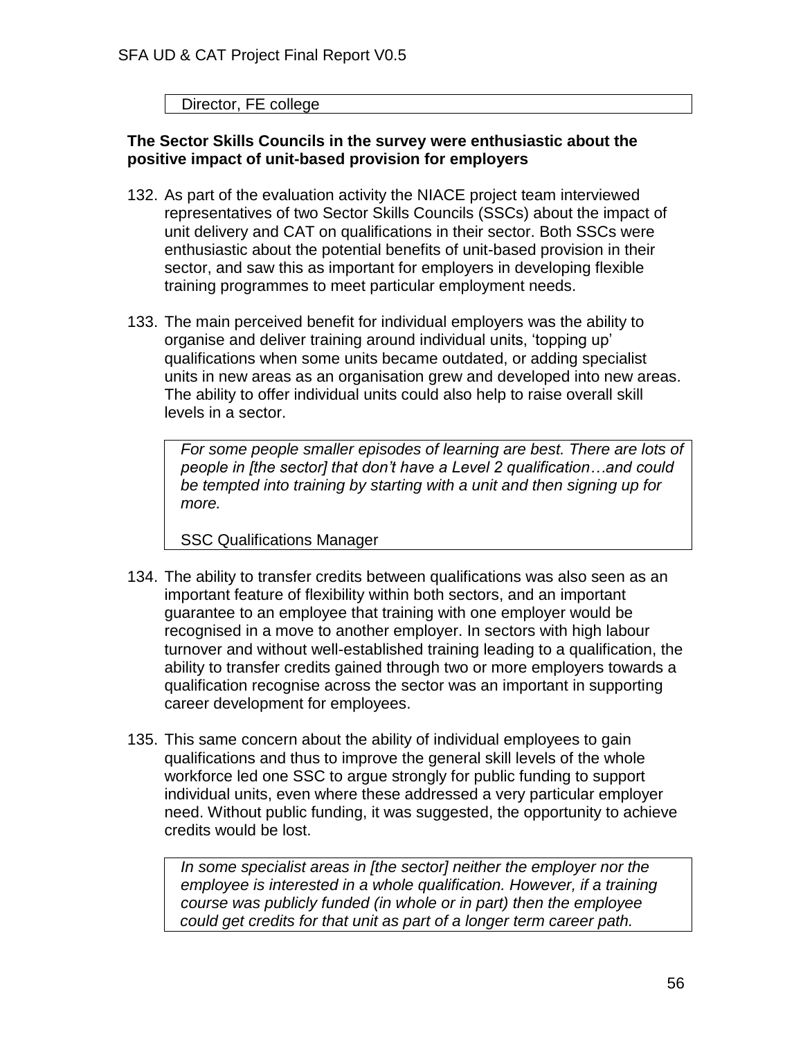Director, FE college

**The Sector Skills Councils in the survey were enthusiastic about the positive impact of unit-based provision for employers**

132. As part of the evaluation activity the NIACE project team interviewed representatives of two Sector Skills Councils (SSCs) about the impact of unit delivery and CAT on qualifications in their sector. Both SSCs were enthusiastic about the potential benefits of unit-based provision in their sector, and saw this as important for employers in developing flexible training programmes to meet particular employment needs.

133. The main perceived benefit for individual employers was the ability to organise and deliver training around individual units, 'topping up' qualifications when some units became outdated, or adding specialist units in new areas as an organisation grew and developed into new areas. The ability to offer individual units could also help to raise overall skill levels in a sector.

> *For some people smaller episodes of learning are best. There are lots of people in [the sector] that don't have a Level 2 qualification…and could be tempted into training by starting with a unit and then signing up for more.*
>
> SSC Qualifications Manager

134. The ability to transfer credits between qualifications was also seen as an important feature of flexibility within both sectors, and an important guarantee to an employee that training with one employer would be recognised in a move to another employer. In sectors with high labour turnover and without well-established training leading to a qualification, the ability to transfer credits gained through two or more employers towards a qualification recognise across the sector was an important in supporting career development for employees.

135. This same concern about the ability of individual employees to gain qualifications and thus to improve the general skill levels of the whole workforce led one SSC to argue strongly for public funding to support individual units, even where these addressed a very particular employer need. Without public funding, it was suggested, the opportunity to achieve credits would be lost.

> *In some specialist areas in [the sector] neither the employer nor the employee is interested in a whole qualification. However, if a training course was publicly funded (in whole or in part) then the employee could get credits for that unit as part of a longer term career path.*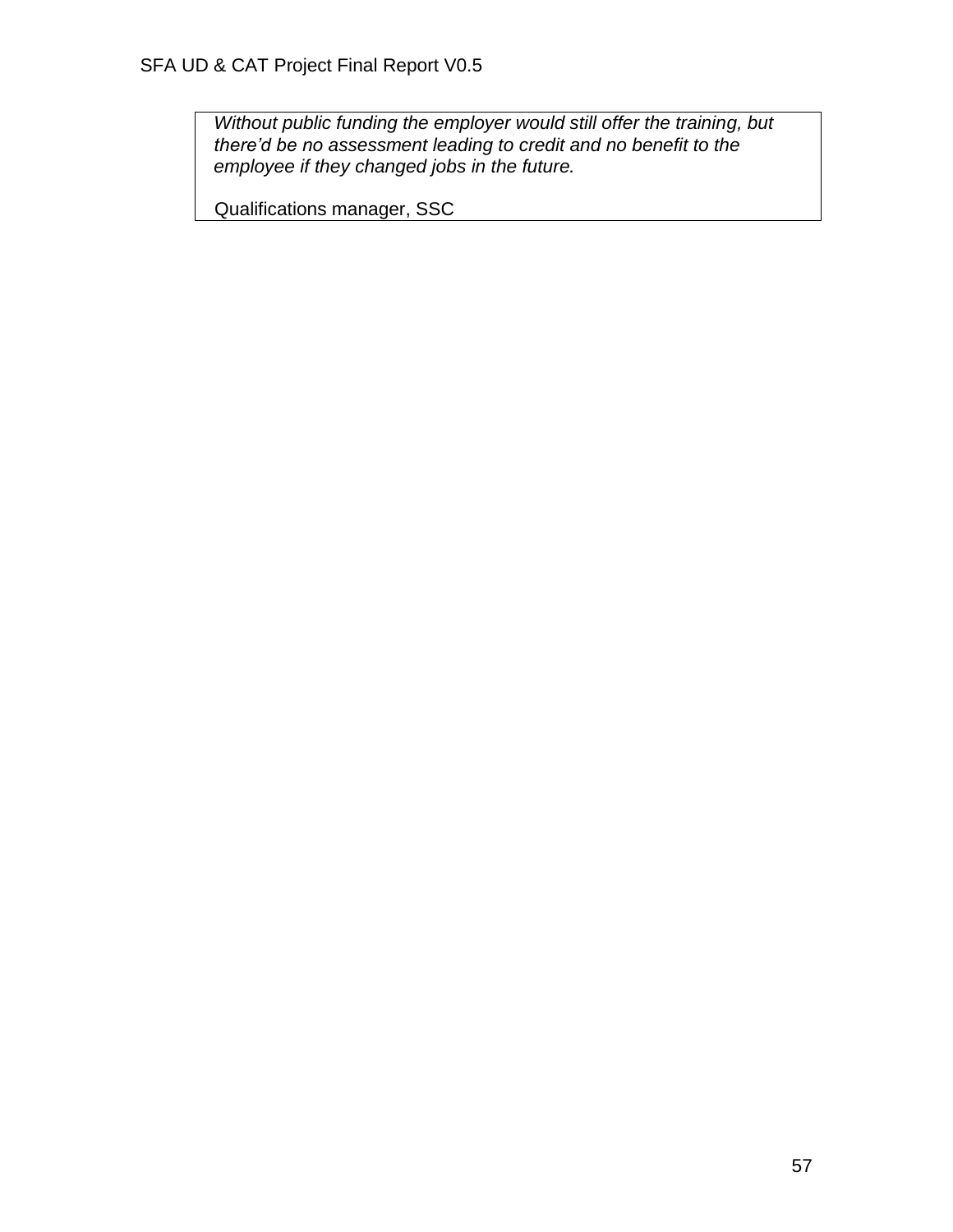> *Without public funding the employer would still offer the training, but there'd be no assessment leading to credit and no benefit to the employee if they changed jobs in the future.*
>
> Qualifications manager, SSC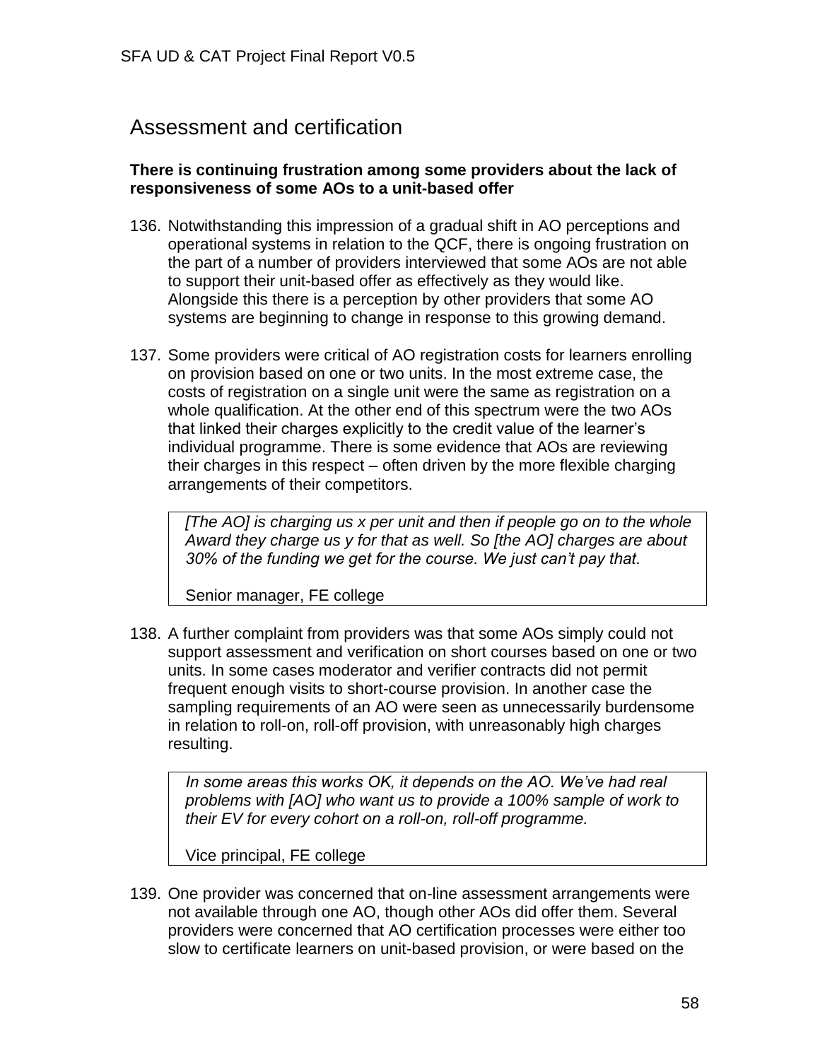## Assessment and certification

**There is continuing frustration among some providers about the lack of responsiveness of some AOs to a unit-based offer**

136. Notwithstanding this impression of a gradual shift in AO perceptions and operational systems in relation to the QCF, there is ongoing frustration on the part of a number of providers interviewed that some AOs are not able to support their unit-based offer as effectively as they would like. Alongside this there is a perception by other providers that some AO systems are beginning to change in response to this growing demand.

137. Some providers were critical of AO registration costs for learners enrolling on provision based on one or two units. In the most extreme case, the costs of registration on a single unit were the same as registration on a whole qualification. At the other end of this spectrum were the two AOs that linked their charges explicitly to the credit value of the learner's individual programme. There is some evidence that AOs are reviewing their charges in this respect – often driven by the more flexible charging arrangements of their competitors.

> *[The AO] is charging us x per unit and then if people go on to the whole Award they charge us y for that as well. So [the AO] charges are about 30% of the funding we get for the course. We just can't pay that.*
>
> Senior manager, FE college

138. A further complaint from providers was that some AOs simply could not support assessment and verification on short courses based on one or two units. In some cases moderator and verifier contracts did not permit frequent enough visits to short-course provision. In another case the sampling requirements of an AO were seen as unnecessarily burdensome in relation to roll-on, roll-off provision, with unreasonably high charges resulting.

> *In some areas this works OK, it depends on the AO. We've had real problems with [AO] who want us to provide a 100% sample of work to their EV for every cohort on a roll-on, roll-off programme.*
>
> Vice principal, FE college

139. One provider was concerned that on-line assessment arrangements were not available through one AO, though other AOs did offer them. Several providers were concerned that AO certification processes were either too slow to certificate learners on unit-based provision, or were based on the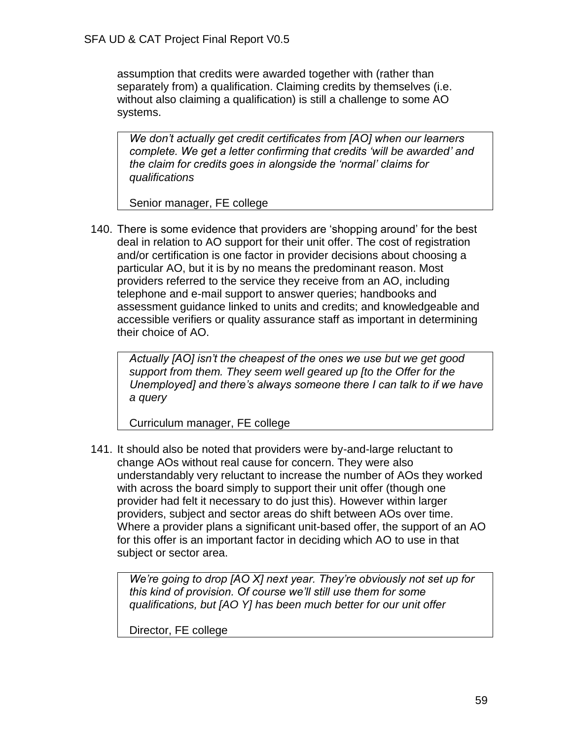assumption that credits were awarded together with (rather than separately from) a qualification. Claiming credits by themselves (i.e. without also claiming a qualification) is still a challenge to some AO systems.

> *We don't actually get credit certificates from [AO] when our learners complete. We get a letter confirming that credits 'will be awarded' and the claim for credits goes in alongside the 'normal' claims for qualifications*
>
> Senior manager, FE college

140. There is some evidence that providers are 'shopping around' for the best deal in relation to AO support for their unit offer. The cost of registration and/or certification is one factor in provider decisions about choosing a particular AO, but it is by no means the predominant reason. Most providers referred to the service they receive from an AO, including telephone and e-mail support to answer queries; handbooks and assessment guidance linked to units and credits; and knowledgeable and accessible verifiers or quality assurance staff as important in determining their choice of AO.

> *Actually [AO] isn't the cheapest of the ones we use but we get good support from them. They seem well geared up [to the Offer for the Unemployed] and there's always someone there I can talk to if we have a query*
>
> Curriculum manager, FE college

141. It should also be noted that providers were by-and-large reluctant to change AOs without real cause for concern. They were also understandably very reluctant to increase the number of AOs they worked with across the board simply to support their unit offer (though one provider had felt it necessary to do just this). However within larger providers, subject and sector areas do shift between AOs over time. Where a provider plans a significant unit-based offer, the support of an AO for this offer is an important factor in deciding which AO to use in that subject or sector area.

> *We're going to drop [AO X] next year. They're obviously not set up for this kind of provision. Of course we'll still use them for some qualifications, but [AO Y] has been much better for our unit offer*
>
> Director, FE college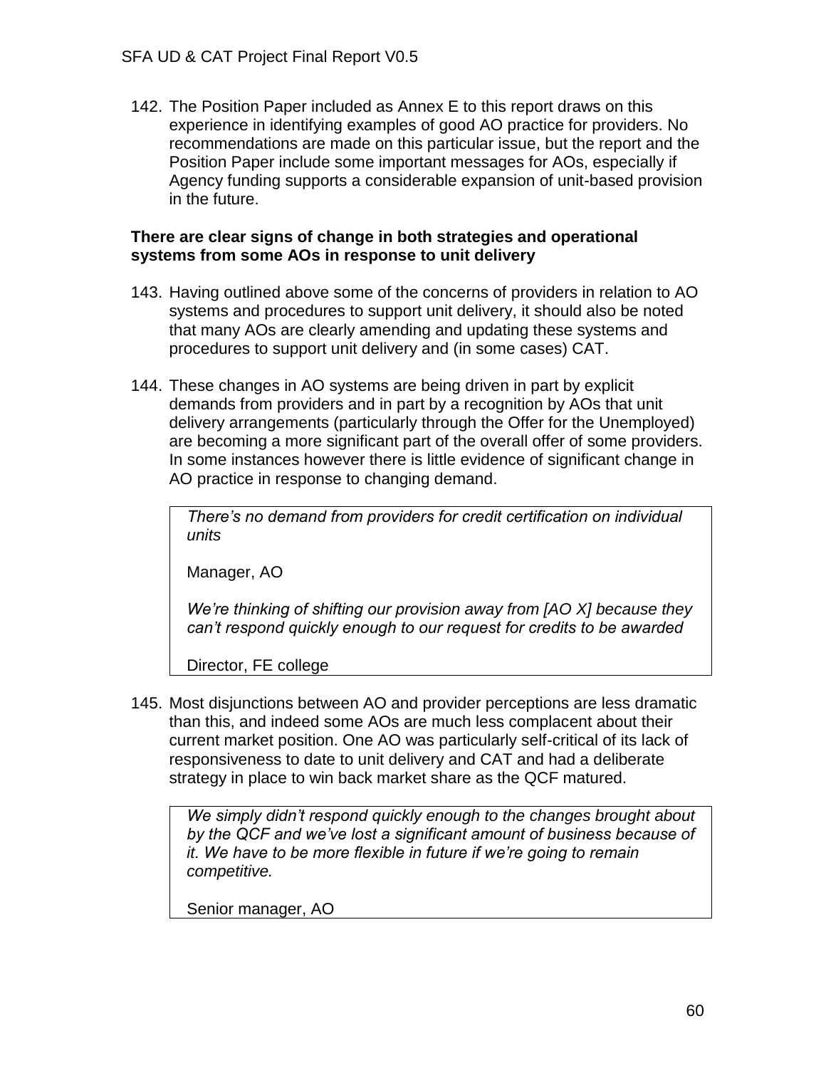142. The Position Paper included as Annex E to this report draws on this experience in identifying examples of good AO practice for providers. No recommendations are made on this particular issue, but the report and the Position Paper include some important messages for AOs, especially if Agency funding supports a considerable expansion of unit-based provision in the future.

**There are clear signs of change in both strategies and operational systems from some AOs in response to unit delivery**

143. Having outlined above some of the concerns of providers in relation to AO systems and procedures to support unit delivery, it should also be noted that many AOs are clearly amending and updating these systems and procedures to support unit delivery and (in some cases) CAT.

144. These changes in AO systems are being driven in part by explicit demands from providers and in part by a recognition by AOs that unit delivery arrangements (particularly through the Offer for the Unemployed) are becoming a more significant part of the overall offer of some providers. In some instances however there is little evidence of significant change in AO practice in response to changing demand.

> *There's no demand from providers for credit certification on individual units*
>
> Manager, AO
>
> *We're thinking of shifting our provision away from [AO X] because they can't respond quickly enough to our request for credits to be awarded*
>
> Director, FE college

145. Most disjunctions between AO and provider perceptions are less dramatic than this, and indeed some AOs are much less complacent about their current market position. One AO was particularly self-critical of its lack of responsiveness to date to unit delivery and CAT and had a deliberate strategy in place to win back market share as the QCF matured.

> *We simply didn't respond quickly enough to the changes brought about by the QCF and we've lost a significant amount of business because of it. We have to be more flexible in future if we're going to remain competitive.*
>
> Senior manager, AO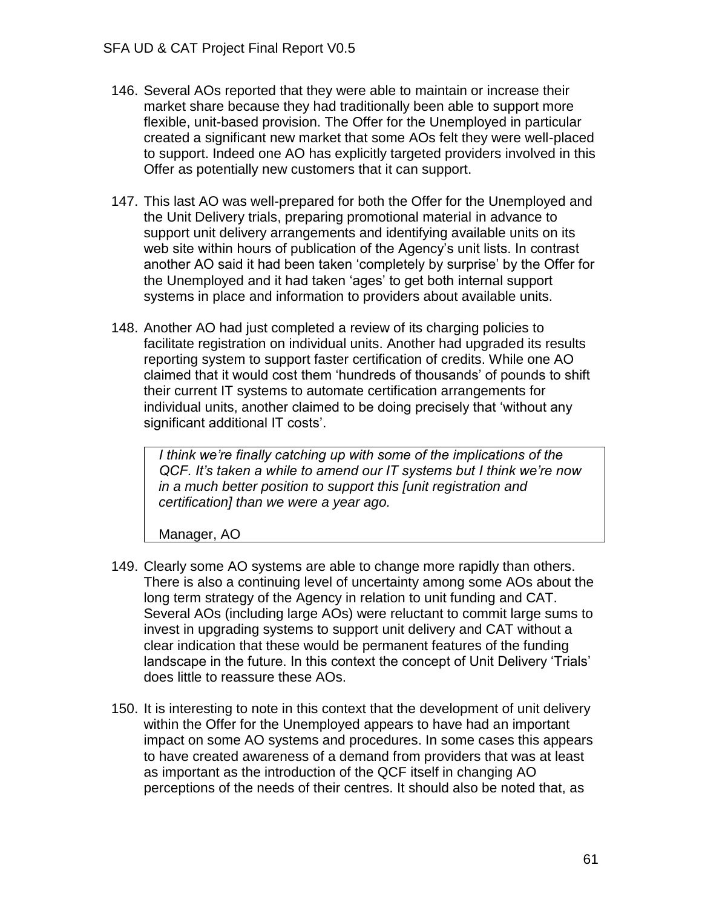146. Several AOs reported that they were able to maintain or increase their market share because they had traditionally been able to support more flexible, unit-based provision. The Offer for the Unemployed in particular created a significant new market that some AOs felt they were well-placed to support. Indeed one AO has explicitly targeted providers involved in this Offer as potentially new customers that it can support.

147. This last AO was well-prepared for both the Offer for the Unemployed and the Unit Delivery trials, preparing promotional material in advance to support unit delivery arrangements and identifying available units on its web site within hours of publication of the Agency's unit lists. In contrast another AO said it had been taken 'completely by surprise' by the Offer for the Unemployed and it had taken 'ages' to get both internal support systems in place and information to providers about available units.

148. Another AO had just completed a review of its charging policies to facilitate registration on individual units. Another had upgraded its results reporting system to support faster certification of credits. While one AO claimed that it would cost them 'hundreds of thousands' of pounds to shift their current IT systems to automate certification arrangements for individual units, another claimed to be doing precisely that 'without any significant additional IT costs'.

> *I think we're finally catching up with some of the implications of the QCF. It's taken a while to amend our IT systems but I think we're now in a much better position to support this [unit registration and certification] than we were a year ago.*
>
> Manager, AO

149. Clearly some AO systems are able to change more rapidly than others. There is also a continuing level of uncertainty among some AOs about the long term strategy of the Agency in relation to unit funding and CAT. Several AOs (including large AOs) were reluctant to commit large sums to invest in upgrading systems to support unit delivery and CAT without a clear indication that these would be permanent features of the funding landscape in the future. In this context the concept of Unit Delivery 'Trials' does little to reassure these AOs.

150. It is interesting to note in this context that the development of unit delivery within the Offer for the Unemployed appears to have had an important impact on some AO systems and procedures. In some cases this appears to have created awareness of a demand from providers that was at least as important as the introduction of the QCF itself in changing AO perceptions of the needs of their centres. It should also be noted that, as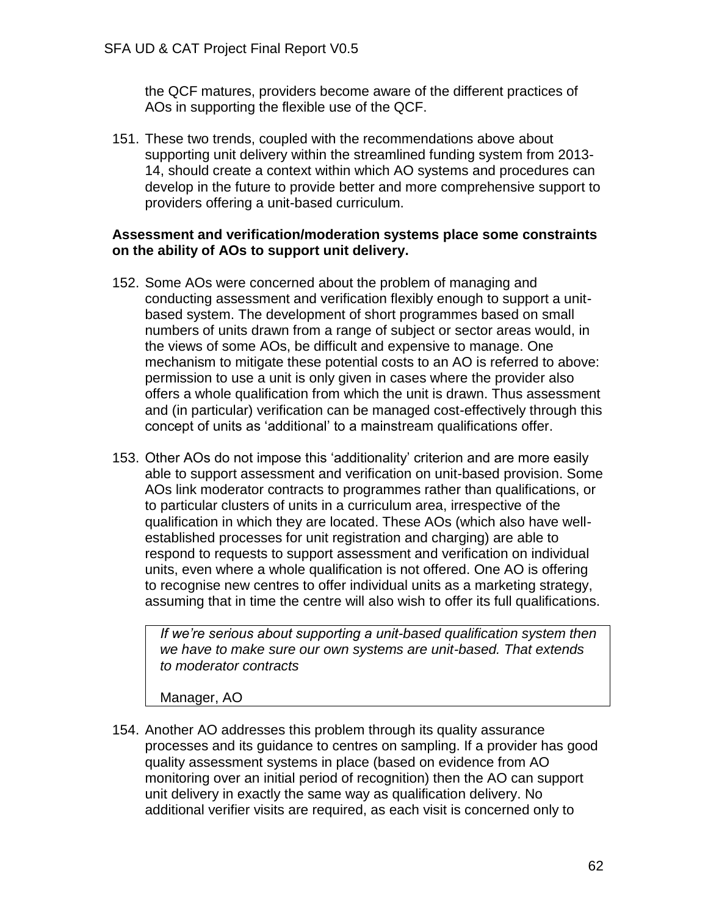the QCF matures, providers become aware of the different practices of AOs in supporting the flexible use of the QCF.

151. These two trends, coupled with the recommendations above about supporting unit delivery within the streamlined funding system from 2013-14, should create a context within which AO systems and procedures can develop in the future to provide better and more comprehensive support to providers offering a unit-based curriculum.

**Assessment and verification/moderation systems place some constraints on the ability of AOs to support unit delivery.**

152. Some AOs were concerned about the problem of managing and conducting assessment and verification flexibly enough to support a unit-based system. The development of short programmes based on small numbers of units drawn from a range of subject or sector areas would, in the views of some AOs, be difficult and expensive to manage. One mechanism to mitigate these potential costs to an AO is referred to above: permission to use a unit is only given in cases where the provider also offers a whole qualification from which the unit is drawn. Thus assessment and (in particular) verification can be managed cost-effectively through this concept of units as 'additional' to a mainstream qualifications offer.

153. Other AOs do not impose this 'additionality' criterion and are more easily able to support assessment and verification on unit-based provision. Some AOs link moderator contracts to programmes rather than qualifications, or to particular clusters of units in a curriculum area, irrespective of the qualification in which they are located. These AOs (which also have well-established processes for unit registration and charging) are able to respond to requests to support assessment and verification on individual units, even where a whole qualification is not offered. One AO is offering to recognise new centres to offer individual units as a marketing strategy, assuming that in time the centre will also wish to offer its full qualifications.

> *If we're serious about supporting a unit-based qualification system then we have to make sure our own systems are unit-based. That extends to moderator contracts*
>
> Manager, AO

154. Another AO addresses this problem through its quality assurance processes and its guidance to centres on sampling. If a provider has good quality assessment systems in place (based on evidence from AO monitoring over an initial period of recognition) then the AO can support unit delivery in exactly the same way as qualification delivery. No additional verifier visits are required, as each visit is concerned only to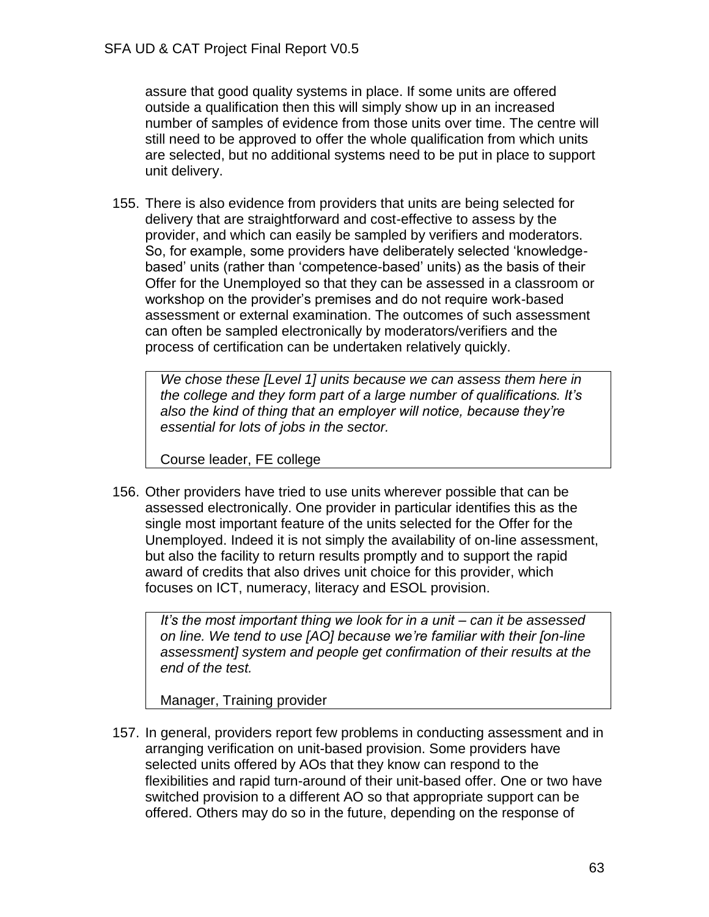assure that good quality systems in place. If some units are offered outside a qualification then this will simply show up in an increased number of samples of evidence from those units over time. The centre will still need to be approved to offer the whole qualification from which units are selected, but no additional systems need to be put in place to support unit delivery.

155. There is also evidence from providers that units are being selected for delivery that are straightforward and cost-effective to assess by the provider, and which can easily be sampled by verifiers and moderators. So, for example, some providers have deliberately selected 'knowledge-based' units (rather than 'competence-based' units) as the basis of their Offer for the Unemployed so that they can be assessed in a classroom or workshop on the provider's premises and do not require work-based assessment or external examination. The outcomes of such assessment can often be sampled electronically by moderators/verifiers and the process of certification can be undertaken relatively quickly.

> *We chose these [Level 1] units because we can assess them here in the college and they form part of a large number of qualifications. It's also the kind of thing that an employer will notice, because they're essential for lots of jobs in the sector.*
>
> Course leader, FE college

156. Other providers have tried to use units wherever possible that can be assessed electronically. One provider in particular identifies this as the single most important feature of the units selected for the Offer for the Unemployed. Indeed it is not simply the availability of on-line assessment, but also the facility to return results promptly and to support the rapid award of credits that also drives unit choice for this provider, which focuses on ICT, numeracy, literacy and ESOL provision.

> *It's the most important thing we look for in a unit – can it be assessed on line. We tend to use [AO] because we're familiar with their [on-line assessment] system and people get confirmation of their results at the end of the test.*
>
> Manager, Training provider

157. In general, providers report few problems in conducting assessment and in arranging verification on unit-based provision. Some providers have selected units offered by AOs that they know can respond to the flexibilities and rapid turn-around of their unit-based offer. One or two have switched provision to a different AO so that appropriate support can be offered. Others may do so in the future, depending on the response of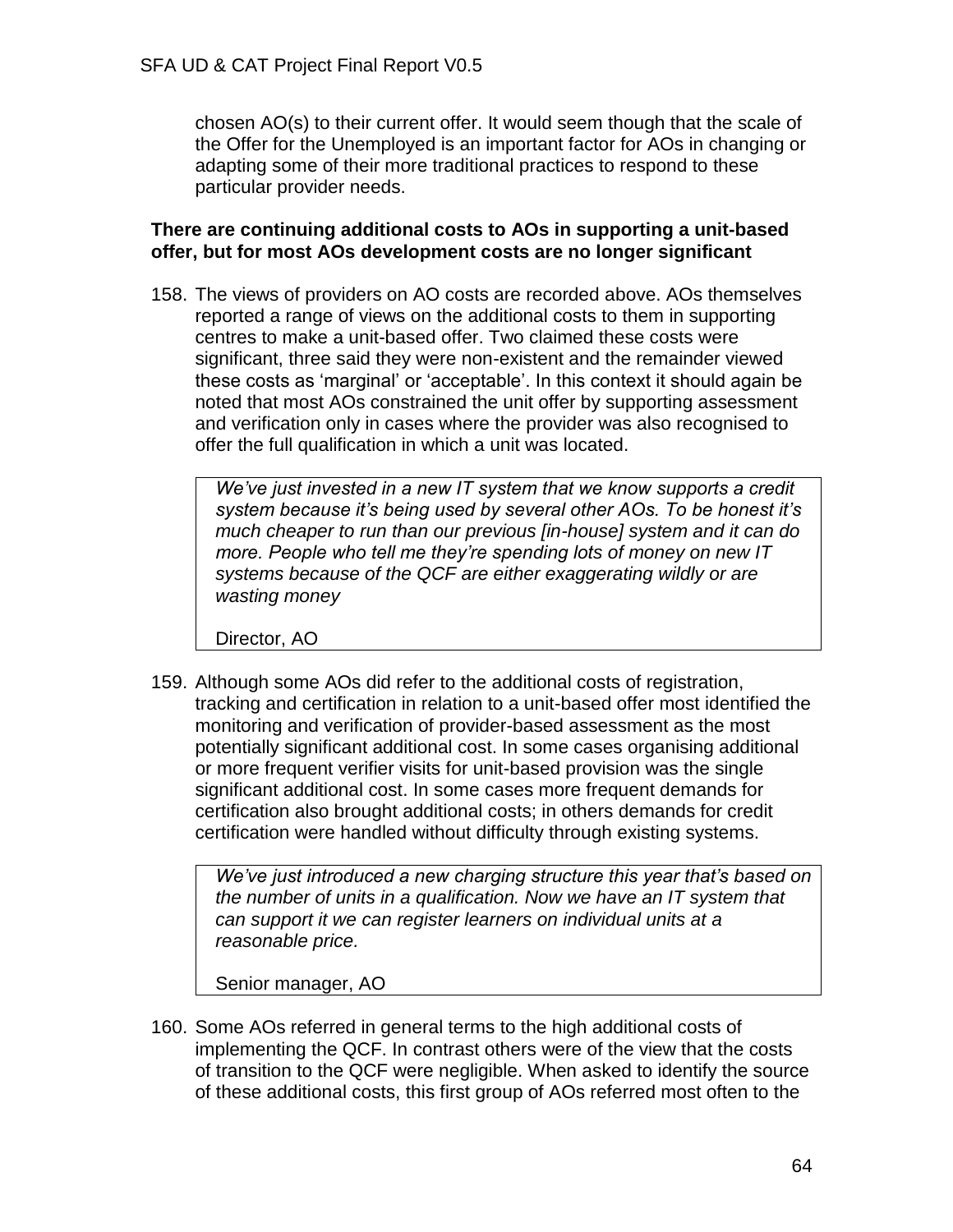chosen AO(s) to their current offer. It would seem though that the scale of the Offer for the Unemployed is an important factor for AOs in changing or adapting some of their more traditional practices to respond to these particular provider needs.

**There are continuing additional costs to AOs in supporting a unit-based offer, but for most AOs development costs are no longer significant**

158. The views of providers on AO costs are recorded above. AOs themselves reported a range of views on the additional costs to them in supporting centres to make a unit-based offer. Two claimed these costs were significant, three said they were non-existent and the remainder viewed these costs as 'marginal' or 'acceptable'. In this context it should again be noted that most AOs constrained the unit offer by supporting assessment and verification only in cases where the provider was also recognised to offer the full qualification in which a unit was located.

> *We've just invested in a new IT system that we know supports a credit system because it's being used by several other AOs. To be honest it's much cheaper to run than our previous [in-house] system and it can do more. People who tell me they're spending lots of money on new IT systems because of the QCF are either exaggerating wildly or are wasting money*
>
> Director, AO

159. Although some AOs did refer to the additional costs of registration, tracking and certification in relation to a unit-based offer most identified the monitoring and verification of provider-based assessment as the most potentially significant additional cost. In some cases organising additional or more frequent verifier visits for unit-based provision was the single significant additional cost. In some cases more frequent demands for certification also brought additional costs; in others demands for credit certification were handled without difficulty through existing systems.

> *We've just introduced a new charging structure this year that's based on the number of units in a qualification. Now we have an IT system that can support it we can register learners on individual units at a reasonable price.*
>
> Senior manager, AO

160. Some AOs referred in general terms to the high additional costs of implementing the QCF. In contrast others were of the view that the costs of transition to the QCF were negligible. When asked to identify the source of these additional costs, this first group of AOs referred most often to the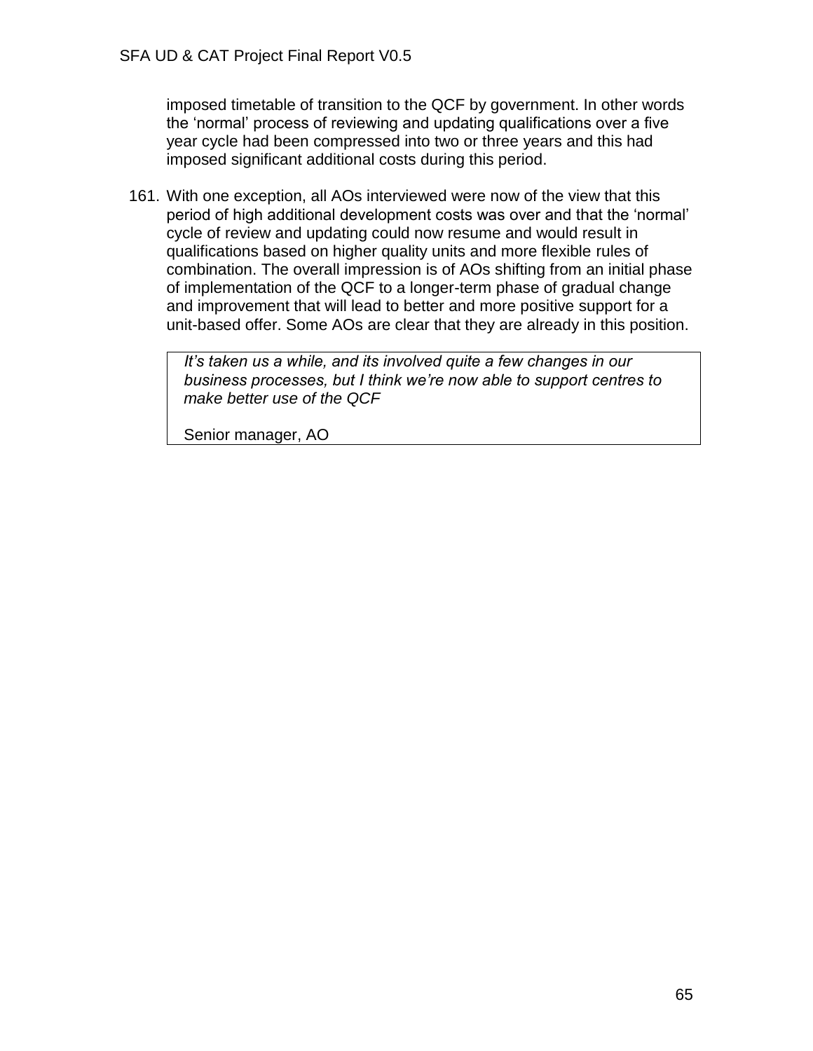imposed timetable of transition to the QCF by government. In other words the 'normal' process of reviewing and updating qualifications over a five year cycle had been compressed into two or three years and this had imposed significant additional costs during this period.

161. With one exception, all AOs interviewed were now of the view that this period of high additional development costs was over and that the 'normal' cycle of review and updating could now resume and would result in qualifications based on higher quality units and more flexible rules of combination. The overall impression is of AOs shifting from an initial phase of implementation of the QCF to a longer-term phase of gradual change and improvement that will lead to better and more positive support for a unit-based offer. Some AOs are clear that they are already in this position.

> *It's taken us a while, and its involved quite a few changes in our business processes, but I think we're now able to support centres to make better use of the QCF*
>
> Senior manager, AO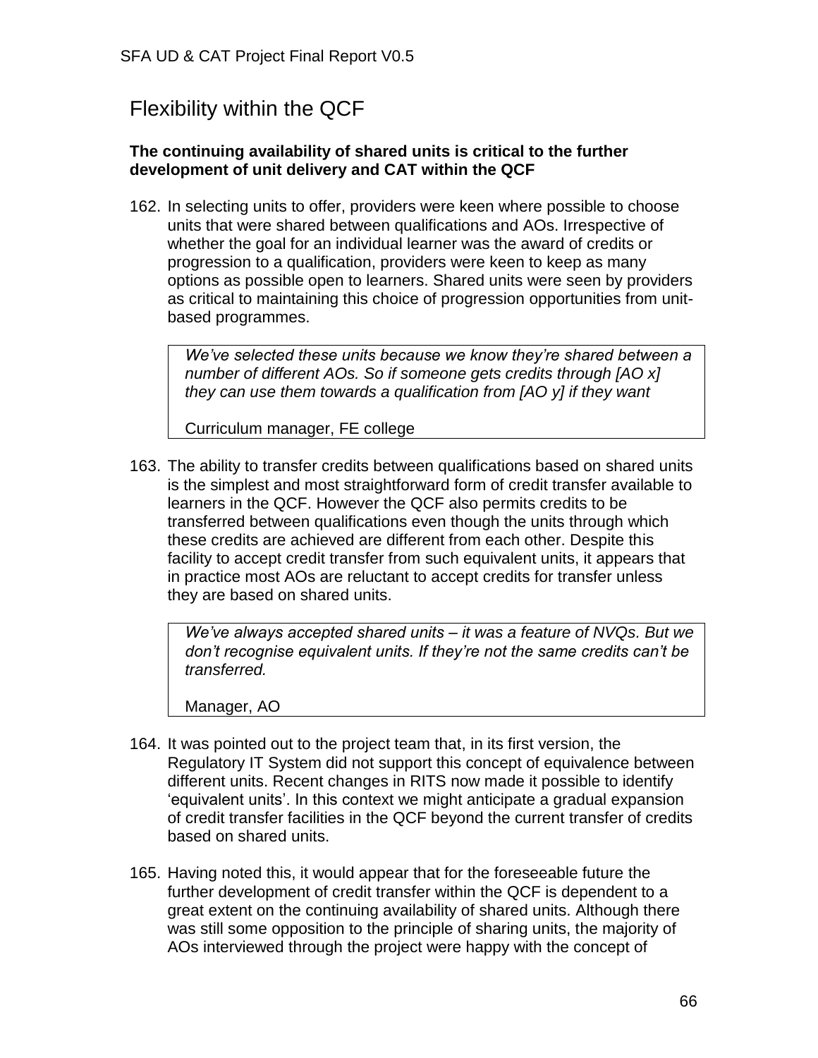## Flexibility within the QCF

**The continuing availability of shared units is critical to the further development of unit delivery and CAT within the QCF**

162. In selecting units to offer, providers were keen where possible to choose units that were shared between qualifications and AOs. Irrespective of whether the goal for an individual learner was the award of credits or progression to a qualification, providers were keen to keep as many options as possible open to learners. Shared units were seen by providers as critical to maintaining this choice of progression opportunities from unit-based programmes.

> *We've selected these units because we know they're shared between a number of different AOs. So if someone gets credits through [AO x] they can use them towards a qualification from [AO y] if they want*
>
> Curriculum manager, FE college

163. The ability to transfer credits between qualifications based on shared units is the simplest and most straightforward form of credit transfer available to learners in the QCF. However the QCF also permits credits to be transferred between qualifications even though the units through which these credits are achieved are different from each other. Despite this facility to accept credit transfer from such equivalent units, it appears that in practice most AOs are reluctant to accept credits for transfer unless they are based on shared units.

> *We've always accepted shared units – it was a feature of NVQs. But we don't recognise equivalent units. If they're not the same credits can't be transferred.*
>
> Manager, AO

164. It was pointed out to the project team that, in its first version, the Regulatory IT System did not support this concept of equivalence between different units. Recent changes in RITS now made it possible to identify 'equivalent units'. In this context we might anticipate a gradual expansion of credit transfer facilities in the QCF beyond the current transfer of credits based on shared units.

165. Having noted this, it would appear that for the foreseeable future the further development of credit transfer within the QCF is dependent to a great extent on the continuing availability of shared units. Although there was still some opposition to the principle of sharing units, the majority of AOs interviewed through the project were happy with the concept of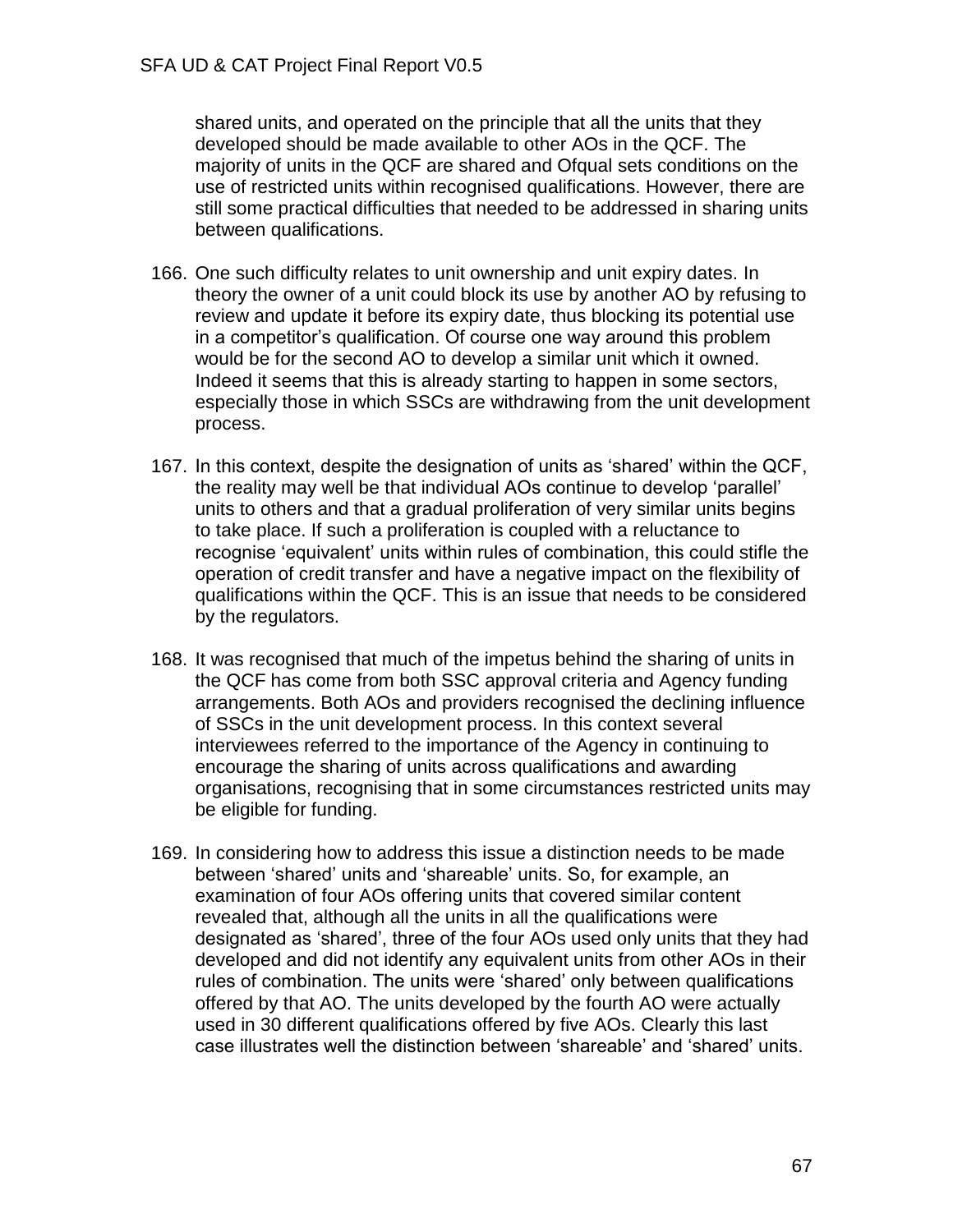shared units, and operated on the principle that all the units that they developed should be made available to other AOs in the QCF. The majority of units in the QCF are shared and Ofqual sets conditions on the use of restricted units within recognised qualifications. However, there are still some practical difficulties that needed to be addressed in sharing units between qualifications.

166. One such difficulty relates to unit ownership and unit expiry dates. In theory the owner of a unit could block its use by another AO by refusing to review and update it before its expiry date, thus blocking its potential use in a competitor's qualification. Of course one way around this problem would be for the second AO to develop a similar unit which it owned. Indeed it seems that this is already starting to happen in some sectors, especially those in which SSCs are withdrawing from the unit development process.

167. In this context, despite the designation of units as 'shared' within the QCF, the reality may well be that individual AOs continue to develop 'parallel' units to others and that a gradual proliferation of very similar units begins to take place. If such a proliferation is coupled with a reluctance to recognise 'equivalent' units within rules of combination, this could stifle the operation of credit transfer and have a negative impact on the flexibility of qualifications within the QCF. This is an issue that needs to be considered by the regulators.

168. It was recognised that much of the impetus behind the sharing of units in the QCF has come from both SSC approval criteria and Agency funding arrangements. Both AOs and providers recognised the declining influence of SSCs in the unit development process. In this context several interviewees referred to the importance of the Agency in continuing to encourage the sharing of units across qualifications and awarding organisations, recognising that in some circumstances restricted units may be eligible for funding.

169. In considering how to address this issue a distinction needs to be made between 'shared' units and 'shareable' units. So, for example, an examination of four AOs offering units that covered similar content revealed that, although all the units in all the qualifications were designated as 'shared', three of the four AOs used only units that they had developed and did not identify any equivalent units from other AOs in their rules of combination. The units were 'shared' only between qualifications offered by that AO. The units developed by the fourth AO were actually used in 30 different qualifications offered by five AOs. Clearly this last case illustrates well the distinction between 'shareable' and 'shared' units.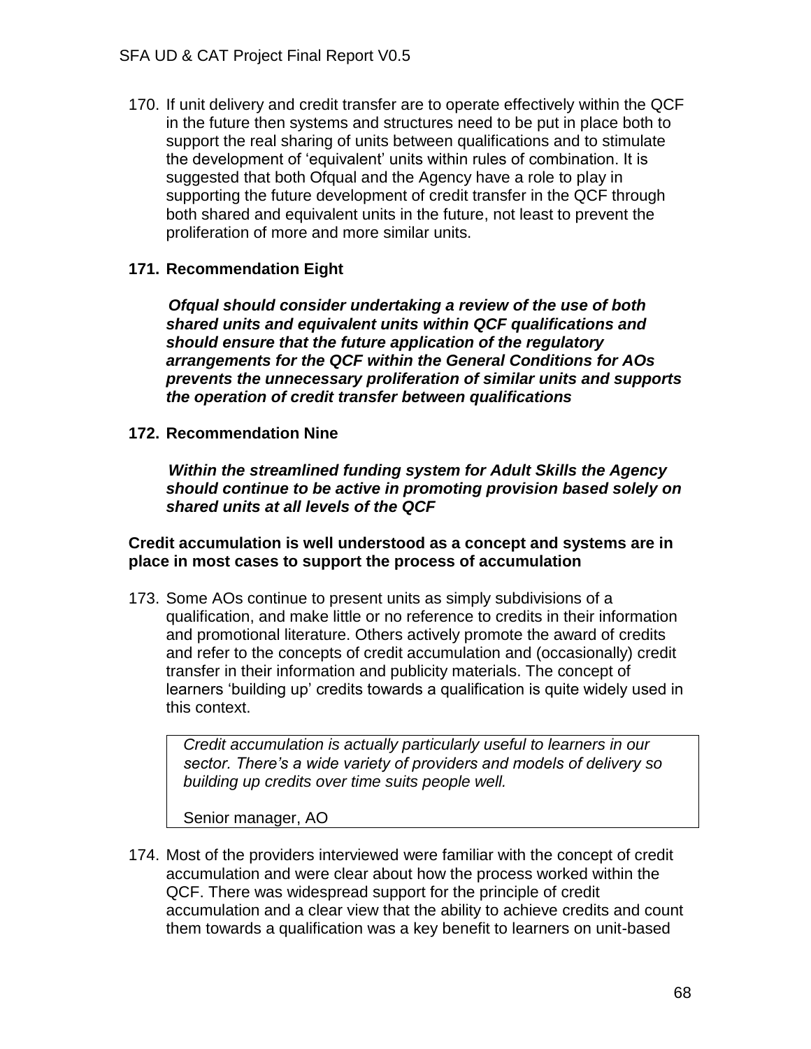170. If unit delivery and credit transfer are to operate effectively within the QCF in the future then systems and structures need to be put in place both to support the real sharing of units between qualifications and to stimulate the development of 'equivalent' units within rules of combination. It is suggested that both Ofqual and the Agency have a role to play in supporting the future development of credit transfer in the QCF through both shared and equivalent units in the future, not least to prevent the proliferation of more and more similar units.

**171. Recommendation Eight**

***Ofqual should consider undertaking a review of the use of both shared units and equivalent units within QCF qualifications and should ensure that the future application of the regulatory arrangements for the QCF within the General Conditions for AOs prevents the unnecessary proliferation of similar units and supports the operation of credit transfer between qualifications***

**172. Recommendation Nine**

***Within the streamlined funding system for Adult Skills the Agency should continue to be active in promoting provision based solely on shared units at all levels of the QCF***

**Credit accumulation is well understood as a concept and systems are in place in most cases to support the process of accumulation**

173. Some AOs continue to present units as simply subdivisions of a qualification, and make little or no reference to credits in their information and promotional literature. Others actively promote the award of credits and refer to the concepts of credit accumulation and (occasionally) credit transfer in their information and publicity materials. The concept of learners 'building up' credits towards a qualification is quite widely used in this context.

> *Credit accumulation is actually particularly useful to learners in our sector. There's a wide variety of providers and models of delivery so building up credits over time suits people well.*
>
> Senior manager, AO

174. Most of the providers interviewed were familiar with the concept of credit accumulation and were clear about how the process worked within the QCF. There was widespread support for the principle of credit accumulation and a clear view that the ability to achieve credits and count them towards a qualification was a key benefit to learners on unit-based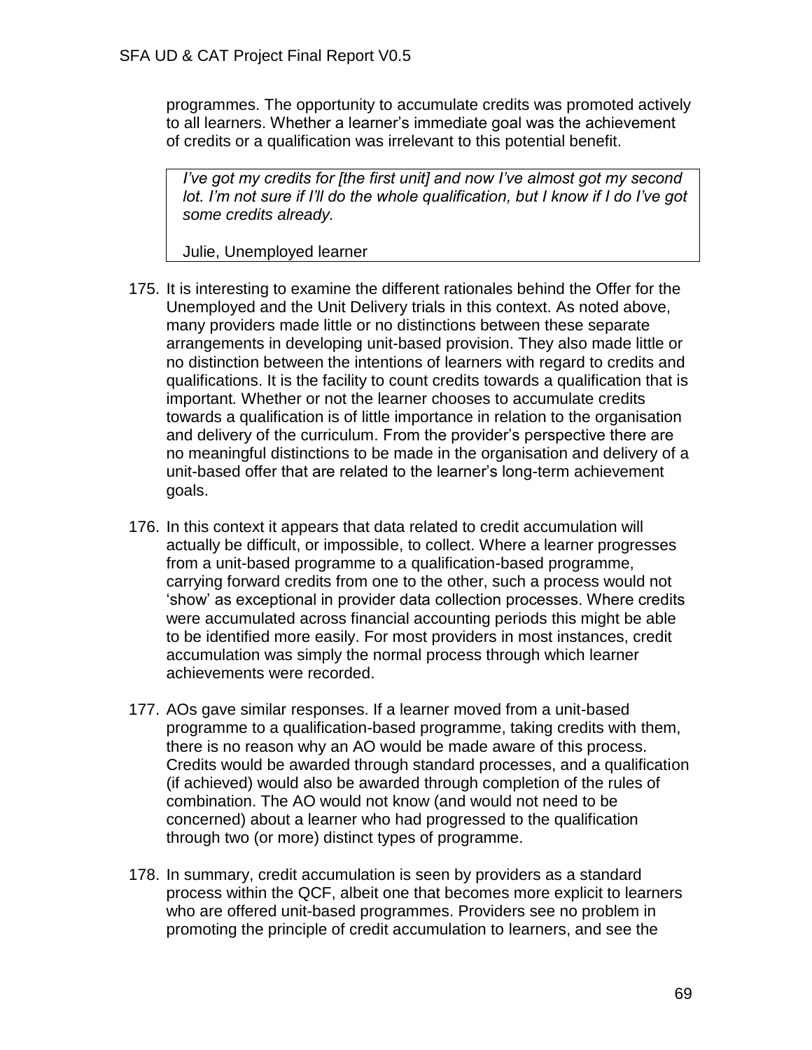programmes. The opportunity to accumulate credits was promoted actively to all learners. Whether a learner's immediate goal was the achievement of credits or a qualification was irrelevant to this potential benefit.

> *I've got my credits for [the first unit] and now I've almost got my second lot. I'm not sure if I'll do the whole qualification, but I know if I do I've got some credits already.*
>
> Julie, Unemployed learner

175. It is interesting to examine the different rationales behind the Offer for the Unemployed and the Unit Delivery trials in this context. As noted above, many providers made little or no distinctions between these separate arrangements in developing unit-based provision. They also made little or no distinction between the intentions of learners with regard to credits and qualifications. It is the facility to count credits towards a qualification that is important. Whether or not the learner chooses to accumulate credits towards a qualification is of little importance in relation to the organisation and delivery of the curriculum. From the provider's perspective there are no meaningful distinctions to be made in the organisation and delivery of a unit-based offer that are related to the learner's long-term achievement goals.

176. In this context it appears that data related to credit accumulation will actually be difficult, or impossible, to collect. Where a learner progresses from a unit-based programme to a qualification-based programme, carrying forward credits from one to the other, such a process would not 'show' as exceptional in provider data collection processes. Where credits were accumulated across financial accounting periods this might be able to be identified more easily. For most providers in most instances, credit accumulation was simply the normal process through which learner achievements were recorded.

177. AOs gave similar responses. If a learner moved from a unit-based programme to a qualification-based programme, taking credits with them, there is no reason why an AO would be made aware of this process. Credits would be awarded through standard processes, and a qualification (if achieved) would also be awarded through completion of the rules of combination. The AO would not know (and would not need to be concerned) about a learner who had progressed to the qualification through two (or more) distinct types of programme.

178. In summary, credit accumulation is seen by providers as a standard process within the QCF, albeit one that becomes more explicit to learners who are offered unit-based programmes. Providers see no problem in promoting the principle of credit accumulation to learners, and see the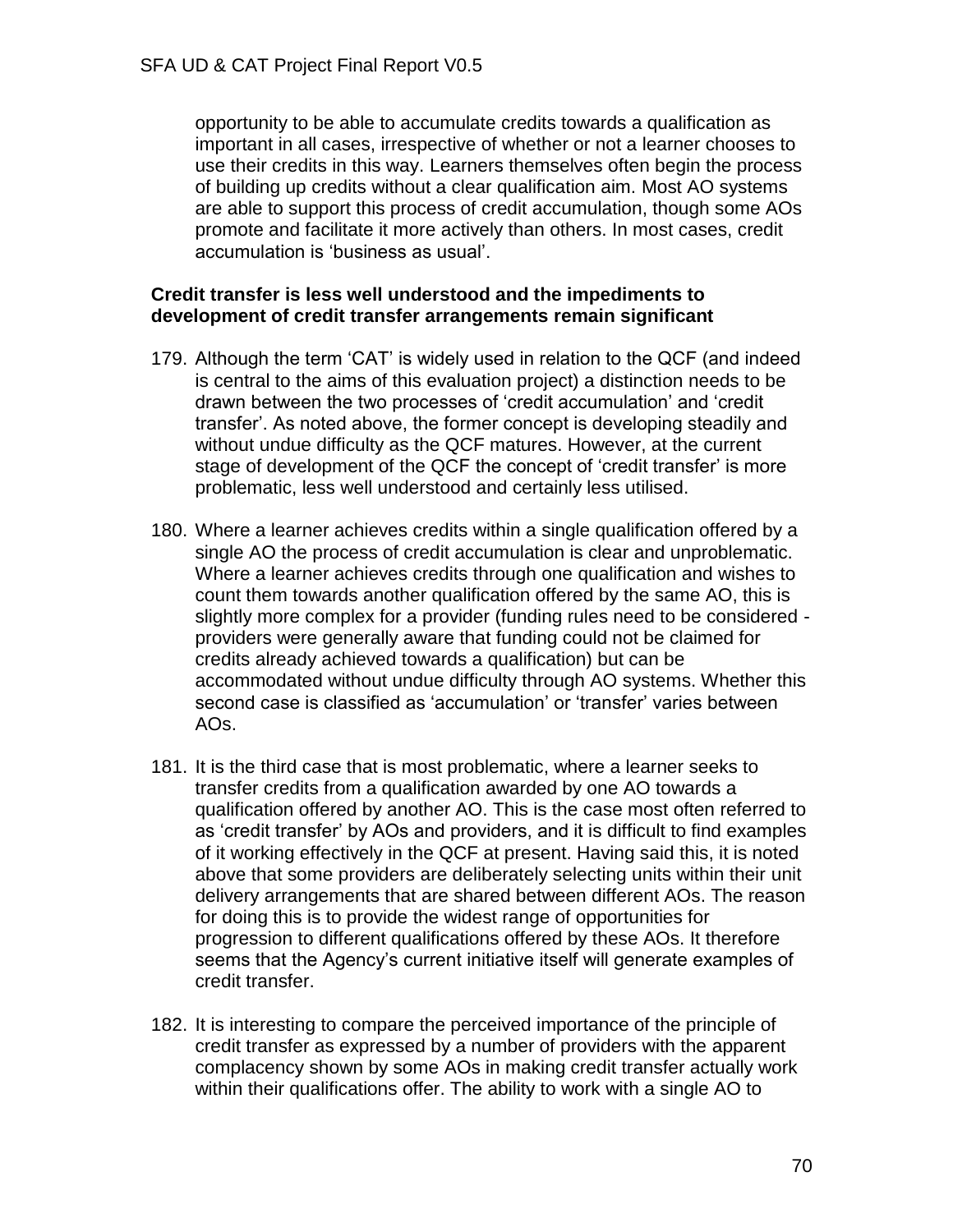opportunity to be able to accumulate credits towards a qualification as important in all cases, irrespective of whether or not a learner chooses to use their credits in this way. Learners themselves often begin the process of building up credits without a clear qualification aim. Most AO systems are able to support this process of credit accumulation, though some AOs promote and facilitate it more actively than others. In most cases, credit accumulation is 'business as usual'.

**Credit transfer is less well understood and the impediments to development of credit transfer arrangements remain significant**

179. Although the term 'CAT' is widely used in relation to the QCF (and indeed is central to the aims of this evaluation project) a distinction needs to be drawn between the two processes of 'credit accumulation' and 'credit transfer'. As noted above, the former concept is developing steadily and without undue difficulty as the QCF matures. However, at the current stage of development of the QCF the concept of 'credit transfer' is more problematic, less well understood and certainly less utilised.

180. Where a learner achieves credits within a single qualification offered by a single AO the process of credit accumulation is clear and unproblematic. Where a learner achieves credits through one qualification and wishes to count them towards another qualification offered by the same AO, this is slightly more complex for a provider (funding rules need to be considered - providers were generally aware that funding could not be claimed for credits already achieved towards a qualification) but can be accommodated without undue difficulty through AO systems. Whether this second case is classified as 'accumulation' or 'transfer' varies between AOs.

181. It is the third case that is most problematic, where a learner seeks to transfer credits from a qualification awarded by one AO towards a qualification offered by another AO. This is the case most often referred to as 'credit transfer' by AOs and providers, and it is difficult to find examples of it working effectively in the QCF at present. Having said this, it is noted above that some providers are deliberately selecting units within their unit delivery arrangements that are shared between different AOs. The reason for doing this is to provide the widest range of opportunities for progression to different qualifications offered by these AOs. It therefore seems that the Agency's current initiative itself will generate examples of credit transfer.

182. It is interesting to compare the perceived importance of the principle of credit transfer as expressed by a number of providers with the apparent complacency shown by some AOs in making credit transfer actually work within their qualifications offer. The ability to work with a single AO to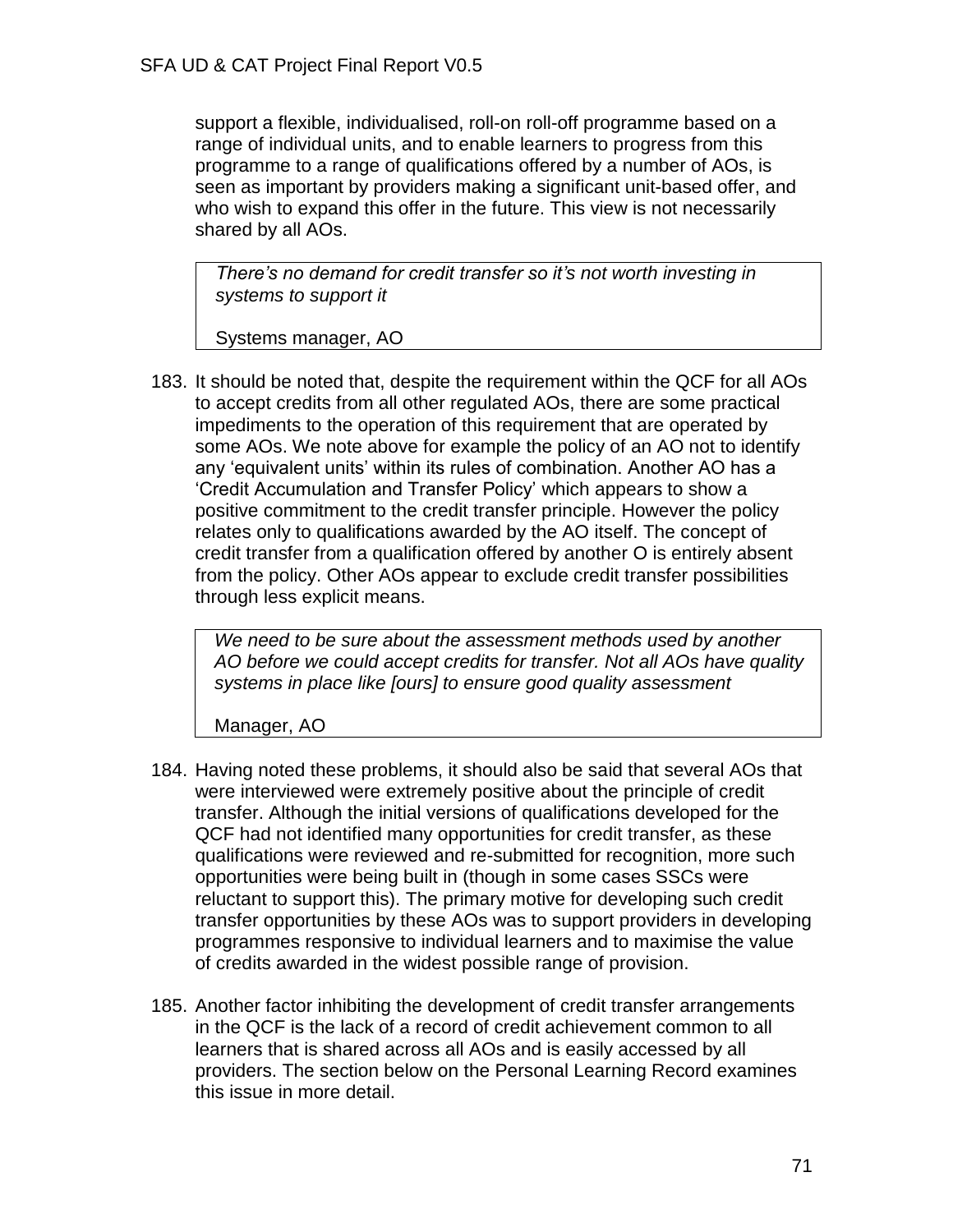support a flexible, individualised, roll-on roll-off programme based on a range of individual units, and to enable learners to progress from this programme to a range of qualifications offered by a number of AOs, is seen as important by providers making a significant unit-based offer, and who wish to expand this offer in the future. This view is not necessarily shared by all AOs.

> *There's no demand for credit transfer so it's not worth investing in systems to support it*
>
> Systems manager, AO

183. It should be noted that, despite the requirement within the QCF for all AOs to accept credits from all other regulated AOs, there are some practical impediments to the operation of this requirement that are operated by some AOs. We note above for example the policy of an AO not to identify any 'equivalent units' within its rules of combination. Another AO has a 'Credit Accumulation and Transfer Policy' which appears to show a positive commitment to the credit transfer principle. However the policy relates only to qualifications awarded by the AO itself. The concept of credit transfer from a qualification offered by another O is entirely absent from the policy. Other AOs appear to exclude credit transfer possibilities through less explicit means.

> *We need to be sure about the assessment methods used by another AO before we could accept credits for transfer. Not all AOs have quality systems in place like [ours] to ensure good quality assessment*
>
> Manager, AO

184. Having noted these problems, it should also be said that several AOs that were interviewed were extremely positive about the principle of credit transfer. Although the initial versions of qualifications developed for the QCF had not identified many opportunities for credit transfer, as these qualifications were reviewed and re-submitted for recognition, more such opportunities were being built in (though in some cases SSCs were reluctant to support this). The primary motive for developing such credit transfer opportunities by these AOs was to support providers in developing programmes responsive to individual learners and to maximise the value of credits awarded in the widest possible range of provision.

185. Another factor inhibiting the development of credit transfer arrangements in the QCF is the lack of a record of credit achievement common to all learners that is shared across all AOs and is easily accessed by all providers. The section below on the Personal Learning Record examines this issue in more detail.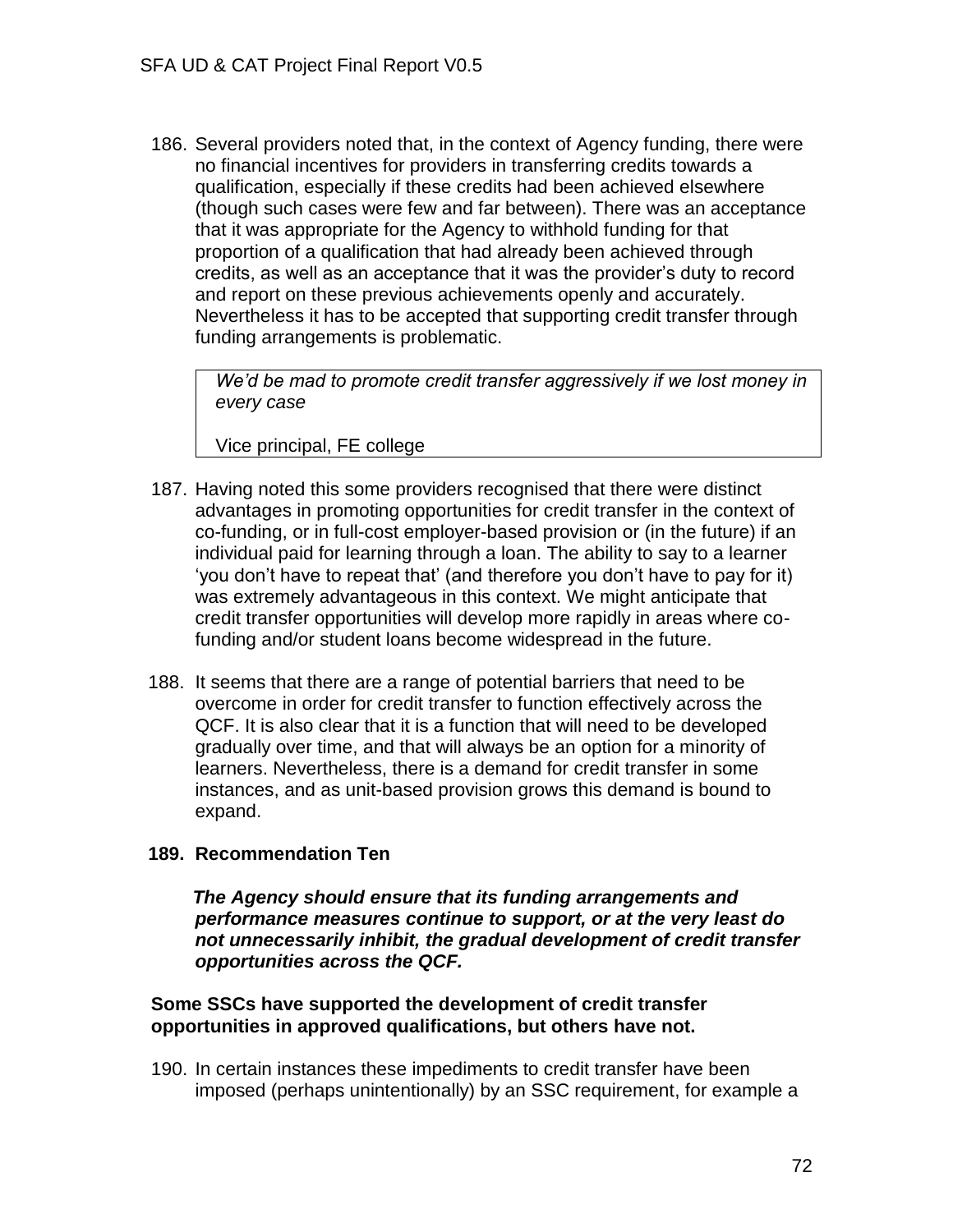186. Several providers noted that, in the context of Agency funding, there were no financial incentives for providers in transferring credits towards a qualification, especially if these credits had been achieved elsewhere (though such cases were few and far between). There was an acceptance that it was appropriate for the Agency to withhold funding for that proportion of a qualification that had already been achieved through credits, as well as an acceptance that it was the provider's duty to record and report on these previous achievements openly and accurately. Nevertheless it has to be accepted that supporting credit transfer through funding arrangements is problematic.

> *We'd be mad to promote credit transfer aggressively if we lost money in every case*
>
> Vice principal, FE college

187. Having noted this some providers recognised that there were distinct advantages in promoting opportunities for credit transfer in the context of co-funding, or in full-cost employer-based provision or (in the future) if an individual paid for learning through a loan. The ability to say to a learner 'you don't have to repeat that' (and therefore you don't have to pay for it) was extremely advantageous in this context. We might anticipate that credit transfer opportunities will develop more rapidly in areas where co-funding and/or student loans become widespread in the future.

188. It seems that there are a range of potential barriers that need to be overcome in order for credit transfer to function effectively across the QCF. It is also clear that it is a function that will need to be developed gradually over time, and that will always be an option for a minority of learners. Nevertheless, there is a demand for credit transfer in some instances, and as unit-based provision grows this demand is bound to expand.

**189. Recommendation Ten**

***The Agency should ensure that its funding arrangements and performance measures continue to support, or at the very least do not unnecessarily inhibit, the gradual development of credit transfer opportunities across the QCF.***

**Some SSCs have supported the development of credit transfer opportunities in approved qualifications, but others have not.**

190. In certain instances these impediments to credit transfer have been imposed (perhaps unintentionally) by an SSC requirement, for example a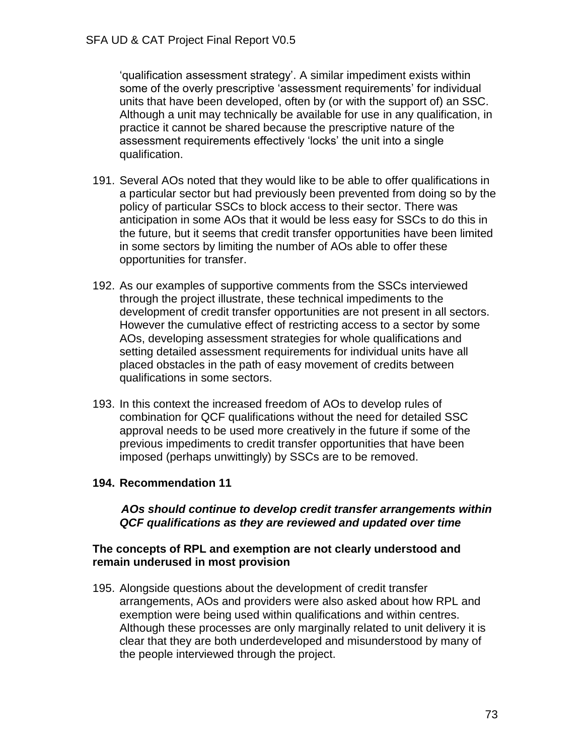'qualification assessment strategy'. A similar impediment exists within some of the overly prescriptive 'assessment requirements' for individual units that have been developed, often by (or with the support of) an SSC. Although a unit may technically be available for use in any qualification, in practice it cannot be shared because the prescriptive nature of the assessment requirements effectively 'locks' the unit into a single qualification.

191. Several AOs noted that they would like to be able to offer qualifications in a particular sector but had previously been prevented from doing so by the policy of particular SSCs to block access to their sector. There was anticipation in some AOs that it would be less easy for SSCs to do this in the future, but it seems that credit transfer opportunities have been limited in some sectors by limiting the number of AOs able to offer these opportunities for transfer.

192. As our examples of supportive comments from the SSCs interviewed through the project illustrate, these technical impediments to the development of credit transfer opportunities are not present in all sectors. However the cumulative effect of restricting access to a sector by some AOs, developing assessment strategies for whole qualifications and setting detailed assessment requirements for individual units have all placed obstacles in the path of easy movement of credits between qualifications in some sectors.

193. In this context the increased freedom of AOs to develop rules of combination for QCF qualifications without the need for detailed SSC approval needs to be used more creatively in the future if some of the previous impediments to credit transfer opportunities that have been imposed (perhaps unwittingly) by SSCs are to be removed.

**194. Recommendation 11**

***AOs should continue to develop credit transfer arrangements within QCF qualifications as they are reviewed and updated over time***

**The concepts of RPL and exemption are not clearly understood and remain underused in most provision**

195. Alongside questions about the development of credit transfer arrangements, AOs and providers were also asked about how RPL and exemption were being used within qualifications and within centres. Although these processes are only marginally related to unit delivery it is clear that they are both underdeveloped and misunderstood by many of the people interviewed through the project.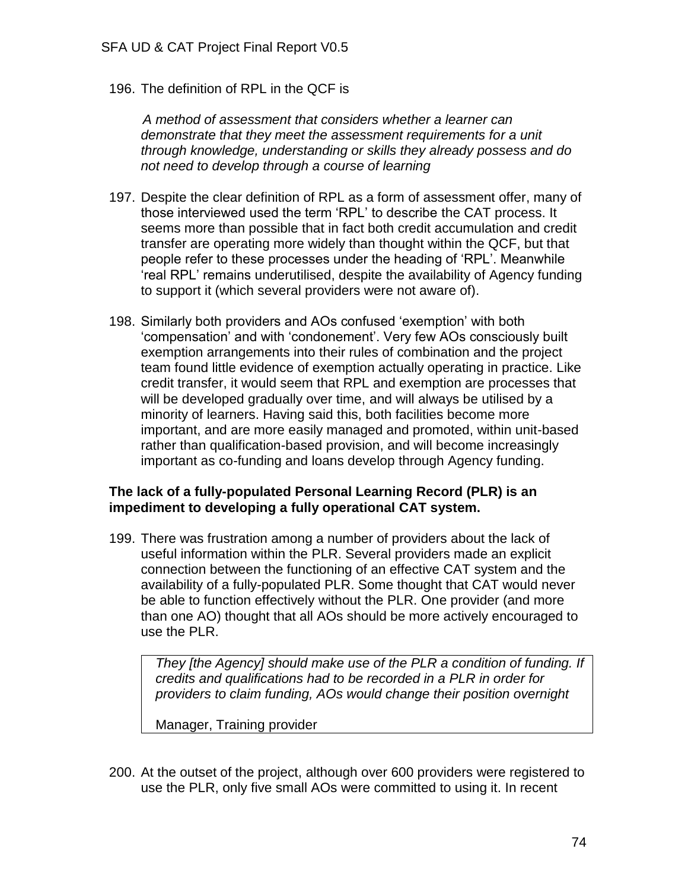196. The definition of RPL in the QCF is

    *A method of assessment that considers whether a learner can demonstrate that they meet the assessment requirements for a unit through knowledge, understanding or skills they already possess and do not need to develop through a course of learning*

197. Despite the clear definition of RPL as a form of assessment offer, many of those interviewed used the term 'RPL' to describe the CAT process. It seems more than possible that in fact both credit accumulation and credit transfer are operating more widely than thought within the QCF, but that people refer to these processes under the heading of 'RPL'. Meanwhile 'real RPL' remains underutilised, despite the availability of Agency funding to support it (which several providers were not aware of).

198. Similarly both providers and AOs confused 'exemption' with both 'compensation' and with 'condonement'. Very few AOs consciously built exemption arrangements into their rules of combination and the project team found little evidence of exemption actually operating in practice. Like credit transfer, it would seem that RPL and exemption are processes that will be developed gradually over time, and will always be utilised by a minority of learners. Having said this, both facilities become more important, and are more easily managed and promoted, within unit-based rather than qualification-based provision, and will become increasingly important as co-funding and loans develop through Agency funding.

**The lack of a fully-populated Personal Learning Record (PLR) is an impediment to developing a fully operational CAT system.**

199. There was frustration among a number of providers about the lack of useful information within the PLR. Several providers made an explicit connection between the functioning of an effective CAT system and the availability of a fully-populated PLR. Some thought that CAT would never be able to function effectively without the PLR. One provider (and more than one AO) thought that all AOs should be more actively encouraged to use the PLR.

    *They [the Agency] should make use of the PLR a condition of funding. If credits and qualifications had to be recorded in a PLR in order for providers to claim funding, AOs would change their position overnight*

    Manager, Training provider

200. At the outset of the project, although over 600 providers were registered to use the PLR, only five small AOs were committed to using it. In recent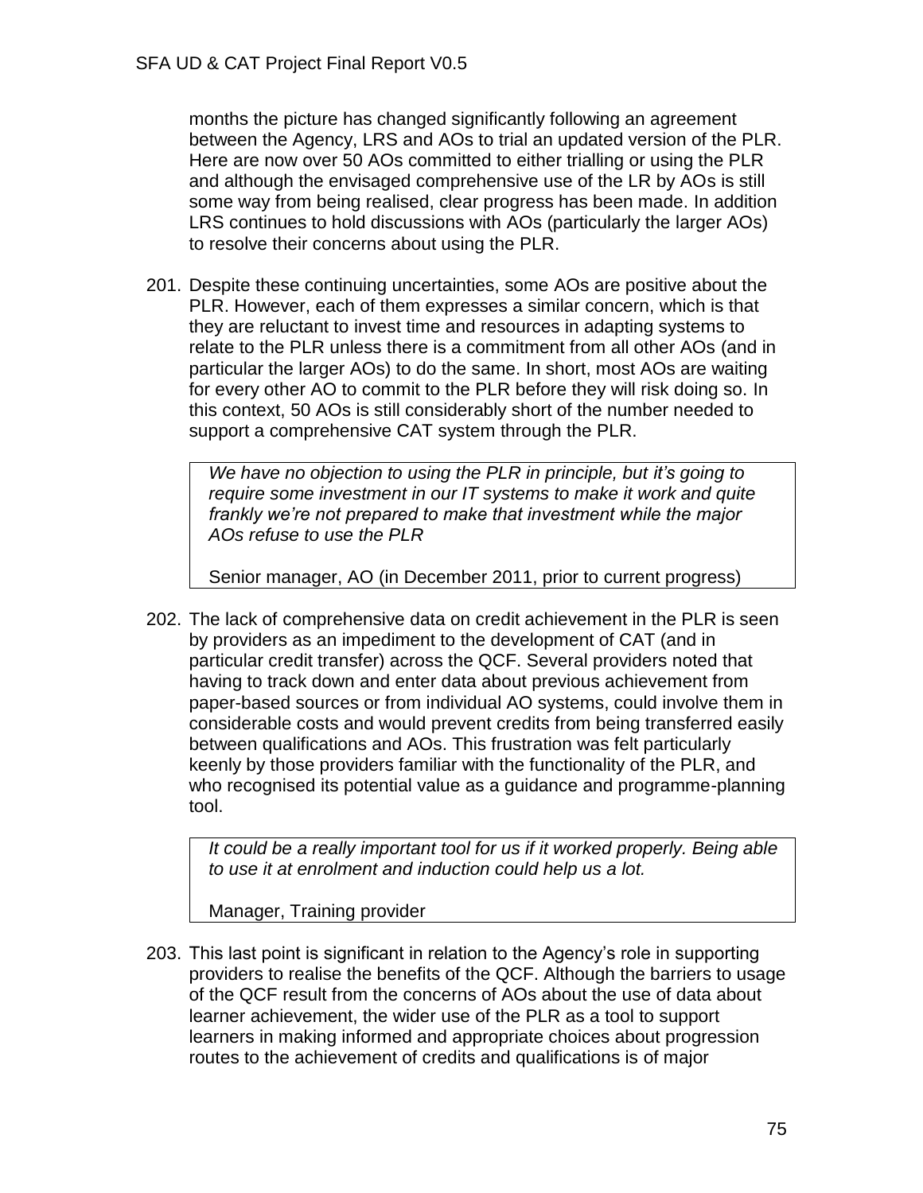months the picture has changed significantly following an agreement between the Agency, LRS and AOs to trial an updated version of the PLR. Here are now over 50 AOs committed to either trialling or using the PLR and although the envisaged comprehensive use of the LR by AOs is still some way from being realised, clear progress has been made. In addition LRS continues to hold discussions with AOs (particularly the larger AOs) to resolve their concerns about using the PLR.

201. Despite these continuing uncertainties, some AOs are positive about the PLR. However, each of them expresses a similar concern, which is that they are reluctant to invest time and resources in adapting systems to relate to the PLR unless there is a commitment from all other AOs (and in particular the larger AOs) to do the same. In short, most AOs are waiting for every other AO to commit to the PLR before they will risk doing so. In this context, 50 AOs is still considerably short of the number needed to support a comprehensive CAT system through the PLR.

> *We have no objection to using the PLR in principle, but it's going to require some investment in our IT systems to make it work and quite frankly we're not prepared to make that investment while the major AOs refuse to use the PLR*
>
> Senior manager, AO (in December 2011, prior to current progress)

202. The lack of comprehensive data on credit achievement in the PLR is seen by providers as an impediment to the development of CAT (and in particular credit transfer) across the QCF. Several providers noted that having to track down and enter data about previous achievement from paper-based sources or from individual AO systems, could involve them in considerable costs and would prevent credits from being transferred easily between qualifications and AOs. This frustration was felt particularly keenly by those providers familiar with the functionality of the PLR, and who recognised its potential value as a guidance and programme-planning tool.

> *It could be a really important tool for us if it worked properly. Being able to use it at enrolment and induction could help us a lot.*
>
> Manager, Training provider

203. This last point is significant in relation to the Agency's role in supporting providers to realise the benefits of the QCF. Although the barriers to usage of the QCF result from the concerns of AOs about the use of data about learner achievement, the wider use of the PLR as a tool to support learners in making informed and appropriate choices about progression routes to the achievement of credits and qualifications is of major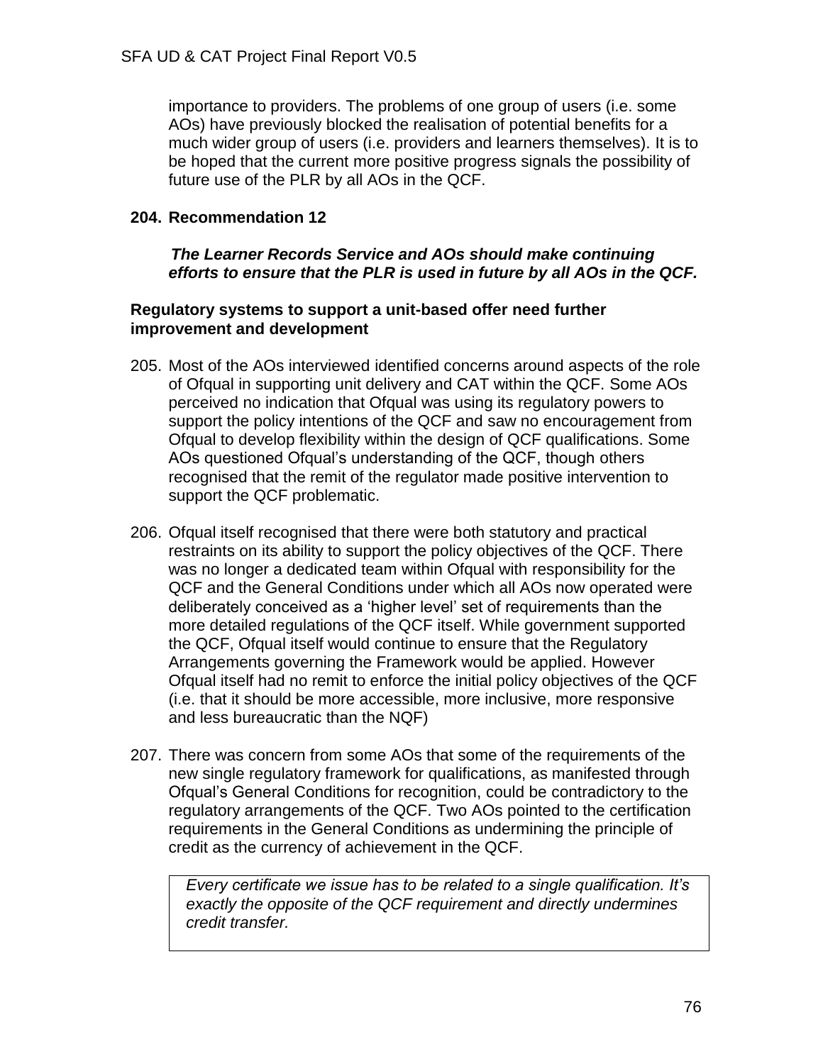importance to providers. The problems of one group of users (i.e. some AOs) have previously blocked the realisation of potential benefits for a much wider group of users (i.e. providers and learners themselves). It is to be hoped that the current more positive progress signals the possibility of future use of the PLR by all AOs in the QCF.

**204. Recommendation 12**

***The Learner Records Service and AOs should make continuing efforts to ensure that the PLR is used in future by all AOs in the QCF.***

**Regulatory systems to support a unit-based offer need further improvement and development**

205. Most of the AOs interviewed identified concerns around aspects of the role of Ofqual in supporting unit delivery and CAT within the QCF. Some AOs perceived no indication that Ofqual was using its regulatory powers to support the policy intentions of the QCF and saw no encouragement from Ofqual to develop flexibility within the design of QCF qualifications. Some AOs questioned Ofqual's understanding of the QCF, though others recognised that the remit of the regulator made positive intervention to support the QCF problematic.

206. Ofqual itself recognised that there were both statutory and practical restraints on its ability to support the policy objectives of the QCF. There was no longer a dedicated team within Ofqual with responsibility for the QCF and the General Conditions under which all AOs now operated were deliberately conceived as a 'higher level' set of requirements than the more detailed regulations of the QCF itself. While government supported the QCF, Ofqual itself would continue to ensure that the Regulatory Arrangements governing the Framework would be applied. However Ofqual itself had no remit to enforce the initial policy objectives of the QCF (i.e. that it should be more accessible, more inclusive, more responsive and less bureaucratic than the NQF)

207. There was concern from some AOs that some of the requirements of the new single regulatory framework for qualifications, as manifested through Ofqual's General Conditions for recognition, could be contradictory to the regulatory arrangements of the QCF. Two AOs pointed to the certification requirements in the General Conditions as undermining the principle of credit as the currency of achievement in the QCF.

> *Every certificate we issue has to be related to a single qualification. It's exactly the opposite of the QCF requirement and directly undermines credit transfer.*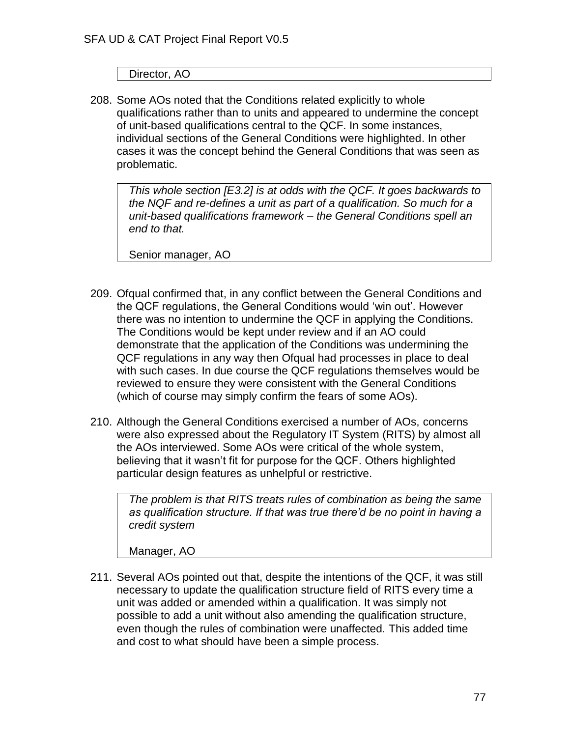Director, AO

208. Some AOs noted that the Conditions related explicitly to whole qualifications rather than to units and appeared to undermine the concept of unit-based qualifications central to the QCF. In some instances, individual sections of the General Conditions were highlighted. In other cases it was the concept behind the General Conditions that was seen as problematic.

> *This whole section [E3.2] is at odds with the QCF. It goes backwards to the NQF and re-defines a unit as part of a qualification. So much for a unit-based qualifications framework – the General Conditions spell an end to that.*
>
> Senior manager, AO

209. Ofqual confirmed that, in any conflict between the General Conditions and the QCF regulations, the General Conditions would 'win out'. However there was no intention to undermine the QCF in applying the Conditions. The Conditions would be kept under review and if an AO could demonstrate that the application of the Conditions was undermining the QCF regulations in any way then Ofqual had processes in place to deal with such cases. In due course the QCF regulations themselves would be reviewed to ensure they were consistent with the General Conditions (which of course may simply confirm the fears of some AOs).

210. Although the General Conditions exercised a number of AOs, concerns were also expressed about the Regulatory IT System (RITS) by almost all the AOs interviewed. Some AOs were critical of the whole system, believing that it wasn't fit for purpose for the QCF. Others highlighted particular design features as unhelpful or restrictive.

> *The problem is that RITS treats rules of combination as being the same as qualification structure. If that was true there'd be no point in having a credit system*
>
> Manager, AO

211. Several AOs pointed out that, despite the intentions of the QCF, it was still necessary to update the qualification structure field of RITS every time a unit was added or amended within a qualification. It was simply not possible to add a unit without also amending the qualification structure, even though the rules of combination were unaffected. This added time and cost to what should have been a simple process.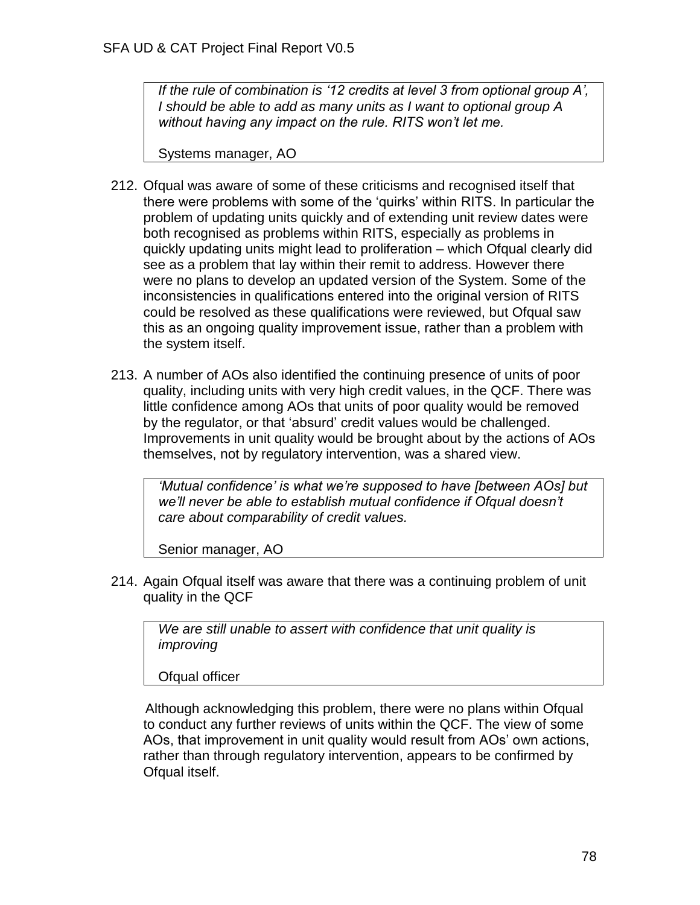> *If the rule of combination is '12 credits at level 3 from optional group A', I should be able to add as many units as I want to optional group A without having any impact on the rule. RITS won't let me.*
>
> Systems manager, AO

212. Ofqual was aware of some of these criticisms and recognised itself that there were problems with some of the 'quirks' within RITS. In particular the problem of updating units quickly and of extending unit review dates were both recognised as problems within RITS, especially as problems in quickly updating units might lead to proliferation – which Ofqual clearly did see as a problem that lay within their remit to address. However there were no plans to develop an updated version of the System. Some of the inconsistencies in qualifications entered into the original version of RITS could be resolved as these qualifications were reviewed, but Ofqual saw this as an ongoing quality improvement issue, rather than a problem with the system itself.

213. A number of AOs also identified the continuing presence of units of poor quality, including units with very high credit values, in the QCF. There was little confidence among AOs that units of poor quality would be removed by the regulator, or that 'absurd' credit values would be challenged. Improvements in unit quality would be brought about by the actions of AOs themselves, not by regulatory intervention, was a shared view.

> *'Mutual confidence' is what we're supposed to have [between AOs] but we'll never be able to establish mutual confidence if Ofqual doesn't care about comparability of credit values.*
>
> Senior manager, AO

214. Again Ofqual itself was aware that there was a continuing problem of unit quality in the QCF

> *We are still unable to assert with confidence that unit quality is improving*
>
> Ofqual officer

Although acknowledging this problem, there were no plans within Ofqual to conduct any further reviews of units within the QCF. The view of some AOs, that improvement in unit quality would result from AOs' own actions, rather than through regulatory intervention, appears to be confirmed by Ofqual itself.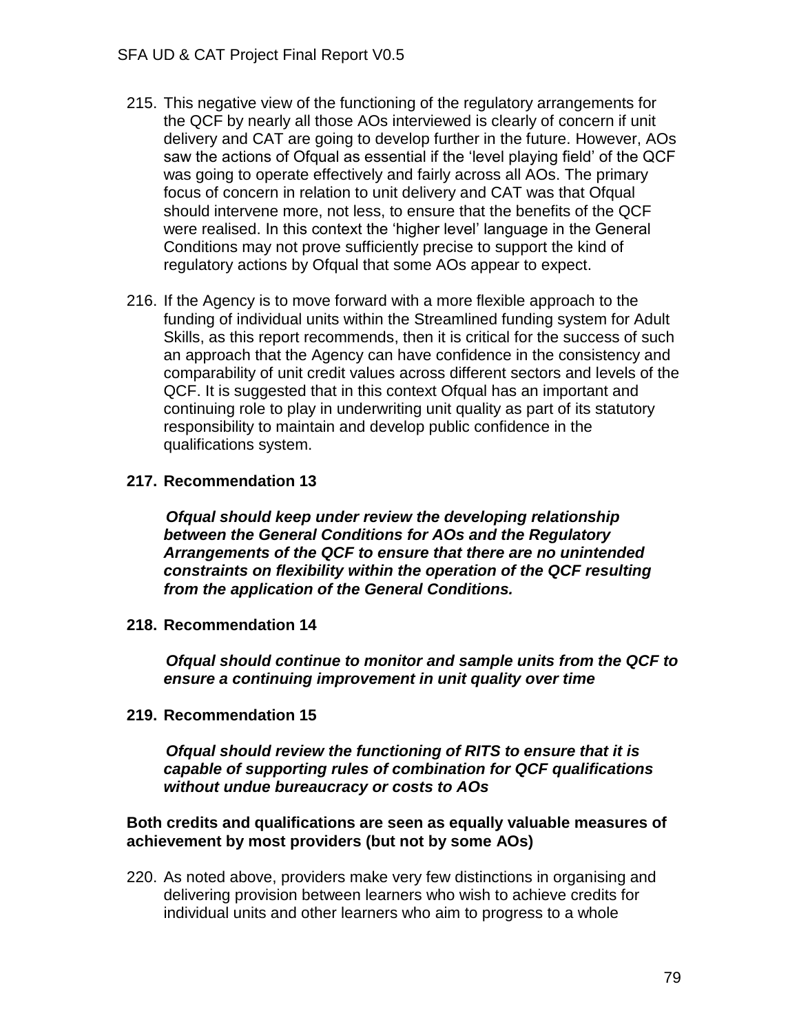215. This negative view of the functioning of the regulatory arrangements for the QCF by nearly all those AOs interviewed is clearly of concern if unit delivery and CAT are going to develop further in the future. However, AOs saw the actions of Ofqual as essential if the 'level playing field' of the QCF was going to operate effectively and fairly across all AOs. The primary focus of concern in relation to unit delivery and CAT was that Ofqual should intervene more, not less, to ensure that the benefits of the QCF were realised. In this context the 'higher level' language in the General Conditions may not prove sufficiently precise to support the kind of regulatory actions by Ofqual that some AOs appear to expect.

216. If the Agency is to move forward with a more flexible approach to the funding of individual units within the Streamlined funding system for Adult Skills, as this report recommends, then it is critical for the success of such an approach that the Agency can have confidence in the consistency and comparability of unit credit values across different sectors and levels of the QCF. It is suggested that in this context Ofqual has an important and continuing role to play in underwriting unit quality as part of its statutory responsibility to maintain and develop public confidence in the qualifications system.

**217. Recommendation 13**

***Ofqual should keep under review the developing relationship between the General Conditions for AOs and the Regulatory Arrangements of the QCF to ensure that there are no unintended constraints on flexibility within the operation of the QCF resulting from the application of the General Conditions.***

**218. Recommendation 14**

***Ofqual should continue to monitor and sample units from the QCF to ensure a continuing improvement in unit quality over time***

**219. Recommendation 15**

***Ofqual should review the functioning of RITS to ensure that it is capable of supporting rules of combination for QCF qualifications without undue bureaucracy or costs to AOs***

**Both credits and qualifications are seen as equally valuable measures of achievement by most providers (but not by some AOs)**

220. As noted above, providers make very few distinctions in organising and delivering provision between learners who wish to achieve credits for individual units and other learners who aim to progress to a whole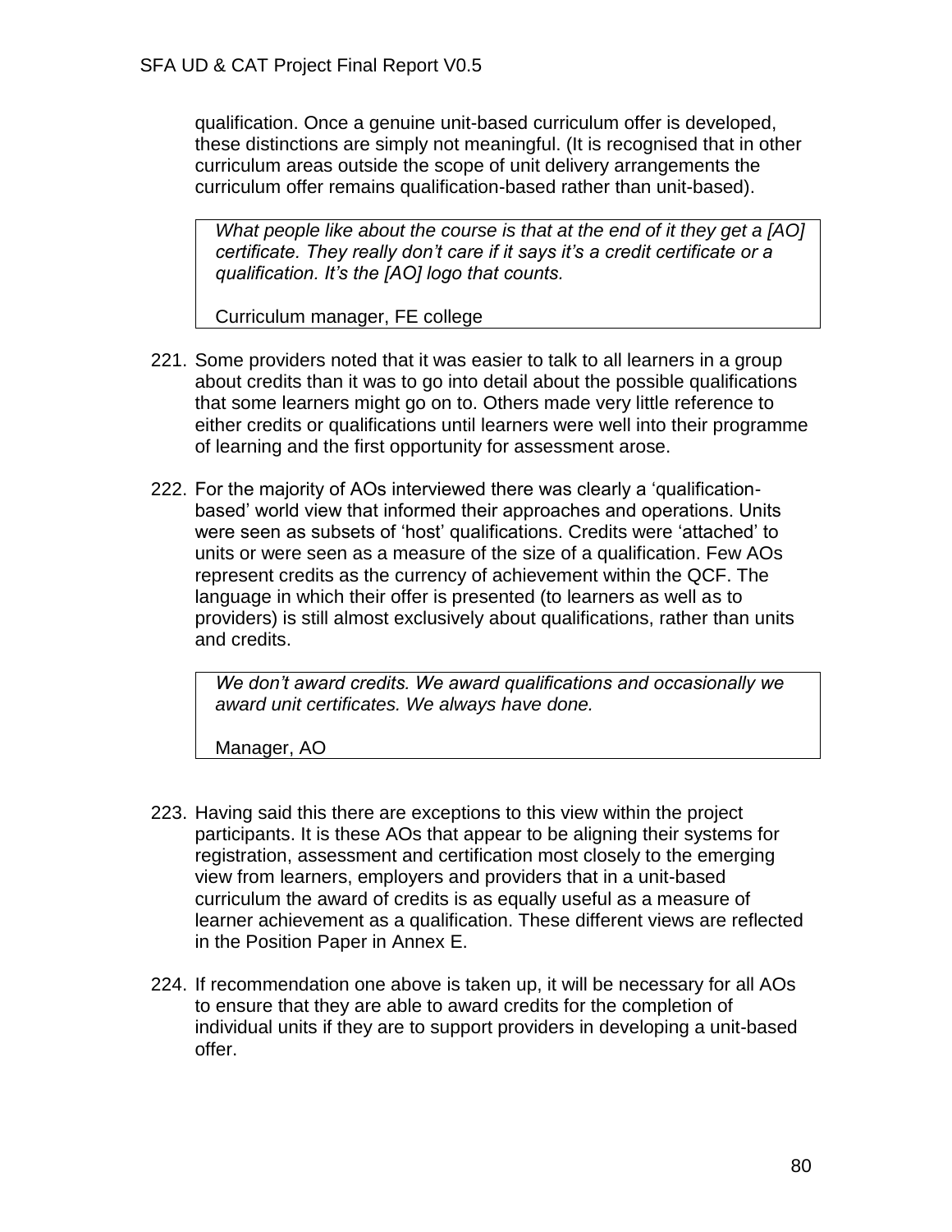qualification. Once a genuine unit-based curriculum offer is developed, these distinctions are simply not meaningful. (It is recognised that in other curriculum areas outside the scope of unit delivery arrangements the curriculum offer remains qualification-based rather than unit-based).

> *What people like about the course is that at the end of it they get a [AO] certificate. They really don't care if it says it's a credit certificate or a qualification. It's the [AO] logo that counts.*
>
> Curriculum manager, FE college

221. Some providers noted that it was easier to talk to all learners in a group about credits than it was to go into detail about the possible qualifications that some learners might go on to. Others made very little reference to either credits or qualifications until learners were well into their programme of learning and the first opportunity for assessment arose.

222. For the majority of AOs interviewed there was clearly a 'qualification-based' world view that informed their approaches and operations. Units were seen as subsets of 'host' qualifications. Credits were 'attached' to units or were seen as a measure of the size of a qualification. Few AOs represent credits as the currency of achievement within the QCF. The language in which their offer is presented (to learners as well as to providers) is still almost exclusively about qualifications, rather than units and credits.

> *We don't award credits. We award qualifications and occasionally we award unit certificates. We always have done.*
>
> Manager, AO

223. Having said this there are exceptions to this view within the project participants. It is these AOs that appear to be aligning their systems for registration, assessment and certification most closely to the emerging view from learners, employers and providers that in a unit-based curriculum the award of credits is as equally useful as a measure of learner achievement as a qualification. These different views are reflected in the Position Paper in Annex E.

224. If recommendation one above is taken up, it will be necessary for all AOs to ensure that they are able to award credits for the completion of individual units if they are to support providers in developing a unit-based offer.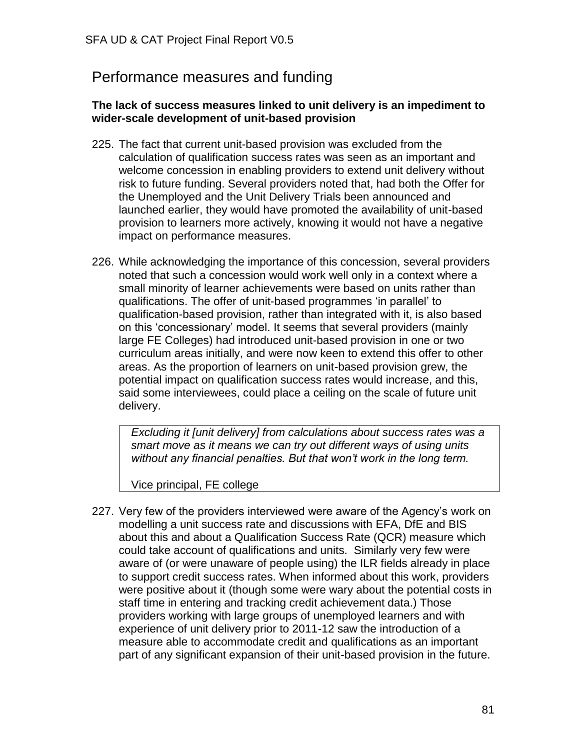## Performance measures and funding

**The lack of success measures linked to unit delivery is an impediment to wider-scale development of unit-based provision**

225. The fact that current unit-based provision was excluded from the calculation of qualification success rates was seen as an important and welcome concession in enabling providers to extend unit delivery without risk to future funding. Several providers noted that, had both the Offer for the Unemployed and the Unit Delivery Trials been announced and launched earlier, they would have promoted the availability of unit-based provision to learners more actively, knowing it would not have a negative impact on performance measures.

226. While acknowledging the importance of this concession, several providers noted that such a concession would work well only in a context where a small minority of learner achievements were based on units rather than qualifications. The offer of unit-based programmes 'in parallel' to qualification-based provision, rather than integrated with it, is also based on this 'concessionary' model. It seems that several providers (mainly large FE Colleges) had introduced unit-based provision in one or two curriculum areas initially, and were now keen to extend this offer to other areas. As the proportion of learners on unit-based provision grew, the potential impact on qualification success rates would increase, and this, said some interviewees, could place a ceiling on the scale of future unit delivery.

> *Excluding it [unit delivery] from calculations about success rates was a smart move as it means we can try out different ways of using units without any financial penalties. But that won't work in the long term.*
>
> Vice principal, FE college

227. Very few of the providers interviewed were aware of the Agency's work on modelling a unit success rate and discussions with EFA, DfE and BIS about this and about a Qualification Success Rate (QCR) measure which could take account of qualifications and units. Similarly very few were aware of (or were unaware of people using) the ILR fields already in place to support credit success rates. When informed about this work, providers were positive about it (though some were wary about the potential costs in staff time in entering and tracking credit achievement data.) Those providers working with large groups of unemployed learners and with experience of unit delivery prior to 2011-12 saw the introduction of a measure able to accommodate credit and qualifications as an important part of any significant expansion of their unit-based provision in the future.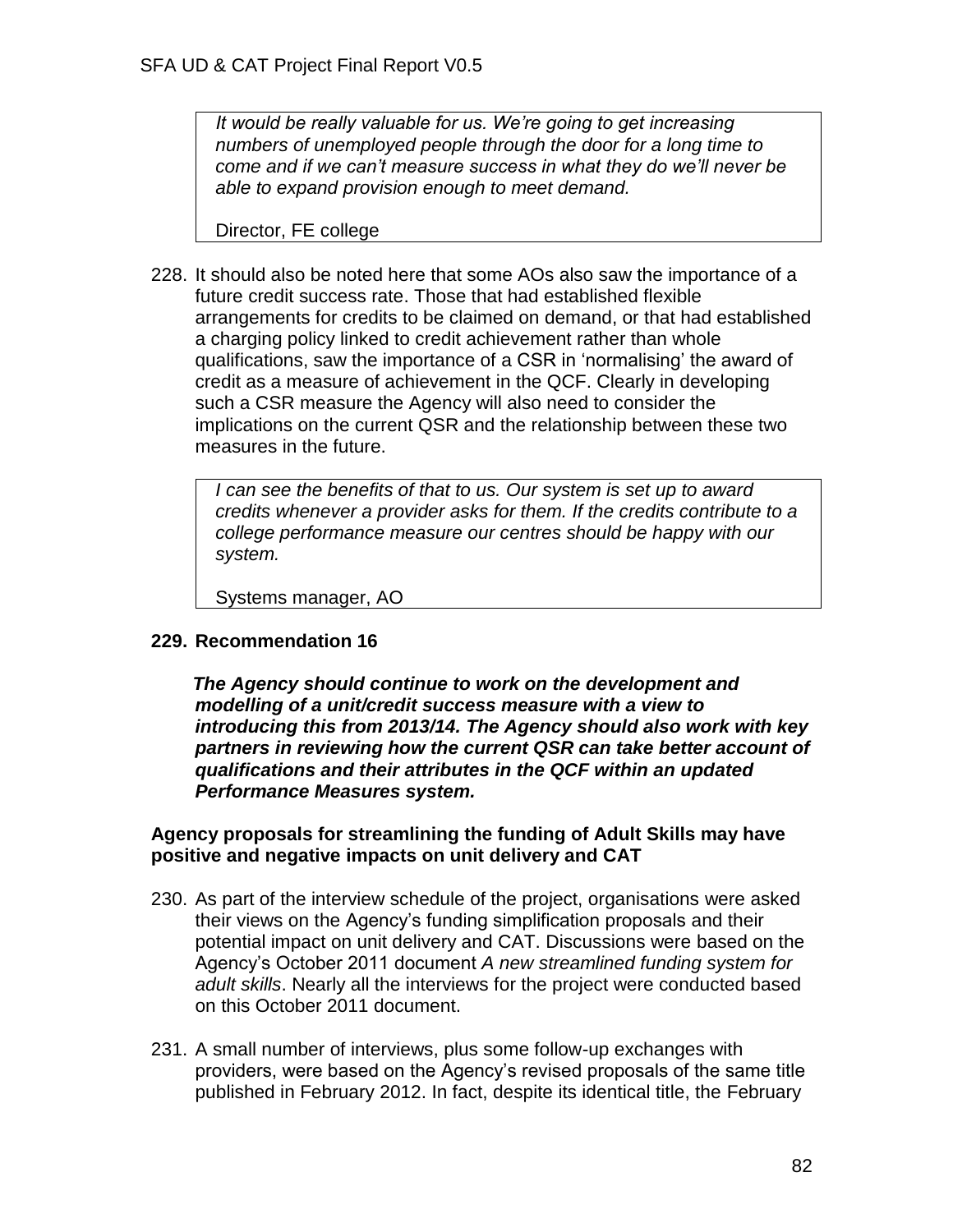> *It would be really valuable for us. We're going to get increasing numbers of unemployed people through the door for a long time to come and if we can't measure success in what they do we'll never be able to expand provision enough to meet demand.*
>
> Director, FE college

228. It should also be noted here that some AOs also saw the importance of a future credit success rate. Those that had established flexible arrangements for credits to be claimed on demand, or that had established a charging policy linked to credit achievement rather than whole qualifications, saw the importance of a CSR in 'normalising' the award of credit as a measure of achievement in the QCF. Clearly in developing such a CSR measure the Agency will also need to consider the implications on the current QSR and the relationship between these two measures in the future.

> *I can see the benefits of that to us. Our system is set up to award credits whenever a provider asks for them. If the credits contribute to a college performance measure our centres should be happy with our system.*
>
> Systems manager, AO

**229. Recommendation 16**

***The Agency should continue to work on the development and modelling of a unit/credit success measure with a view to introducing this from 2013/14. The Agency should also work with key partners in reviewing how the current QSR can take better account of qualifications and their attributes in the QCF within an updated Performance Measures system.***

**Agency proposals for streamlining the funding of Adult Skills may have positive and negative impacts on unit delivery and CAT**

230. As part of the interview schedule of the project, organisations were asked their views on the Agency's funding simplification proposals and their potential impact on unit delivery and CAT. Discussions were based on the Agency's October 2011 document *A new streamlined funding system for adult skills*. Nearly all the interviews for the project were conducted based on this October 2011 document.

231. A small number of interviews, plus some follow-up exchanges with providers, were based on the Agency's revised proposals of the same title published in February 2012. In fact, despite its identical title, the February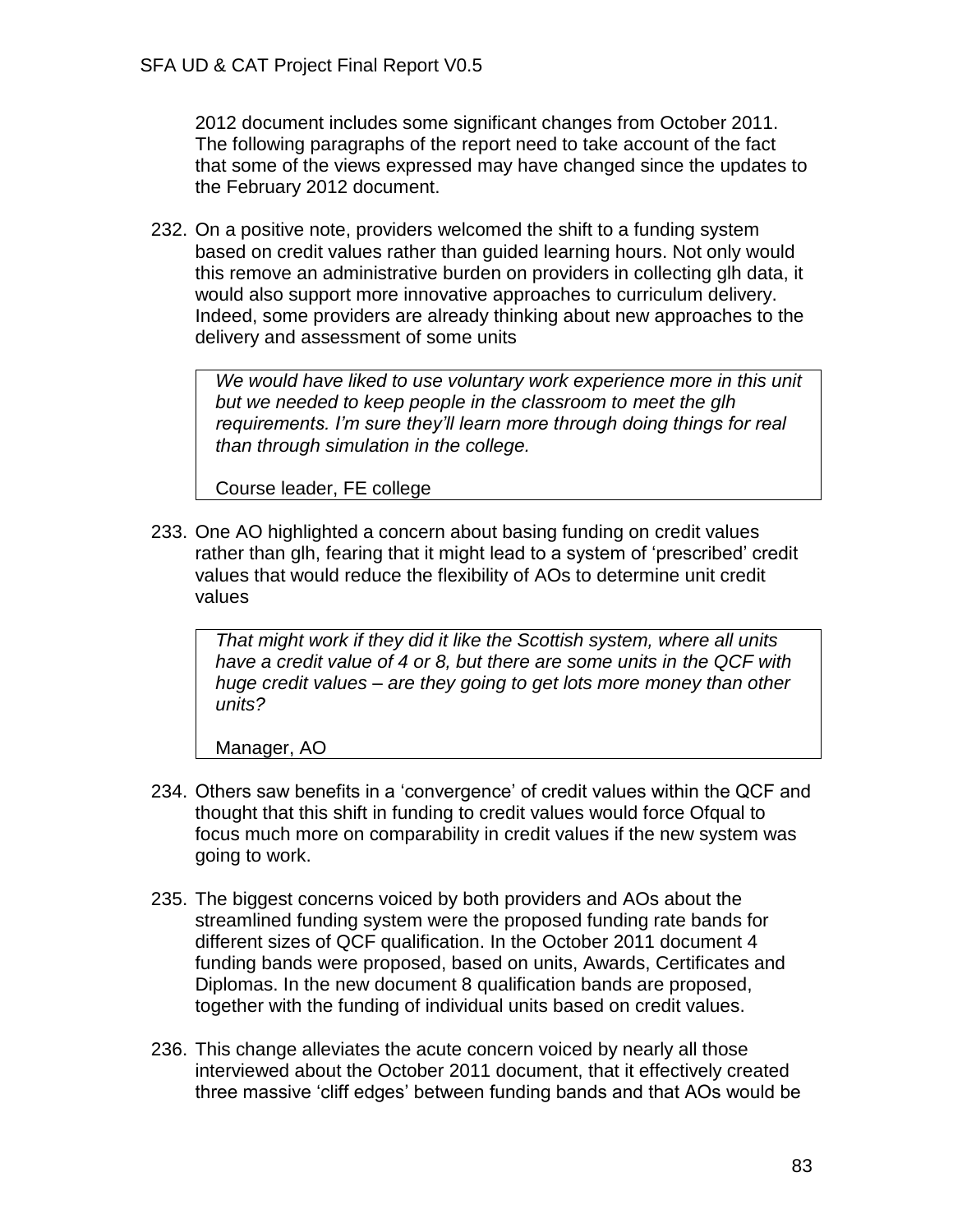2012 document includes some significant changes from October 2011. The following paragraphs of the report need to take account of the fact that some of the views expressed may have changed since the updates to the February 2012 document.

232. On a positive note, providers welcomed the shift to a funding system based on credit values rather than guided learning hours. Not only would this remove an administrative burden on providers in collecting glh data, it would also support more innovative approaches to curriculum delivery. Indeed, some providers are already thinking about new approaches to the delivery and assessment of some units

> *We would have liked to use voluntary work experience more in this unit but we needed to keep people in the classroom to meet the glh requirements. I'm sure they'll learn more through doing things for real than through simulation in the college.*
>
> Course leader, FE college

233. One AO highlighted a concern about basing funding on credit values rather than glh, fearing that it might lead to a system of 'prescribed' credit values that would reduce the flexibility of AOs to determine unit credit values

> *That might work if they did it like the Scottish system, where all units have a credit value of 4 or 8, but there are some units in the QCF with huge credit values – are they going to get lots more money than other units?*
>
> Manager, AO

234. Others saw benefits in a 'convergence' of credit values within the QCF and thought that this shift in funding to credit values would force Ofqual to focus much more on comparability in credit values if the new system was going to work.

235. The biggest concerns voiced by both providers and AOs about the streamlined funding system were the proposed funding rate bands for different sizes of QCF qualification. In the October 2011 document 4 funding bands were proposed, based on units, Awards, Certificates and Diplomas. In the new document 8 qualification bands are proposed, together with the funding of individual units based on credit values.

236. This change alleviates the acute concern voiced by nearly all those interviewed about the October 2011 document, that it effectively created three massive 'cliff edges' between funding bands and that AOs would be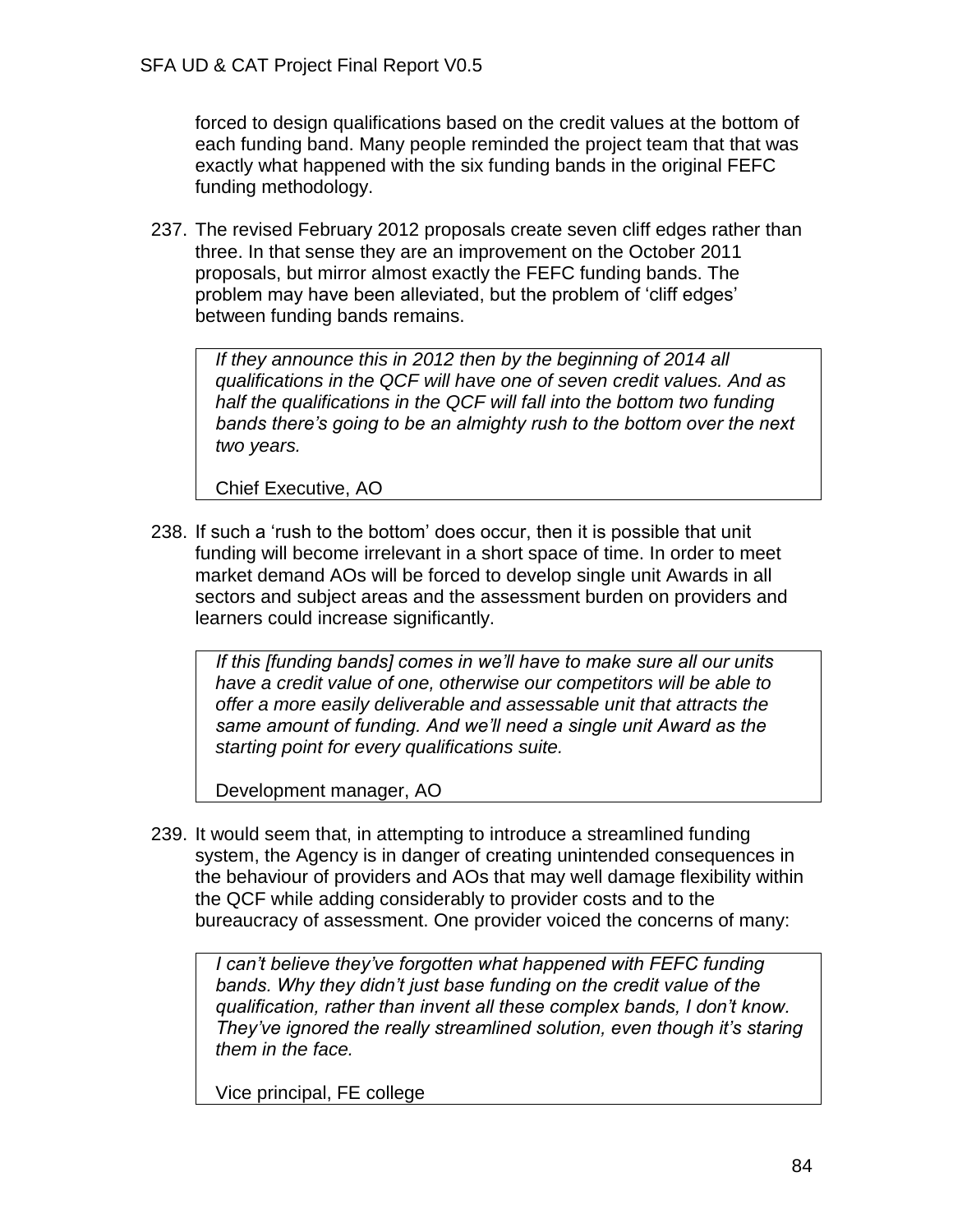forced to design qualifications based on the credit values at the bottom of each funding band. Many people reminded the project team that that was exactly what happened with the six funding bands in the original FEFC funding methodology.

237. The revised February 2012 proposals create seven cliff edges rather than three. In that sense they are an improvement on the October 2011 proposals, but mirror almost exactly the FEFC funding bands. The problem may have been alleviated, but the problem of 'cliff edges' between funding bands remains.

> *If they announce this in 2012 then by the beginning of 2014 all qualifications in the QCF will have one of seven credit values. And as half the qualifications in the QCF will fall into the bottom two funding bands there's going to be an almighty rush to the bottom over the next two years.*
>
> Chief Executive, AO

238. If such a 'rush to the bottom' does occur, then it is possible that unit funding will become irrelevant in a short space of time. In order to meet market demand AOs will be forced to develop single unit Awards in all sectors and subject areas and the assessment burden on providers and learners could increase significantly.

> *If this [funding bands] comes in we'll have to make sure all our units have a credit value of one, otherwise our competitors will be able to offer a more easily deliverable and assessable unit that attracts the same amount of funding. And we'll need a single unit Award as the starting point for every qualifications suite.*
>
> Development manager, AO

239. It would seem that, in attempting to introduce a streamlined funding system, the Agency is in danger of creating unintended consequences in the behaviour of providers and AOs that may well damage flexibility within the QCF while adding considerably to provider costs and to the bureaucracy of assessment. One provider voiced the concerns of many:

> *I can't believe they've forgotten what happened with FEFC funding bands. Why they didn't just base funding on the credit value of the qualification, rather than invent all these complex bands, I don't know. They've ignored the really streamlined solution, even though it's staring them in the face.*
>
> Vice principal, FE college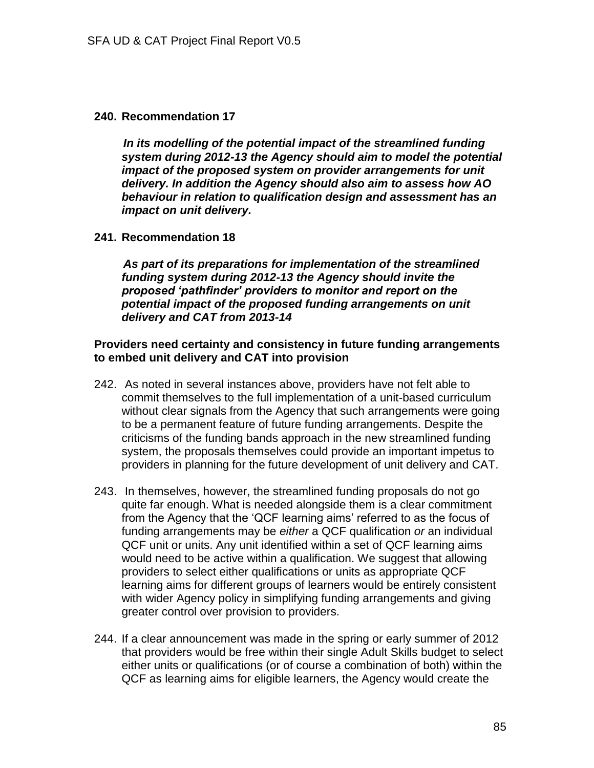**240. Recommendation 17**

***In its modelling of the potential impact of the streamlined funding system during 2012-13 the Agency should aim to model the potential impact of the proposed system on provider arrangements for unit delivery. In addition the Agency should also aim to assess how AO behaviour in relation to qualification design and assessment has an impact on unit delivery.***

**241. Recommendation 18**

***As part of its preparations for implementation of the streamlined funding system during 2012-13 the Agency should invite the proposed 'pathfinder' providers to monitor and report on the potential impact of the proposed funding arrangements on unit delivery and CAT from 2013-14***

**Providers need certainty and consistency in future funding arrangements to embed unit delivery and CAT into provision**

242. As noted in several instances above, providers have not felt able to commit themselves to the full implementation of a unit-based curriculum without clear signals from the Agency that such arrangements were going to be a permanent feature of future funding arrangements. Despite the criticisms of the funding bands approach in the new streamlined funding system, the proposals themselves could provide an important impetus to providers in planning for the future development of unit delivery and CAT.

243. In themselves, however, the streamlined funding proposals do not go quite far enough. What is needed alongside them is a clear commitment from the Agency that the 'QCF learning aims' referred to as the focus of funding arrangements may be *either* a QCF qualification *or* an individual QCF unit or units. Any unit identified within a set of QCF learning aims would need to be active within a qualification. We suggest that allowing providers to select either qualifications or units as appropriate QCF learning aims for different groups of learners would be entirely consistent with wider Agency policy in simplifying funding arrangements and giving greater control over provision to providers.

244. If a clear announcement was made in the spring or early summer of 2012 that providers would be free within their single Adult Skills budget to select either units or qualifications (or of course a combination of both) within the QCF as learning aims for eligible learners, the Agency would create the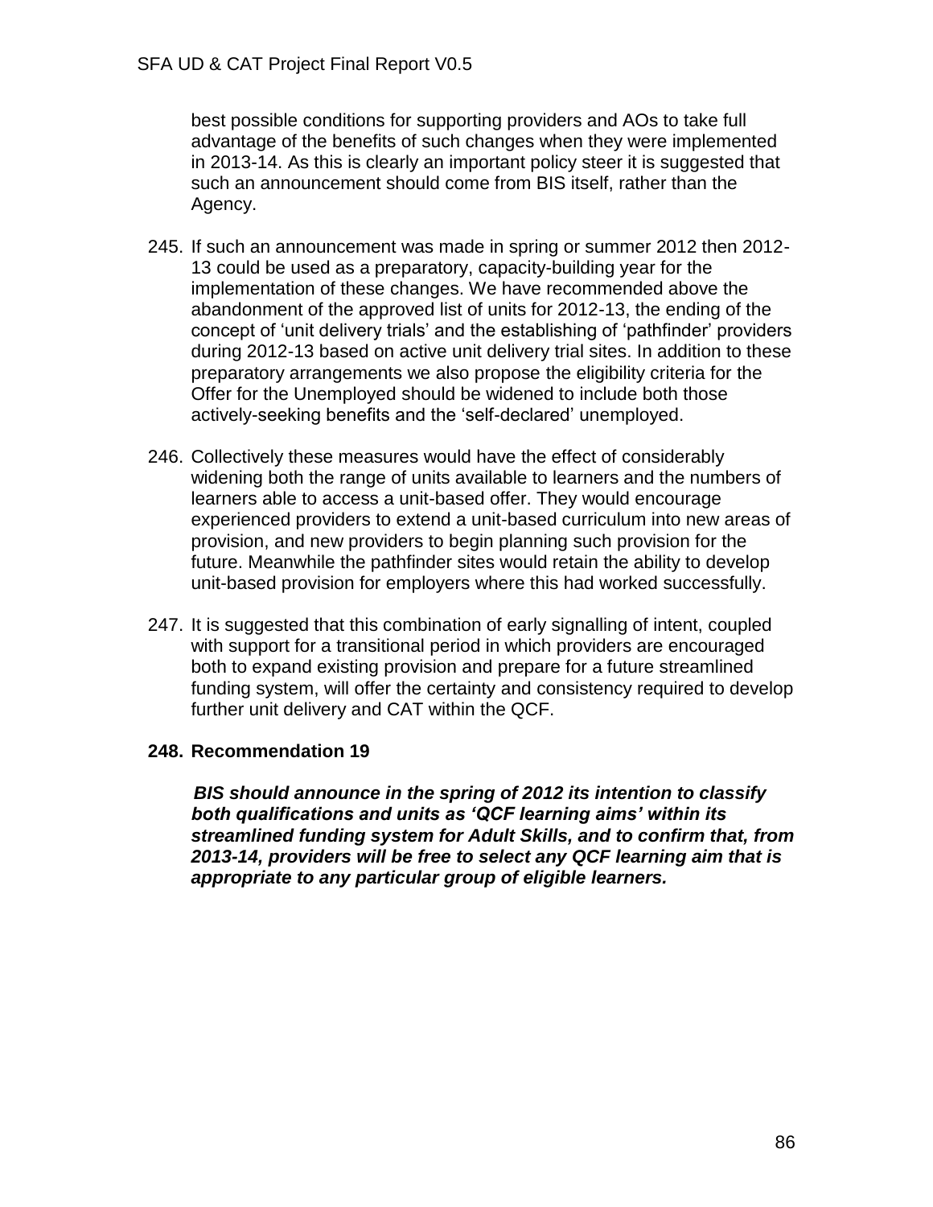best possible conditions for supporting providers and AOs to take full advantage of the benefits of such changes when they were implemented in 2013-14. As this is clearly an important policy steer it is suggested that such an announcement should come from BIS itself, rather than the Agency.

245. If such an announcement was made in spring or summer 2012 then 2012-13 could be used as a preparatory, capacity-building year for the implementation of these changes. We have recommended above the abandonment of the approved list of units for 2012-13, the ending of the concept of 'unit delivery trials' and the establishing of 'pathfinder' providers during 2012-13 based on active unit delivery trial sites. In addition to these preparatory arrangements we also propose the eligibility criteria for the Offer for the Unemployed should be widened to include both those actively-seeking benefits and the 'self-declared' unemployed.

246. Collectively these measures would have the effect of considerably widening both the range of units available to learners and the numbers of learners able to access a unit-based offer. They would encourage experienced providers to extend a unit-based curriculum into new areas of provision, and new providers to begin planning such provision for the future. Meanwhile the pathfinder sites would retain the ability to develop unit-based provision for employers where this had worked successfully.

247. It is suggested that this combination of early signalling of intent, coupled with support for a transitional period in which providers are encouraged both to expand existing provision and prepare for a future streamlined funding system, will offer the certainty and consistency required to develop further unit delivery and CAT within the QCF.

**248. Recommendation 19**

***BIS should announce in the spring of 2012 its intention to classify both qualifications and units as 'QCF learning aims' within its streamlined funding system for Adult Skills, and to confirm that, from 2013-14, providers will be free to select any QCF learning aim that is appropriate to any particular group of eligible learners.***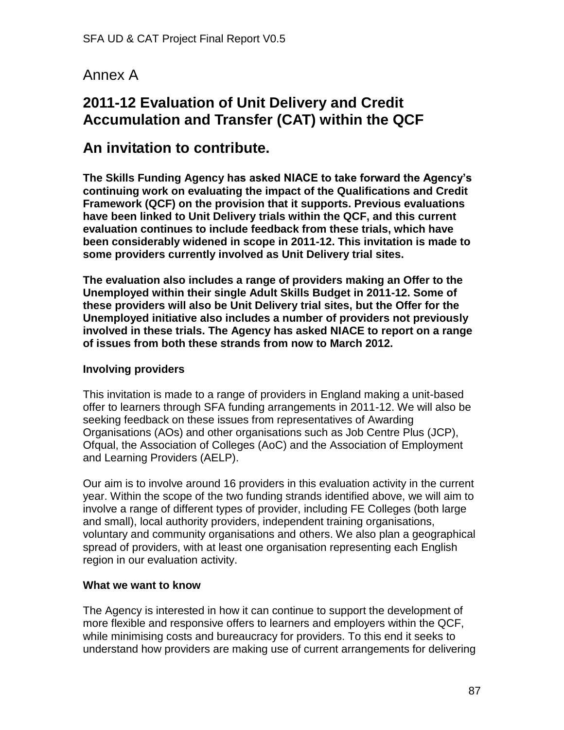# Annex A

## 2011-12 Evaluation of Unit Delivery and Credit Accumulation and Transfer (CAT) within the QCF

## An invitation to contribute.

**The Skills Funding Agency has asked NIACE to take forward the Agency's continuing work on evaluating the impact of the Qualifications and Credit Framework (QCF) on the provision that it supports. Previous evaluations have been linked to Unit Delivery trials within the QCF, and this current evaluation continues to include feedback from these trials, which have been considerably widened in scope in 2011-12. This invitation is made to some providers currently involved as Unit Delivery trial sites.**

**The evaluation also includes a range of providers making an Offer to the Unemployed within their single Adult Skills Budget in 2011-12. Some of these providers will also be Unit Delivery trial sites, but the Offer for the Unemployed initiative also includes a number of providers not previously involved in these trials. The Agency has asked NIACE to report on a range of issues from both these strands from now to March 2012.**

**Involving providers**

This invitation is made to a range of providers in England making a unit-based offer to learners through SFA funding arrangements in 2011-12. We will also be seeking feedback on these issues from representatives of Awarding Organisations (AOs) and other organisations such as Job Centre Plus (JCP), Ofqual, the Association of Colleges (AoC) and the Association of Employment and Learning Providers (AELP).

Our aim is to involve around 16 providers in this evaluation activity in the current year. Within the scope of the two funding strands identified above, we will aim to involve a range of different types of provider, including FE Colleges (both large and small), local authority providers, independent training organisations, voluntary and community organisations and others. We also plan a geographical spread of providers, with at least one organisation representing each English region in our evaluation activity.

**What we want to know**

The Agency is interested in how it can continue to support the development of more flexible and responsive offers to learners and employers within the QCF, while minimising costs and bureaucracy for providers. To this end it seeks to understand how providers are making use of current arrangements for delivering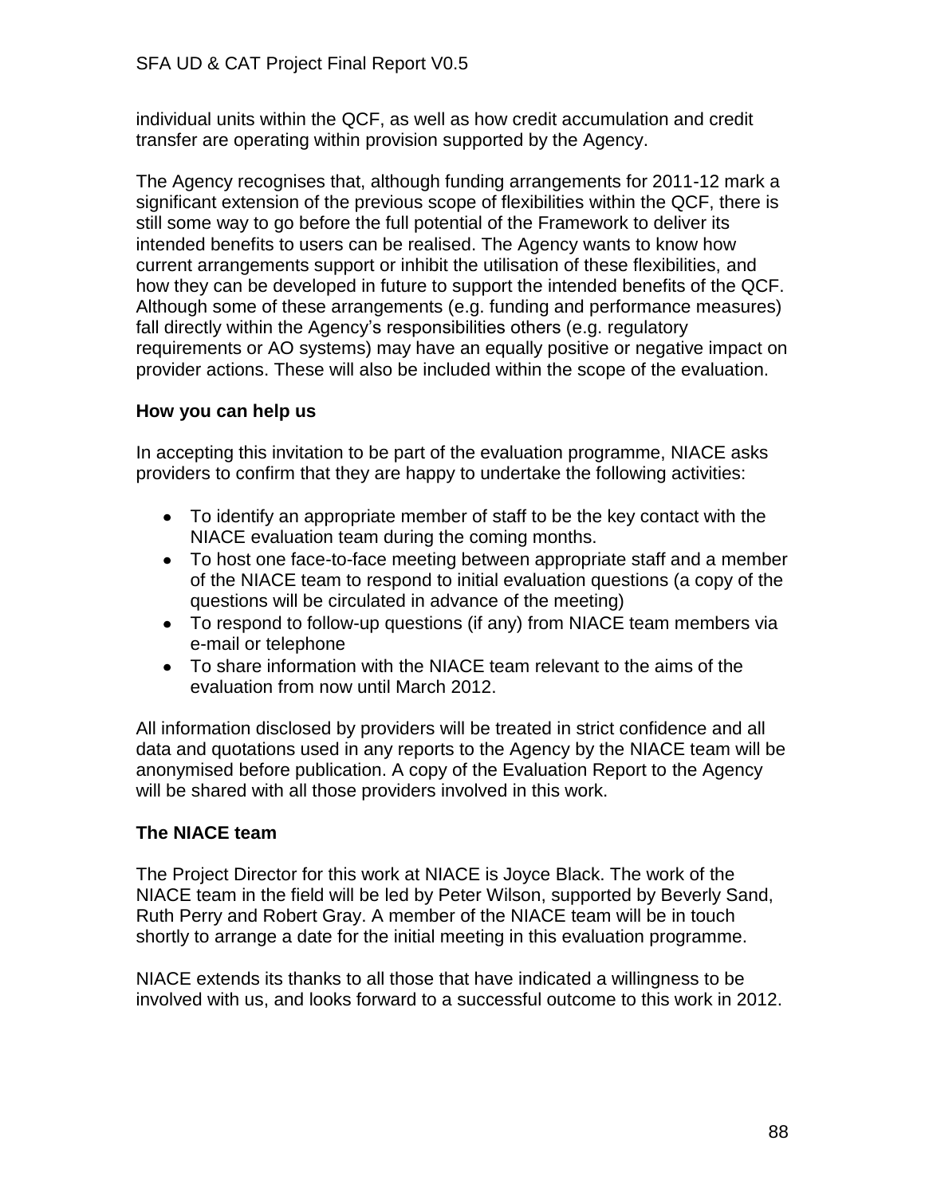individual units within the QCF, as well as how credit accumulation and credit transfer are operating within provision supported by the Agency.

The Agency recognises that, although funding arrangements for 2011-12 mark a significant extension of the previous scope of flexibilities within the QCF, there is still some way to go before the full potential of the Framework to deliver its intended benefits to users can be realised. The Agency wants to know how current arrangements support or inhibit the utilisation of these flexibilities, and how they can be developed in future to support the intended benefits of the QCF. Although some of these arrangements (e.g. funding and performance measures) fall directly within the Agency's responsibilities others (e.g. regulatory requirements or AO systems) may have an equally positive or negative impact on provider actions. These will also be included within the scope of the evaluation.

**How you can help us**

In accepting this invitation to be part of the evaluation programme, NIACE asks providers to confirm that they are happy to undertake the following activities:

- To identify an appropriate member of staff to be the key contact with the NIACE evaluation team during the coming months.
- To host one face-to-face meeting between appropriate staff and a member of the NIACE team to respond to initial evaluation questions (a copy of the questions will be circulated in advance of the meeting)
- To respond to follow-up questions (if any) from NIACE team members via e-mail or telephone
- To share information with the NIACE team relevant to the aims of the evaluation from now until March 2012.

All information disclosed by providers will be treated in strict confidence and all data and quotations used in any reports to the Agency by the NIACE team will be anonymised before publication. A copy of the Evaluation Report to the Agency will be shared with all those providers involved in this work.

**The NIACE team**

The Project Director for this work at NIACE is Joyce Black. The work of the NIACE team in the field will be led by Peter Wilson, supported by Beverly Sand, Ruth Perry and Robert Gray. A member of the NIACE team will be in touch shortly to arrange a date for the initial meeting in this evaluation programme.

NIACE extends its thanks to all those that have indicated a willingness to be involved with us, and looks forward to a successful outcome to this work in 2012.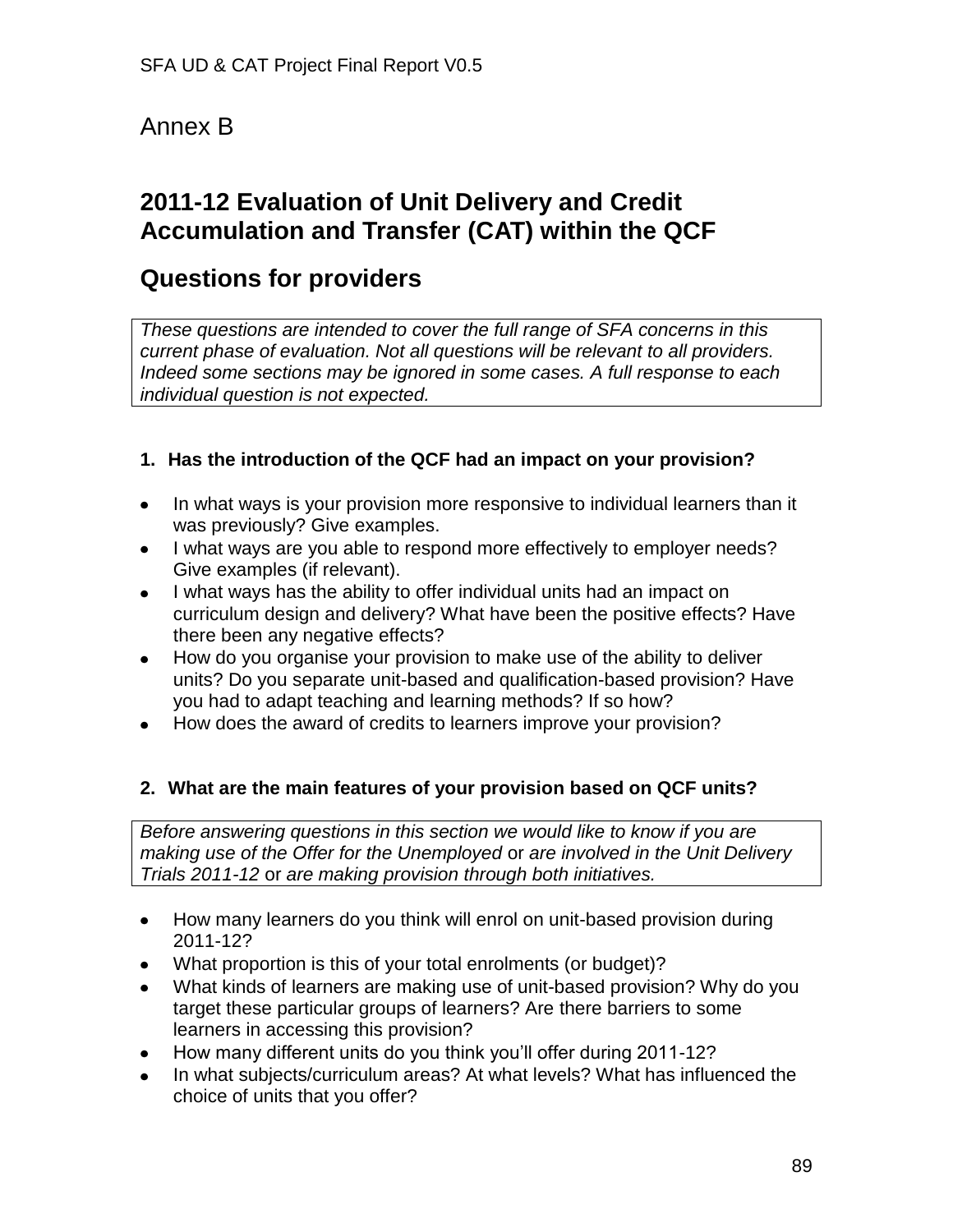# Annex B

## 2011-12 Evaluation of Unit Delivery and Credit Accumulation and Transfer (CAT) within the QCF

## Questions for providers

*These questions are intended to cover the full range of SFA concerns in this current phase of evaluation. Not all questions will be relevant to all providers. Indeed some sections may be ignored in some cases. A full response to each individual question is not expected.*

### 1. Has the introduction of the QCF had an impact on your provision?

- In what ways is your provision more responsive to individual learners than it was previously? Give examples.
- I what ways are you able to respond more effectively to employer needs? Give examples (if relevant).
- I what ways has the ability to offer individual units had an impact on curriculum design and delivery? What have been the positive effects? Have there been any negative effects?
- How do you organise your provision to make use of the ability to deliver units? Do you separate unit-based and qualification-based provision? Have you had to adapt teaching and learning methods? If so how?
- How does the award of credits to learners improve your provision?

### 2. What are the main features of your provision based on QCF units?

*Before answering questions in this section we would like to know if you are making use of the Offer for the Unemployed* or *are involved in the Unit Delivery Trials 2011-12* or *are making provision through both initiatives.*

- How many learners do you think will enrol on unit-based provision during 2011-12?
- What proportion is this of your total enrolments (or budget)?
- What kinds of learners are making use of unit-based provision? Why do you target these particular groups of learners? Are there barriers to some learners in accessing this provision?
- How many different units do you think you'll offer during 2011-12?
- In what subjects/curriculum areas? At what levels? What has influenced the choice of units that you offer?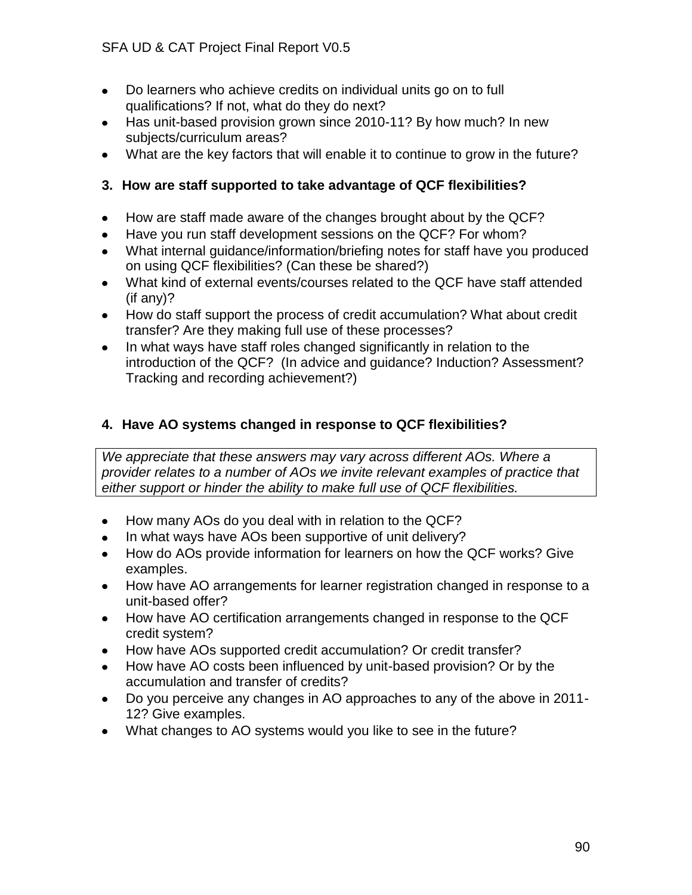- Do learners who achieve credits on individual units go on to full qualifications? If not, what do they do next?
- Has unit-based provision grown since 2010-11? By how much? In new subjects/curriculum areas?
- What are the key factors that will enable it to continue to grow in the future?

### 3. How are staff supported to take advantage of QCF flexibilities?

- How are staff made aware of the changes brought about by the QCF?
- Have you run staff development sessions on the QCF? For whom?
- What internal guidance/information/briefing notes for staff have you produced on using QCF flexibilities? (Can these be shared?)
- What kind of external events/courses related to the QCF have staff attended (if any)?
- How do staff support the process of credit accumulation? What about credit transfer? Are they making full use of these processes?
- In what ways have staff roles changed significantly in relation to the introduction of the QCF? (In advice and guidance? Induction? Assessment? Tracking and recording achievement?)

### 4. Have AO systems changed in response to QCF flexibilities?

*We appreciate that these answers may vary across different AOs. Where a provider relates to a number of AOs we invite relevant examples of practice that either support or hinder the ability to make full use of QCF flexibilities.*

- How many AOs do you deal with in relation to the QCF?
- In what ways have AOs been supportive of unit delivery?
- How do AOs provide information for learners on how the QCF works? Give examples.
- How have AO arrangements for learner registration changed in response to a unit-based offer?
- How have AO certification arrangements changed in response to the QCF credit system?
- How have AOs supported credit accumulation? Or credit transfer?
- How have AO costs been influenced by unit-based provision? Or by the accumulation and transfer of credits?
- Do you perceive any changes in AO approaches to any of the above in 2011-12? Give examples.
- What changes to AO systems would you like to see in the future?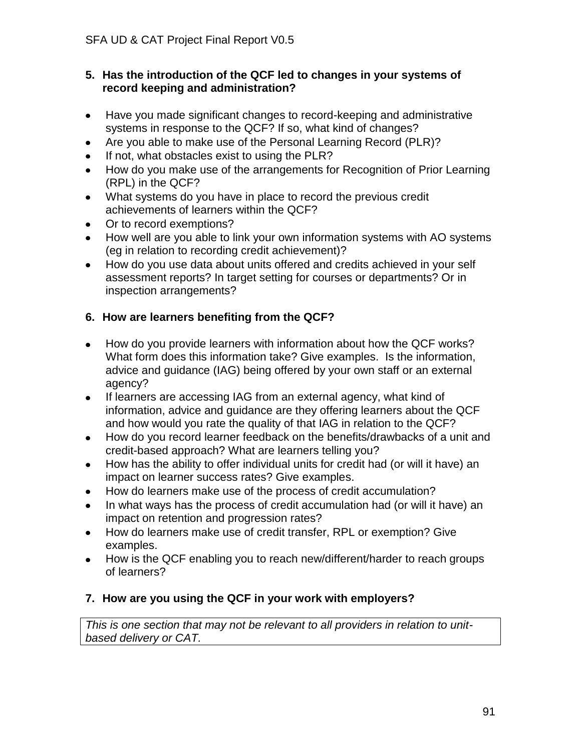**5. Has the introduction of the QCF led to changes in your systems of record keeping and administration?**

- Have you made significant changes to record-keeping and administrative systems in response to the QCF? If so, what kind of changes?
- Are you able to make use of the Personal Learning Record (PLR)?
- If not, what obstacles exist to using the PLR?
- How do you make use of the arrangements for Recognition of Prior Learning (RPL) in the QCF?
- What systems do you have in place to record the previous credit achievements of learners within the QCF?
- Or to record exemptions?
- How well are you able to link your own information systems with AO systems (eg in relation to recording credit achievement)?
- How do you use data about units offered and credits achieved in your self assessment reports? In target setting for courses or departments? Or in inspection arrangements?

**6. How are learners benefiting from the QCF?**

- How do you provide learners with information about how the QCF works? What form does this information take? Give examples. Is the information, advice and guidance (IAG) being offered by your own staff or an external agency?
- If learners are accessing IAG from an external agency, what kind of information, advice and guidance are they offering learners about the QCF and how would you rate the quality of that IAG in relation to the QCF?
- How do you record learner feedback on the benefits/drawbacks of a unit and credit-based approach? What are learners telling you?
- How has the ability to offer individual units for credit had (or will it have) an impact on learner success rates? Give examples.
- How do learners make use of the process of credit accumulation?
- In what ways has the process of credit accumulation had (or will it have) an impact on retention and progression rates?
- How do learners make use of credit transfer, RPL or exemption? Give examples.
- How is the QCF enabling you to reach new/different/harder to reach groups of learners?

**7. How are you using the QCF in your work with employers?**

*This is one section that may not be relevant to all providers in relation to unit-based delivery or CAT.*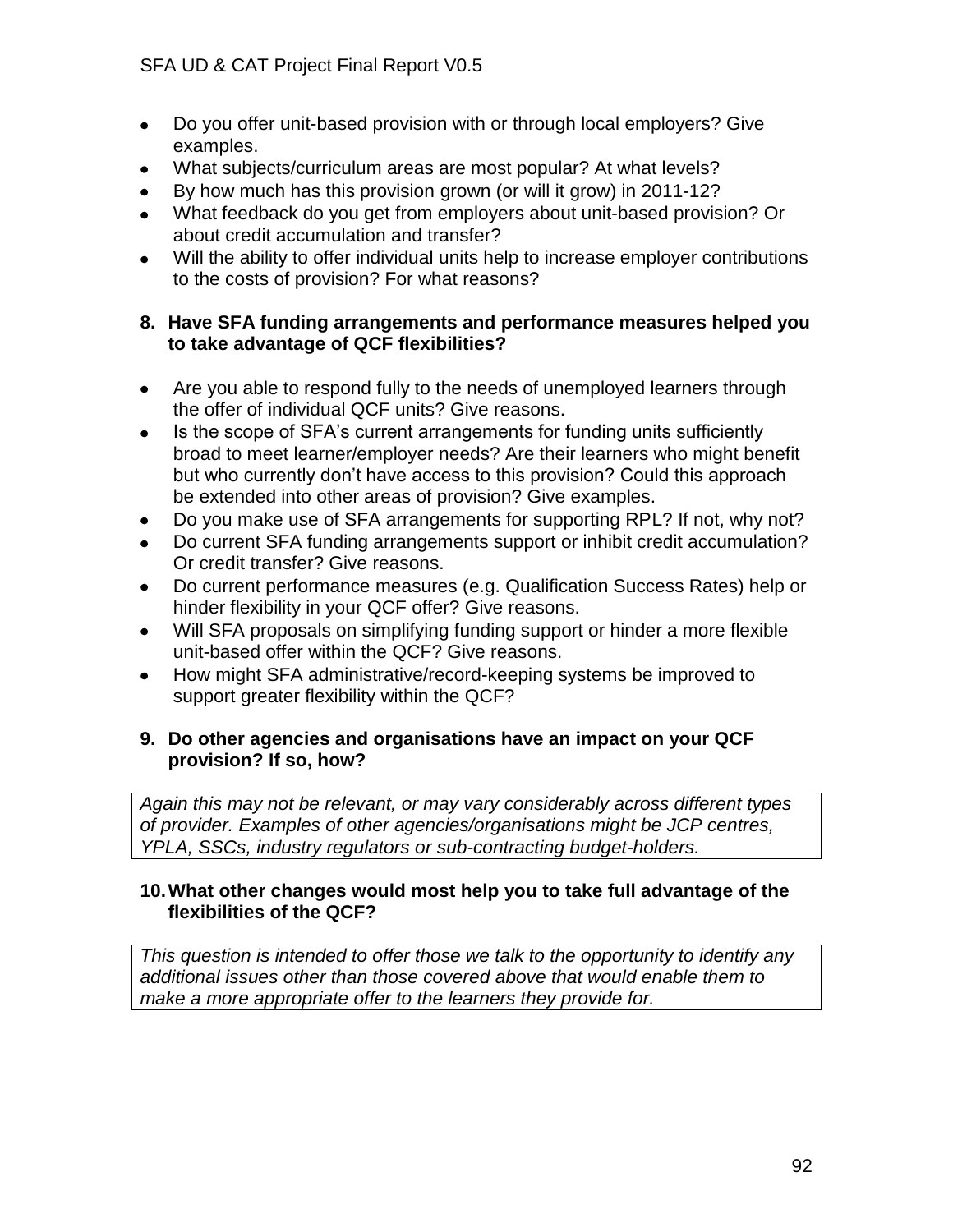- Do you offer unit-based provision with or through local employers? Give examples.
- What subjects/curriculum areas are most popular? At what levels?
- By how much has this provision grown (or will it grow) in 2011-12?
- What feedback do you get from employers about unit-based provision? Or about credit accumulation and transfer?
- Will the ability to offer individual units help to increase employer contributions to the costs of provision? For what reasons?

**8. Have SFA funding arrangements and performance measures helped you to take advantage of QCF flexibilities?**

- Are you able to respond fully to the needs of unemployed learners through the offer of individual QCF units? Give reasons.
- Is the scope of SFA's current arrangements for funding units sufficiently broad to meet learner/employer needs? Are their learners who might benefit but who currently don't have access to this provision? Could this approach be extended into other areas of provision? Give examples.
- Do you make use of SFA arrangements for supporting RPL? If not, why not?
- Do current SFA funding arrangements support or inhibit credit accumulation? Or credit transfer? Give reasons.
- Do current performance measures (e.g. Qualification Success Rates) help or hinder flexibility in your QCF offer? Give reasons.
- Will SFA proposals on simplifying funding support or hinder a more flexible unit-based offer within the QCF? Give reasons.
- How might SFA administrative/record-keeping systems be improved to support greater flexibility within the QCF?

**9. Do other agencies and organisations have an impact on your QCF provision? If so, how?**

*Again this may not be relevant, or may vary considerably across different types of provider. Examples of other agencies/organisations might be JCP centres, YPLA, SSCs, industry regulators or sub-contracting budget-holders.*

**10. What other changes would most help you to take full advantage of the flexibilities of the QCF?**

*This question is intended to offer those we talk to the opportunity to identify any additional issues other than those covered above that would enable them to make a more appropriate offer to the learners they provide for.*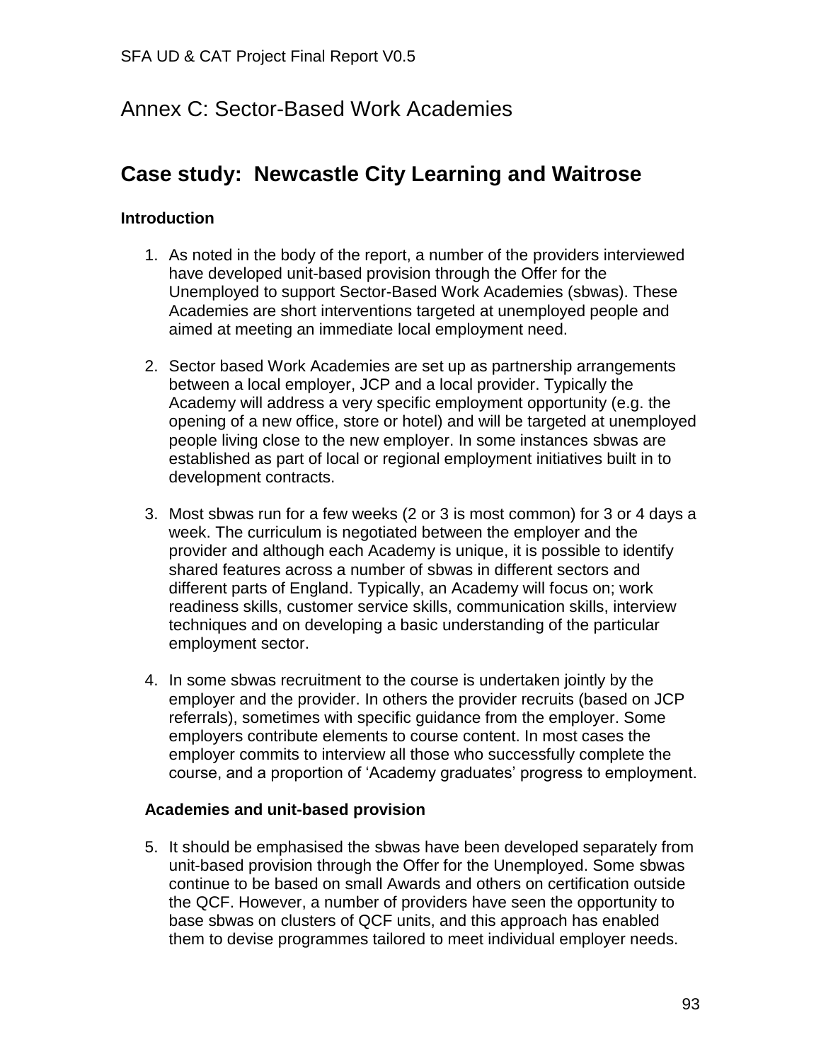# Annex C: Sector-Based Work Academies

## Case study: Newcastle City Learning and Waitrose

### Introduction

1. As noted in the body of the report, a number of the providers interviewed have developed unit-based provision through the Offer for the Unemployed to support Sector-Based Work Academies (sbwas). These Academies are short interventions targeted at unemployed people and aimed at meeting an immediate local employment need.

2. Sector based Work Academies are set up as partnership arrangements between a local employer, JCP and a local provider. Typically the Academy will address a very specific employment opportunity (e.g. the opening of a new office, store or hotel) and will be targeted at unemployed people living close to the new employer. In some instances sbwas are established as part of local or regional employment initiatives built in to development contracts.

3. Most sbwas run for a few weeks (2 or 3 is most common) for 3 or 4 days a week. The curriculum is negotiated between the employer and the provider and although each Academy is unique, it is possible to identify shared features across a number of sbwas in different sectors and different parts of England. Typically, an Academy will focus on; work readiness skills, customer service skills, communication skills, interview techniques and on developing a basic understanding of the particular employment sector.

4. In some sbwas recruitment to the course is undertaken jointly by the employer and the provider. In others the provider recruits (based on JCP referrals), sometimes with specific guidance from the employer. Some employers contribute elements to course content. In most cases the employer commits to interview all those who successfully complete the course, and a proportion of 'Academy graduates' progress to employment.

### Academies and unit-based provision

5. It should be emphasised the sbwas have been developed separately from unit-based provision through the Offer for the Unemployed. Some sbwas continue to be based on small Awards and others on certification outside the QCF. However, a number of providers have seen the opportunity to base sbwas on clusters of QCF units, and this approach has enabled them to devise programmes tailored to meet individual employer needs.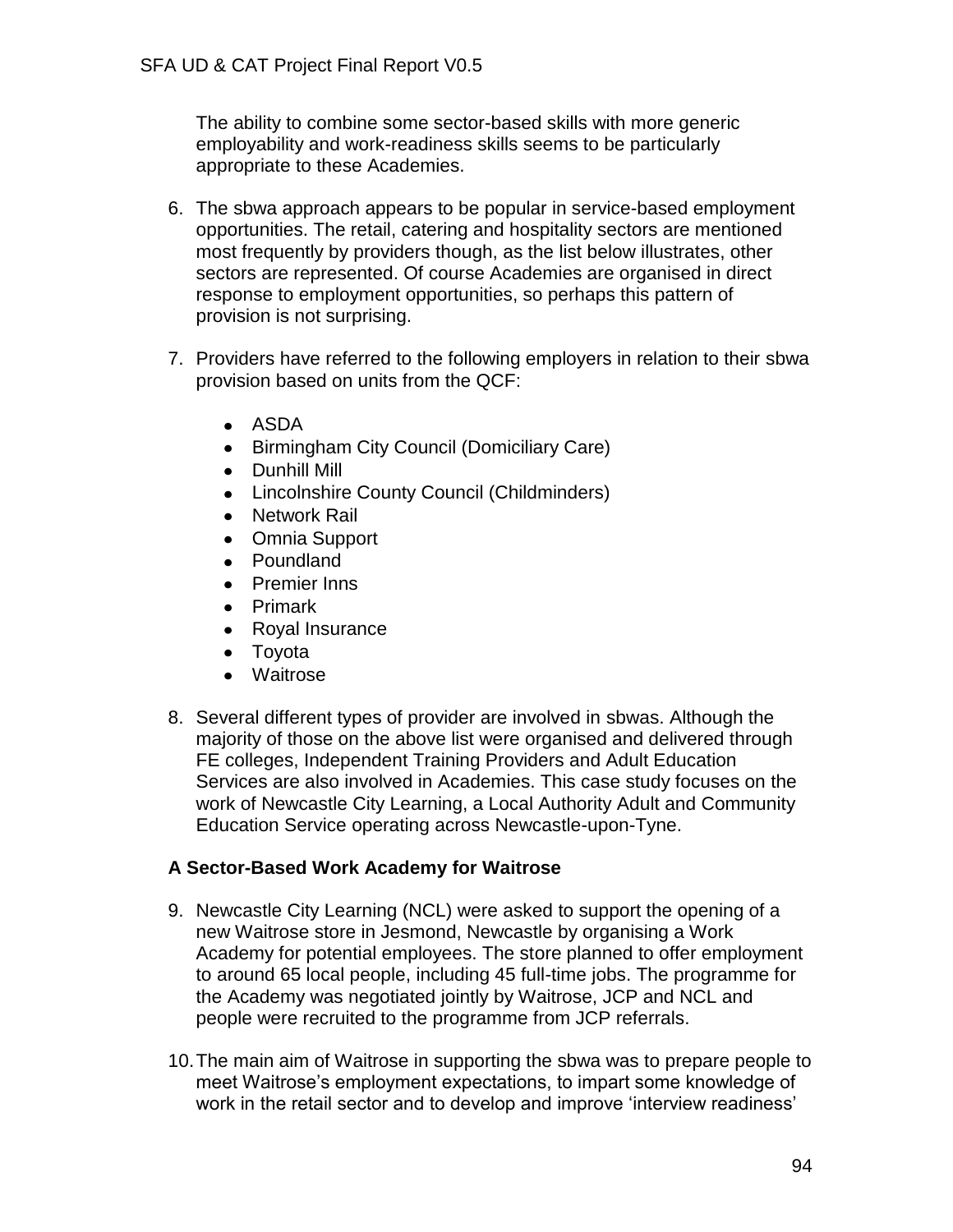The ability to combine some sector-based skills with more generic employability and work-readiness skills seems to be particularly appropriate to these Academies.

6. The sbwa approach appears to be popular in service-based employment opportunities. The retail, catering and hospitality sectors are mentioned most frequently by providers though, as the list below illustrates, other sectors are represented. Of course Academies are organised in direct response to employment opportunities, so perhaps this pattern of provision is not surprising.

7. Providers have referred to the following employers in relation to their sbwa provision based on units from the QCF:

   - ASDA
   - Birmingham City Council (Domiciliary Care)
   - Dunhill Mill
   - Lincolnshire County Council (Childminders)
   - Network Rail
   - Omnia Support
   - Poundland
   - Premier Inns
   - Primark
   - Royal Insurance
   - Toyota
   - Waitrose

8. Several different types of provider are involved in sbwas. Although the majority of those on the above list were organised and delivered through FE colleges, Independent Training Providers and Adult Education Services are also involved in Academies. This case study focuses on the work of Newcastle City Learning, a Local Authority Adult and Community Education Service operating across Newcastle-upon-Tyne.

### A Sector-Based Work Academy for Waitrose

9. Newcastle City Learning (NCL) were asked to support the opening of a new Waitrose store in Jesmond, Newcastle by organising a Work Academy for potential employees. The store planned to offer employment to around 65 local people, including 45 full-time jobs. The programme for the Academy was negotiated jointly by Waitrose, JCP and NCL and people were recruited to the programme from JCP referrals.

10. The main aim of Waitrose in supporting the sbwa was to prepare people to meet Waitrose's employment expectations, to impart some knowledge of work in the retail sector and to develop and improve 'interview readiness'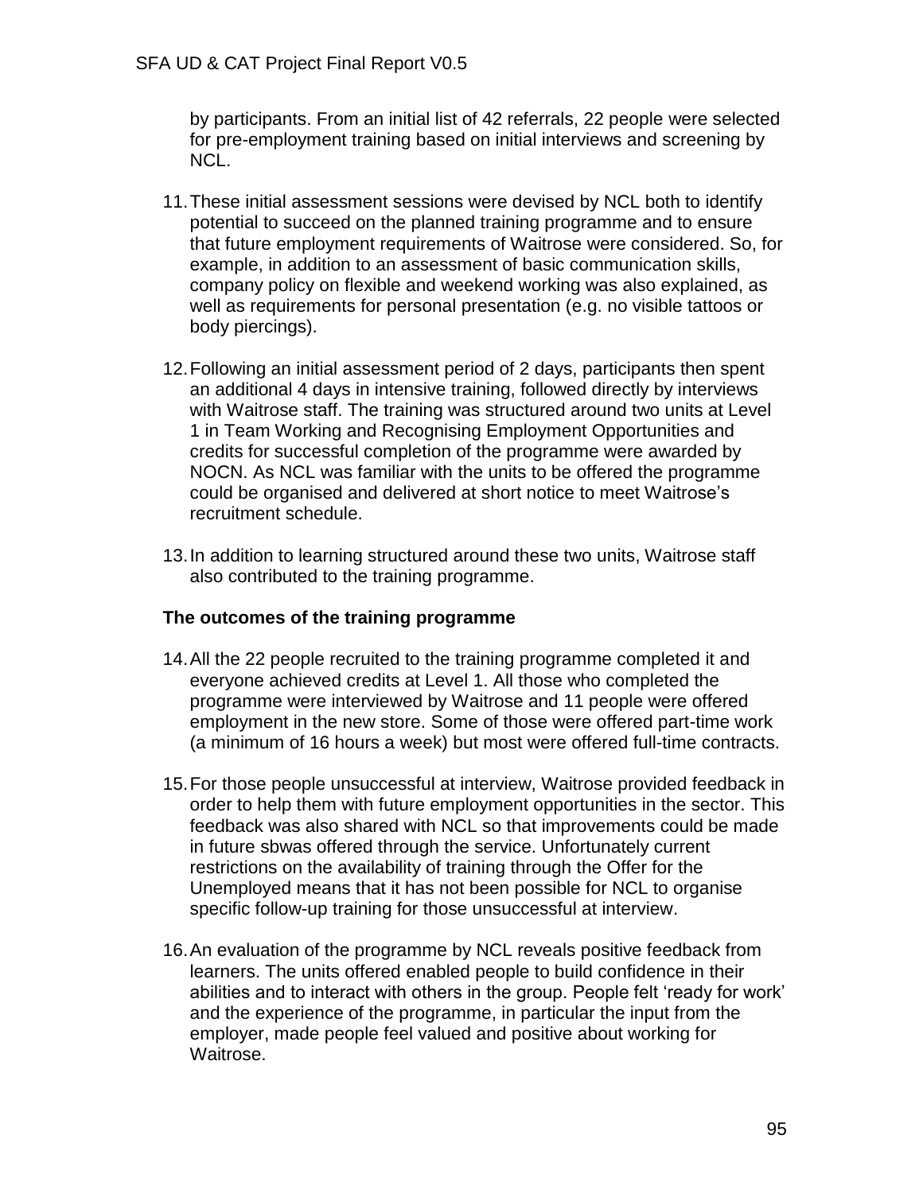by participants. From an initial list of 42 referrals, 22 people were selected for pre-employment training based on initial interviews and screening by NCL.

11. These initial assessment sessions were devised by NCL both to identify potential to succeed on the planned training programme and to ensure that future employment requirements of Waitrose were considered. So, for example, in addition to an assessment of basic communication skills, company policy on flexible and weekend working was also explained, as well as requirements for personal presentation (e.g. no visible tattoos or body piercings).

12. Following an initial assessment period of 2 days, participants then spent an additional 4 days in intensive training, followed directly by interviews with Waitrose staff. The training was structured around two units at Level 1 in Team Working and Recognising Employment Opportunities and credits for successful completion of the programme were awarded by NOCN. As NCL was familiar with the units to be offered the programme could be organised and delivered at short notice to meet Waitrose's recruitment schedule.

13. In addition to learning structured around these two units, Waitrose staff also contributed to the training programme.

**The outcomes of the training programme**

14. All the 22 people recruited to the training programme completed it and everyone achieved credits at Level 1. All those who completed the programme were interviewed by Waitrose and 11 people were offered employment in the new store. Some of those were offered part-time work (a minimum of 16 hours a week) but most were offered full-time contracts.

15. For those people unsuccessful at interview, Waitrose provided feedback in order to help them with future employment opportunities in the sector. This feedback was also shared with NCL so that improvements could be made in future sbwas offered through the service. Unfortunately current restrictions on the availability of training through the Offer for the Unemployed means that it has not been possible for NCL to organise specific follow-up training for those unsuccessful at interview.

16. An evaluation of the programme by NCL reveals positive feedback from learners. The units offered enabled people to build confidence in their abilities and to interact with others in the group. People felt 'ready for work' and the experience of the programme, in particular the input from the employer, made people feel valued and positive about working for Waitrose.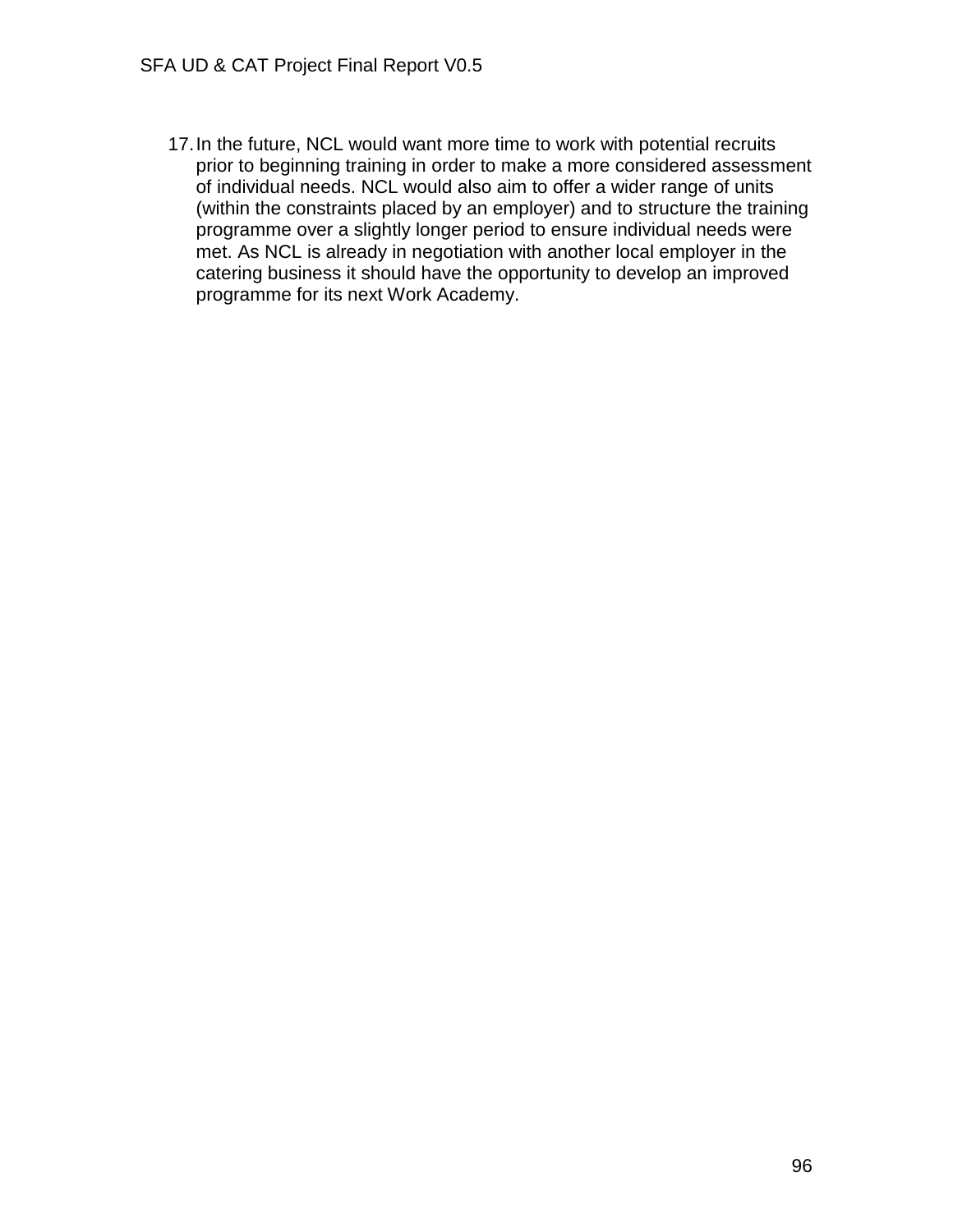17. In the future, NCL would want more time to work with potential recruits prior to beginning training in order to make a more considered assessment of individual needs. NCL would also aim to offer a wider range of units (within the constraints placed by an employer) and to structure the training programme over a slightly longer period to ensure individual needs were met. As NCL is already in negotiation with another local employer in the catering business it should have the opportunity to develop an improved programme for its next Work Academy.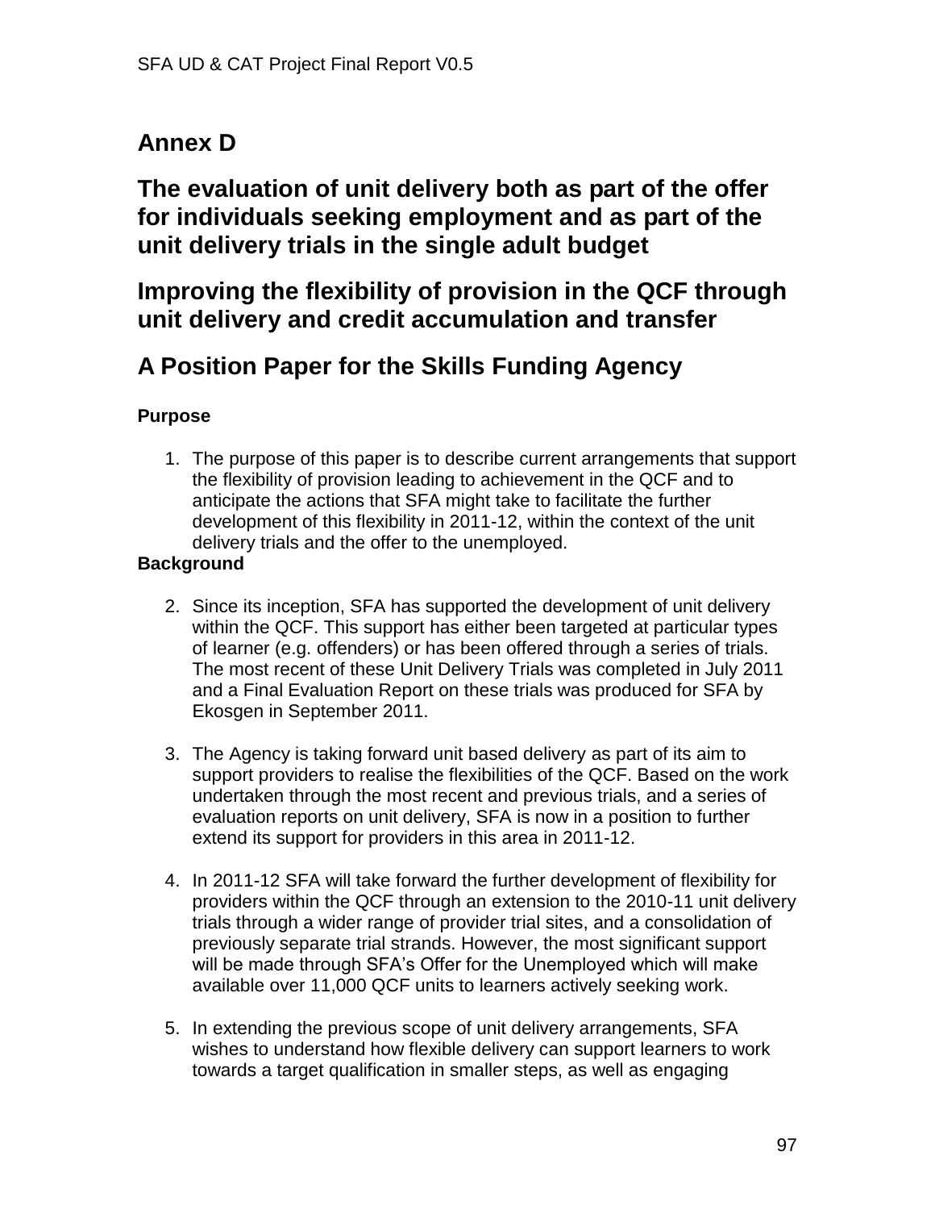## Annex D

## The evaluation of unit delivery both as part of the offer for individuals seeking employment and as part of the unit delivery trials in the single adult budget

## Improving the flexibility of provision in the QCF through unit delivery and credit accumulation and transfer

## A Position Paper for the Skills Funding Agency

### Purpose

1. The purpose of this paper is to describe current arrangements that support the flexibility of provision leading to achievement in the QCF and to anticipate the actions that SFA might take to facilitate the further development of this flexibility in 2011-12, within the context of the unit delivery trials and the offer to the unemployed.

### Background

2. Since its inception, SFA has supported the development of unit delivery within the QCF. This support has either been targeted at particular types of learner (e.g. offenders) or has been offered through a series of trials. The most recent of these Unit Delivery Trials was completed in July 2011 and a Final Evaluation Report on these trials was produced for SFA by Ekosgen in September 2011.

3. The Agency is taking forward unit based delivery as part of its aim to support providers to realise the flexibilities of the QCF. Based on the work undertaken through the most recent and previous trials, and a series of evaluation reports on unit delivery, SFA is now in a position to further extend its support for providers in this area in 2011-12.

4. In 2011-12 SFA will take forward the further development of flexibility for providers within the QCF through an extension to the 2010-11 unit delivery trials through a wider range of provider trial sites, and a consolidation of previously separate trial strands. However, the most significant support will be made through SFA's Offer for the Unemployed which will make available over 11,000 QCF units to learners actively seeking work.

5. In extending the previous scope of unit delivery arrangements, SFA wishes to understand how flexible delivery can support learners to work towards a target qualification in smaller steps, as well as engaging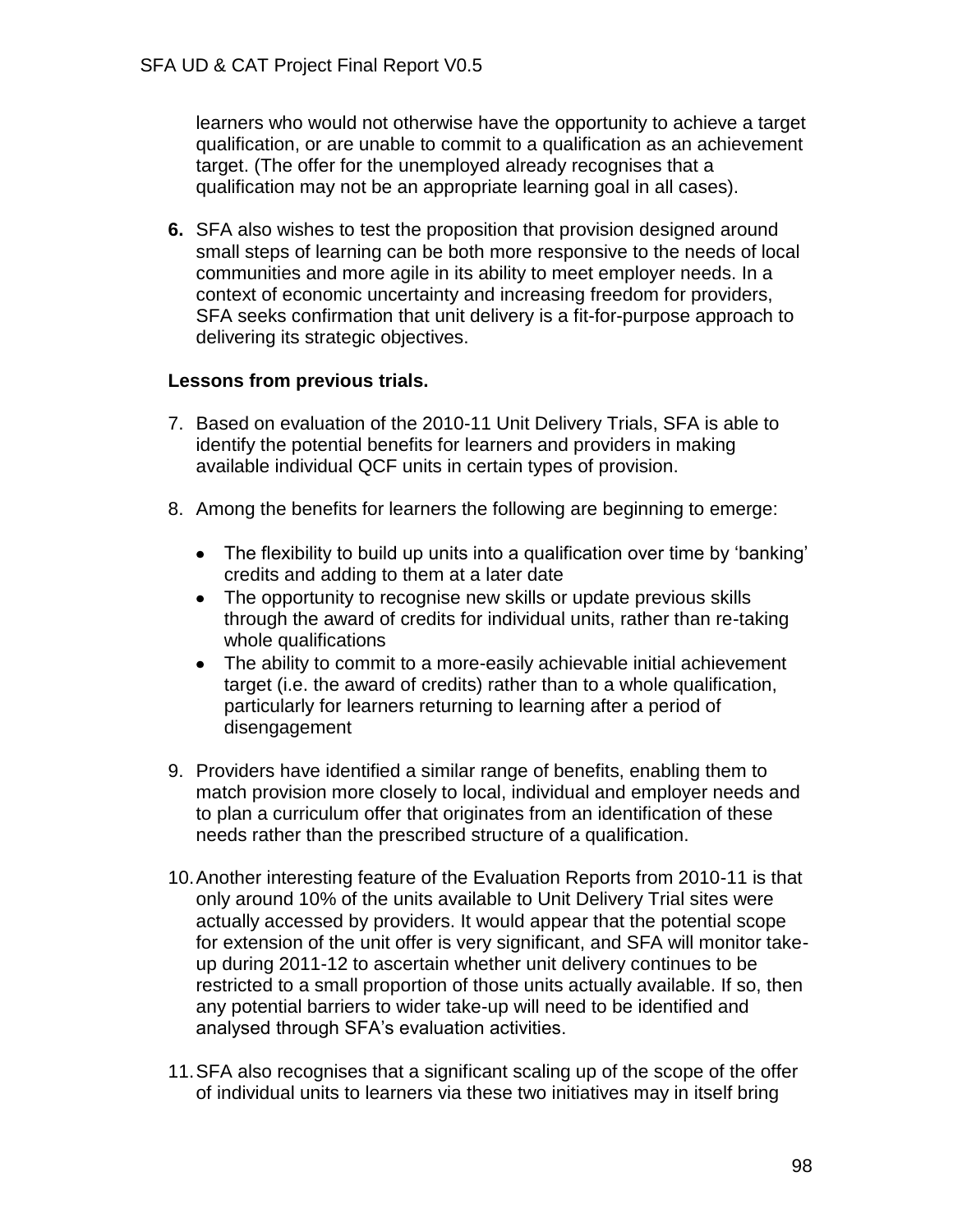learners who would not otherwise have the opportunity to achieve a target qualification, or are unable to commit to a qualification as an achievement target. (The offer for the unemployed already recognises that a qualification may not be an appropriate learning goal in all cases).

**6.** SFA also wishes to test the proposition that provision designed around small steps of learning can be both more responsive to the needs of local communities and more agile in its ability to meet employer needs. In a context of economic uncertainty and increasing freedom for providers, SFA seeks confirmation that unit delivery is a fit-for-purpose approach to delivering its strategic objectives.

**Lessons from previous trials.**

7. Based on evaluation of the 2010-11 Unit Delivery Trials, SFA is able to identify the potential benefits for learners and providers in making available individual QCF units in certain types of provision.

8. Among the benefits for learners the following are beginning to emerge:

    - The flexibility to build up units into a qualification over time by 'banking' credits and adding to them at a later date
    - The opportunity to recognise new skills or update previous skills through the award of credits for individual units, rather than re-taking whole qualifications
    - The ability to commit to a more-easily achievable initial achievement target (i.e. the award of credits) rather than to a whole qualification, particularly for learners returning to learning after a period of disengagement

9. Providers have identified a similar range of benefits, enabling them to match provision more closely to local, individual and employer needs and to plan a curriculum offer that originates from an identification of these needs rather than the prescribed structure of a qualification.

10. Another interesting feature of the Evaluation Reports from 2010-11 is that only around 10% of the units available to Unit Delivery Trial sites were actually accessed by providers. It would appear that the potential scope for extension of the unit offer is very significant, and SFA will monitor take-up during 2011-12 to ascertain whether unit delivery continues to be restricted to a small proportion of those units actually available. If so, then any potential barriers to wider take-up will need to be identified and analysed through SFA's evaluation activities.

11. SFA also recognises that a significant scaling up of the scope of the offer of individual units to learners via these two initiatives may in itself bring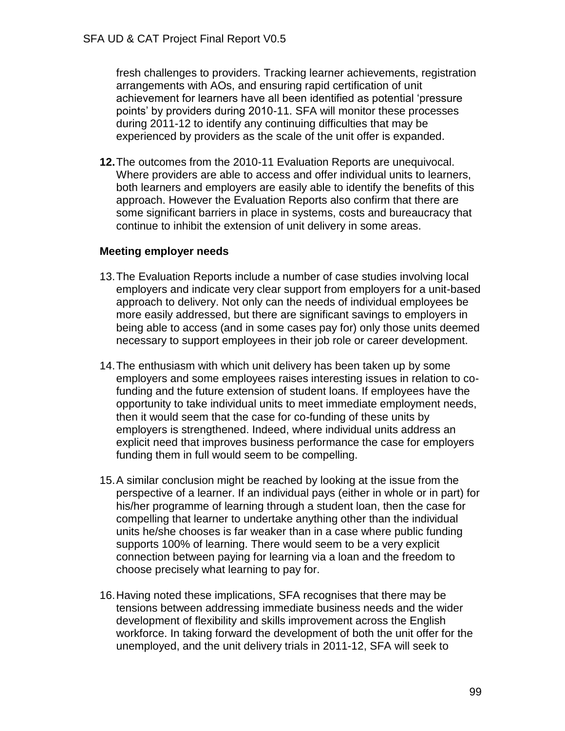fresh challenges to providers. Tracking learner achievements, registration arrangements with AOs, and ensuring rapid certification of unit achievement for learners have all been identified as potential 'pressure points' by providers during 2010-11. SFA will monitor these processes during 2011-12 to identify any continuing difficulties that may be experienced by providers as the scale of the unit offer is expanded.

**12.** The outcomes from the 2010-11 Evaluation Reports are unequivocal. Where providers are able to access and offer individual units to learners, both learners and employers are easily able to identify the benefits of this approach. However the Evaluation Reports also confirm that there are some significant barriers in place in systems, costs and bureaucracy that continue to inhibit the extension of unit delivery in some areas.

**Meeting employer needs**

13. The Evaluation Reports include a number of case studies involving local employers and indicate very clear support from employers for a unit-based approach to delivery. Not only can the needs of individual employees be more easily addressed, but there are significant savings to employers in being able to access (and in some cases pay for) only those units deemed necessary to support employees in their job role or career development.

14. The enthusiasm with which unit delivery has been taken up by some employers and some employees raises interesting issues in relation to co-funding and the future extension of student loans. If employees have the opportunity to take individual units to meet immediate employment needs, then it would seem that the case for co-funding of these units by employers is strengthened. Indeed, where individual units address an explicit need that improves business performance the case for employers funding them in full would seem to be compelling.

15. A similar conclusion might be reached by looking at the issue from the perspective of a learner. If an individual pays (either in whole or in part) for his/her programme of learning through a student loan, then the case for compelling that learner to undertake anything other than the individual units he/she chooses is far weaker than in a case where public funding supports 100% of learning. There would seem to be a very explicit connection between paying for learning via a loan and the freedom to choose precisely what learning to pay for.

16. Having noted these implications, SFA recognises that there may be tensions between addressing immediate business needs and the wider development of flexibility and skills improvement across the English workforce. In taking forward the development of both the unit offer for the unemployed, and the unit delivery trials in 2011-12, SFA will seek to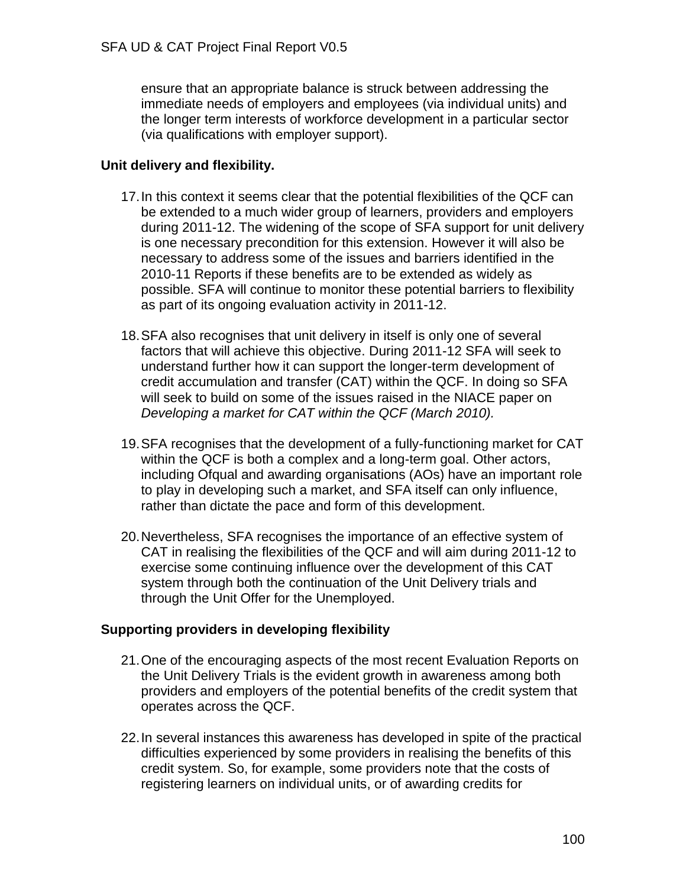ensure that an appropriate balance is struck between addressing the immediate needs of employers and employees (via individual units) and the longer term interests of workforce development in a particular sector (via qualifications with employer support).

**Unit delivery and flexibility.**

17. In this context it seems clear that the potential flexibilities of the QCF can be extended to a much wider group of learners, providers and employers during 2011-12. The widening of the scope of SFA support for unit delivery is one necessary precondition for this extension. However it will also be necessary to address some of the issues and barriers identified in the 2010-11 Reports if these benefits are to be extended as widely as possible. SFA will continue to monitor these potential barriers to flexibility as part of its ongoing evaluation activity in 2011-12.

18. SFA also recognises that unit delivery in itself is only one of several factors that will achieve this objective. During 2011-12 SFA will seek to understand further how it can support the longer-term development of credit accumulation and transfer (CAT) within the QCF. In doing so SFA will seek to build on some of the issues raised in the NIACE paper on *Developing a market for CAT within the QCF (March 2010).*

19. SFA recognises that the development of a fully-functioning market for CAT within the QCF is both a complex and a long-term goal. Other actors, including Ofqual and awarding organisations (AOs) have an important role to play in developing such a market, and SFA itself can only influence, rather than dictate the pace and form of this development.

20. Nevertheless, SFA recognises the importance of an effective system of CAT in realising the flexibilities of the QCF and will aim during 2011-12 to exercise some continuing influence over the development of this CAT system through both the continuation of the Unit Delivery trials and through the Unit Offer for the Unemployed.

**Supporting providers in developing flexibility**

21. One of the encouraging aspects of the most recent Evaluation Reports on the Unit Delivery Trials is the evident growth in awareness among both providers and employers of the potential benefits of the credit system that operates across the QCF.

22. In several instances this awareness has developed in spite of the practical difficulties experienced by some providers in realising the benefits of this credit system. So, for example, some providers note that the costs of registering learners on individual units, or of awarding credits for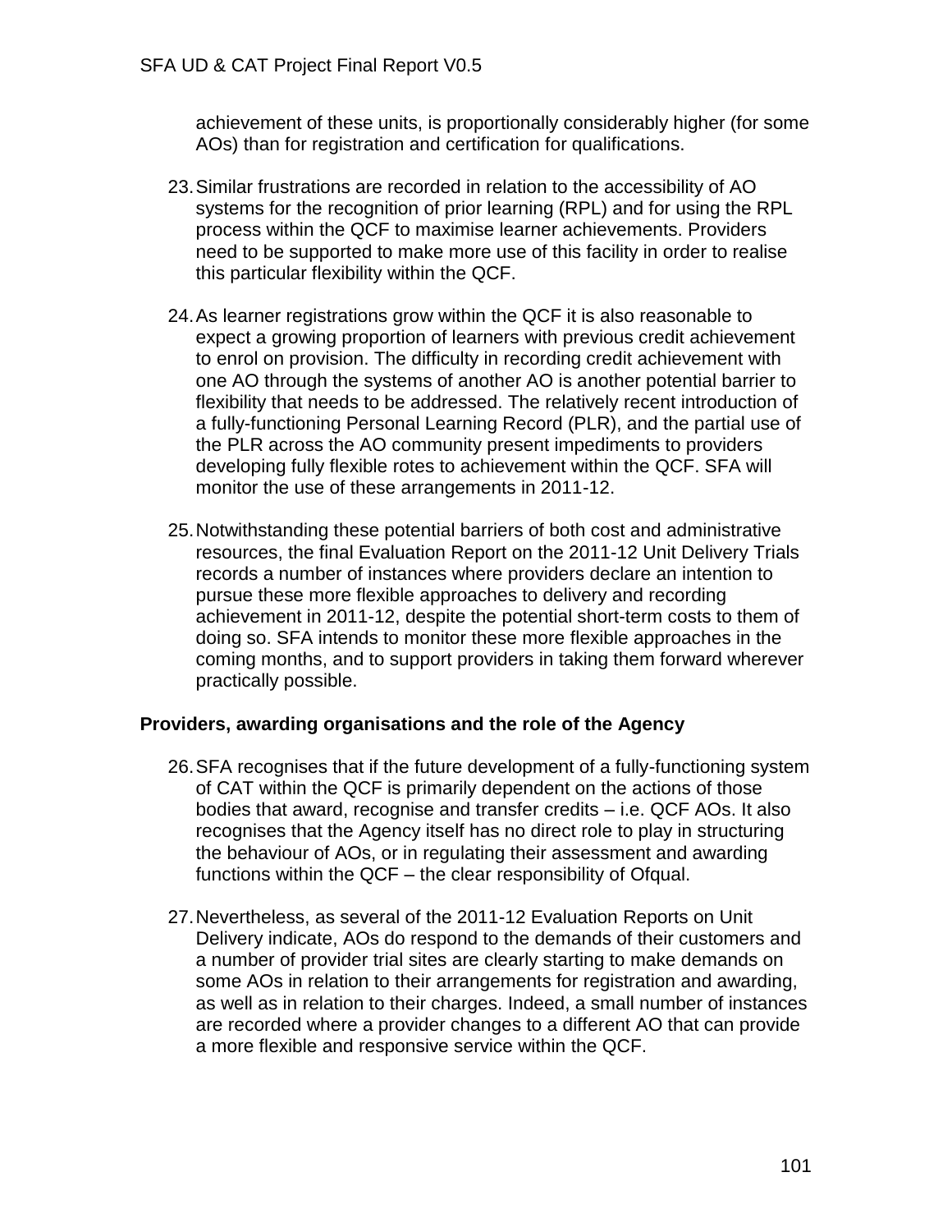achievement of these units, is proportionally considerably higher (for some AOs) than for registration and certification for qualifications.

23. Similar frustrations are recorded in relation to the accessibility of AO systems for the recognition of prior learning (RPL) and for using the RPL process within the QCF to maximise learner achievements. Providers need to be supported to make more use of this facility in order to realise this particular flexibility within the QCF.

24. As learner registrations grow within the QCF it is also reasonable to expect a growing proportion of learners with previous credit achievement to enrol on provision. The difficulty in recording credit achievement with one AO through the systems of another AO is another potential barrier to flexibility that needs to be addressed. The relatively recent introduction of a fully-functioning Personal Learning Record (PLR), and the partial use of the PLR across the AO community present impediments to providers developing fully flexible rotes to achievement within the QCF. SFA will monitor the use of these arrangements in 2011-12.

25. Notwithstanding these potential barriers of both cost and administrative resources, the final Evaluation Report on the 2011-12 Unit Delivery Trials records a number of instances where providers declare an intention to pursue these more flexible approaches to delivery and recording achievement in 2011-12, despite the potential short-term costs to them of doing so. SFA intends to monitor these more flexible approaches in the coming months, and to support providers in taking them forward wherever practically possible.

**Providers, awarding organisations and the role of the Agency**

26. SFA recognises that if the future development of a fully-functioning system of CAT within the QCF is primarily dependent on the actions of those bodies that award, recognise and transfer credits – i.e. QCF AOs. It also recognises that the Agency itself has no direct role to play in structuring the behaviour of AOs, or in regulating their assessment and awarding functions within the QCF – the clear responsibility of Ofqual.

27. Nevertheless, as several of the 2011-12 Evaluation Reports on Unit Delivery indicate, AOs do respond to the demands of their customers and a number of provider trial sites are clearly starting to make demands on some AOs in relation to their arrangements for registration and awarding, as well as in relation to their charges. Indeed, a small number of instances are recorded where a provider changes to a different AO that can provide a more flexible and responsive service within the QCF.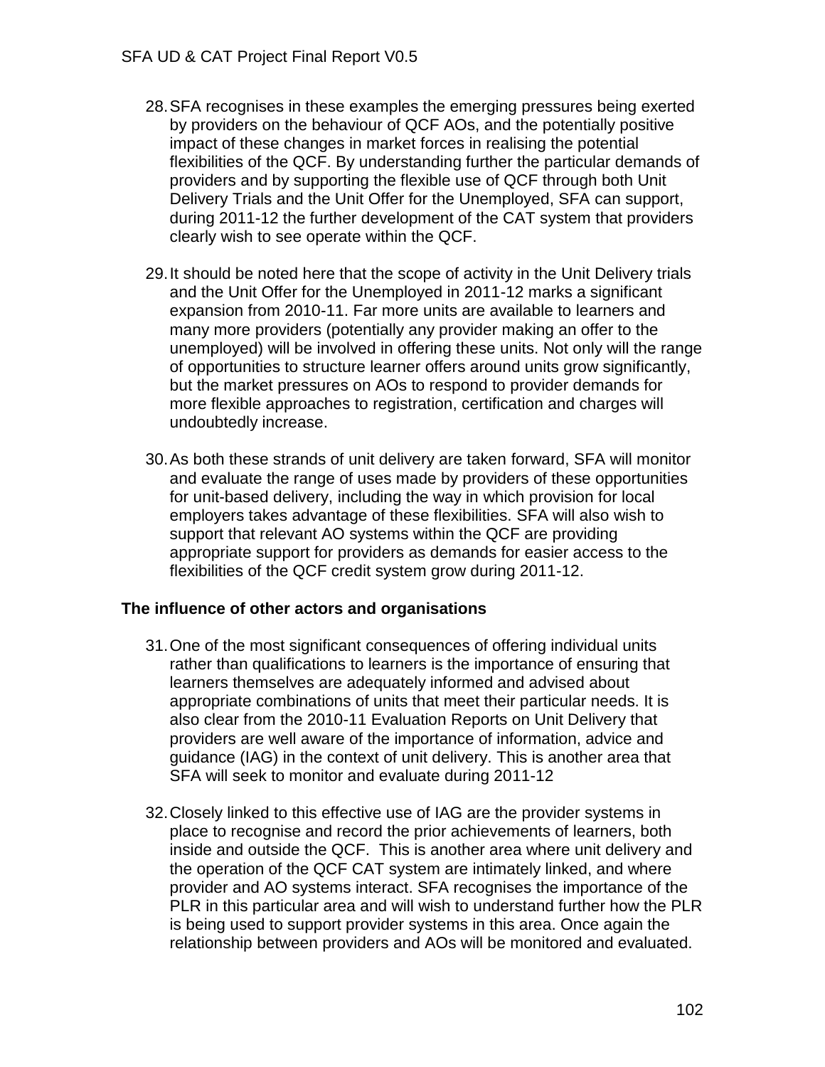28. SFA recognises in these examples the emerging pressures being exerted by providers on the behaviour of QCF AOs, and the potentially positive impact of these changes in market forces in realising the potential flexibilities of the QCF. By understanding further the particular demands of providers and by supporting the flexible use of QCF through both Unit Delivery Trials and the Unit Offer for the Unemployed, SFA can support, during 2011-12 the further development of the CAT system that providers clearly wish to see operate within the QCF.

29. It should be noted here that the scope of activity in the Unit Delivery trials and the Unit Offer for the Unemployed in 2011-12 marks a significant expansion from 2010-11. Far more units are available to learners and many more providers (potentially any provider making an offer to the unemployed) will be involved in offering these units. Not only will the range of opportunities to structure learner offers around units grow significantly, but the market pressures on AOs to respond to provider demands for more flexible approaches to registration, certification and charges will undoubtedly increase.

30. As both these strands of unit delivery are taken forward, SFA will monitor and evaluate the range of uses made by providers of these opportunities for unit-based delivery, including the way in which provision for local employers takes advantage of these flexibilities. SFA will also wish to support that relevant AO systems within the QCF are providing appropriate support for providers as demands for easier access to the flexibilities of the QCF credit system grow during 2011-12.

**The influence of other actors and organisations**

31. One of the most significant consequences of offering individual units rather than qualifications to learners is the importance of ensuring that learners themselves are adequately informed and advised about appropriate combinations of units that meet their particular needs. It is also clear from the 2010-11 Evaluation Reports on Unit Delivery that providers are well aware of the importance of information, advice and guidance (IAG) in the context of unit delivery. This is another area that SFA will seek to monitor and evaluate during 2011-12

32. Closely linked to this effective use of IAG are the provider systems in place to recognise and record the prior achievements of learners, both inside and outside the QCF. This is another area where unit delivery and the operation of the QCF CAT system are intimately linked, and where provider and AO systems interact. SFA recognises the importance of the PLR in this particular area and will wish to understand further how the PLR is being used to support provider systems in this area. Once again the relationship between providers and AOs will be monitored and evaluated.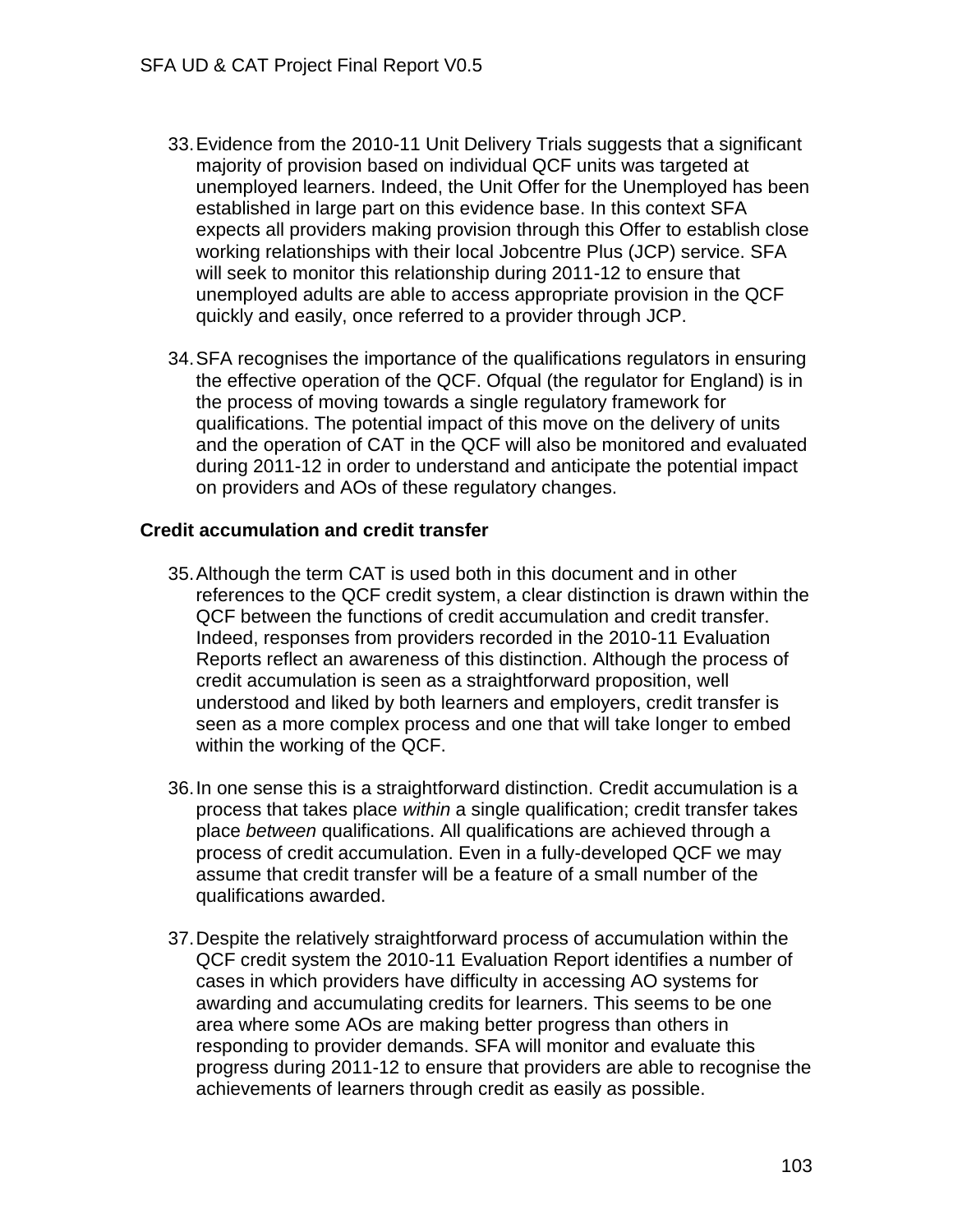33. Evidence from the 2010-11 Unit Delivery Trials suggests that a significant majority of provision based on individual QCF units was targeted at unemployed learners. Indeed, the Unit Offer for the Unemployed has been established in large part on this evidence base. In this context SFA expects all providers making provision through this Offer to establish close working relationships with their local Jobcentre Plus (JCP) service. SFA will seek to monitor this relationship during 2011-12 to ensure that unemployed adults are able to access appropriate provision in the QCF quickly and easily, once referred to a provider through JCP.

34. SFA recognises the importance of the qualifications regulators in ensuring the effective operation of the QCF. Ofqual (the regulator for England) is in the process of moving towards a single regulatory framework for qualifications. The potential impact of this move on the delivery of units and the operation of CAT in the QCF will also be monitored and evaluated during 2011-12 in order to understand and anticipate the potential impact on providers and AOs of these regulatory changes.

**Credit accumulation and credit transfer**

35. Although the term CAT is used both in this document and in other references to the QCF credit system, a clear distinction is drawn within the QCF between the functions of credit accumulation and credit transfer. Indeed, responses from providers recorded in the 2010-11 Evaluation Reports reflect an awareness of this distinction. Although the process of credit accumulation is seen as a straightforward proposition, well understood and liked by both learners and employers, credit transfer is seen as a more complex process and one that will take longer to embed within the working of the QCF.

36. In one sense this is a straightforward distinction. Credit accumulation is a process that takes place *within* a single qualification; credit transfer takes place *between* qualifications. All qualifications are achieved through a process of credit accumulation. Even in a fully-developed QCF we may assume that credit transfer will be a feature of a small number of the qualifications awarded.

37. Despite the relatively straightforward process of accumulation within the QCF credit system the 2010-11 Evaluation Report identifies a number of cases in which providers have difficulty in accessing AO systems for awarding and accumulating credits for learners. This seems to be one area where some AOs are making better progress than others in responding to provider demands. SFA will monitor and evaluate this progress during 2011-12 to ensure that providers are able to recognise the achievements of learners through credit as easily as possible.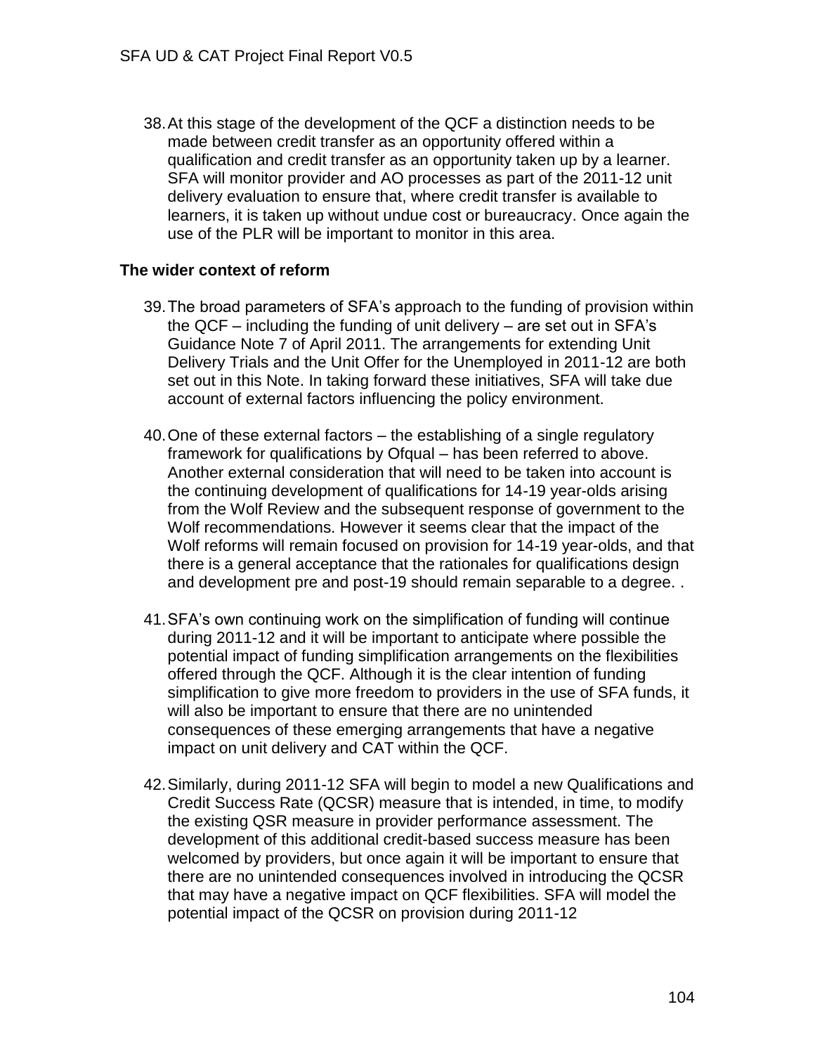38. At this stage of the development of the QCF a distinction needs to be made between credit transfer as an opportunity offered within a qualification and credit transfer as an opportunity taken up by a learner. SFA will monitor provider and AO processes as part of the 2011-12 unit delivery evaluation to ensure that, where credit transfer is available to learners, it is taken up without undue cost or bureaucracy. Once again the use of the PLR will be important to monitor in this area.

**The wider context of reform**

39. The broad parameters of SFA's approach to the funding of provision within the QCF – including the funding of unit delivery – are set out in SFA's Guidance Note 7 of April 2011. The arrangements for extending Unit Delivery Trials and the Unit Offer for the Unemployed in 2011-12 are both set out in this Note. In taking forward these initiatives, SFA will take due account of external factors influencing the policy environment.

40. One of these external factors – the establishing of a single regulatory framework for qualifications by Ofqual – has been referred to above. Another external consideration that will need to be taken into account is the continuing development of qualifications for 14-19 year-olds arising from the Wolf Review and the subsequent response of government to the Wolf recommendations. However it seems clear that the impact of the Wolf reforms will remain focused on provision for 14-19 year-olds, and that there is a general acceptance that the rationales for qualifications design and development pre and post-19 should remain separable to a degree. .

41. SFA's own continuing work on the simplification of funding will continue during 2011-12 and it will be important to anticipate where possible the potential impact of funding simplification arrangements on the flexibilities offered through the QCF. Although it is the clear intention of funding simplification to give more freedom to providers in the use of SFA funds, it will also be important to ensure that there are no unintended consequences of these emerging arrangements that have a negative impact on unit delivery and CAT within the QCF.

42. Similarly, during 2011-12 SFA will begin to model a new Qualifications and Credit Success Rate (QCSR) measure that is intended, in time, to modify the existing QSR measure in provider performance assessment. The development of this additional credit-based success measure has been welcomed by providers, but once again it will be important to ensure that there are no unintended consequences involved in introducing the QCSR that may have a negative impact on QCF flexibilities. SFA will model the potential impact of the QCSR on provision during 2011-12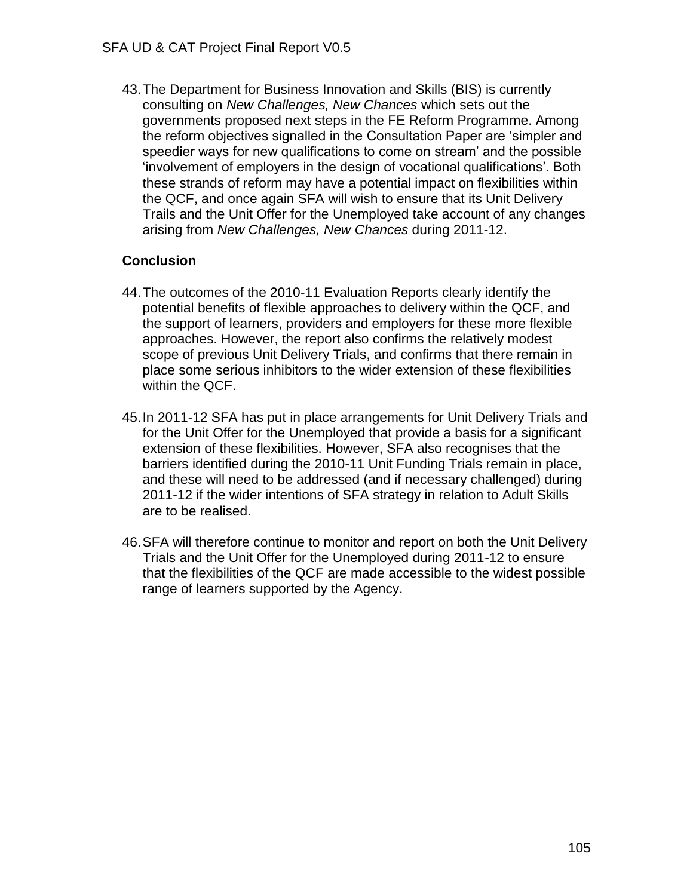43. The Department for Business Innovation and Skills (BIS) is currently consulting on *New Challenges, New Chances* which sets out the governments proposed next steps in the FE Reform Programme. Among the reform objectives signalled in the Consultation Paper are 'simpler and speedier ways for new qualifications to come on stream' and the possible 'involvement of employers in the design of vocational qualifications'. Both these strands of reform may have a potential impact on flexibilities within the QCF, and once again SFA will wish to ensure that its Unit Delivery Trails and the Unit Offer for the Unemployed take account of any changes arising from *New Challenges, New Chances* during 2011-12.

**Conclusion**

44. The outcomes of the 2010-11 Evaluation Reports clearly identify the potential benefits of flexible approaches to delivery within the QCF, and the support of learners, providers and employers for these more flexible approaches. However, the report also confirms the relatively modest scope of previous Unit Delivery Trials, and confirms that there remain in place some serious inhibitors to the wider extension of these flexibilities within the QCF.

45. In 2011-12 SFA has put in place arrangements for Unit Delivery Trials and for the Unit Offer for the Unemployed that provide a basis for a significant extension of these flexibilities. However, SFA also recognises that the barriers identified during the 2010-11 Unit Funding Trials remain in place, and these will need to be addressed (and if necessary challenged) during 2011-12 if the wider intentions of SFA strategy in relation to Adult Skills are to be realised.

46. SFA will therefore continue to monitor and report on both the Unit Delivery Trials and the Unit Offer for the Unemployed during 2011-12 to ensure that the flexibilities of the QCF are made accessible to the widest possible range of learners supported by the Agency.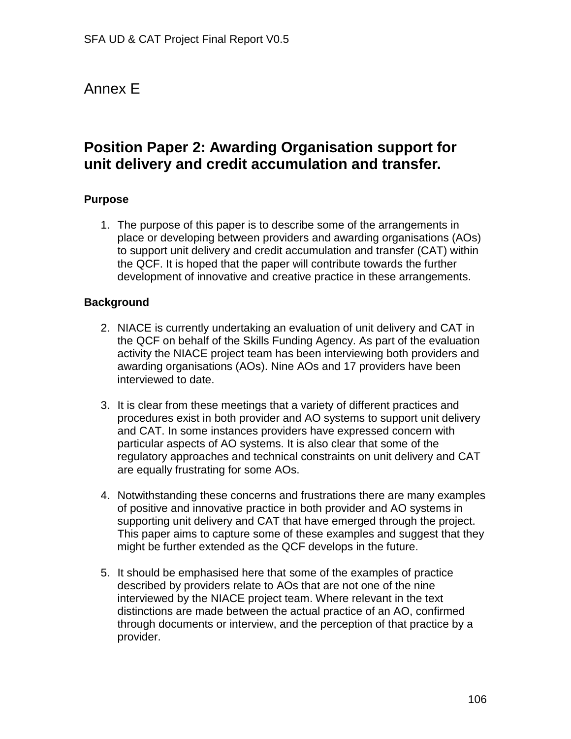# Annex E

## Position Paper 2: Awarding Organisation support for unit delivery and credit accumulation and transfer.

### Purpose

1. The purpose of this paper is to describe some of the arrangements in place or developing between providers and awarding organisations (AOs) to support unit delivery and credit accumulation and transfer (CAT) within the QCF. It is hoped that the paper will contribute towards the further development of innovative and creative practice in these arrangements.

### Background

2. NIACE is currently undertaking an evaluation of unit delivery and CAT in the QCF on behalf of the Skills Funding Agency. As part of the evaluation activity the NIACE project team has been interviewing both providers and awarding organisations (AOs). Nine AOs and 17 providers have been interviewed to date.

3. It is clear from these meetings that a variety of different practices and procedures exist in both provider and AO systems to support unit delivery and CAT. In some instances providers have expressed concern with particular aspects of AO systems. It is also clear that some of the regulatory approaches and technical constraints on unit delivery and CAT are equally frustrating for some AOs.

4. Notwithstanding these concerns and frustrations there are many examples of positive and innovative practice in both provider and AO systems in supporting unit delivery and CAT that have emerged through the project. This paper aims to capture some of these examples and suggest that they might be further extended as the QCF develops in the future.

5. It should be emphasised here that some of the examples of practice described by providers relate to AOs that are not one of the nine interviewed by the NIACE project team. Where relevant in the text distinctions are made between the actual practice of an AO, confirmed through documents or interview, and the perception of that practice by a provider.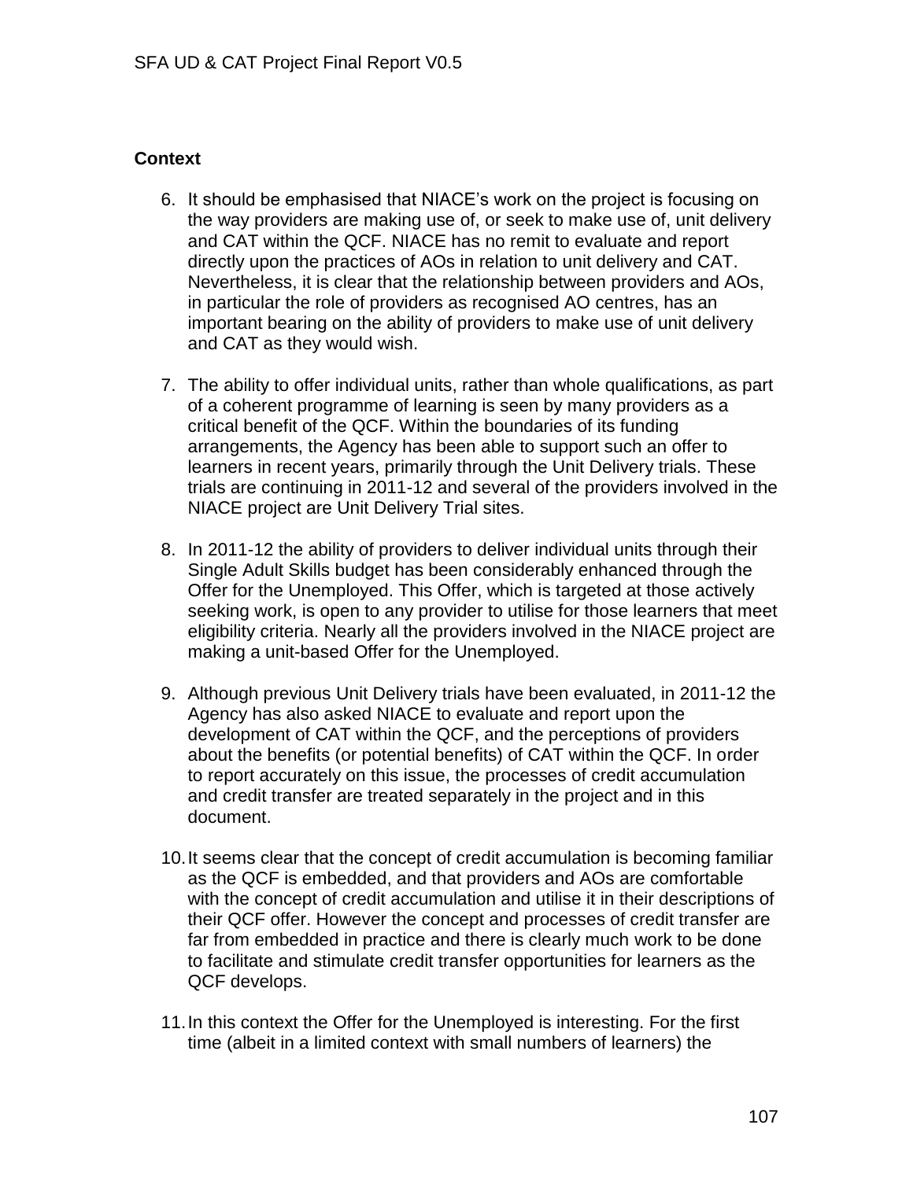**Context**

6. It should be emphasised that NIACE's work on the project is focusing on the way providers are making use of, or seek to make use of, unit delivery and CAT within the QCF. NIACE has no remit to evaluate and report directly upon the practices of AOs in relation to unit delivery and CAT. Nevertheless, it is clear that the relationship between providers and AOs, in particular the role of providers as recognised AO centres, has an important bearing on the ability of providers to make use of unit delivery and CAT as they would wish.

7. The ability to offer individual units, rather than whole qualifications, as part of a coherent programme of learning is seen by many providers as a critical benefit of the QCF. Within the boundaries of its funding arrangements, the Agency has been able to support such an offer to learners in recent years, primarily through the Unit Delivery trials. These trials are continuing in 2011-12 and several of the providers involved in the NIACE project are Unit Delivery Trial sites.

8. In 2011-12 the ability of providers to deliver individual units through their Single Adult Skills budget has been considerably enhanced through the Offer for the Unemployed. This Offer, which is targeted at those actively seeking work, is open to any provider to utilise for those learners that meet eligibility criteria. Nearly all the providers involved in the NIACE project are making a unit-based Offer for the Unemployed.

9. Although previous Unit Delivery trials have been evaluated, in 2011-12 the Agency has also asked NIACE to evaluate and report upon the development of CAT within the QCF, and the perceptions of providers about the benefits (or potential benefits) of CAT within the QCF. In order to report accurately on this issue, the processes of credit accumulation and credit transfer are treated separately in the project and in this document.

10. It seems clear that the concept of credit accumulation is becoming familiar as the QCF is embedded, and that providers and AOs are comfortable with the concept of credit accumulation and utilise it in their descriptions of their QCF offer. However the concept and processes of credit transfer are far from embedded in practice and there is clearly much work to be done to facilitate and stimulate credit transfer opportunities for learners as the QCF develops.

11. In this context the Offer for the Unemployed is interesting. For the first time (albeit in a limited context with small numbers of learners) the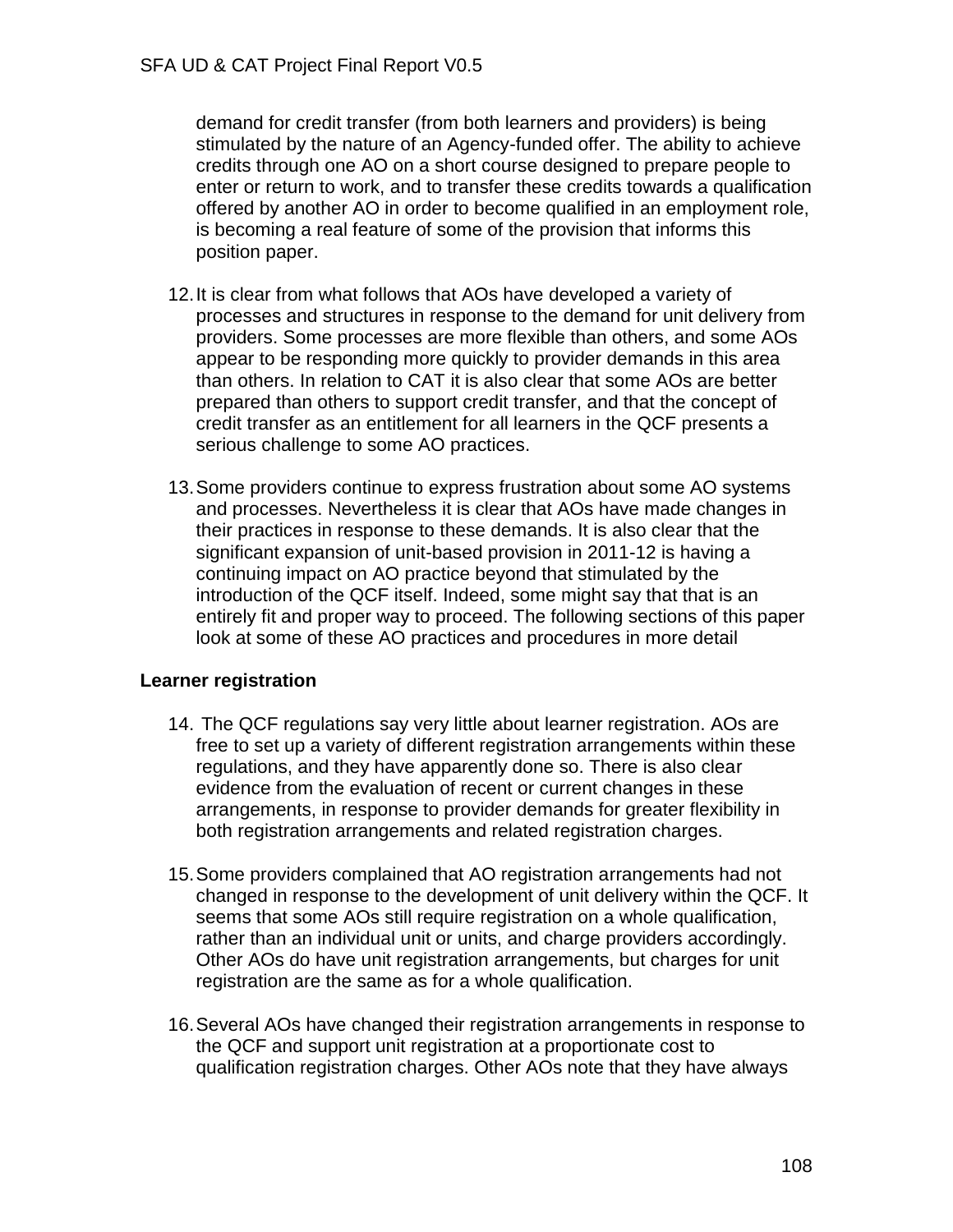demand for credit transfer (from both learners and providers) is being stimulated by the nature of an Agency-funded offer. The ability to achieve credits through one AO on a short course designed to prepare people to enter or return to work, and to transfer these credits towards a qualification offered by another AO in order to become qualified in an employment role, is becoming a real feature of some of the provision that informs this position paper.

12. It is clear from what follows that AOs have developed a variety of processes and structures in response to the demand for unit delivery from providers. Some processes are more flexible than others, and some AOs appear to be responding more quickly to provider demands in this area than others. In relation to CAT it is also clear that some AOs are better prepared than others to support credit transfer, and that the concept of credit transfer as an entitlement for all learners in the QCF presents a serious challenge to some AO practices.

13. Some providers continue to express frustration about some AO systems and processes. Nevertheless it is clear that AOs have made changes in their practices in response to these demands. It is also clear that the significant expansion of unit-based provision in 2011-12 is having a continuing impact on AO practice beyond that stimulated by the introduction of the QCF itself. Indeed, some might say that that is an entirely fit and proper way to proceed. The following sections of this paper look at some of these AO practices and procedures in more detail

**Learner registration**

14. The QCF regulations say very little about learner registration. AOs are free to set up a variety of different registration arrangements within these regulations, and they have apparently done so. There is also clear evidence from the evaluation of recent or current changes in these arrangements, in response to provider demands for greater flexibility in both registration arrangements and related registration charges.

15. Some providers complained that AO registration arrangements had not changed in response to the development of unit delivery within the QCF. It seems that some AOs still require registration on a whole qualification, rather than an individual unit or units, and charge providers accordingly. Other AOs do have unit registration arrangements, but charges for unit registration are the same as for a whole qualification.

16. Several AOs have changed their registration arrangements in response to the QCF and support unit registration at a proportionate cost to qualification registration charges. Other AOs note that they have always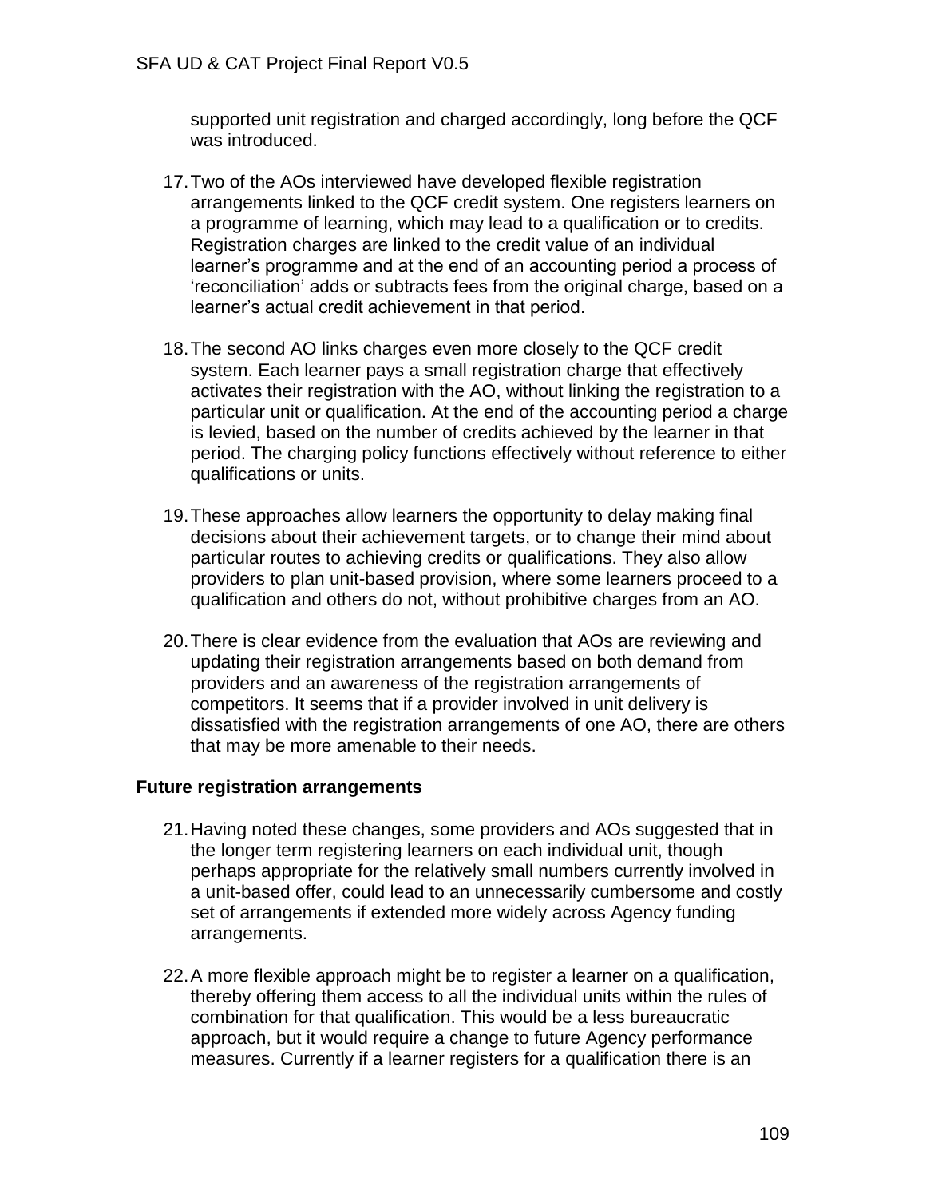supported unit registration and charged accordingly, long before the QCF was introduced.

17. Two of the AOs interviewed have developed flexible registration arrangements linked to the QCF credit system. One registers learners on a programme of learning, which may lead to a qualification or to credits. Registration charges are linked to the credit value of an individual learner's programme and at the end of an accounting period a process of 'reconciliation' adds or subtracts fees from the original charge, based on a learner's actual credit achievement in that period.

18. The second AO links charges even more closely to the QCF credit system. Each learner pays a small registration charge that effectively activates their registration with the AO, without linking the registration to a particular unit or qualification. At the end of the accounting period a charge is levied, based on the number of credits achieved by the learner in that period. The charging policy functions effectively without reference to either qualifications or units.

19. These approaches allow learners the opportunity to delay making final decisions about their achievement targets, or to change their mind about particular routes to achieving credits or qualifications. They also allow providers to plan unit-based provision, where some learners proceed to a qualification and others do not, without prohibitive charges from an AO.

20. There is clear evidence from the evaluation that AOs are reviewing and updating their registration arrangements based on both demand from providers and an awareness of the registration arrangements of competitors. It seems that if a provider involved in unit delivery is dissatisfied with the registration arrangements of one AO, there are others that may be more amenable to their needs.

**Future registration arrangements**

21. Having noted these changes, some providers and AOs suggested that in the longer term registering learners on each individual unit, though perhaps appropriate for the relatively small numbers currently involved in a unit-based offer, could lead to an unnecessarily cumbersome and costly set of arrangements if extended more widely across Agency funding arrangements.

22. A more flexible approach might be to register a learner on a qualification, thereby offering them access to all the individual units within the rules of combination for that qualification. This would be a less bureaucratic approach, but it would require a change to future Agency performance measures. Currently if a learner registers for a qualification there is an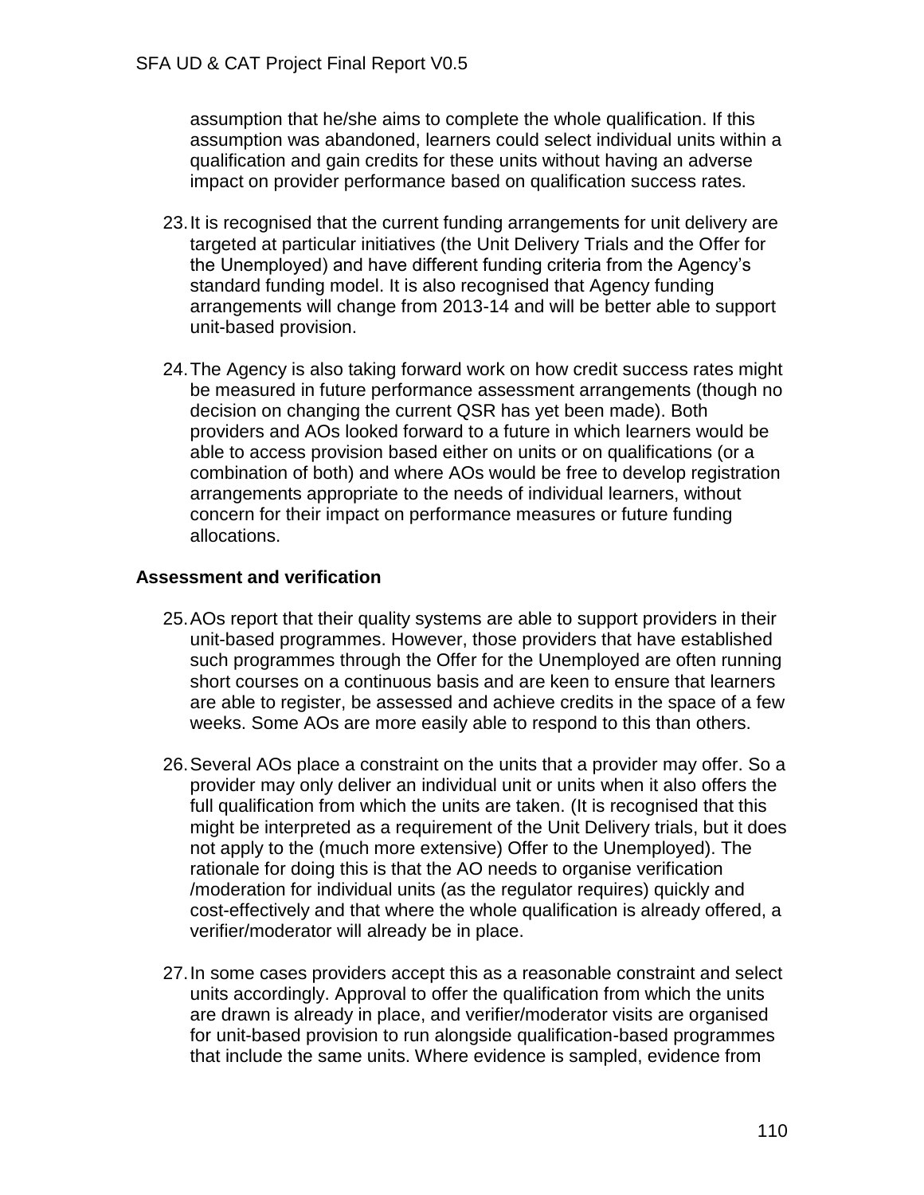assumption that he/she aims to complete the whole qualification. If this assumption was abandoned, learners could select individual units within a qualification and gain credits for these units without having an adverse impact on provider performance based on qualification success rates.

23. It is recognised that the current funding arrangements for unit delivery are targeted at particular initiatives (the Unit Delivery Trials and the Offer for the Unemployed) and have different funding criteria from the Agency's standard funding model. It is also recognised that Agency funding arrangements will change from 2013-14 and will be better able to support unit-based provision.

24. The Agency is also taking forward work on how credit success rates might be measured in future performance assessment arrangements (though no decision on changing the current QSR has yet been made). Both providers and AOs looked forward to a future in which learners would be able to access provision based either on units or on qualifications (or a combination of both) and where AOs would be free to develop registration arrangements appropriate to the needs of individual learners, without concern for their impact on performance measures or future funding allocations.

**Assessment and verification**

25. AOs report that their quality systems are able to support providers in their unit-based programmes. However, those providers that have established such programmes through the Offer for the Unemployed are often running short courses on a continuous basis and are keen to ensure that learners are able to register, be assessed and achieve credits in the space of a few weeks. Some AOs are more easily able to respond to this than others.

26. Several AOs place a constraint on the units that a provider may offer. So a provider may only deliver an individual unit or units when it also offers the full qualification from which the units are taken. (It is recognised that this might be interpreted as a requirement of the Unit Delivery trials, but it does not apply to the (much more extensive) Offer to the Unemployed). The rationale for doing this is that the AO needs to organise verification /moderation for individual units (as the regulator requires) quickly and cost-effectively and that where the whole qualification is already offered, a verifier/moderator will already be in place.

27. In some cases providers accept this as a reasonable constraint and select units accordingly. Approval to offer the qualification from which the units are drawn is already in place, and verifier/moderator visits are organised for unit-based provision to run alongside qualification-based programmes that include the same units. Where evidence is sampled, evidence from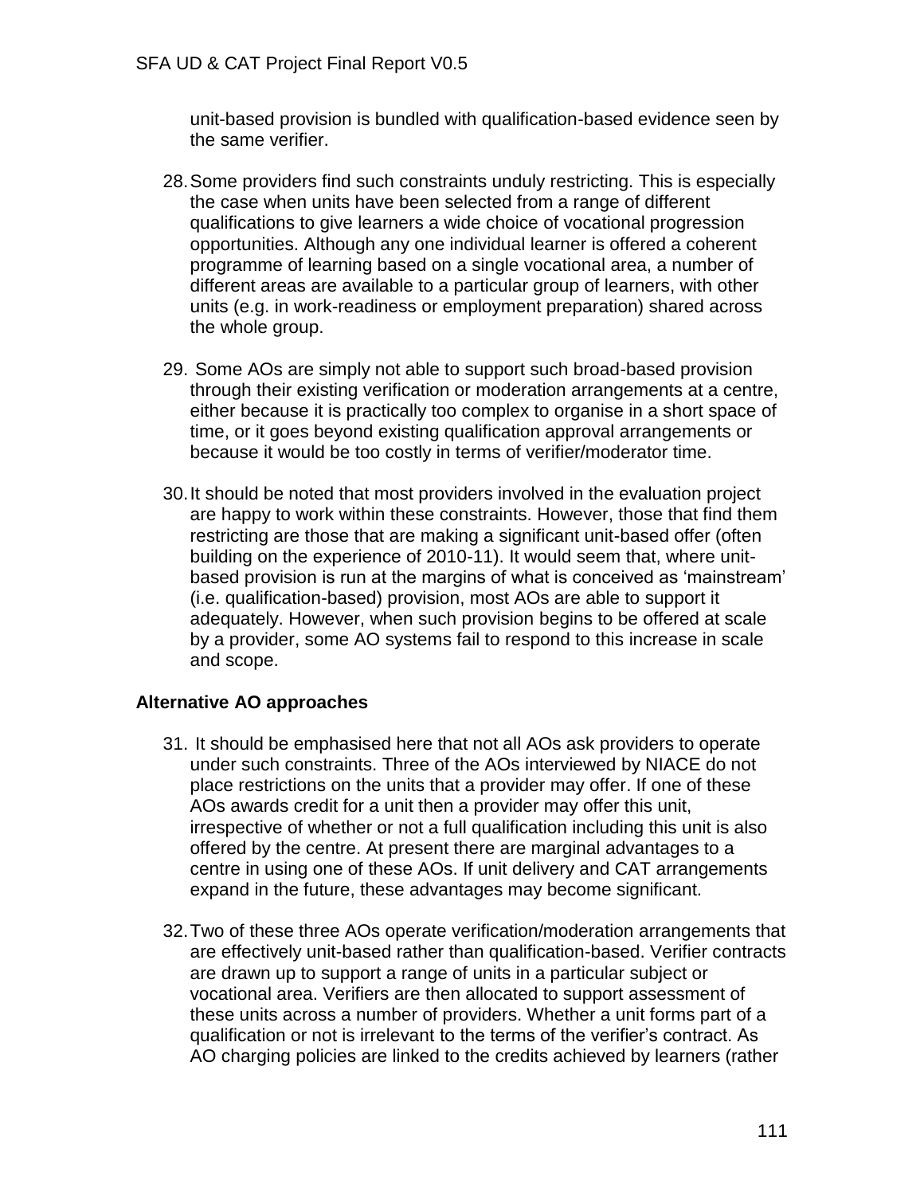unit-based provision is bundled with qualification-based evidence seen by the same verifier.

28. Some providers find such constraints unduly restricting. This is especially the case when units have been selected from a range of different qualifications to give learners a wide choice of vocational progression opportunities. Although any one individual learner is offered a coherent programme of learning based on a single vocational area, a number of different areas are available to a particular group of learners, with other units (e.g. in work-readiness or employment preparation) shared across the whole group.

29. Some AOs are simply not able to support such broad-based provision through their existing verification or moderation arrangements at a centre, either because it is practically too complex to organise in a short space of time, or it goes beyond existing qualification approval arrangements or because it would be too costly in terms of verifier/moderator time.

30. It should be noted that most providers involved in the evaluation project are happy to work within these constraints. However, those that find them restricting are those that are making a significant unit-based offer (often building on the experience of 2010-11). It would seem that, where unit-based provision is run at the margins of what is conceived as 'mainstream' (i.e. qualification-based) provision, most AOs are able to support it adequately. However, when such provision begins to be offered at scale by a provider, some AO systems fail to respond to this increase in scale and scope.

**Alternative AO approaches**

31. It should be emphasised here that not all AOs ask providers to operate under such constraints. Three of the AOs interviewed by NIACE do not place restrictions on the units that a provider may offer. If one of these AOs awards credit for a unit then a provider may offer this unit, irrespective of whether or not a full qualification including this unit is also offered by the centre. At present there are marginal advantages to a centre in using one of these AOs. If unit delivery and CAT arrangements expand in the future, these advantages may become significant.

32. Two of these three AOs operate verification/moderation arrangements that are effectively unit-based rather than qualification-based. Verifier contracts are drawn up to support a range of units in a particular subject or vocational area. Verifiers are then allocated to support assessment of these units across a number of providers. Whether a unit forms part of a qualification or not is irrelevant to the terms of the verifier's contract. As AO charging policies are linked to the credits achieved by learners (rather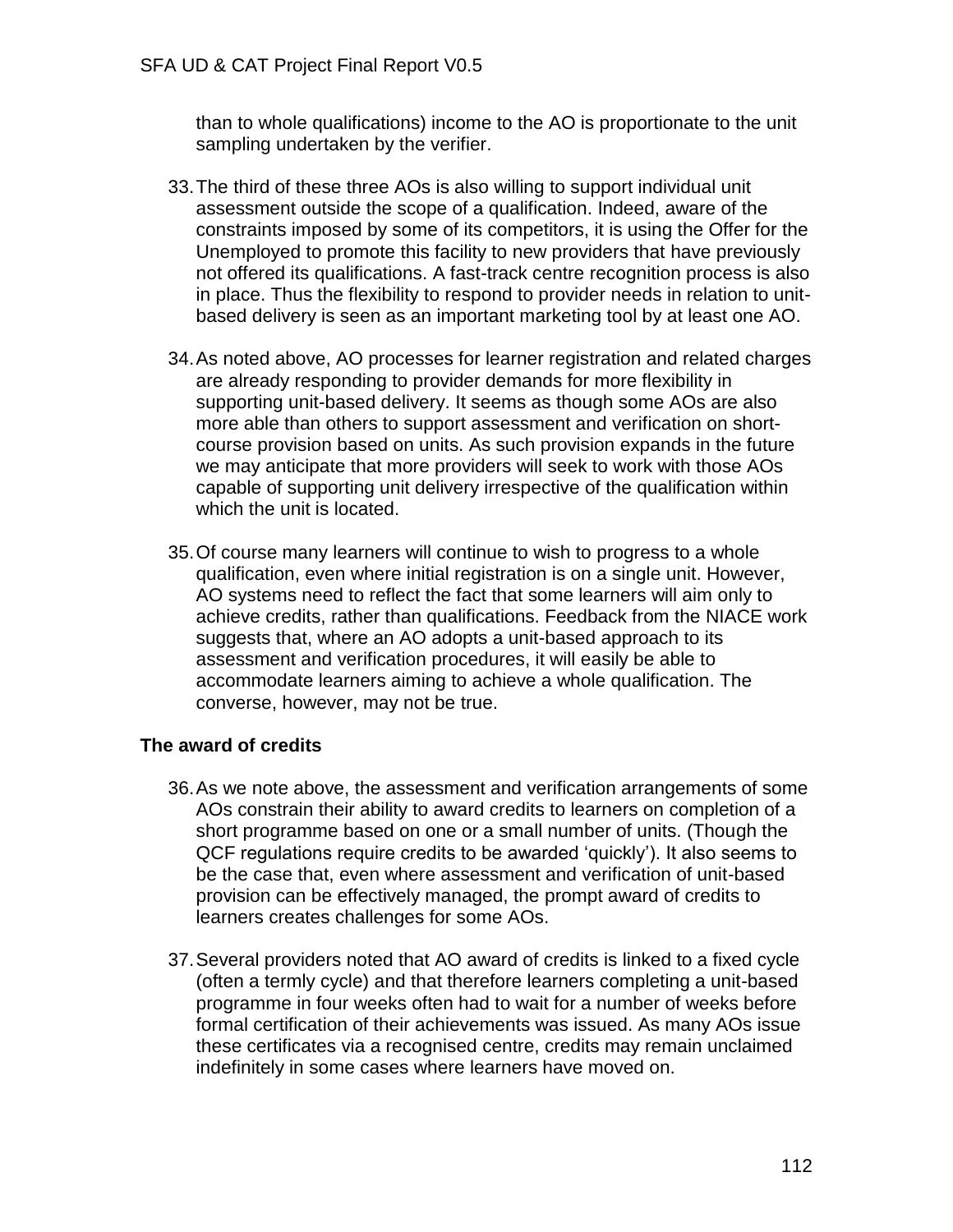than to whole qualifications) income to the AO is proportionate to the unit sampling undertaken by the verifier.

33. The third of these three AOs is also willing to support individual unit assessment outside the scope of a qualification. Indeed, aware of the constraints imposed by some of its competitors, it is using the Offer for the Unemployed to promote this facility to new providers that have previously not offered its qualifications. A fast-track centre recognition process is also in place. Thus the flexibility to respond to provider needs in relation to unit-based delivery is seen as an important marketing tool by at least one AO.

34. As noted above, AO processes for learner registration and related charges are already responding to provider demands for more flexibility in supporting unit-based delivery. It seems as though some AOs are also more able than others to support assessment and verification on short-course provision based on units. As such provision expands in the future we may anticipate that more providers will seek to work with those AOs capable of supporting unit delivery irrespective of the qualification within which the unit is located.

35. Of course many learners will continue to wish to progress to a whole qualification, even where initial registration is on a single unit. However, AO systems need to reflect the fact that some learners will aim only to achieve credits, rather than qualifications. Feedback from the NIACE work suggests that, where an AO adopts a unit-based approach to its assessment and verification procedures, it will easily be able to accommodate learners aiming to achieve a whole qualification. The converse, however, may not be true.

### The award of credits

36. As we note above, the assessment and verification arrangements of some AOs constrain their ability to award credits to learners on completion of a short programme based on one or a small number of units. (Though the QCF regulations require credits to be awarded 'quickly'). It also seems to be the case that, even where assessment and verification of unit-based provision can be effectively managed, the prompt award of credits to learners creates challenges for some AOs.

37. Several providers noted that AO award of credits is linked to a fixed cycle (often a termly cycle) and that therefore learners completing a unit-based programme in four weeks often had to wait for a number of weeks before formal certification of their achievements was issued. As many AOs issue these certificates via a recognised centre, credits may remain unclaimed indefinitely in some cases where learners have moved on.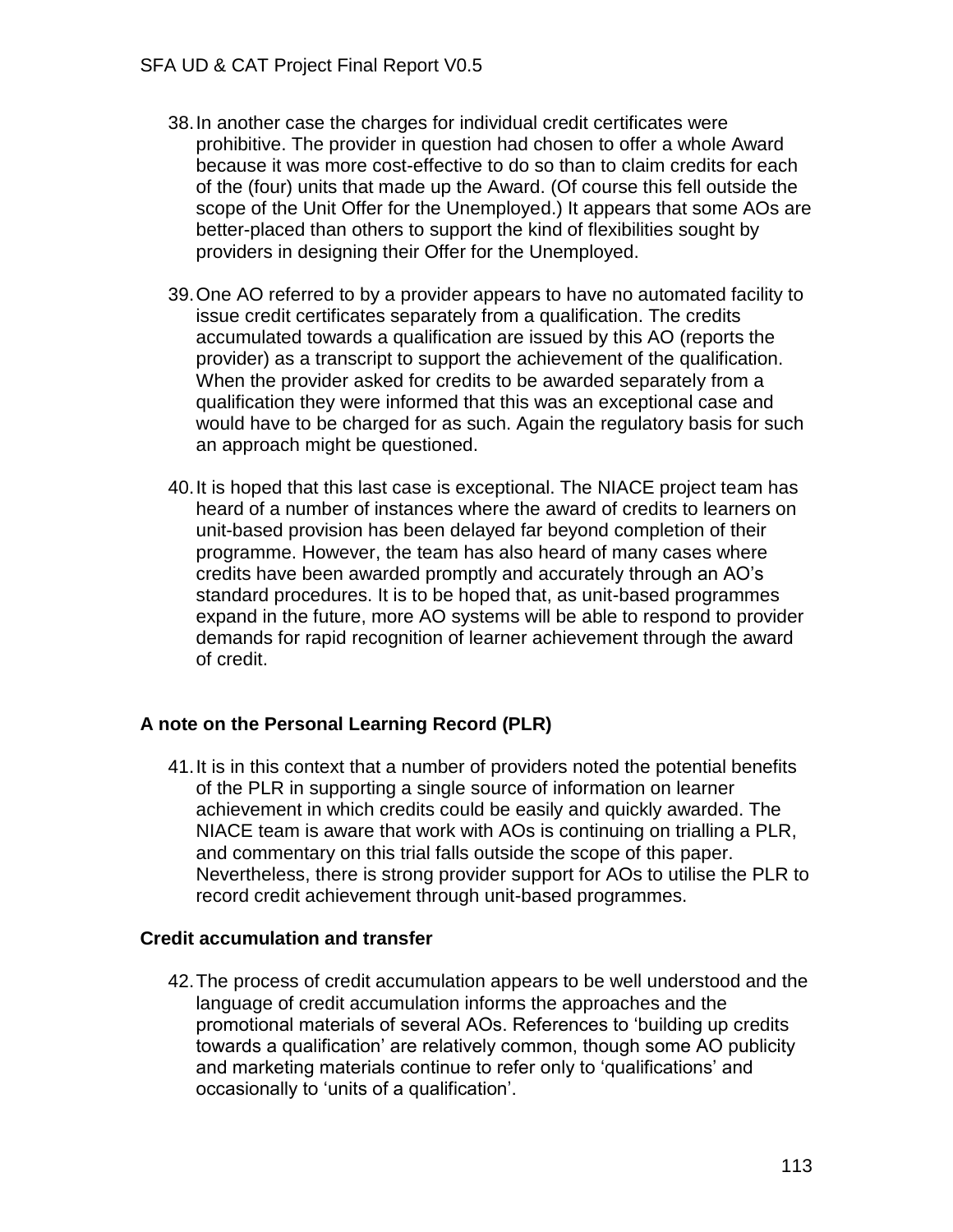38. In another case the charges for individual credit certificates were prohibitive. The provider in question had chosen to offer a whole Award because it was more cost-effective to do so than to claim credits for each of the (four) units that made up the Award. (Of course this fell outside the scope of the Unit Offer for the Unemployed.) It appears that some AOs are better-placed than others to support the kind of flexibilities sought by providers in designing their Offer for the Unemployed.

39. One AO referred to by a provider appears to have no automated facility to issue credit certificates separately from a qualification. The credits accumulated towards a qualification are issued by this AO (reports the provider) as a transcript to support the achievement of the qualification. When the provider asked for credits to be awarded separately from a qualification they were informed that this was an exceptional case and would have to be charged for as such. Again the regulatory basis for such an approach might be questioned.

40. It is hoped that this last case is exceptional. The NIACE project team has heard of a number of instances where the award of credits to learners on unit-based provision has been delayed far beyond completion of their programme. However, the team has also heard of many cases where credits have been awarded promptly and accurately through an AO's standard procedures. It is to be hoped that, as unit-based programmes expand in the future, more AO systems will be able to respond to provider demands for rapid recognition of learner achievement through the award of credit.

### A note on the Personal Learning Record (PLR)

41. It is in this context that a number of providers noted the potential benefits of the PLR in supporting a single source of information on learner achievement in which credits could be easily and quickly awarded. The NIACE team is aware that work with AOs is continuing on trialling a PLR, and commentary on this trial falls outside the scope of this paper. Nevertheless, there is strong provider support for AOs to utilise the PLR to record credit achievement through unit-based programmes.

### Credit accumulation and transfer

42. The process of credit accumulation appears to be well understood and the language of credit accumulation informs the approaches and the promotional materials of several AOs. References to 'building up credits towards a qualification' are relatively common, though some AO publicity and marketing materials continue to refer only to 'qualifications' and occasionally to 'units of a qualification'.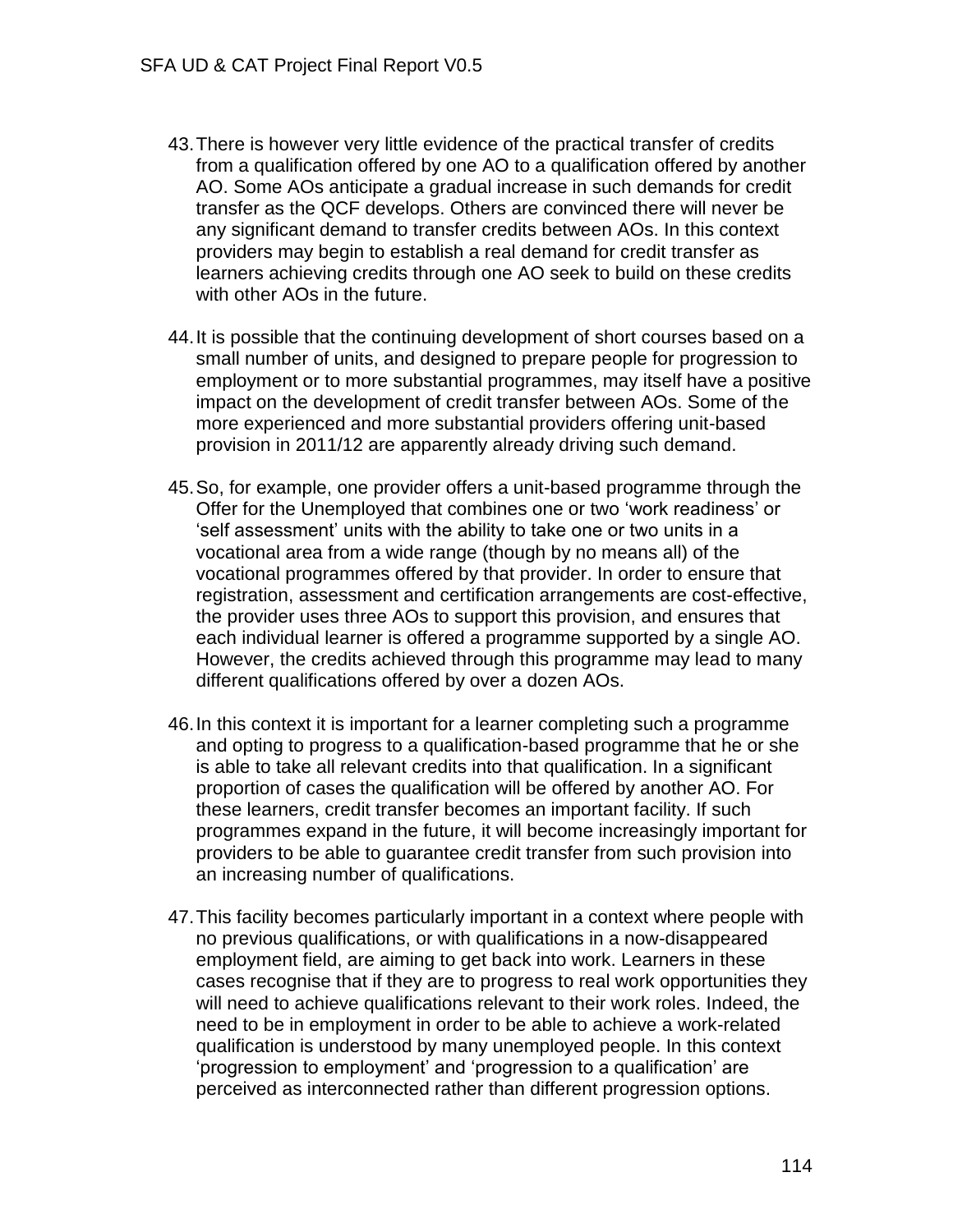43. There is however very little evidence of the practical transfer of credits from a qualification offered by one AO to a qualification offered by another AO. Some AOs anticipate a gradual increase in such demands for credit transfer as the QCF develops. Others are convinced there will never be any significant demand to transfer credits between AOs. In this context providers may begin to establish a real demand for credit transfer as learners achieving credits through one AO seek to build on these credits with other AOs in the future.

44. It is possible that the continuing development of short courses based on a small number of units, and designed to prepare people for progression to employment or to more substantial programmes, may itself have a positive impact on the development of credit transfer between AOs. Some of the more experienced and more substantial providers offering unit-based provision in 2011/12 are apparently already driving such demand.

45. So, for example, one provider offers a unit-based programme through the Offer for the Unemployed that combines one or two 'work readiness' or 'self assessment' units with the ability to take one or two units in a vocational area from a wide range (though by no means all) of the vocational programmes offered by that provider. In order to ensure that registration, assessment and certification arrangements are cost-effective, the provider uses three AOs to support this provision, and ensures that each individual learner is offered a programme supported by a single AO. However, the credits achieved through this programme may lead to many different qualifications offered by over a dozen AOs.

46. In this context it is important for a learner completing such a programme and opting to progress to a qualification-based programme that he or she is able to take all relevant credits into that qualification. In a significant proportion of cases the qualification will be offered by another AO. For these learners, credit transfer becomes an important facility. If such programmes expand in the future, it will become increasingly important for providers to be able to guarantee credit transfer from such provision into an increasing number of qualifications.

47. This facility becomes particularly important in a context where people with no previous qualifications, or with qualifications in a now-disappeared employment field, are aiming to get back into work. Learners in these cases recognise that if they are to progress to real work opportunities they will need to achieve qualifications relevant to their work roles. Indeed, the need to be in employment in order to be able to achieve a work-related qualification is understood by many unemployed people. In this context 'progression to employment' and 'progression to a qualification' are perceived as interconnected rather than different progression options.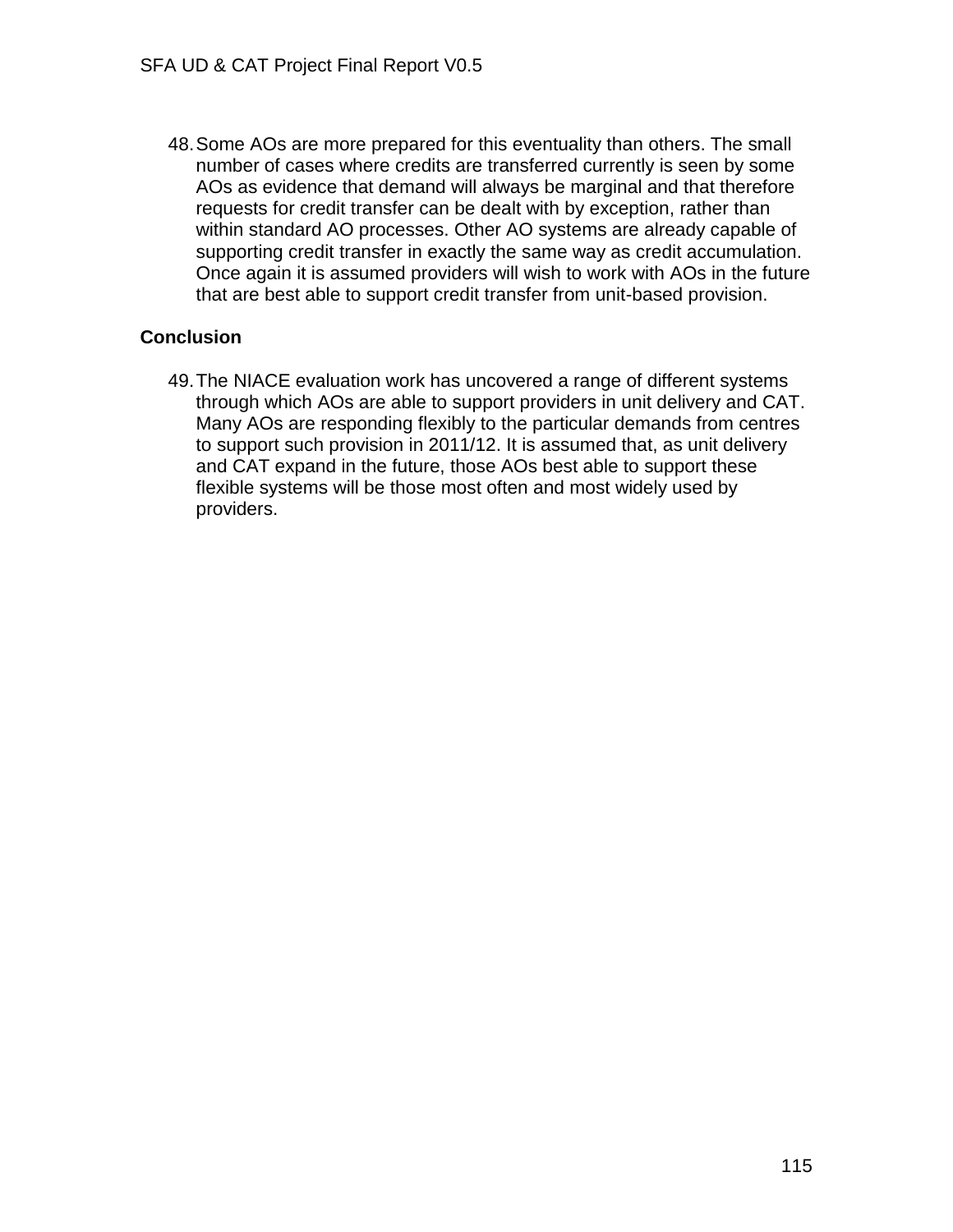48. Some AOs are more prepared for this eventuality than others. The small number of cases where credits are transferred currently is seen by some AOs as evidence that demand will always be marginal and that therefore requests for credit transfer can be dealt with by exception, rather than within standard AO processes. Other AO systems are already capable of supporting credit transfer in exactly the same way as credit accumulation. Once again it is assumed providers will wish to work with AOs in the future that are best able to support credit transfer from unit-based provision.

**Conclusion**

49. The NIACE evaluation work has uncovered a range of different systems through which AOs are able to support providers in unit delivery and CAT. Many AOs are responding flexibly to the particular demands from centres to support such provision in 2011/12. It is assumed that, as unit delivery and CAT expand in the future, those AOs best able to support these flexible systems will be those most often and most widely used by providers.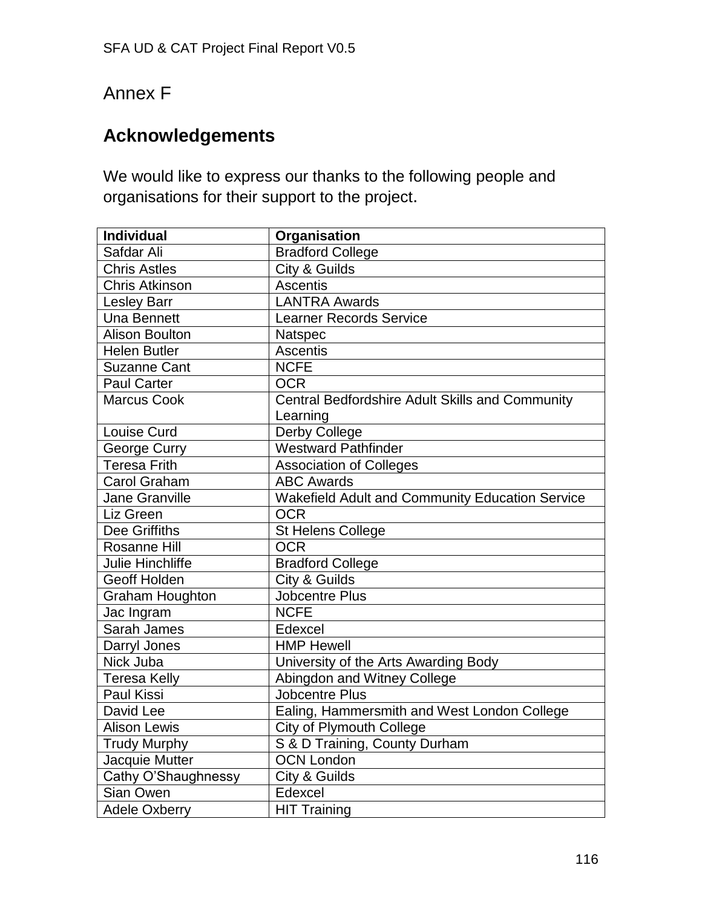Annex F

## Acknowledgements

We would like to express our thanks to the following people and organisations for their support to the project.

| Individual | Organisation |
|---|---|
| Safdar Ali | Bradford College |
| Chris Astles | City & Guilds |
| Chris Atkinson | Ascentis |
| Lesley Barr | LANTRA Awards |
| Una Bennett | Learner Records Service |
| Alison Boulton | Natspec |
| Helen Butler | Ascentis |
| Suzanne Cant | NCFE |
| Paul Carter | OCR |
| Marcus Cook | Central Bedfordshire Adult Skills and Community Learning |
| Louise Curd | Derby College |
| George Curry | Westward Pathfinder |
| Teresa Frith | Association of Colleges |
| Carol Graham | ABC Awards |
| Jane Granville | Wakefield Adult and Community Education Service |
| Liz Green | OCR |
| Dee Griffiths | St Helens College |
| Rosanne Hill | OCR |
| Julie Hinchliffe | Bradford College |
| Geoff Holden | City & Guilds |
| Graham Houghton | Jobcentre Plus |
| Jac Ingram | NCFE |
| Sarah James | Edexcel |
| Darryl Jones | HMP Hewell |
| Nick Juba | University of the Arts Awarding Body |
| Teresa Kelly | Abingdon and Witney College |
| Paul Kissi | Jobcentre Plus |
| David Lee | Ealing, Hammersmith and West London College |
| Alison Lewis | City of Plymouth College |
| Trudy Murphy | S & D Training, County Durham |
| Jacquie Mutter | OCN London |
| Cathy O'Shaughnessy | City & Guilds |
| Sian Owen | Edexcel |
| Adele Oxberry | HIT Training |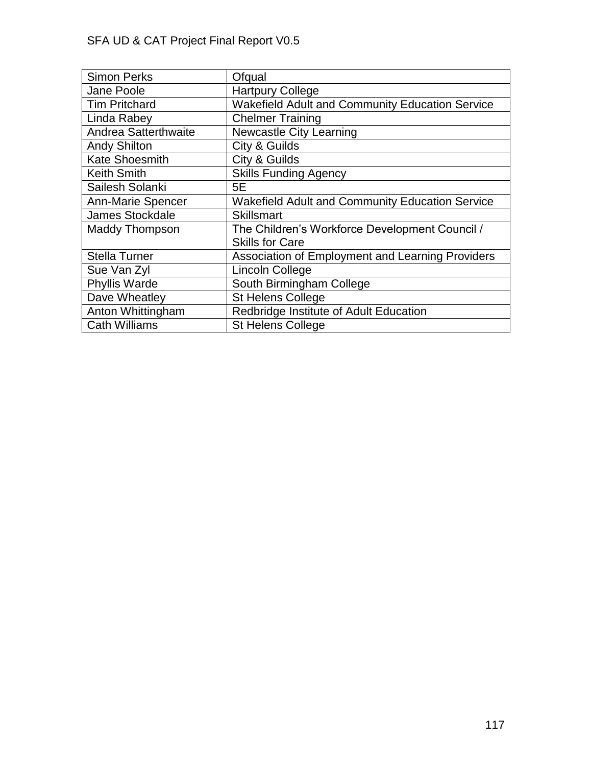| Simon Perks | Ofqual |
|---|---|
| Jane Poole | Hartpury College |
| Tim Pritchard | Wakefield Adult and Community Education Service |
| Linda Rabey | Chelmer Training |
| Andrea Satterthwaite | Newcastle City Learning |
| Andy Shilton | City & Guilds |
| Kate Shoesmith | City & Guilds |
| Keith Smith | Skills Funding Agency |
| Sailesh Solanki | 5E |
| Ann-Marie Spencer | Wakefield Adult and Community Education Service |
| James Stockdale | Skillsmart |
| Maddy Thompson | The Children's Workforce Development Council / Skills for Care |
| Stella Turner | Association of Employment and Learning Providers |
| Sue Van Zyl | Lincoln College |
| Phyllis Warde | South Birmingham College |
| Dave Wheatley | St Helens College |
| Anton Whittingham | Redbridge Institute of Adult Education |
| Cath Williams | St Helens College |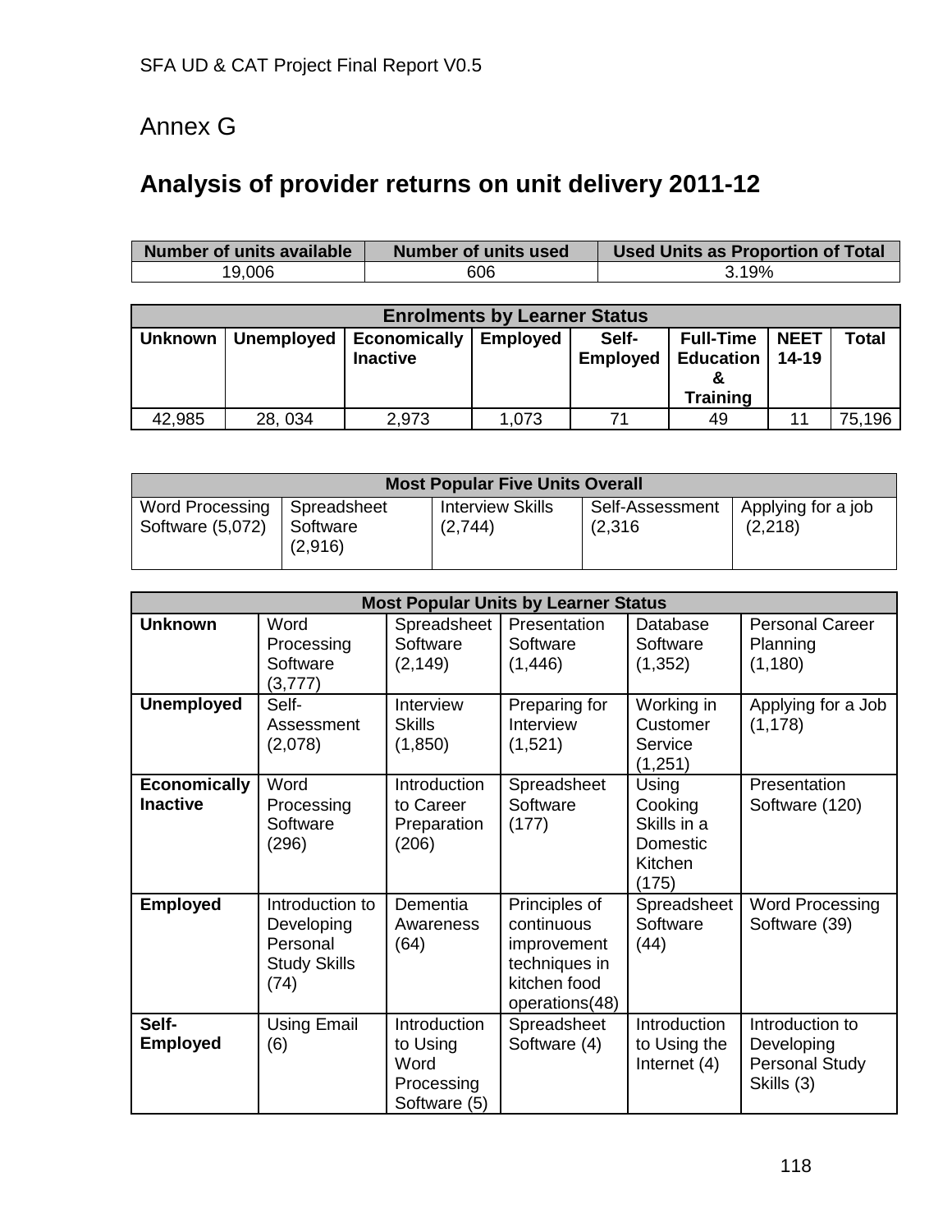# Annex G

## Analysis of provider returns on unit delivery 2011-12

| Number of units available | Number of units used | Used Units as Proportion of Total |
|---|---|---|
| 19,006 | 606 | 3.19% |

| Enrolments by Learner Status | | | | | | | |
|---|---|---|---|---|---|---|---|
| Unknown | Unemployed | Economically Inactive | Employed | Self-Employed | Full-Time Education & Training | NEET 14-19 | Total |
| 42,985 | 28, 034 | 2,973 | 1,073 | 71 | 49 | 11 | 75,196 |

| Most Popular Five Units Overall | | | | |
|---|---|---|---|---|
| Word Processing Software (5,072) | Spreadsheet Software (2,916) | Interview Skills (2,744) | Self-Assessment (2,316 | Applying for a job (2,218) |

| Most Popular Units by Learner Status | | | | | |
|---|---|---|---|---|---|
| **Unknown** | Word Processing Software (3,777) | Spreadsheet Software (2,149) | Presentation Software (1,446) | Database Software (1,352) | Personal Career Planning (1,180) |
| **Unemployed** | Self-Assessment (2,078) | Interview Skills (1,850) | Preparing for Interview (1,521) | Working in Customer Service (1,251) | Applying for a Job (1,178) |
| **Economically Inactive** | Word Processing Software (296) | Introduction to Career Preparation (206) | Spreadsheet Software (177) | Using Cooking Skills in a Domestic Kitchen (175) | Presentation Software (120) |
| **Employed** | Introduction to Developing Personal Study Skills (74) | Dementia Awareness (64) | Principles of continuous improvement techniques in kitchen food operations(48) | Spreadsheet Software (44) | Word Processing Software (39) |
| **Self-Employed** | Using Email (6) | Introduction to Using Word Processing Software (5) | Spreadsheet Software (4) | Introduction to Using the Internet (4) | Introduction to Developing Personal Study Skills (3) |